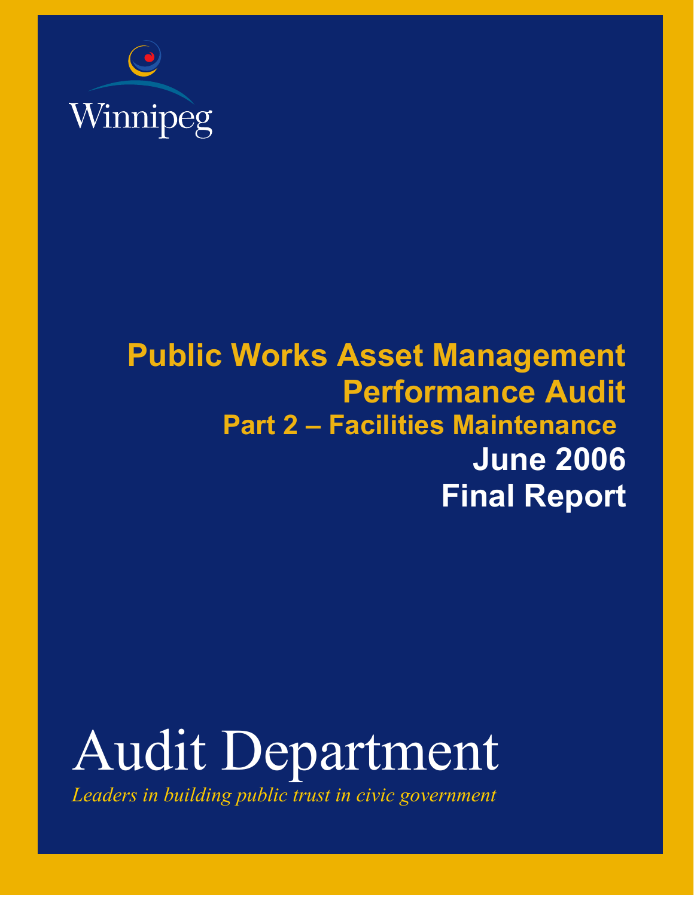Winnipeg

# Public Works Asset Management Performance Audit

## Part 2 – Facilities Maintenance

**June 2006**

**Final Report**

# Audit Department

*Leaders in building public trust in civic government*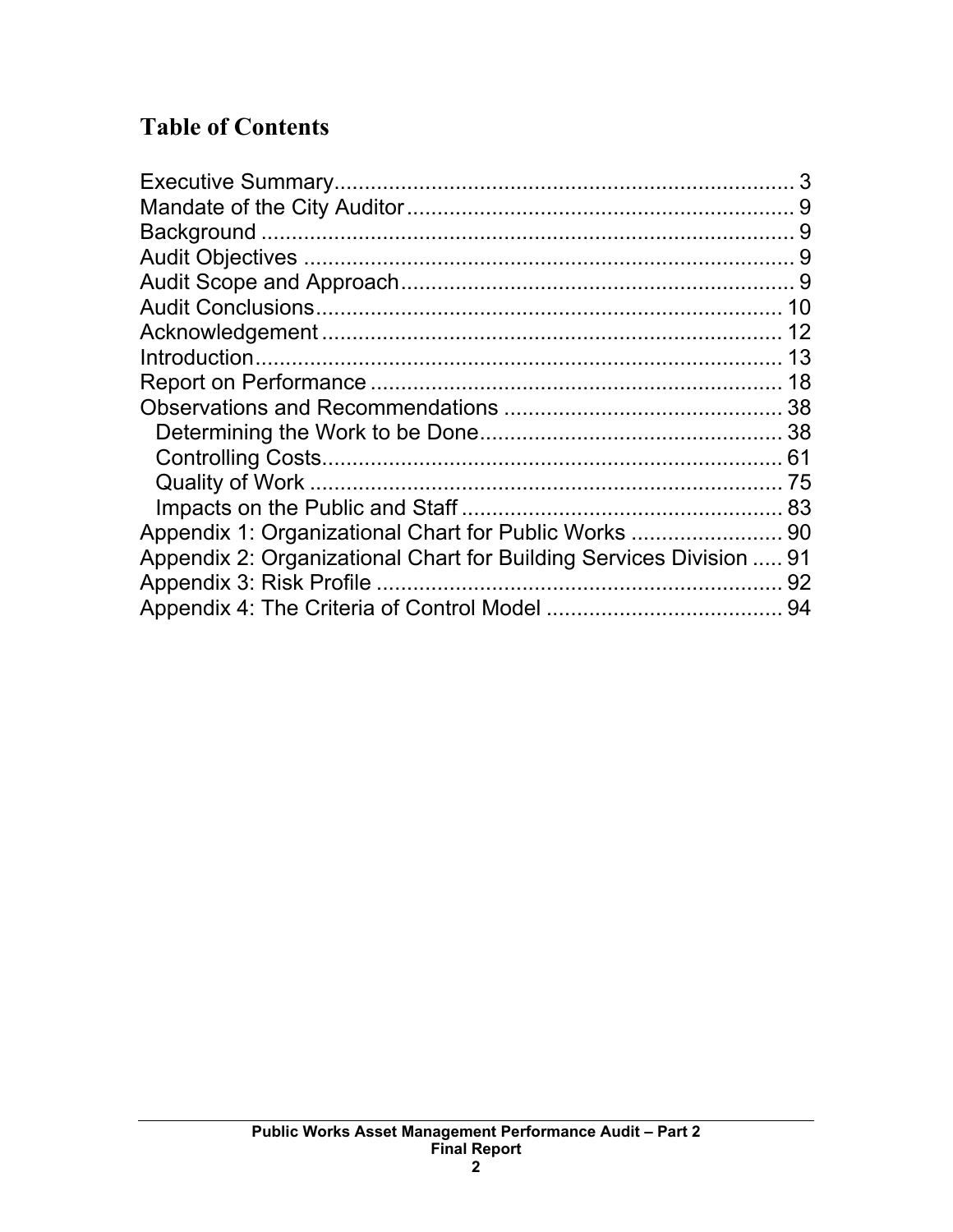## Table of Contents

Executive Summary ........................................................................ 3
Mandate of the City Auditor ............................................................ 9
Background ..................................................................................... 9
Audit Objectives .............................................................................. 9
Audit Scope and Approach .............................................................. 9
Audit Conclusions .......................................................................... 10
Acknowledgement .......................................................................... 12
Introduction .................................................................................... 13
Report on Performance .................................................................. 18
Observations and Recommendations ............................................. 38
  Determining the Work to be Done ................................................ 38
  Controlling Costs .......................................................................... 61
  Quality of Work ............................................................................ 75
  Impacts on the Public and Staff .................................................... 83
Appendix 1: Organizational Chart for Public Works ......................... 90
Appendix 2: Organizational Chart for Building Services Division ..... 91
Appendix 3: Risk Profile .................................................................. 92
Appendix 4: The Criteria of Control Model ....................................... 94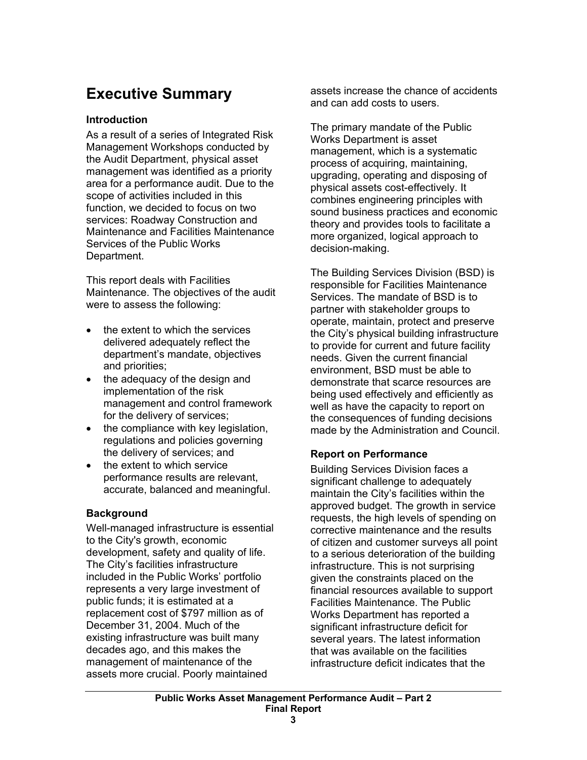# Executive Summary

### Introduction

As a result of a series of Integrated Risk Management Workshops conducted by the Audit Department, physical asset management was identified as a priority area for a performance audit. Due to the scope of activities included in this function, we decided to focus on two services: Roadway Construction and Maintenance and Facilities Maintenance Services of the Public Works Department.

This report deals with Facilities Maintenance. The objectives of the audit were to assess the following:

- the extent to which the services delivered adequately reflect the department's mandate, objectives and priorities;
- the adequacy of the design and implementation of the risk management and control framework for the delivery of services;
- the compliance with key legislation, regulations and policies governing the delivery of services; and
- the extent to which service performance results are relevant, accurate, balanced and meaningful.

### Background

Well-managed infrastructure is essential to the City's growth, economic development, safety and quality of life. The City's facilities infrastructure included in the Public Works' portfolio represents a very large investment of public funds; it is estimated at a replacement cost of $797 million as of December 31, 2004. Much of the existing infrastructure was built many decades ago, and this makes the management of maintenance of the assets more crucial. Poorly maintained assets increase the chance of accidents and can add costs to users.

The primary mandate of the Public Works Department is asset management, which is a systematic process of acquiring, maintaining, upgrading, operating and disposing of physical assets cost-effectively. It combines engineering principles with sound business practices and economic theory and provides tools to facilitate a more organized, logical approach to decision-making.

The Building Services Division (BSD) is responsible for Facilities Maintenance Services. The mandate of BSD is to partner with stakeholder groups to operate, maintain, protect and preserve the City's physical building infrastructure to provide for current and future facility needs. Given the current financial environment, BSD must be able to demonstrate that scarce resources are being used effectively and efficiently as well as have the capacity to report on the consequences of funding decisions made by the Administration and Council.

### Report on Performance

Building Services Division faces a significant challenge to adequately maintain the City's facilities within the approved budget. The growth in service requests, the high levels of spending on corrective maintenance and the results of citizen and customer surveys all point to a serious deterioration of the building infrastructure. This is not surprising given the constraints placed on the financial resources available to support Facilities Maintenance. The Public Works Department has reported a significant infrastructure deficit for several years. The latest information that was available on the facilities infrastructure deficit indicates that the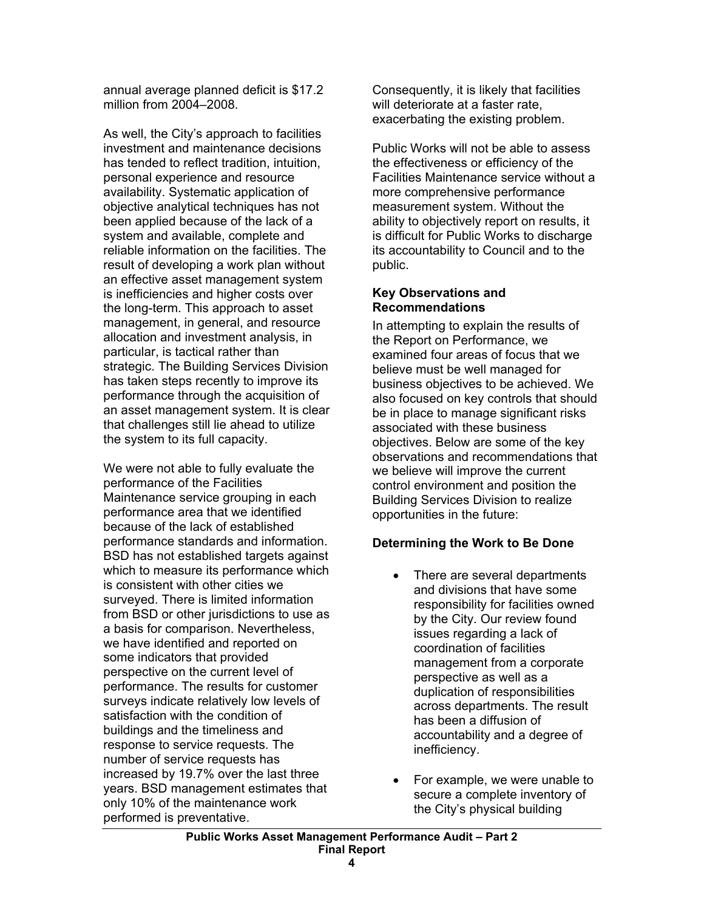annual average planned deficit is $17.2 million from 2004–2008.

As well, the City's approach to facilities investment and maintenance decisions has tended to reflect tradition, intuition, personal experience and resource availability. Systematic application of objective analytical techniques has not been applied because of the lack of a system and available, complete and reliable information on the facilities. The result of developing a work plan without an effective asset management system is inefficiencies and higher costs over the long-term. This approach to asset management, in general, and resource allocation and investment analysis, in particular, is tactical rather than strategic. The Building Services Division has taken steps recently to improve its performance through the acquisition of an asset management system. It is clear that challenges still lie ahead to utilize the system to its full capacity.

We were not able to fully evaluate the performance of the Facilities Maintenance service grouping in each performance area that we identified because of the lack of established performance standards and information. BSD has not established targets against which to measure its performance which is consistent with other cities we surveyed. There is limited information from BSD or other jurisdictions to use as a basis for comparison. Nevertheless, we have identified and reported on some indicators that provided perspective on the current level of performance. The results for customer surveys indicate relatively low levels of satisfaction with the condition of buildings and the timeliness and response to service requests. The number of service requests has increased by 19.7% over the last three years. BSD management estimates that only 10% of the maintenance work performed is preventative.

Consequently, it is likely that facilities will deteriorate at a faster rate, exacerbating the existing problem.

Public Works will not be able to assess the effectiveness or efficiency of the Facilities Maintenance service without a more comprehensive performance measurement system. Without the ability to objectively report on results, it is difficult for Public Works to discharge its accountability to Council and to the public.

**Key Observations and Recommendations**

In attempting to explain the results of the Report on Performance, we examined four areas of focus that we believe must be well managed for business objectives to be achieved. We also focused on key controls that should be in place to manage significant risks associated with these business objectives. Below are some of the key observations and recommendations that we believe will improve the current control environment and position the Building Services Division to realize opportunities in the future:

**Determining the Work to Be Done**

- There are several departments and divisions that have some responsibility for facilities owned by the City. Our review found issues regarding a lack of coordination of facilities management from a corporate perspective as well as a duplication of responsibilities across departments. The result has been a diffusion of accountability and a degree of inefficiency.

- For example, we were unable to secure a complete inventory of the City's physical building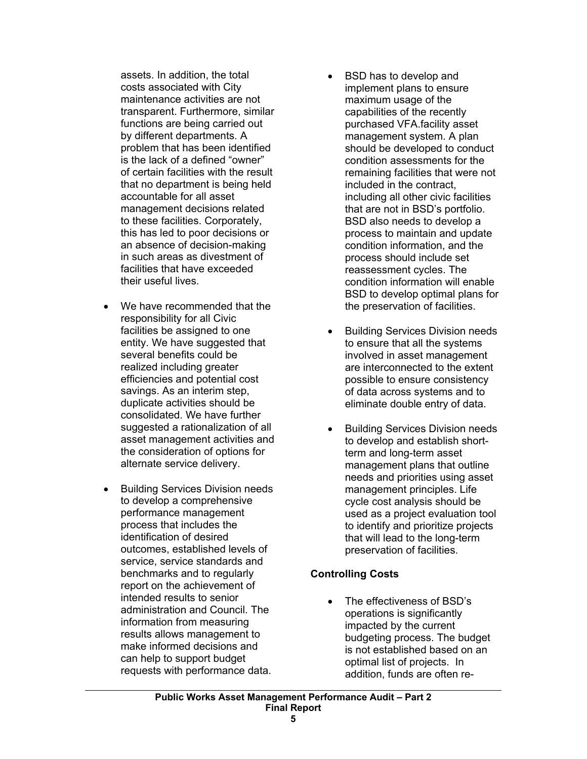assets. In addition, the total costs associated with City maintenance activities are not transparent. Furthermore, similar functions are being carried out by different departments. A problem that has been identified is the lack of a defined "owner" of certain facilities with the result that no department is being held accountable for all asset management decisions related to these facilities. Corporately, this has led to poor decisions or an absence of decision-making in such areas as divestment of facilities that have exceeded their useful lives.

- We have recommended that the responsibility for all Civic facilities be assigned to one entity. We have suggested that several benefits could be realized including greater efficiencies and potential cost savings. As an interim step, duplicate activities should be consolidated. We have further suggested a rationalization of all asset management activities and the consideration of options for alternate service delivery.

- Building Services Division needs to develop a comprehensive performance management process that includes the identification of desired outcomes, established levels of service, service standards and benchmarks and to regularly report on the achievement of intended results to senior administration and Council. The information from measuring results allows management to make informed decisions and can help to support budget requests with performance data.

- BSD has to develop and implement plans to ensure maximum usage of the capabilities of the recently purchased VFA.facility asset management system. A plan should be developed to conduct condition assessments for the remaining facilities that were not included in the contract, including all other civic facilities that are not in BSD's portfolio. BSD also needs to develop a process to maintain and update condition information, and the process should include set reassessment cycles. The condition information will enable BSD to develop optimal plans for the preservation of facilities.

- Building Services Division needs to ensure that all the systems involved in asset management are interconnected to the extent possible to ensure consistency of data across systems and to eliminate double entry of data.

- Building Services Division needs to develop and establish short-term and long-term asset management plans that outline needs and priorities using asset management principles. Life cycle cost analysis should be used as a project evaluation tool to identify and prioritize projects that will lead to the long-term preservation of facilities.

**Controlling Costs**

- The effectiveness of BSD's operations is significantly impacted by the current budgeting process. The budget is not established based on an optimal list of projects. In addition, funds are often re-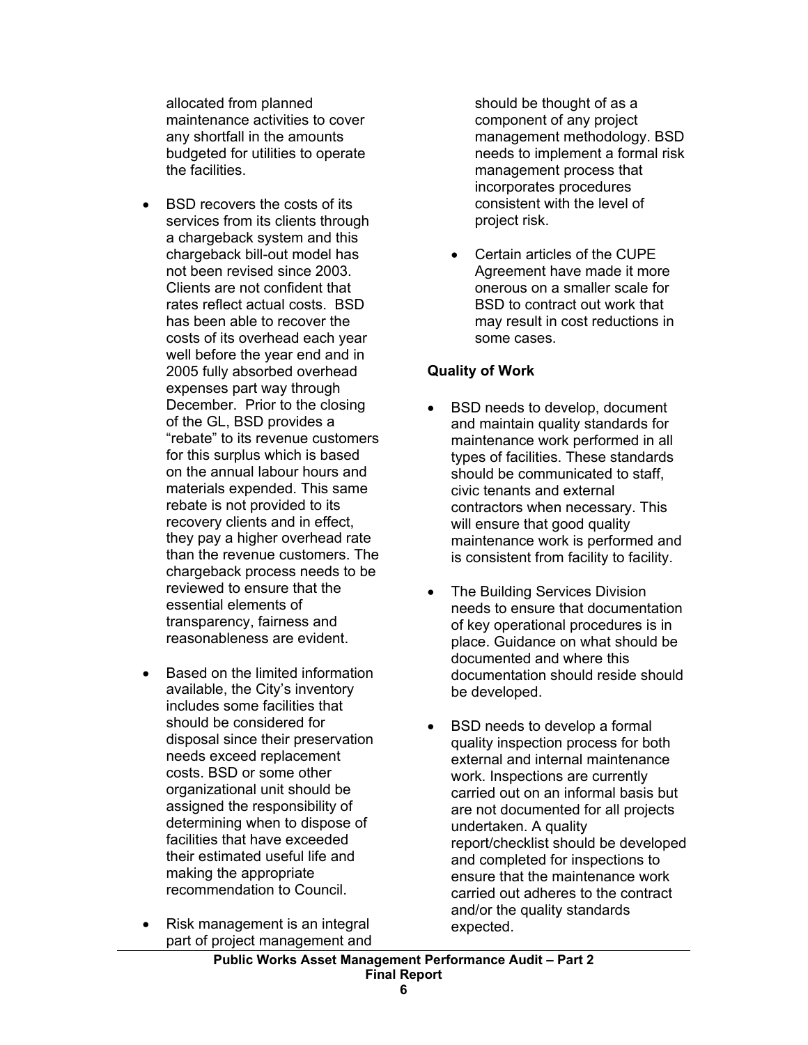allocated from planned maintenance activities to cover any shortfall in the amounts budgeted for utilities to operate the facilities.

- BSD recovers the costs of its services from its clients through a chargeback system and this chargeback bill-out model has not been revised since 2003. Clients are not confident that rates reflect actual costs. BSD has been able to recover the costs of its overhead each year well before the year end and in 2005 fully absorbed overhead expenses part way through December. Prior to the closing of the GL, BSD provides a "rebate" to its revenue customers for this surplus which is based on the annual labour hours and materials expended. This same rebate is not provided to its recovery clients and in effect, they pay a higher overhead rate than the revenue customers. The chargeback process needs to be reviewed to ensure that the essential elements of transparency, fairness and reasonableness are evident.

- Based on the limited information available, the City's inventory includes some facilities that should be considered for disposal since their preservation needs exceed replacement costs. BSD or some other organizational unit should be assigned the responsibility of determining when to dispose of facilities that have exceeded their estimated useful life and making the appropriate recommendation to Council.

- Risk management is an integral part of project management and should be thought of as a component of any project management methodology. BSD needs to implement a formal risk management process that incorporates procedures consistent with the level of project risk.

- Certain articles of the CUPE Agreement have made it more onerous on a smaller scale for BSD to contract out work that may result in cost reductions in some cases.

**Quality of Work**

- BSD needs to develop, document and maintain quality standards for maintenance work performed in all types of facilities. These standards should be communicated to staff, civic tenants and external contractors when necessary. This will ensure that good quality maintenance work is performed and is consistent from facility to facility.

- The Building Services Division needs to ensure that documentation of key operational procedures is in place. Guidance on what should be documented and where this documentation should reside should be developed.

- BSD needs to develop a formal quality inspection process for both external and internal maintenance work. Inspections are currently carried out on an informal basis but are not documented for all projects undertaken. A quality report/checklist should be developed and completed for inspections to ensure that the maintenance work carried out adheres to the contract and/or the quality standards expected.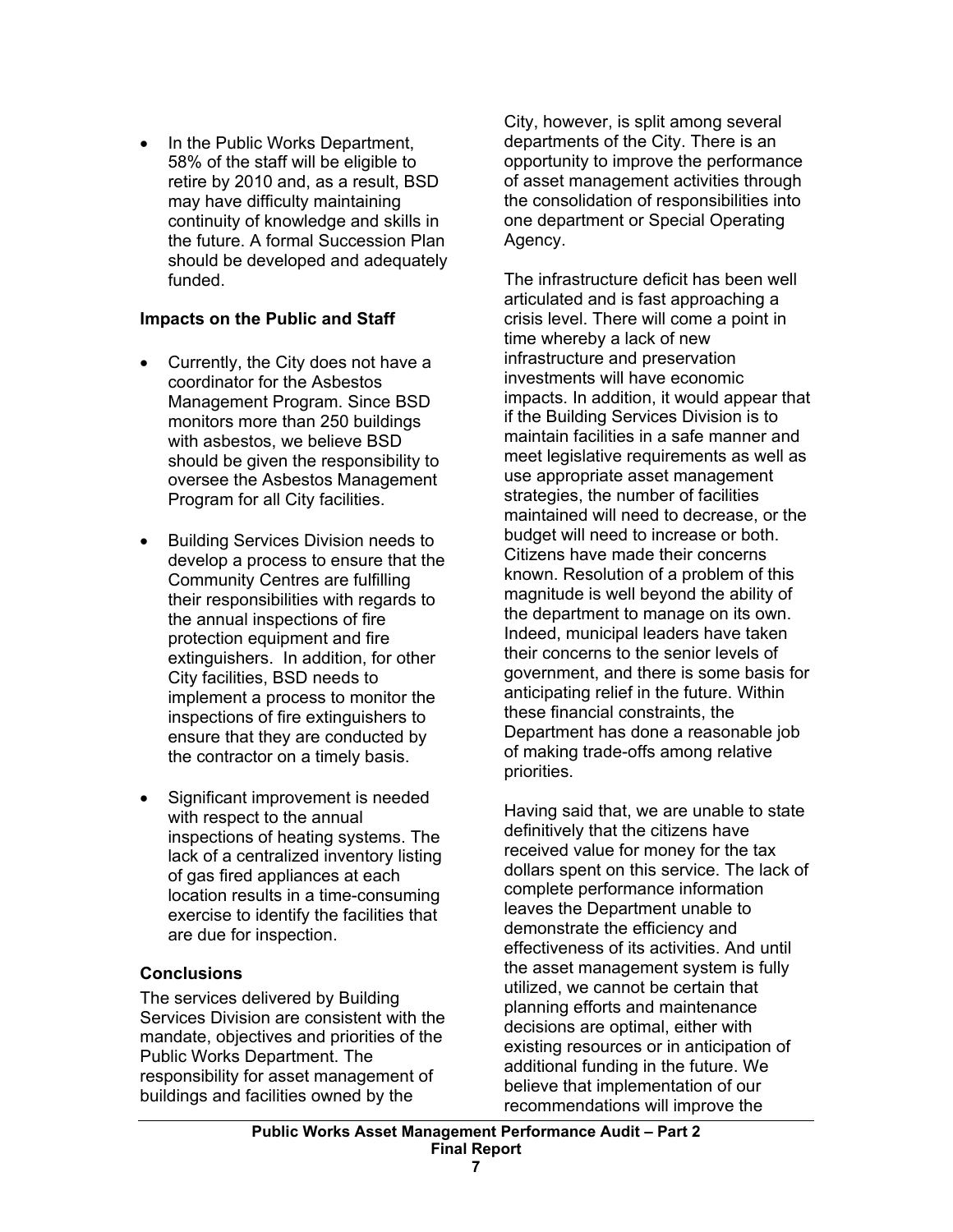- In the Public Works Department, 58% of the staff will be eligible to retire by 2010 and, as a result, BSD may have difficulty maintaining continuity of knowledge and skills in the future. A formal Succession Plan should be developed and adequately funded.

**Impacts on the Public and Staff**

- Currently, the City does not have a coordinator for the Asbestos Management Program. Since BSD monitors more than 250 buildings with asbestos, we believe BSD should be given the responsibility to oversee the Asbestos Management Program for all City facilities.
- Building Services Division needs to develop a process to ensure that the Community Centres are fulfilling their responsibilities with regards to the annual inspections of fire protection equipment and fire extinguishers. In addition, for other City facilities, BSD needs to implement a process to monitor the inspections of fire extinguishers to ensure that they are conducted by the contractor on a timely basis.
- Significant improvement is needed with respect to the annual inspections of heating systems. The lack of a centralized inventory listing of gas fired appliances at each location results in a time-consuming exercise to identify the facilities that are due for inspection.

**Conclusions**

The services delivered by Building Services Division are consistent with the mandate, objectives and priorities of the Public Works Department. The responsibility for asset management of buildings and facilities owned by the City, however, is split among several departments of the City. There is an opportunity to improve the performance of asset management activities through the consolidation of responsibilities into one department or Special Operating Agency.

The infrastructure deficit has been well articulated and is fast approaching a crisis level. There will come a point in time whereby a lack of new infrastructure and preservation investments will have economic impacts. In addition, it would appear that if the Building Services Division is to maintain facilities in a safe manner and meet legislative requirements as well as use appropriate asset management strategies, the number of facilities maintained will need to decrease, or the budget will need to increase or both. Citizens have made their concerns known. Resolution of a problem of this magnitude is well beyond the ability of the department to manage on its own. Indeed, municipal leaders have taken their concerns to the senior levels of government, and there is some basis for anticipating relief in the future. Within these financial constraints, the Department has done a reasonable job of making trade-offs among relative priorities.

Having said that, we are unable to state definitively that the citizens have received value for money for the tax dollars spent on this service. The lack of complete performance information leaves the Department unable to demonstrate the efficiency and effectiveness of its activities. And until the asset management system is fully utilized, we cannot be certain that planning efforts and maintenance decisions are optimal, either with existing resources or in anticipation of additional funding in the future. We believe that implementation of our recommendations will improve the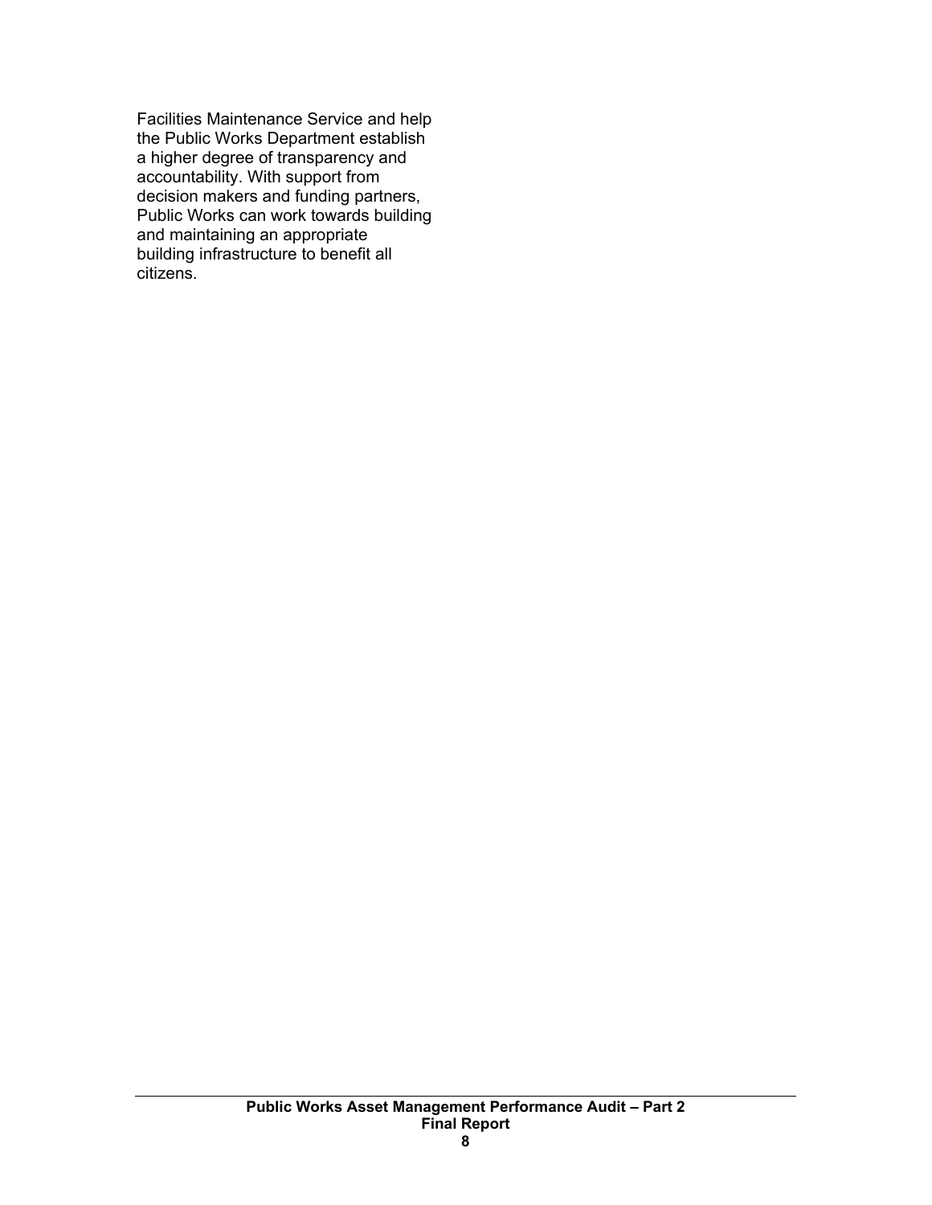Facilities Maintenance Service and help the Public Works Department establish a higher degree of transparency and accountability. With support from decision makers and funding partners, Public Works can work towards building and maintaining an appropriate building infrastructure to benefit all citizens.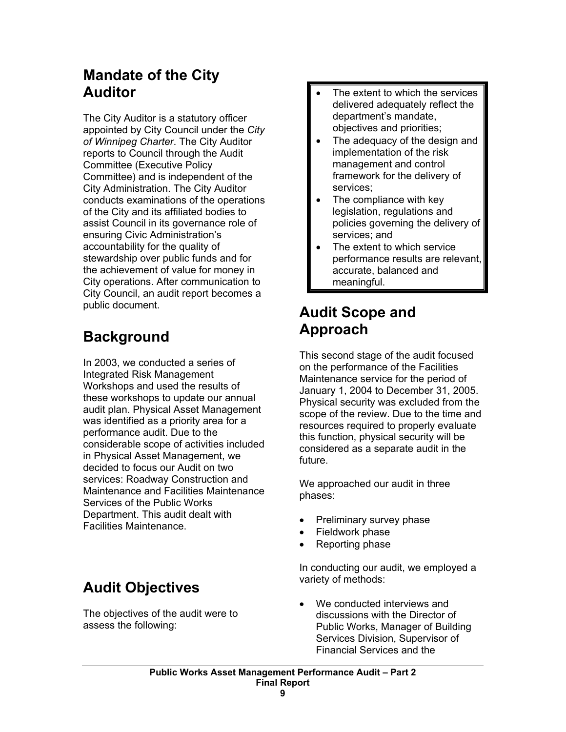## Mandate of the City Auditor

The City Auditor is a statutory officer appointed by City Council under the *City of Winnipeg Charter*. The City Auditor reports to Council through the Audit Committee (Executive Policy Committee) and is independent of the City Administration. The City Auditor conducts examinations of the operations of the City and its affiliated bodies to assist Council in its governance role of ensuring Civic Administration's accountability for the quality of stewardship over public funds and for the achievement of value for money in City operations. After communication to City Council, an audit report becomes a public document.

## Background

In 2003, we conducted a series of Integrated Risk Management Workshops and used the results of these workshops to update our annual audit plan. Physical Asset Management was identified as a priority area for a performance audit. Due to the considerable scope of activities included in Physical Asset Management, we decided to focus our Audit on two services: Roadway Construction and Maintenance and Facilities Maintenance Services of the Public Works Department. This audit dealt with Facilities Maintenance.

## Audit Objectives

The objectives of the audit were to assess the following:

- The extent to which the services delivered adequately reflect the department's mandate, objectives and priorities;
- The adequacy of the design and implementation of the risk management and control framework for the delivery of services;
- The compliance with key legislation, regulations and policies governing the delivery of services; and
- The extent to which service performance results are relevant, accurate, balanced and meaningful.

## Audit Scope and Approach

This second stage of the audit focused on the performance of the Facilities Maintenance service for the period of January 1, 2004 to December 31, 2005. Physical security was excluded from the scope of the review. Due to the time and resources required to properly evaluate this function, physical security will be considered as a separate audit in the future.

We approached our audit in three phases:

- Preliminary survey phase
- Fieldwork phase
- Reporting phase

In conducting our audit, we employed a variety of methods:

- We conducted interviews and discussions with the Director of Public Works, Manager of Building Services Division, Supervisor of Financial Services and the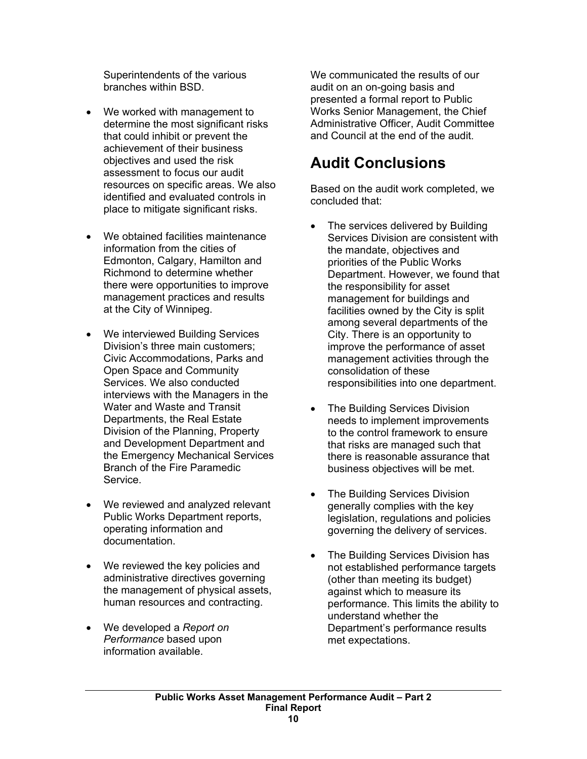Superintendents of the various branches within BSD.

- We worked with management to determine the most significant risks that could inhibit or prevent the achievement of their business objectives and used the risk assessment to focus our audit resources on specific areas. We also identified and evaluated controls in place to mitigate significant risks.

- We obtained facilities maintenance information from the cities of Edmonton, Calgary, Hamilton and Richmond to determine whether there were opportunities to improve management practices and results at the City of Winnipeg.

- We interviewed Building Services Division's three main customers; Civic Accommodations, Parks and Open Space and Community Services. We also conducted interviews with the Managers in the Water and Waste and Transit Departments, the Real Estate Division of the Planning, Property and Development Department and the Emergency Mechanical Services Branch of the Fire Paramedic Service.

- We reviewed and analyzed relevant Public Works Department reports, operating information and documentation.

- We reviewed the key policies and administrative directives governing the management of physical assets, human resources and contracting.

- We developed a *Report on Performance* based upon information available.

We communicated the results of our audit on an on-going basis and presented a formal report to Public Works Senior Management, the Chief Administrative Officer, Audit Committee and Council at the end of the audit.

# Audit Conclusions

Based on the audit work completed, we concluded that:

- The services delivered by Building Services Division are consistent with the mandate, objectives and priorities of the Public Works Department. However, we found that the responsibility for asset management for buildings and facilities owned by the City is split among several departments of the City. There is an opportunity to improve the performance of asset management activities through the consolidation of these responsibilities into one department.

- The Building Services Division needs to implement improvements to the control framework to ensure that risks are managed such that there is reasonable assurance that business objectives will be met.

- The Building Services Division generally complies with the key legislation, regulations and policies governing the delivery of services.

- The Building Services Division has not established performance targets (other than meeting its budget) against which to measure its performance. This limits the ability to understand whether the Department's performance results met expectations.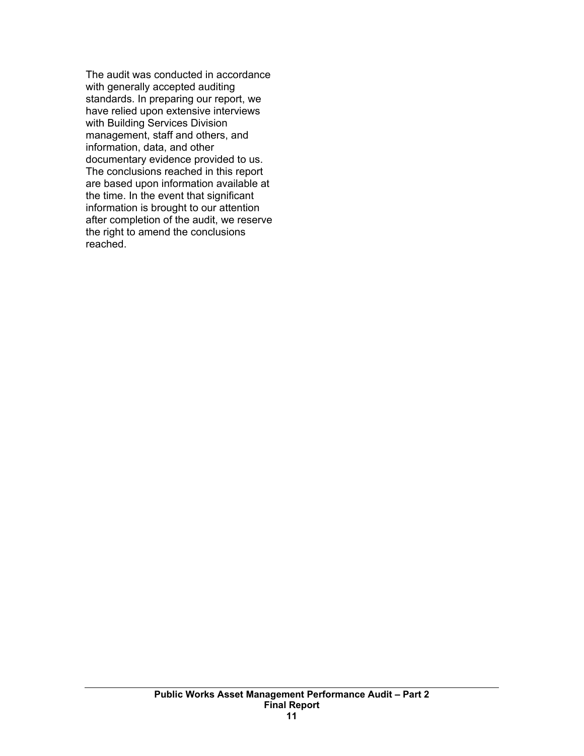The audit was conducted in accordance with generally accepted auditing standards. In preparing our report, we have relied upon extensive interviews with Building Services Division management, staff and others, and information, data, and other documentary evidence provided to us. The conclusions reached in this report are based upon information available at the time. In the event that significant information is brought to our attention after completion of the audit, we reserve the right to amend the conclusions reached.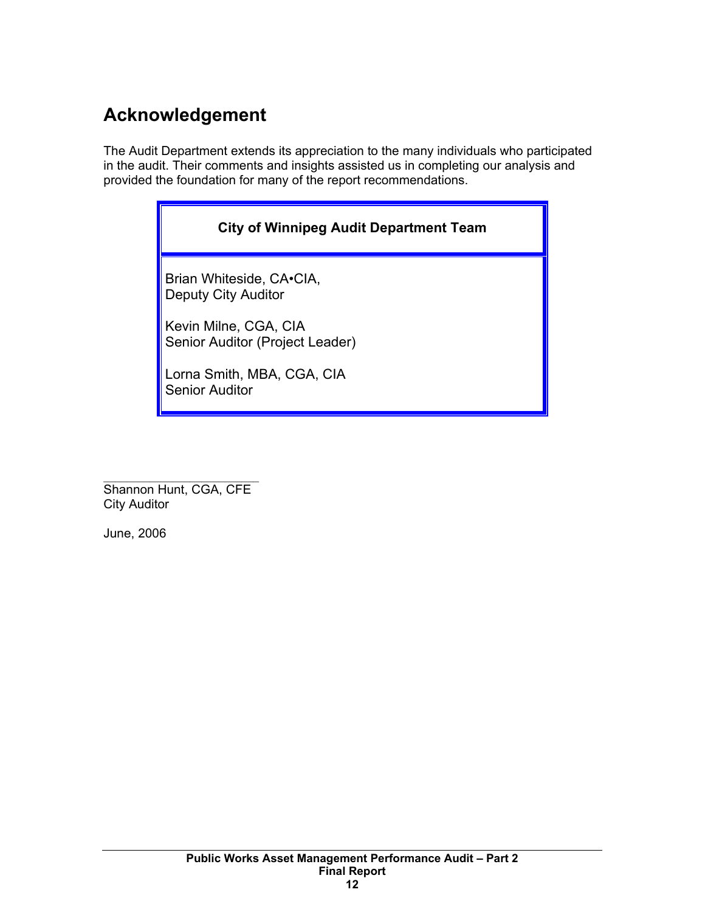# Acknowledgement

The Audit Department extends its appreciation to the many individuals who participated in the audit. Their comments and insights assisted us in completing our analysis and provided the foundation for many of the report recommendations.

| City of Winnipeg Audit Department Team |
|---|
| Brian Whiteside, CA•CIA,<br>Deputy City Auditor<br><br>Kevin Milne, CGA, CIA<br>Senior Auditor (Project Leader)<br><br>Lorna Smith, MBA, CGA, CIA<br>Senior Auditor |

_______________________

Shannon Hunt, CGA, CFE
City Auditor

June, 2006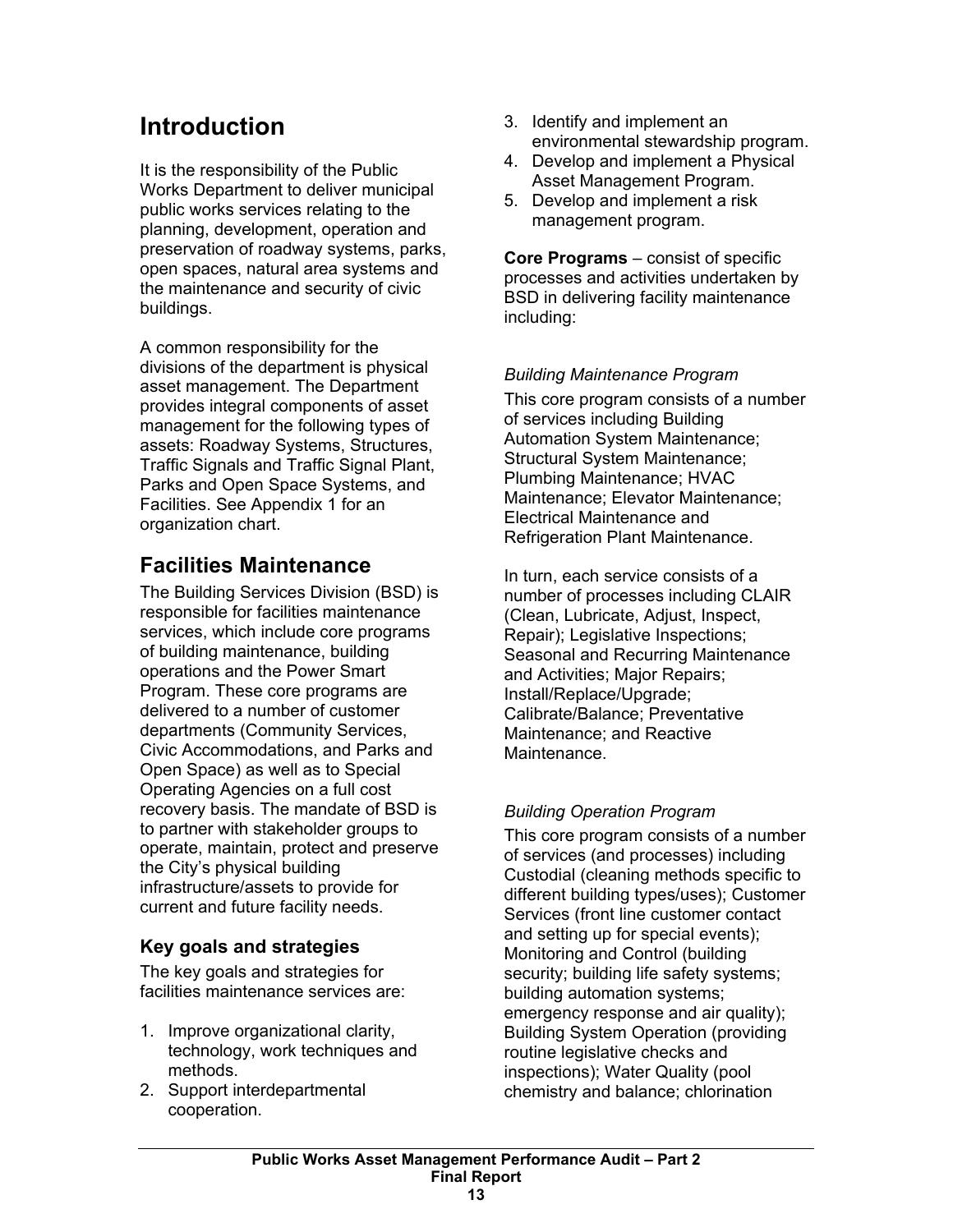# Introduction

It is the responsibility of the Public Works Department to deliver municipal public works services relating to the planning, development, operation and preservation of roadway systems, parks, open spaces, natural area systems and the maintenance and security of civic buildings.

A common responsibility for the divisions of the department is physical asset management. The Department provides integral components of asset management for the following types of assets: Roadway Systems, Structures, Traffic Signals and Traffic Signal Plant, Parks and Open Space Systems, and Facilities. See Appendix 1 for an organization chart.

## Facilities Maintenance

The Building Services Division (BSD) is responsible for facilities maintenance services, which include core programs of building maintenance, building operations and the Power Smart Program. These core programs are delivered to a number of customer departments (Community Services, Civic Accommodations, and Parks and Open Space) as well as to Special Operating Agencies on a full cost recovery basis. The mandate of BSD is to partner with stakeholder groups to operate, maintain, protect and preserve the City's physical building infrastructure/assets to provide for current and future facility needs.

### Key goals and strategies

The key goals and strategies for facilities maintenance services are:

1. Improve organizational clarity, technology, work techniques and methods.
2. Support interdepartmental cooperation.
3. Identify and implement an environmental stewardship program.
4. Develop and implement a Physical Asset Management Program.
5. Develop and implement a risk management program.

**Core Programs** – consist of specific processes and activities undertaken by BSD in delivering facility maintenance including:

*Building Maintenance Program*

This core program consists of a number of services including Building Automation System Maintenance; Structural System Maintenance; Plumbing Maintenance; HVAC Maintenance; Elevator Maintenance; Electrical Maintenance and Refrigeration Plant Maintenance.

In turn, each service consists of a number of processes including CLAIR (Clean, Lubricate, Adjust, Inspect, Repair); Legislative Inspections; Seasonal and Recurring Maintenance and Activities; Major Repairs; Install/Replace/Upgrade; Calibrate/Balance; Preventative Maintenance; and Reactive Maintenance.

*Building Operation Program*

This core program consists of a number of services (and processes) including Custodial (cleaning methods specific to different building types/uses); Customer Services (front line customer contact and setting up for special events); Monitoring and Control (building security; building life safety systems; building automation systems; emergency response and air quality); Building System Operation (providing routine legislative checks and inspections); Water Quality (pool chemistry and balance; chlorination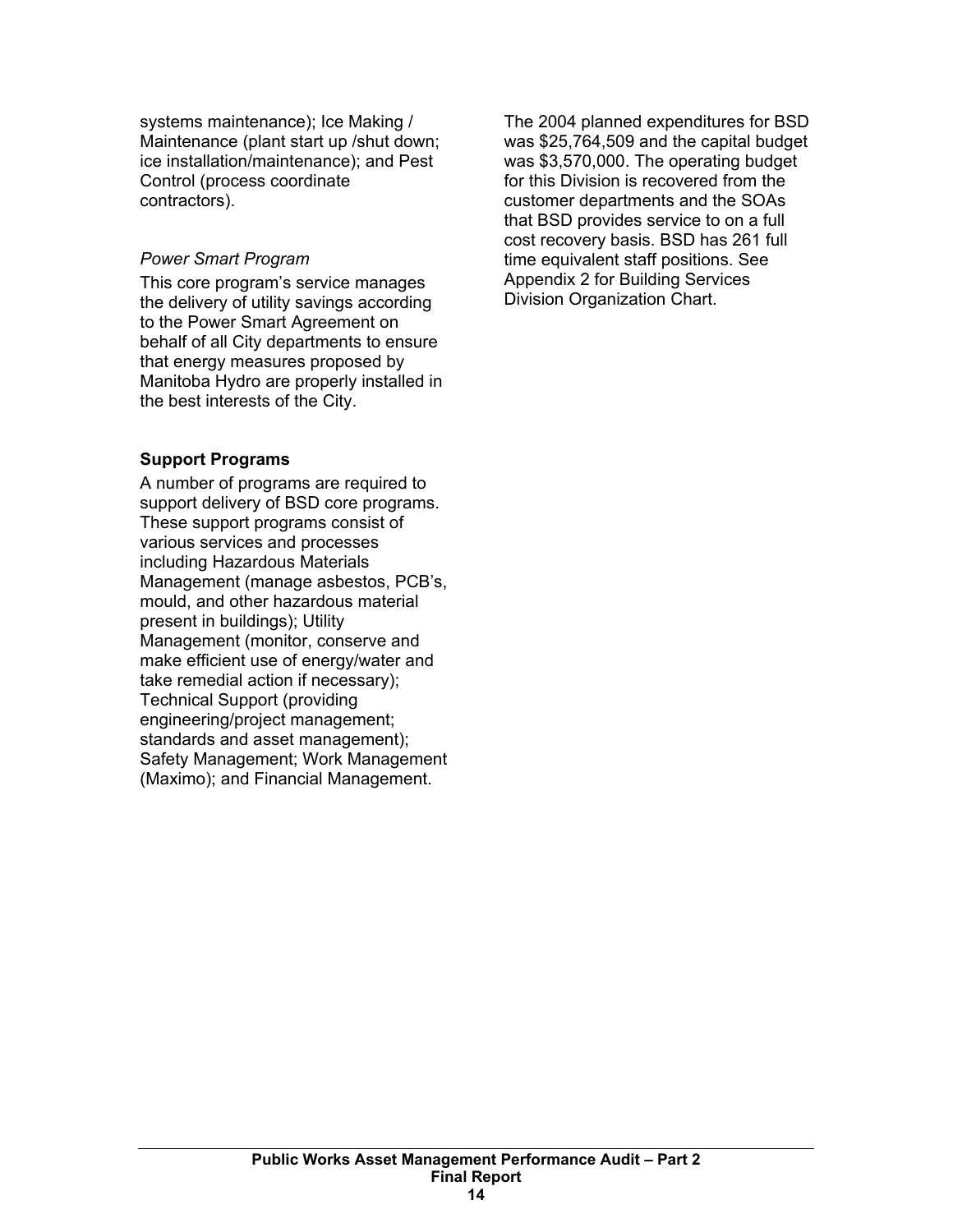systems maintenance); Ice Making / Maintenance (plant start up /shut down; ice installation/maintenance); and Pest Control (process coordinate contractors).

*Power Smart Program*

This core program's service manages the delivery of utility savings according to the Power Smart Agreement on behalf of all City departments to ensure that energy measures proposed by Manitoba Hydro are properly installed in the best interests of the City.

**Support Programs**

A number of programs are required to support delivery of BSD core programs. These support programs consist of various services and processes including Hazardous Materials Management (manage asbestos, PCB's, mould, and other hazardous material present in buildings); Utility Management (monitor, conserve and make efficient use of energy/water and take remedial action if necessary); Technical Support (providing engineering/project management; standards and asset management); Safety Management; Work Management (Maximo); and Financial Management.

The 2004 planned expenditures for BSD was $25,764,509 and the capital budget was $3,570,000. The operating budget for this Division is recovered from the customer departments and the SOAs that BSD provides service to on a full cost recovery basis. BSD has 261 full time equivalent staff positions. See Appendix 2 for Building Services Division Organization Chart.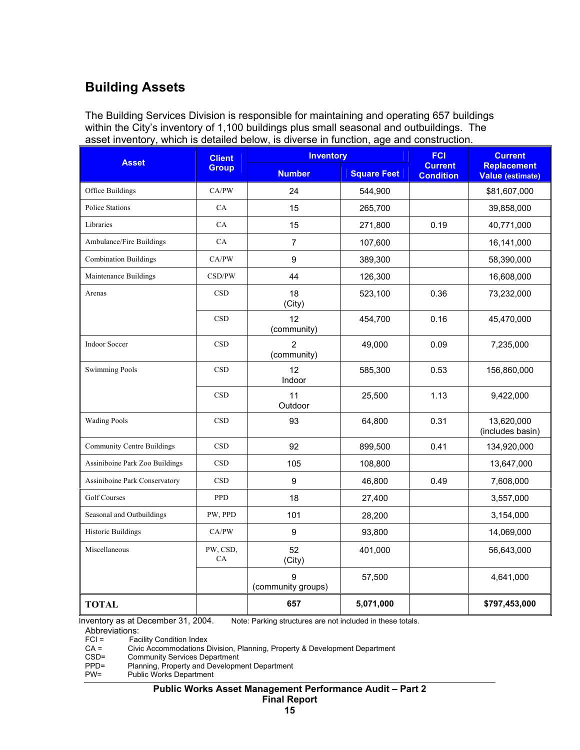## Building Assets

The Building Services Division is responsible for maintaining and operating 657 buildings within the City's inventory of 1,100 buildings plus small seasonal and outbuildings. The asset inventory, which is detailed below, is diverse in function, age and construction.

| Asset | Client Group | Inventory | | FCI Current Condition | Current Replacement Value (estimate) |
|---|---|---|---|---|---|
| | | Number | Square Feet | | |
| Office Buildings | CA/PW | 24 | 544,900 | | $81,607,000 |
| Police Stations | CA | 15 | 265,700 | | 39,858,000 |
| Libraries | CA | 15 | 271,800 | 0.19 | 40,771,000 |
| Ambulance/Fire Buildings | CA | 7 | 107,600 | | 16,141,000 |
| Combination Buildings | CA/PW | 9 | 389,300 | | 58,390,000 |
| Maintenance Buildings | CSD/PW | 44 | 126,300 | | 16,608,000 |
| Arenas | CSD | 18 (City) | 523,100 | 0.36 | 73,232,000 |
| | CSD | 12 (community) | 454,700 | 0.16 | 45,470,000 |
| Indoor Soccer | CSD | 2 (community) | 49,000 | 0.09 | 7,235,000 |
| Swimming Pools | CSD | 12 Indoor | 585,300 | 0.53 | 156,860,000 |
| | CSD | 11 Outdoor | 25,500 | 1.13 | 9,422,000 |
| Wading Pools | CSD | 93 | 64,800 | 0.31 | 13,620,000 (includes basin) |
| Community Centre Buildings | CSD | 92 | 899,500 | 0.41 | 134,920,000 |
| Assiniboine Park Zoo Buildings | CSD | 105 | 108,800 | | 13,647,000 |
| Assiniboine Park Conservatory | CSD | 9 | 46,800 | 0.49 | 7,608,000 |
| Golf Courses | PPD | 18 | 27,400 | | 3,557,000 |
| Seasonal and Outbuildings | PW, PPD | 101 | 28,200 | | 3,154,000 |
| Historic Buildings | CA/PW | 9 | 93,800 | | 14,069,000 |
| Miscellaneous | PW, CSD, CA | 52 (City) | 401,000 | | 56,643,000 |
| | | 9 (community groups) | 57,500 | | 4,641,000 |
| **TOTAL** | | **657** | **5,071,000** | | **$797,453,000** |

Inventory as at December 31, 2004. Note: Parking structures are not included in these totals.

Abbreviations:

- FCI = Facility Condition Index
- CA = Civic Accommodations Division, Planning, Property & Development Department
- CSD= Community Services Department
- PPD= Planning, Property and Development Department
- PW= Public Works Department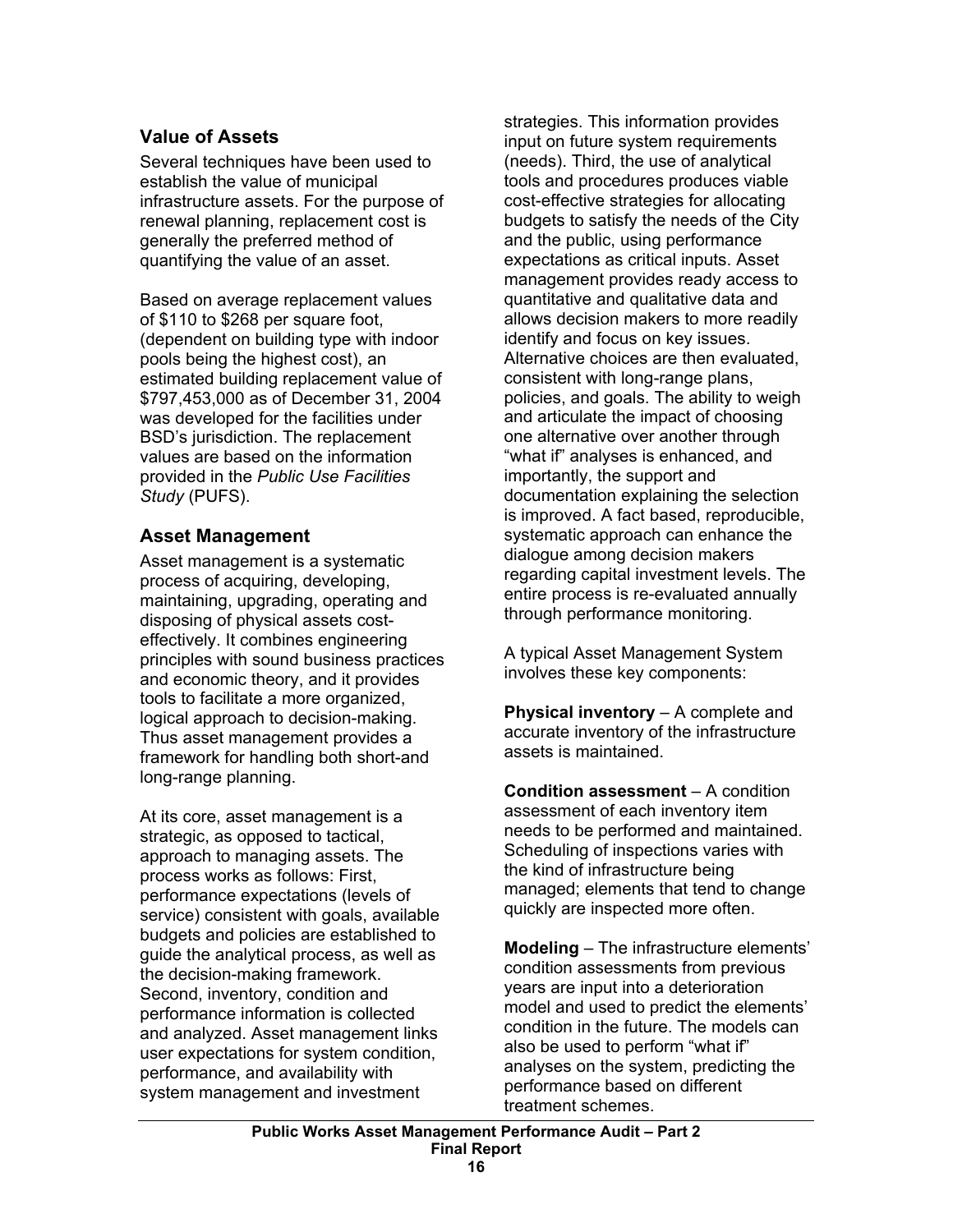## Value of Assets

Several techniques have been used to establish the value of municipal infrastructure assets. For the purpose of renewal planning, replacement cost is generally the preferred method of quantifying the value of an asset.

Based on average replacement values of $110 to $268 per square foot, (dependent on building type with indoor pools being the highest cost), an estimated building replacement value of $797,453,000 as of December 31, 2004 was developed for the facilities under BSD's jurisdiction. The replacement values are based on the information provided in the *Public Use Facilities Study* (PUFS).

## Asset Management

Asset management is a systematic process of acquiring, developing, maintaining, upgrading, operating and disposing of physical assets cost-effectively. It combines engineering principles with sound business practices and economic theory, and it provides tools to facilitate a more organized, logical approach to decision-making. Thus asset management provides a framework for handling both short-and long-range planning.

At its core, asset management is a strategic, as opposed to tactical, approach to managing assets. The process works as follows: First, performance expectations (levels of service) consistent with goals, available budgets and policies are established to guide the analytical process, as well as the decision-making framework. Second, inventory, condition and performance information is collected and analyzed. Asset management links user expectations for system condition, performance, and availability with system management and investment strategies. This information provides input on future system requirements (needs). Third, the use of analytical tools and procedures produces viable cost-effective strategies for allocating budgets to satisfy the needs of the City and the public, using performance expectations as critical inputs. Asset management provides ready access to quantitative and qualitative data and allows decision makers to more readily identify and focus on key issues. Alternative choices are then evaluated, consistent with long-range plans, policies, and goals. The ability to weigh and articulate the impact of choosing one alternative over another through "what if" analyses is enhanced, and importantly, the support and documentation explaining the selection is improved. A fact based, reproducible, systematic approach can enhance the dialogue among decision makers regarding capital investment levels. The entire process is re-evaluated annually through performance monitoring.

A typical Asset Management System involves these key components:

**Physical inventory** – A complete and accurate inventory of the infrastructure assets is maintained.

**Condition assessment** – A condition assessment of each inventory item needs to be performed and maintained. Scheduling of inspections varies with the kind of infrastructure being managed; elements that tend to change quickly are inspected more often.

**Modeling** – The infrastructure elements' condition assessments from previous years are input into a deterioration model and used to predict the elements' condition in the future. The models can also be used to perform "what if" analyses on the system, predicting the performance based on different treatment schemes.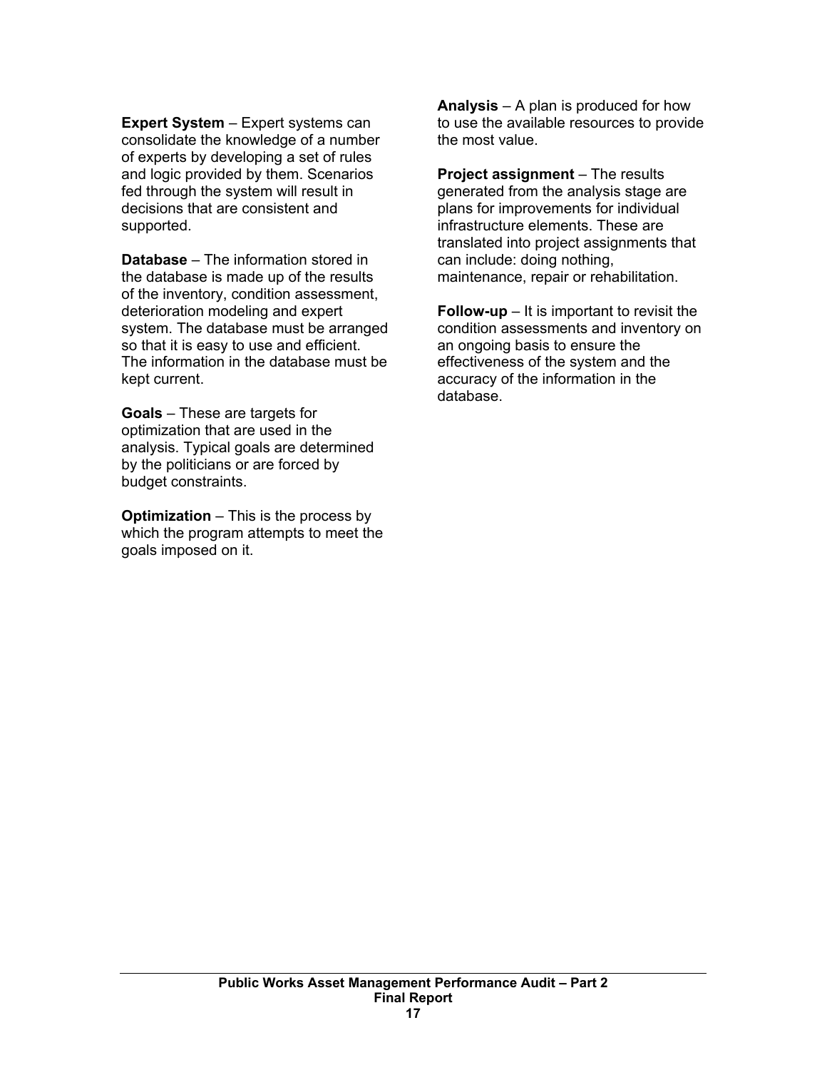**Expert System** – Expert systems can consolidate the knowledge of a number of experts by developing a set of rules and logic provided by them. Scenarios fed through the system will result in decisions that are consistent and supported.

**Database** – The information stored in the database is made up of the results of the inventory, condition assessment, deterioration modeling and expert system. The database must be arranged so that it is easy to use and efficient. The information in the database must be kept current.

**Goals** – These are targets for optimization that are used in the analysis. Typical goals are determined by the politicians or are forced by budget constraints.

**Optimization** – This is the process by which the program attempts to meet the goals imposed on it.

**Analysis** – A plan is produced for how to use the available resources to provide the most value.

**Project assignment** – The results generated from the analysis stage are plans for improvements for individual infrastructure elements. These are translated into project assignments that can include: doing nothing, maintenance, repair or rehabilitation.

**Follow-up** – It is important to revisit the condition assessments and inventory on an ongoing basis to ensure the effectiveness of the system and the accuracy of the information in the database.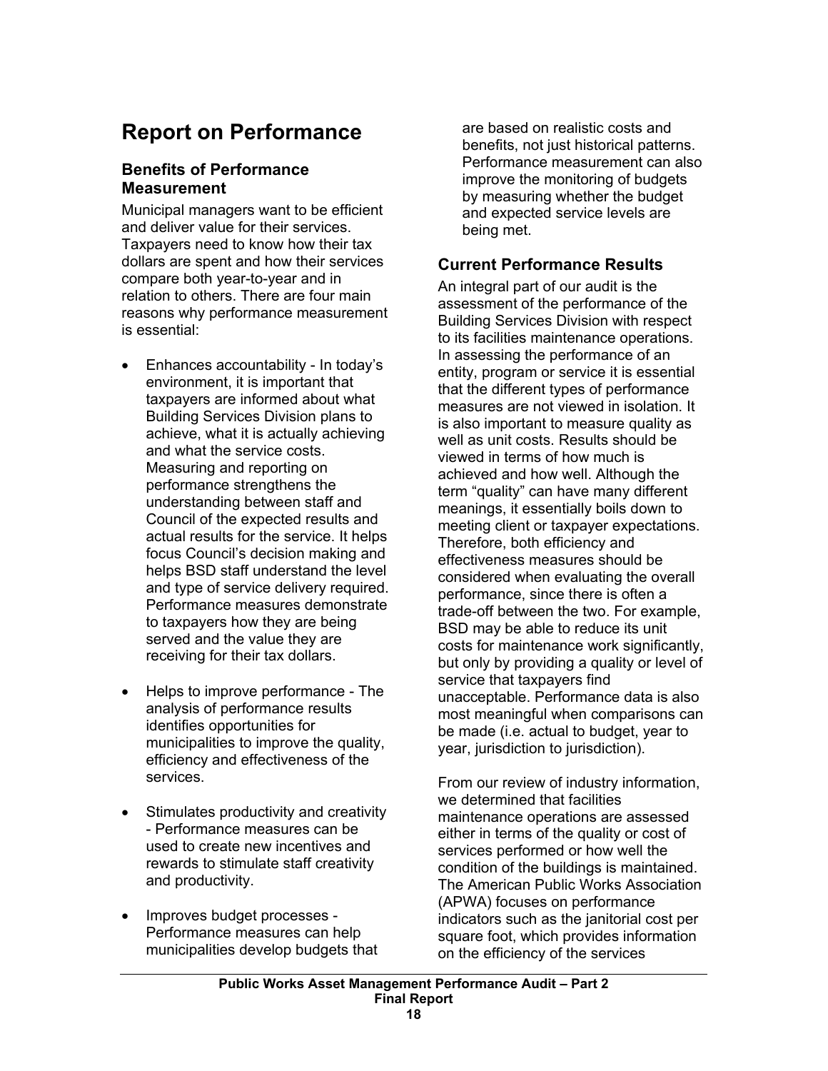# Report on Performance

## Benefits of Performance Measurement

Municipal managers want to be efficient and deliver value for their services. Taxpayers need to know how their tax dollars are spent and how their services compare both year-to-year and in relation to others. There are four main reasons why performance measurement is essential:

- Enhances accountability - In today's environment, it is important that taxpayers are informed about what Building Services Division plans to achieve, what it is actually achieving and what the service costs. Measuring and reporting on performance strengthens the understanding between staff and Council of the expected results and actual results for the service. It helps focus Council's decision making and helps BSD staff understand the level and type of service delivery required. Performance measures demonstrate to taxpayers how they are being served and the value they are receiving for their tax dollars.

- Helps to improve performance - The analysis of performance results identifies opportunities for municipalities to improve the quality, efficiency and effectiveness of the services.

- Stimulates productivity and creativity - Performance measures can be used to create new incentives and rewards to stimulate staff creativity and productivity.

- Improves budget processes - Performance measures can help municipalities develop budgets that are based on realistic costs and benefits, not just historical patterns. Performance measurement can also improve the monitoring of budgets by measuring whether the budget and expected service levels are being met.

## Current Performance Results

An integral part of our audit is the assessment of the performance of the Building Services Division with respect to its facilities maintenance operations. In assessing the performance of an entity, program or service it is essential that the different types of performance measures are not viewed in isolation. It is also important to measure quality as well as unit costs. Results should be viewed in terms of how much is achieved and how well. Although the term "quality" can have many different meanings, it essentially boils down to meeting client or taxpayer expectations. Therefore, both efficiency and effectiveness measures should be considered when evaluating the overall performance, since there is often a trade-off between the two. For example, BSD may be able to reduce its unit costs for maintenance work significantly, but only by providing a quality or level of service that taxpayers find unacceptable. Performance data is also most meaningful when comparisons can be made (i.e. actual to budget, year to year, jurisdiction to jurisdiction).

From our review of industry information, we determined that facilities maintenance operations are assessed either in terms of the quality or cost of services performed or how well the condition of the buildings is maintained. The American Public Works Association (APWA) focuses on performance indicators such as the janitorial cost per square foot, which provides information on the efficiency of the services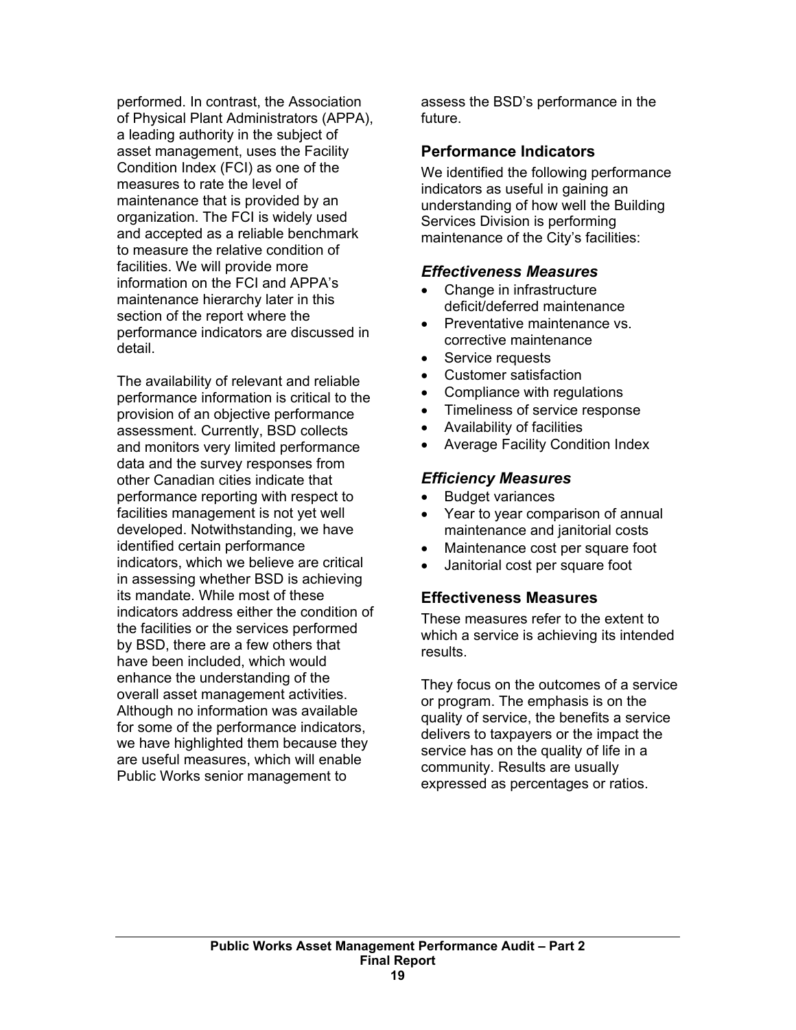performed. In contrast, the Association of Physical Plant Administrators (APPA), a leading authority in the subject of asset management, uses the Facility Condition Index (FCI) as one of the measures to rate the level of maintenance that is provided by an organization. The FCI is widely used and accepted as a reliable benchmark to measure the relative condition of facilities. We will provide more information on the FCI and APPA's maintenance hierarchy later in this section of the report where the performance indicators are discussed in detail.

The availability of relevant and reliable performance information is critical to the provision of an objective performance assessment. Currently, BSD collects and monitors very limited performance data and the survey responses from other Canadian cities indicate that performance reporting with respect to facilities management is not yet well developed. Notwithstanding, we have identified certain performance indicators, which we believe are critical in assessing whether BSD is achieving its mandate. While most of these indicators address either the condition of the facilities or the services performed by BSD, there are a few others that have been included, which would enhance the understanding of the overall asset management activities. Although no information was available for some of the performance indicators, we have highlighted them because they are useful measures, which will enable Public Works senior management to assess the BSD's performance in the future.

### Performance Indicators

We identified the following performance indicators as useful in gaining an understanding of how well the Building Services Division is performing maintenance of the City's facilities:

#### *Effectiveness Measures*

- Change in infrastructure deficit/deferred maintenance
- Preventative maintenance vs. corrective maintenance
- Service requests
- Customer satisfaction
- Compliance with regulations
- Timeliness of service response
- Availability of facilities
- Average Facility Condition Index

#### *Efficiency Measures*

- Budget variances
- Year to year comparison of annual maintenance and janitorial costs
- Maintenance cost per square foot
- Janitorial cost per square foot

### Effectiveness Measures

These measures refer to the extent to which a service is achieving its intended results.

They focus on the outcomes of a service or program. The emphasis is on the quality of service, the benefits a service delivers to taxpayers or the impact the service has on the quality of life in a community. Results are usually expressed as percentages or ratios.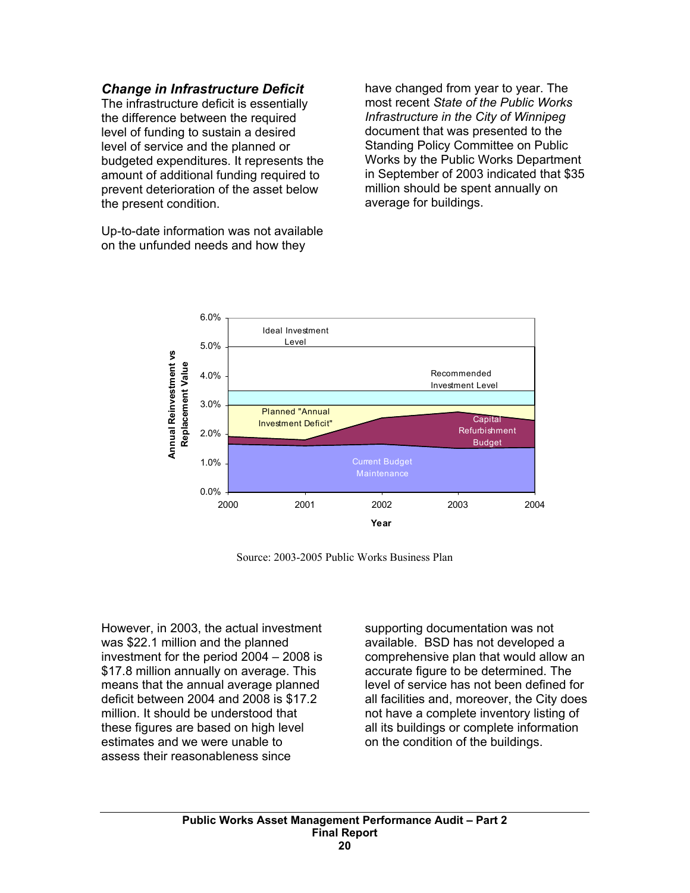### *Change in Infrastructure Deficit*

The infrastructure deficit is essentially the difference between the required level of funding to sustain a desired level of service and the planned or budgeted expenditures. It represents the amount of additional funding required to prevent deterioration of the asset below the present condition.

Up-to-date information was not available on the unfunded needs and how they have changed from year to year. The most recent *State of the Public Works Infrastructure in the City of Winnipeg* document that was presented to the Standing Policy Committee on Public Works by the Public Works Department in September of 2003 indicated that $35 million should be spent annually on average for buildings.

Source: 2003-2005 Public Works Business Plan

However, in 2003, the actual investment was $22.1 million and the planned investment for the period 2004 – 2008 is $17.8 million annually on average. This means that the annual average planned deficit between 2004 and 2008 is $17.2 million. It should be understood that these figures are based on high level estimates and we were unable to assess their reasonableness since supporting documentation was not available. BSD has not developed a comprehensive plan that would allow an accurate figure to be determined. The level of service has not been defined for all facilities and, moreover, the City does not have a complete inventory listing of all its buildings or complete information on the condition of the buildings.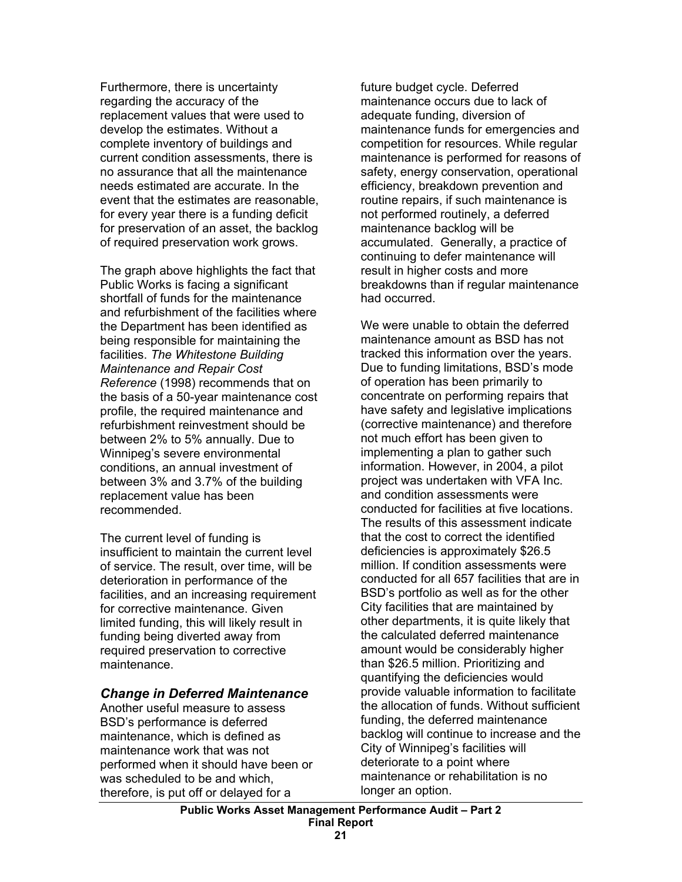Furthermore, there is uncertainty regarding the accuracy of the replacement values that were used to develop the estimates. Without a complete inventory of buildings and current condition assessments, there is no assurance that all the maintenance needs estimated are accurate. In the event that the estimates are reasonable, for every year there is a funding deficit for preservation of an asset, the backlog of required preservation work grows.

The graph above highlights the fact that Public Works is facing a significant shortfall of funds for the maintenance and refurbishment of the facilities where the Department has been identified as being responsible for maintaining the facilities. *The Whitestone Building Maintenance and Repair Cost Reference* (1998) recommends that on the basis of a 50-year maintenance cost profile, the required maintenance and refurbishment reinvestment should be between 2% to 5% annually. Due to Winnipeg's severe environmental conditions, an annual investment of between 3% and 3.7% of the building replacement value has been recommended.

The current level of funding is insufficient to maintain the current level of service. The result, over time, will be deterioration in performance of the facilities, and an increasing requirement for corrective maintenance. Given limited funding, this will likely result in funding being diverted away from required preservation to corrective maintenance.

### *Change in Deferred Maintenance*

Another useful measure to assess BSD's performance is deferred maintenance, which is defined as maintenance work that was not performed when it should have been or was scheduled to be and which, therefore, is put off or delayed for a future budget cycle. Deferred maintenance occurs due to lack of adequate funding, diversion of maintenance funds for emergencies and competition for resources. While regular maintenance is performed for reasons of safety, energy conservation, operational efficiency, breakdown prevention and routine repairs, if such maintenance is not performed routinely, a deferred maintenance backlog will be accumulated. Generally, a practice of continuing to defer maintenance will result in higher costs and more breakdowns than if regular maintenance had occurred.

We were unable to obtain the deferred maintenance amount as BSD has not tracked this information over the years. Due to funding limitations, BSD's mode of operation has been primarily to concentrate on performing repairs that have safety and legislative implications (corrective maintenance) and therefore not much effort has been given to implementing a plan to gather such information. However, in 2004, a pilot project was undertaken with VFA Inc. and condition assessments were conducted for facilities at five locations. The results of this assessment indicate that the cost to correct the identified deficiencies is approximately $26.5 million. If condition assessments were conducted for all 657 facilities that are in BSD's portfolio as well as for the other City facilities that are maintained by other departments, it is quite likely that the calculated deferred maintenance amount would be considerably higher than $26.5 million. Prioritizing and quantifying the deficiencies would provide valuable information to facilitate the allocation of funds. Without sufficient funding, the deferred maintenance backlog will continue to increase and the City of Winnipeg's facilities will deteriorate to a point where maintenance or rehabilitation is no longer an option.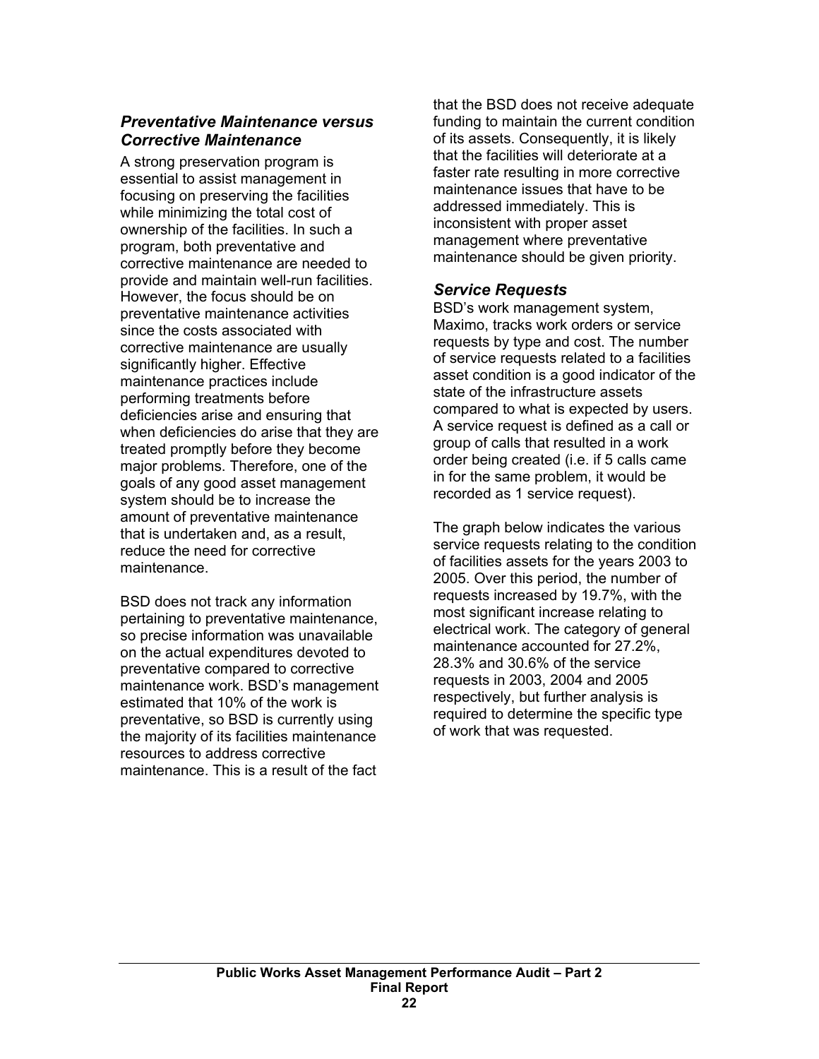### *Preventative Maintenance versus Corrective Maintenance*

A strong preservation program is essential to assist management in focusing on preserving the facilities while minimizing the total cost of ownership of the facilities. In such a program, both preventative and corrective maintenance are needed to provide and maintain well-run facilities. However, the focus should be on preventative maintenance activities since the costs associated with corrective maintenance are usually significantly higher. Effective maintenance practices include performing treatments before deficiencies arise and ensuring that when deficiencies do arise that they are treated promptly before they become major problems. Therefore, one of the goals of any good asset management system should be to increase the amount of preventative maintenance that is undertaken and, as a result, reduce the need for corrective maintenance.

BSD does not track any information pertaining to preventative maintenance, so precise information was unavailable on the actual expenditures devoted to preventative compared to corrective maintenance work. BSD's management estimated that 10% of the work is preventative, so BSD is currently using the majority of its facilities maintenance resources to address corrective maintenance. This is a result of the fact that the BSD does not receive adequate funding to maintain the current condition of its assets. Consequently, it is likely that the facilities will deteriorate at a faster rate resulting in more corrective maintenance issues that have to be addressed immediately. This is inconsistent with proper asset management where preventative maintenance should be given priority.

### *Service Requests*

BSD's work management system, Maximo, tracks work orders or service requests by type and cost. The number of service requests related to a facilities asset condition is a good indicator of the state of the infrastructure assets compared to what is expected by users. A service request is defined as a call or group of calls that resulted in a work order being created (i.e. if 5 calls came in for the same problem, it would be recorded as 1 service request).

The graph below indicates the various service requests relating to the condition of facilities assets for the years 2003 to 2005. Over this period, the number of requests increased by 19.7%, with the most significant increase relating to electrical work. The category of general maintenance accounted for 27.2%, 28.3% and 30.6% of the service requests in 2003, 2004 and 2005 respectively, but further analysis is required to determine the specific type of work that was requested.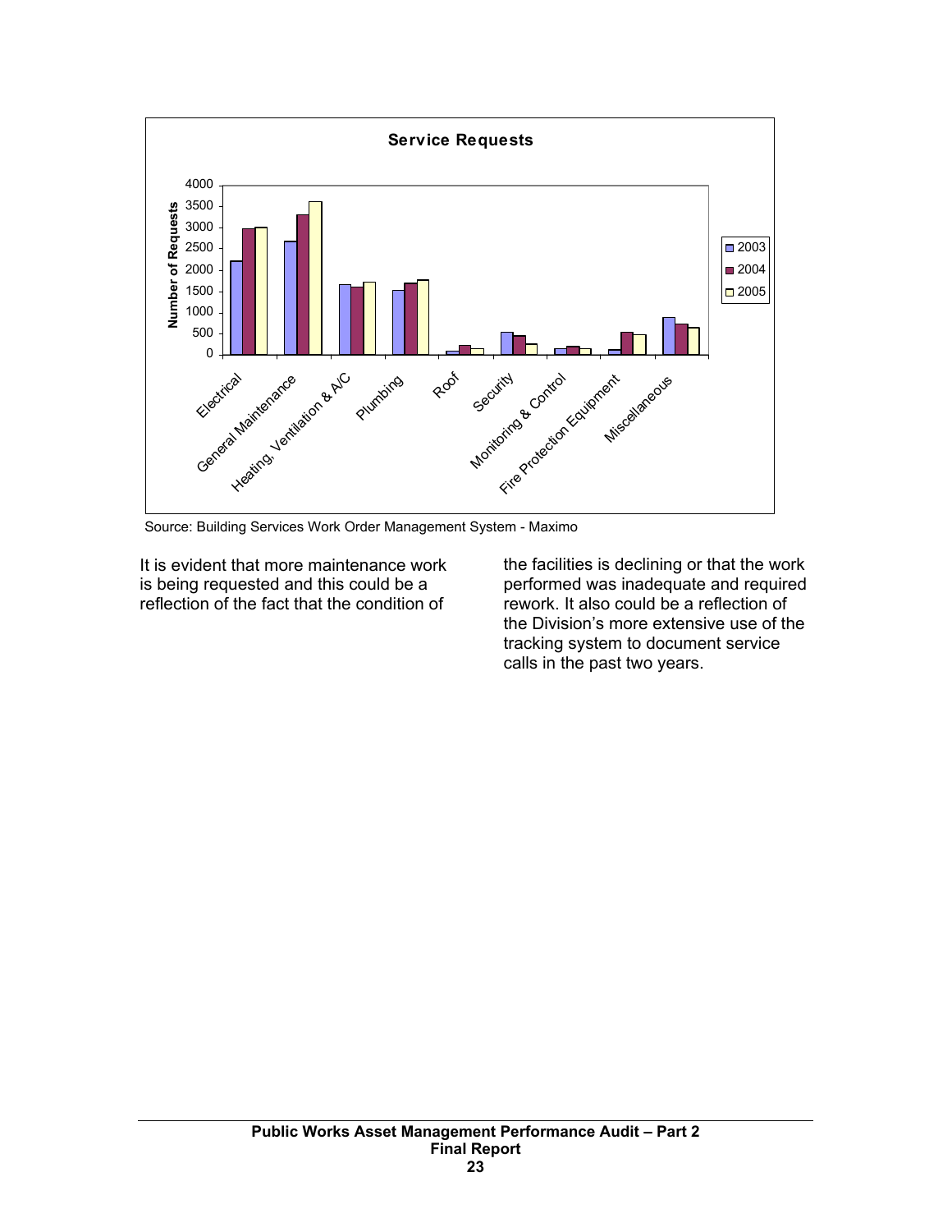**Service Requests**

Source: Building Services Work Order Management System - Maximo

It is evident that more maintenance work is being requested and this could be a reflection of the fact that the condition of the facilities is declining or that the work performed was inadequate and required rework. It also could be a reflection of the Division's more extensive use of the tracking system to document service calls in the past two years.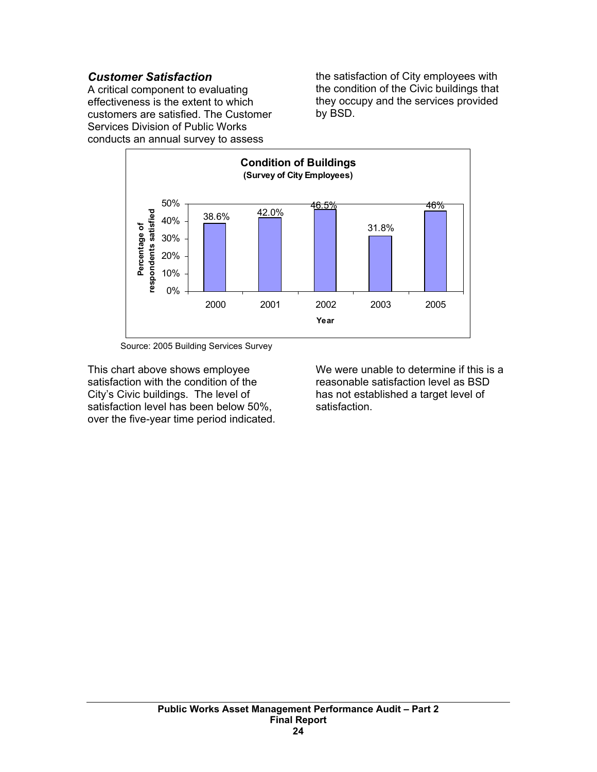### *Customer Satisfaction*

A critical component to evaluating effectiveness is the extent to which customers are satisfied. The Customer Services Division of Public Works conducts an annual survey to assess the satisfaction of City employees with the condition of the Civic buildings that they occupy and the services provided by BSD.

**Condition of Buildings**
**(Survey of City Employees)**

| Year | Percentage of respondents satisfied |
| --- | --- |
| 2000 | 38.6% |
| 2001 | 42.0% |
| 2002 | 46.5% |
| 2003 | 31.8% |
| 2005 | 46% |

Source: 2005 Building Services Survey

This chart above shows employee satisfaction with the condition of the City's Civic buildings. The level of satisfaction level has been below 50%, over the five-year time period indicated.

We were unable to determine if this is a reasonable satisfaction level as BSD has not established a target level of satisfaction.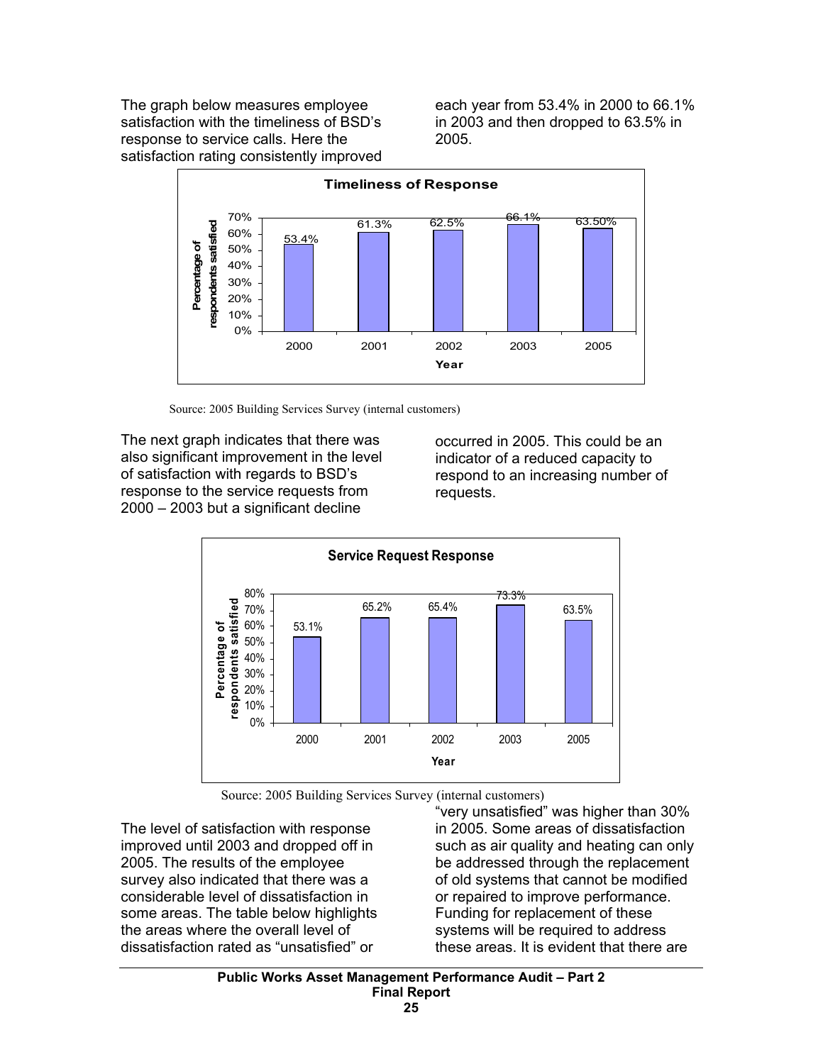The graph below measures employee satisfaction with the timeliness of BSD's response to service calls. Here the satisfaction rating consistently improved each year from 53.4% in 2000 to 66.1% in 2003 and then dropped to 63.5% in 2005.

**Timeliness of Response**

| Year | Percentage of respondents satisfied |
| --- | --- |
| 2000 | 53.4% |
| 2001 | 61.3% |
| 2002 | 62.5% |
| 2003 | 66.1% |
| 2005 | 63.50% |

Source: 2005 Building Services Survey (internal customers)

The next graph indicates that there was also significant improvement in the level of satisfaction with regards to BSD's response to the service requests from 2000 – 2003 but a significant decline occurred in 2005. This could be an indicator of a reduced capacity to respond to an increasing number of requests.

**Service Request Response**

| Year | Percentage of respondents satisfied |
| --- | --- |
| 2000 | 53.1% |
| 2001 | 65.2% |
| 2002 | 65.4% |
| 2003 | 73.3% |
| 2005 | 63.5% |

Source: 2005 Building Services Survey (internal customers)

The level of satisfaction with response improved until 2003 and dropped off in 2005. The results of the employee survey also indicated that there was a considerable level of dissatisfaction in some areas. The table below highlights the areas where the overall level of dissatisfaction rated as "unsatisfied" or "very unsatisfied" was higher than 30% in 2005. Some areas of dissatisfaction such as air quality and heating can only be addressed through the replacement of old systems that cannot be modified or repaired to improve performance. Funding for replacement of these systems will be required to address these areas. It is evident that there are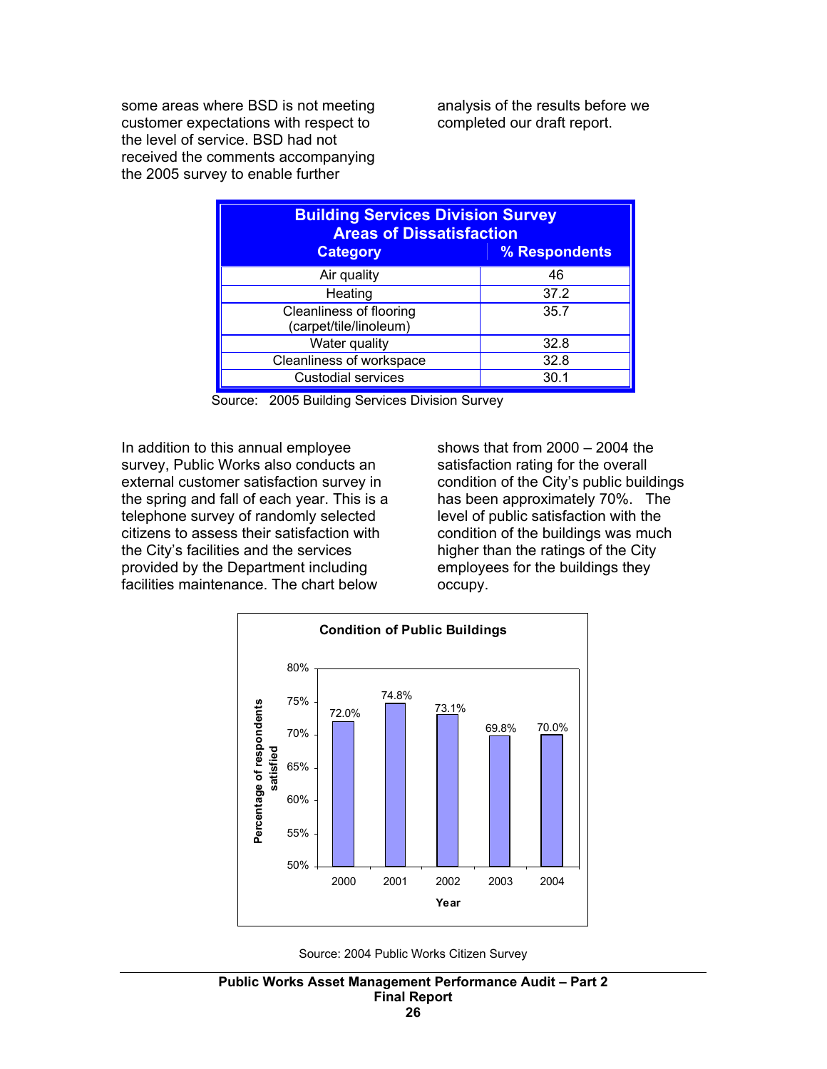some areas where BSD is not meeting customer expectations with respect to the level of service. BSD had not received the comments accompanying the 2005 survey to enable further analysis of the results before we completed our draft report.

| Building Services Division Survey Areas of Dissatisfaction | |
|---|---|
| **Category** | **% Respondents** |
| Air quality | 46 |
| Heating | 37.2 |
| Cleanliness of flooring (carpet/tile/linoleum) | 35.7 |
| Water quality | 32.8 |
| Cleanliness of workspace | 32.8 |
| Custodial services | 30.1 |

Source: 2005 Building Services Division Survey

In addition to this annual employee survey, Public Works also conducts an external customer satisfaction survey in the spring and fall of each year. This is a telephone survey of randomly selected citizens to assess their satisfaction with the City's facilities and the services provided by the Department including facilities maintenance. The chart below shows that from 2000 – 2004 the satisfaction rating for the overall condition of the City's public buildings has been approximately 70%. The level of public satisfaction with the condition of the buildings was much higher than the ratings of the City employees for the buildings they occupy.

**Condition of Public Buildings**

| Year | Percentage of respondents satisfied |
|---|---|
| 2000 | 72.0% |
| 2001 | 74.8% |
| 2002 | 73.1% |
| 2003 | 69.8% |
| 2004 | 70.0% |

Source: 2004 Public Works Citizen Survey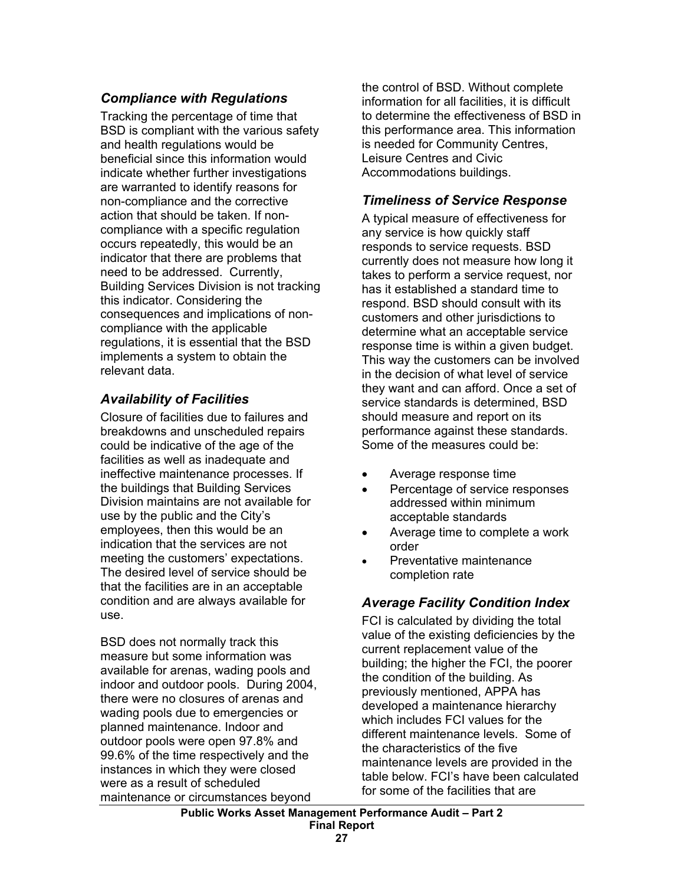### *Compliance with Regulations*

Tracking the percentage of time that BSD is compliant with the various safety and health regulations would be beneficial since this information would indicate whether further investigations are warranted to identify reasons for non-compliance and the corrective action that should be taken. If non-compliance with a specific regulation occurs repeatedly, this would be an indicator that there are problems that need to be addressed. Currently, Building Services Division is not tracking this indicator. Considering the consequences and implications of non-compliance with the applicable regulations, it is essential that the BSD implements a system to obtain the relevant data.

### *Availability of Facilities*

Closure of facilities due to failures and breakdowns and unscheduled repairs could be indicative of the age of the facilities as well as inadequate and ineffective maintenance processes. If the buildings that Building Services Division maintains are not available for use by the public and the City's employees, then this would be an indication that the services are not meeting the customers' expectations. The desired level of service should be that the facilities are in an acceptable condition and are always available for use.

BSD does not normally track this measure but some information was available for arenas, wading pools and indoor and outdoor pools. During 2004, there were no closures of arenas and wading pools due to emergencies or planned maintenance. Indoor and outdoor pools were open 97.8% and 99.6% of the time respectively and the instances in which they were closed were as a result of scheduled maintenance or circumstances beyond the control of BSD. Without complete information for all facilities, it is difficult to determine the effectiveness of BSD in this performance area. This information is needed for Community Centres, Leisure Centres and Civic Accommodations buildings.

### *Timeliness of Service Response*

A typical measure of effectiveness for any service is how quickly staff responds to service requests. BSD currently does not measure how long it takes to perform a service request, nor has it established a standard time to respond. BSD should consult with its customers and other jurisdictions to determine what an acceptable service response time is within a given budget. This way the customers can be involved in the decision of what level of service they want and can afford. Once a set of service standards is determined, BSD should measure and report on its performance against these standards. Some of the measures could be:

- Average response time
- Percentage of service responses addressed within minimum acceptable standards
- Average time to complete a work order
- Preventative maintenance completion rate

### *Average Facility Condition Index*

FCI is calculated by dividing the total value of the existing deficiencies by the current replacement value of the building; the higher the FCI, the poorer the condition of the building. As previously mentioned, APPA has developed a maintenance hierarchy which includes FCI values for the different maintenance levels. Some of the characteristics of the five maintenance levels are provided in the table below. FCI's have been calculated for some of the facilities that are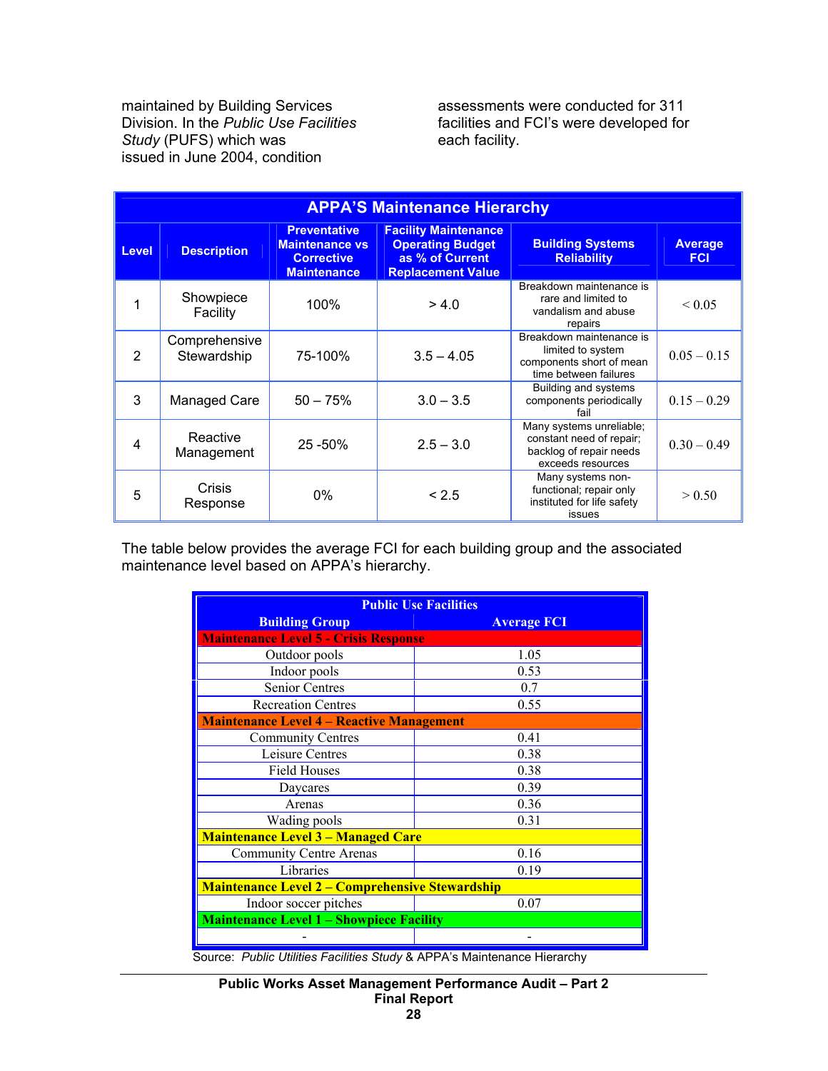maintained by Building Services Division. In the *Public Use Facilities Study* (PUFS) which was issued in June 2004, condition assessments were conducted for 311 facilities and FCI's were developed for each facility.

| APPA'S Maintenance Hierarchy | | | | | |
|---|---|---|---|---|---|
| **Level** | **Description** | **Preventative Maintenance vs Corrective Maintenance** | **Facility Maintenance Operating Budget as % of Current Replacement Value** | **Building Systems Reliability** | **Average FCI** |
| 1 | Showpiece Facility | 100% | > 4.0 | Breakdown maintenance is rare and limited to vandalism and abuse repairs | < 0.05 |
| 2 | Comprehensive Stewardship | 75-100% | 3.5 – 4.05 | Breakdown maintenance is limited to system components short of mean time between failures | 0.05 – 0.15 |
| 3 | Managed Care | 50 – 75% | 3.0 – 3.5 | Building and systems components periodically fail | 0.15 – 0.29 |
| 4 | Reactive Management | 25 -50% | 2.5 – 3.0 | Many systems unreliable; constant need of repair; backlog of repair needs exceeds resources | 0.30 – 0.49 |
| 5 | Crisis Response | 0% | < 2.5 | Many systems non-functional; repair only instituted for life safety issues | > 0.50 |

The table below provides the average FCI for each building group and the associated maintenance level based on APPA's hierarchy.

| Public Use Facilities | |
|---|---|
| **Building Group** | **Average FCI** |
| **Maintenance Level 5 - Crisis Response** | |
| Outdoor pools | 1.05 |
| Indoor pools | 0.53 |
| Senior Centres | 0.7 |
| Recreation Centres | 0.55 |
| **Maintenance Level 4 – Reactive Management** | |
| Community Centres | 0.41 |
| Leisure Centres | 0.38 |
| Field Houses | 0.38 |
| Daycares | 0.39 |
| Arenas | 0.36 |
| Wading pools | 0.31 |
| **Maintenance Level 3 – Managed Care** | |
| Community Centre Arenas | 0.16 |
| Libraries | 0.19 |
| **Maintenance Level 2 – Comprehensive Stewardship** | |
| Indoor soccer pitches | 0.07 |
| **Maintenance Level 1 – Showpiece Facility** | |
| - | - |

Source: *Public Utilities Facilities Study* & APPA's Maintenance Hierarchy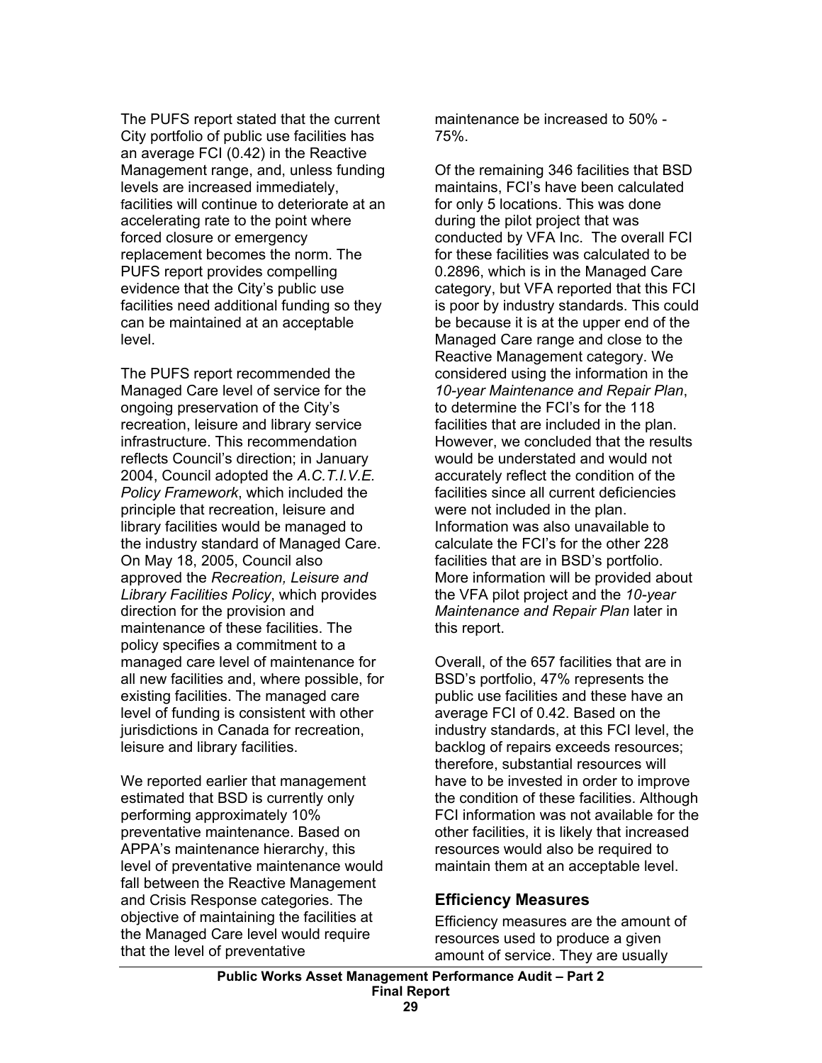The PUFS report stated that the current City portfolio of public use facilities has an average FCI (0.42) in the Reactive Management range, and, unless funding levels are increased immediately, facilities will continue to deteriorate at an accelerating rate to the point where forced closure or emergency replacement becomes the norm. The PUFS report provides compelling evidence that the City's public use facilities need additional funding so they can be maintained at an acceptable level.

The PUFS report recommended the Managed Care level of service for the ongoing preservation of the City's recreation, leisure and library service infrastructure. This recommendation reflects Council's direction; in January 2004, Council adopted the *A.C.T.I.V.E. Policy Framework*, which included the principle that recreation, leisure and library facilities would be managed to the industry standard of Managed Care. On May 18, 2005, Council also approved the *Recreation, Leisure and Library Facilities Policy*, which provides direction for the provision and maintenance of these facilities. The policy specifies a commitment to a managed care level of maintenance for all new facilities and, where possible, for existing facilities. The managed care level of funding is consistent with other jurisdictions in Canada for recreation, leisure and library facilities.

We reported earlier that management estimated that BSD is currently only performing approximately 10% preventative maintenance. Based on APPA's maintenance hierarchy, this level of preventative maintenance would fall between the Reactive Management and Crisis Response categories. The objective of maintaining the facilities at the Managed Care level would require that the level of preventative maintenance be increased to 50% - 75%.

Of the remaining 346 facilities that BSD maintains, FCI's have been calculated for only 5 locations. This was done during the pilot project that was conducted by VFA Inc. The overall FCI for these facilities was calculated to be 0.2896, which is in the Managed Care category, but VFA reported that this FCI is poor by industry standards. This could be because it is at the upper end of the Managed Care range and close to the Reactive Management category. We considered using the information in the *10-year Maintenance and Repair Plan*, to determine the FCI's for the 118 facilities that are included in the plan. However, we concluded that the results would be understated and would not accurately reflect the condition of the facilities since all current deficiencies were not included in the plan. Information was also unavailable to calculate the FCI's for the other 228 facilities that are in BSD's portfolio. More information will be provided about the VFA pilot project and the *10-year Maintenance and Repair Plan* later in this report.

Overall, of the 657 facilities that are in BSD's portfolio, 47% represents the public use facilities and these have an average FCI of 0.42. Based on the industry standards, at this FCI level, the backlog of repairs exceeds resources; therefore, substantial resources will have to be invested in order to improve the condition of these facilities. Although FCI information was not available for the other facilities, it is likely that increased resources would also be required to maintain them at an acceptable level.

## Efficiency Measures

Efficiency measures are the amount of resources used to produce a given amount of service. They are usually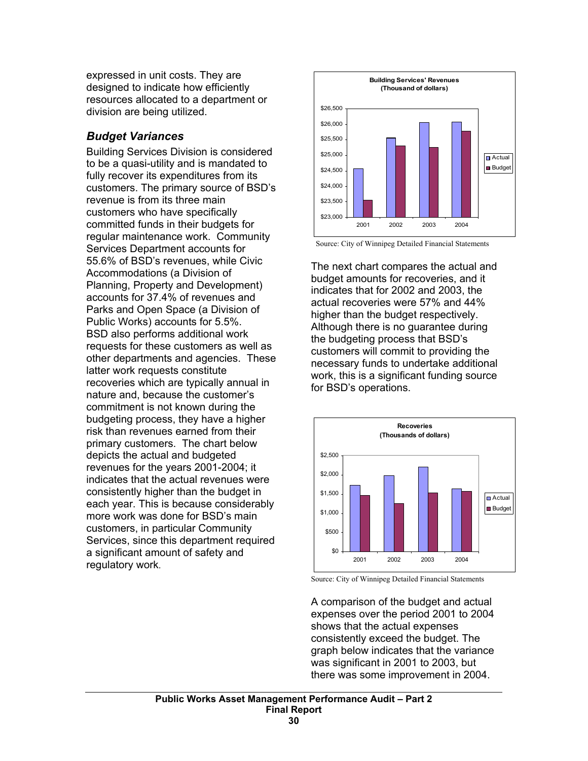expressed in unit costs. They are designed to indicate how efficiently resources allocated to a department or division are being utilized.

### *Budget Variances*

Building Services Division is considered to be a quasi-utility and is mandated to fully recover its expenditures from its customers. The primary source of BSD's revenue is from its three main customers who have specifically committed funds in their budgets for regular maintenance work. Community Services Department accounts for 55.6% of BSD's revenues, while Civic Accommodations (a Division of Planning, Property and Development) accounts for 37.4% of revenues and Parks and Open Space (a Division of Public Works) accounts for 5.5%. BSD also performs additional work requests for these customers as well as other departments and agencies. These latter work requests constitute recoveries which are typically annual in nature and, because the customer's commitment is not known during the budgeting process, they have a higher risk than revenues earned from their primary customers. The chart below depicts the actual and budgeted revenues for the years 2001-2004; it indicates that the actual revenues were consistently higher than the budget in each year. This is because considerably more work was done for BSD's main customers, in particular Community Services, since this department required a significant amount of safety and regulatory work.

**Building Services' Revenues (Thousand of dollars)**

Source: City of Winnipeg Detailed Financial Statements

The next chart compares the actual and budget amounts for recoveries, and it indicates that for 2002 and 2003, the actual recoveries were 57% and 44% higher than the budget respectively. Although there is no guarantee during the budgeting process that BSD's customers will commit to providing the necessary funds to undertake additional work, this is a significant funding source for BSD's operations.

**Recoveries (Thousands of dollars)**

Source: City of Winnipeg Detailed Financial Statements

A comparison of the budget and actual expenses over the period 2001 to 2004 shows that the actual expenses consistently exceed the budget. The graph below indicates that the variance was significant in 2001 to 2003, but there was some improvement in 2004.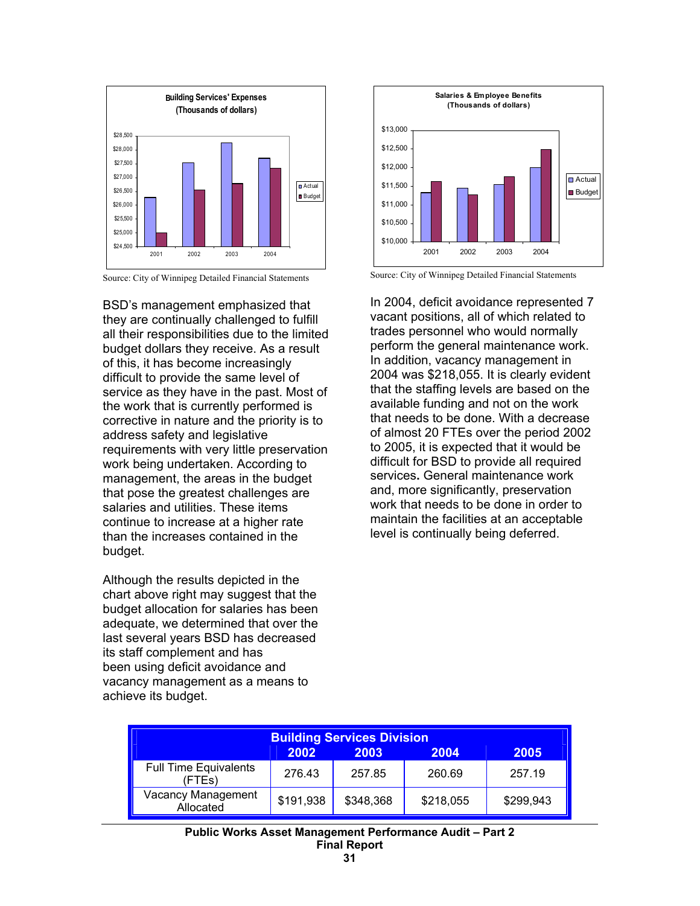**Building Services' Expenses**
**(Thousands of dollars)**

Source: City of Winnipeg Detailed Financial Statements

**Salaries & Employee Benefits**
**(Thousands of dollars)**

Source: City of Winnipeg Detailed Financial Statements

BSD's management emphasized that they are continually challenged to fulfill all their responsibilities due to the limited budget dollars they receive. As a result of this, it has become increasingly difficult to provide the same level of service as they have in the past. Most of the work that is currently performed is corrective in nature and the priority is to address safety and legislative requirements with very little preservation work being undertaken. According to management, the areas in the budget that pose the greatest challenges are salaries and utilities. These items continue to increase at a higher rate than the increases contained in the budget.

Although the results depicted in the chart above right may suggest that the budget allocation for salaries has been adequate, we determined that over the last several years BSD has decreased its staff complement and has been using deficit avoidance and vacancy management as a means to achieve its budget.

In 2004, deficit avoidance represented 7 vacant positions, all of which related to trades personnel who would normally perform the general maintenance work. In addition, vacancy management in 2004 was $218,055. It is clearly evident that the staffing levels are based on the available funding and not on the work that needs to be done. With a decrease of almost 20 FTEs over the period 2002 to 2005, it is expected that it would be difficult for BSD to provide all required services**.** General maintenance work and, more significantly, preservation work that needs to be done in order to maintain the facilities at an acceptable level is continually being deferred.

| Building Services Division | | | | |
|---|---|---|---|---|
| | 2002 | 2003 | 2004 | 2005 |
| Full Time Equivalents (FTEs) | 276.43 | 257.85 | 260.69 | 257.19 |
| Vacancy Management Allocated | $191,938 | $348,368 | $218,055 | $299,943 |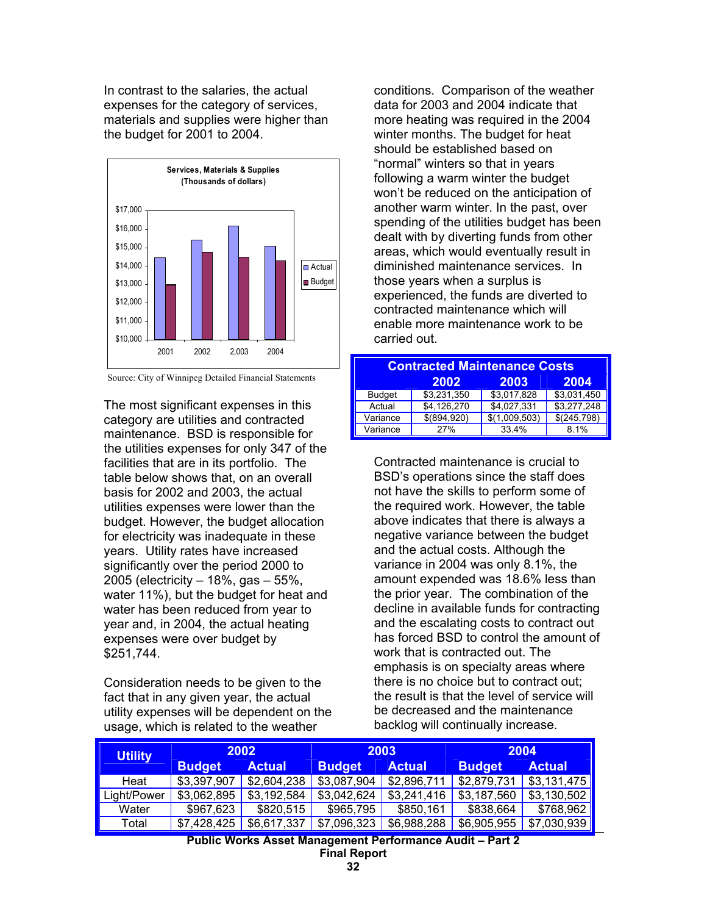In contrast to the salaries, the actual expenses for the category of services, materials and supplies were higher than the budget for 2001 to 2004.

Services, Materials & Supplies
(Thousands of dollars)

Source: City of Winnipeg Detailed Financial Statements

The most significant expenses in this category are utilities and contracted maintenance. BSD is responsible for the utilities expenses for only 347 of the facilities that are in its portfolio. The table below shows that, on an overall basis for 2002 and 2003, the actual utilities expenses were lower than the budget. However, the budget allocation for electricity was inadequate in these years. Utility rates have increased significantly over the period 2000 to 2005 (electricity – 18%, gas – 55%, water 11%), but the budget for heat and water has been reduced from year to year and, in 2004, the actual heating expenses were over budget by $251,744.

Consideration needs to be given to the fact that in any given year, the actual utility expenses will be dependent on the usage, which is related to the weather conditions. Comparison of the weather data for 2003 and 2004 indicate that more heating was required in the 2004 winter months. The budget for heat should be established based on "normal" winters so that in years following a warm winter the budget won't be reduced on the anticipation of another warm winter. In the past, over spending of the utilities budget has been dealt with by diverting funds from other areas, which would eventually result in diminished maintenance services. In those years when a surplus is experienced, the funds are diverted to contracted maintenance which will enable more maintenance work to be carried out.

| Contracted Maintenance Costs | | | |
|---|---|---|---|
| | 2002 | 2003 | 2004 |
| Budget | $3,231,350 | $3,017,828 | $3,031,450 |
| Actual | $4,126,270 | $4,027,331 | $3,277,248 |
| Variance | $(894,920) | $(1,009,503) | $(245,798) |
| Variance | 27% | 33.4% | 8.1% |

Contracted maintenance is crucial to BSD's operations since the staff does not have the skills to perform some of the required work. However, the table above indicates that there is always a negative variance between the budget and the actual costs. Although the variance in 2004 was only 8.1%, the amount expended was 18.6% less than the prior year. The combination of the decline in available funds for contracting and the escalating costs to contract out has forced BSD to control the amount of work that is contracted out. The emphasis is on specialty areas where there is no choice but to contract out; the result is that the level of service will be decreased and the maintenance backlog will continually increase.

| Utility | 2002 | | 2003 | | 2004 | |
|---|---|---|---|---|---|---|
| | Budget | Actual | Budget | Actual | Budget | Actual |
| Heat | $3,397,907 | $2,604,238 | $3,087,904 | $2,896,711 | $2,879,731 | $3,131,475 |
| Light/Power | $3,062,895 | $3,192,584 | $3,042,624 | $3,241,416 | $3,187,560 | $3,130,502 |
| Water | $967,623 | $820,515 | $965,795 | $850,161 | $838,664 | $768,962 |
| Total | $7,428,425 | $6,617,337 | $7,096,323 | $6,988,288 | $6,905,955 | $7,030,939 |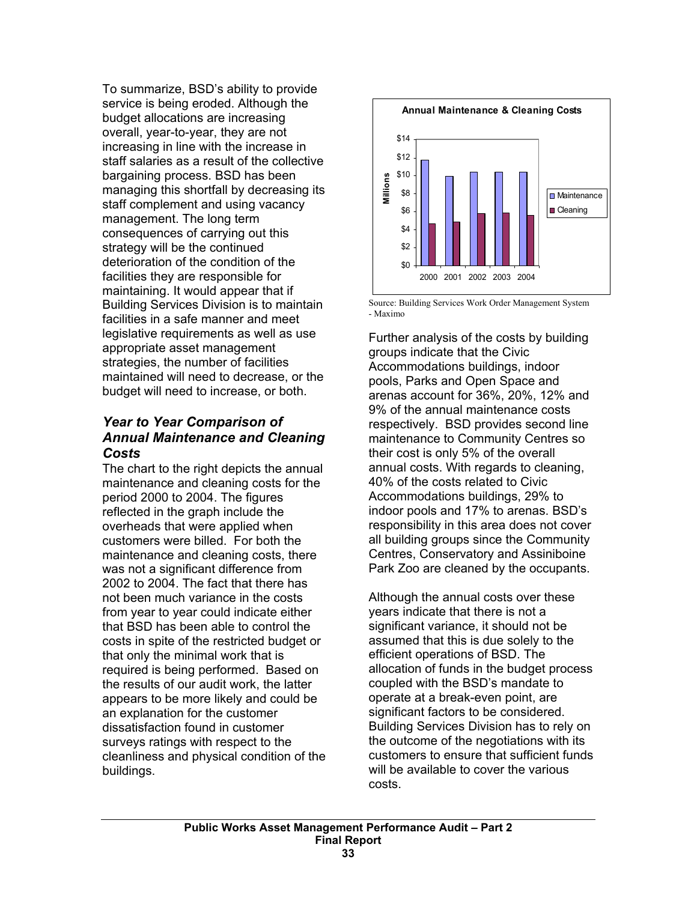To summarize, BSD's ability to provide service is being eroded. Although the budget allocations are increasing overall, year-to-year, they are not increasing in line with the increase in staff salaries as a result of the collective bargaining process. BSD has been managing this shortfall by decreasing its staff complement and using vacancy management. The long term consequences of carrying out this strategy will be the continued deterioration of the condition of the facilities they are responsible for maintaining. It would appear that if Building Services Division is to maintain facilities in a safe manner and meet legislative requirements as well as use appropriate asset management strategies, the number of facilities maintained will need to decrease, or the budget will need to increase, or both.

### *Year to Year Comparison of Annual Maintenance and Cleaning Costs*

The chart to the right depicts the annual maintenance and cleaning costs for the period 2000 to 2004. The figures reflected in the graph include the overheads that were applied when customers were billed. For both the maintenance and cleaning costs, there was not a significant difference from 2002 to 2004. The fact that there has not been much variance in the costs from year to year could indicate either that BSD has been able to control the costs in spite of the restricted budget or that only the minimal work that is required is being performed. Based on the results of our audit work, the latter appears to be more likely and could be an explanation for the customer dissatisfaction found in customer surveys ratings with respect to the cleanliness and physical condition of the buildings.

**Annual Maintenance & Cleaning Costs**

Source: Building Services Work Order Management System - Maximo

Further analysis of the costs by building groups indicate that the Civic Accommodations buildings, indoor pools, Parks and Open Space and arenas account for 36%, 20%, 12% and 9% of the annual maintenance costs respectively. BSD provides second line maintenance to Community Centres so their cost is only 5% of the overall annual costs. With regards to cleaning, 40% of the costs related to Civic Accommodations buildings, 29% to indoor pools and 17% to arenas. BSD's responsibility in this area does not cover all building groups since the Community Centres, Conservatory and Assiniboine Park Zoo are cleaned by the occupants.

Although the annual costs over these years indicate that there is not a significant variance, it should not be assumed that this is due solely to the efficient operations of BSD. The allocation of funds in the budget process coupled with the BSD's mandate to operate at a break-even point, are significant factors to be considered. Building Services Division has to rely on the outcome of the negotiations with its customers to ensure that sufficient funds will be available to cover the various costs.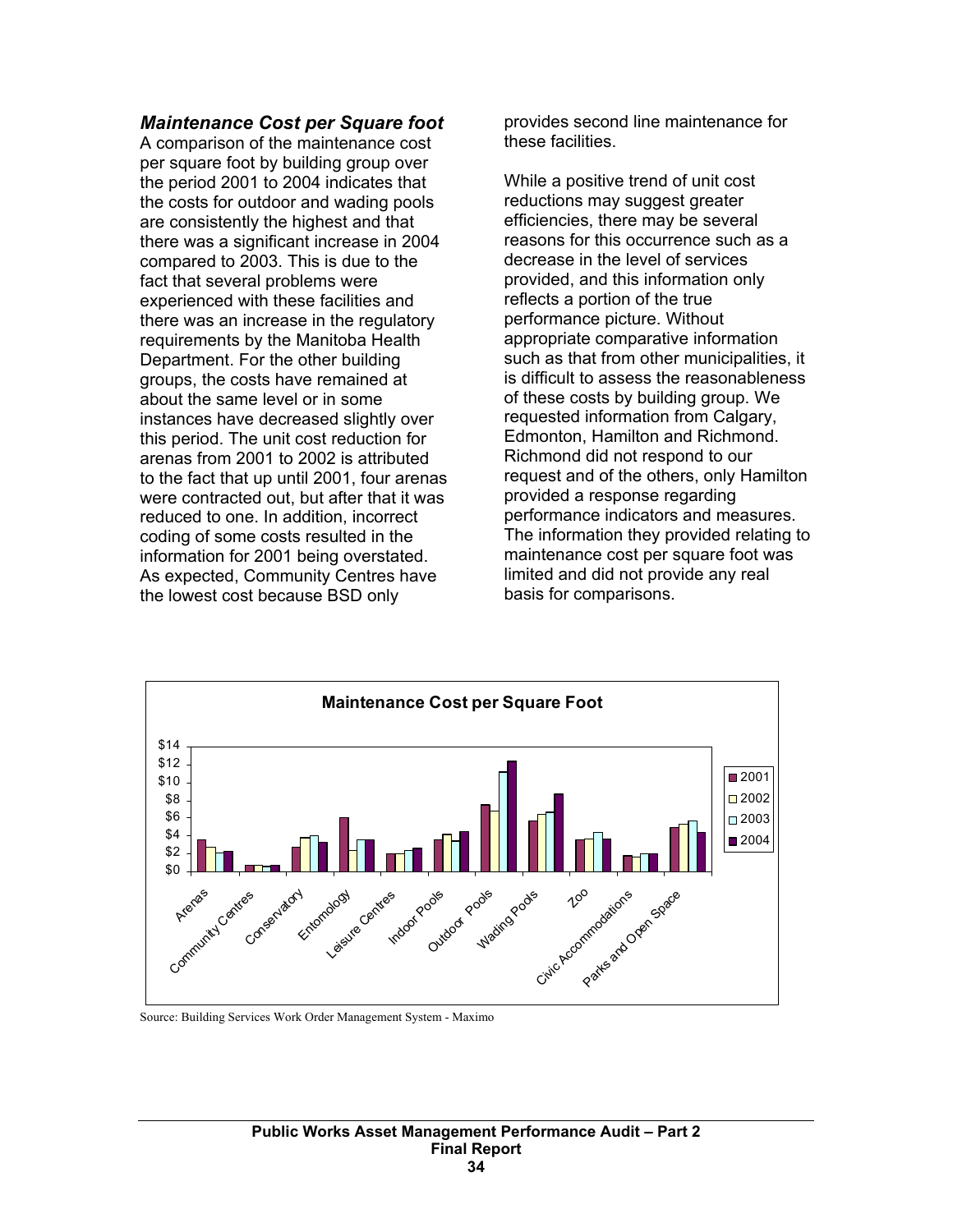### *Maintenance Cost per Square foot*

A comparison of the maintenance cost per square foot by building group over the period 2001 to 2004 indicates that the costs for outdoor and wading pools are consistently the highest and that there was a significant increase in 2004 compared to 2003. This is due to the fact that several problems were experienced with these facilities and there was an increase in the regulatory requirements by the Manitoba Health Department. For the other building groups, the costs have remained at about the same level or in some instances have decreased slightly over this period. The unit cost reduction for arenas from 2001 to 2002 is attributed to the fact that up until 2001, four arenas were contracted out, but after that it was reduced to one. In addition, incorrect coding of some costs resulted in the information for 2001 being overstated. As expected, Community Centres have the lowest cost because BSD only provides second line maintenance for these facilities.

While a positive trend of unit cost reductions may suggest greater efficiencies, there may be several reasons for this occurrence such as a decrease in the level of services provided, and this information only reflects a portion of the true performance picture. Without appropriate comparative information such as that from other municipalities, it is difficult to assess the reasonableness of these costs by building group. We requested information from Calgary, Edmonton, Hamilton and Richmond. Richmond did not respond to our request and of the others, only Hamilton provided a response regarding performance indicators and measures. The information they provided relating to maintenance cost per square foot was limited and did not provide any real basis for comparisons.

**Maintenance Cost per Square Foot**

Source: Building Services Work Order Management System - Maximo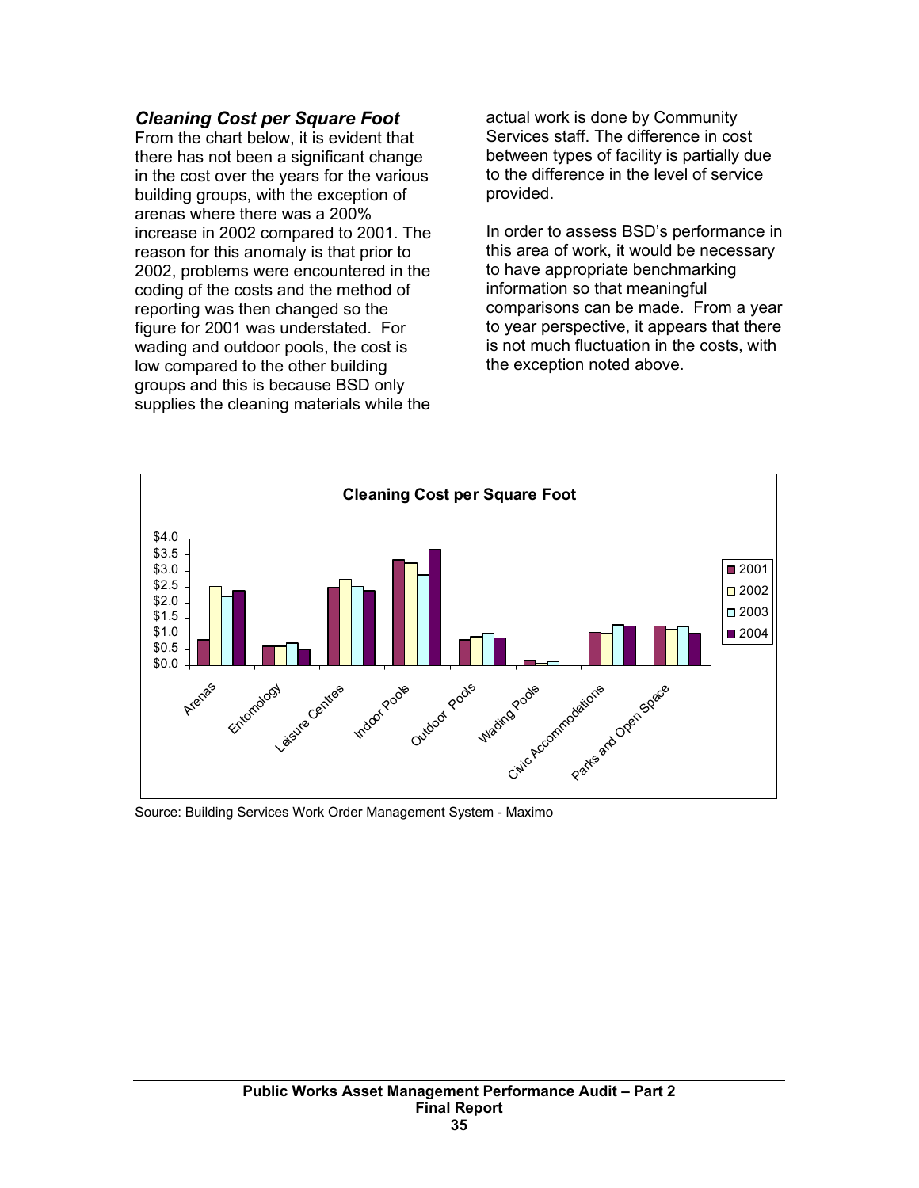### *Cleaning Cost per Square Foot*

From the chart below, it is evident that there has not been a significant change in the cost over the years for the various building groups, with the exception of arenas where there was a 200% increase in 2002 compared to 2001. The reason for this anomaly is that prior to 2002, problems were encountered in the coding of the costs and the method of reporting was then changed so the figure for 2001 was understated. For wading and outdoor pools, the cost is low compared to the other building groups and this is because BSD only supplies the cleaning materials while the actual work is done by Community Services staff. The difference in cost between types of facility is partially due to the difference in the level of service provided.

In order to assess BSD's performance in this area of work, it would be necessary to have appropriate benchmarking information so that meaningful comparisons can be made. From a year to year perspective, it appears that there is not much fluctuation in the costs, with the exception noted above.

**Cleaning Cost per Square Foot**

Source: Building Services Work Order Management System - Maximo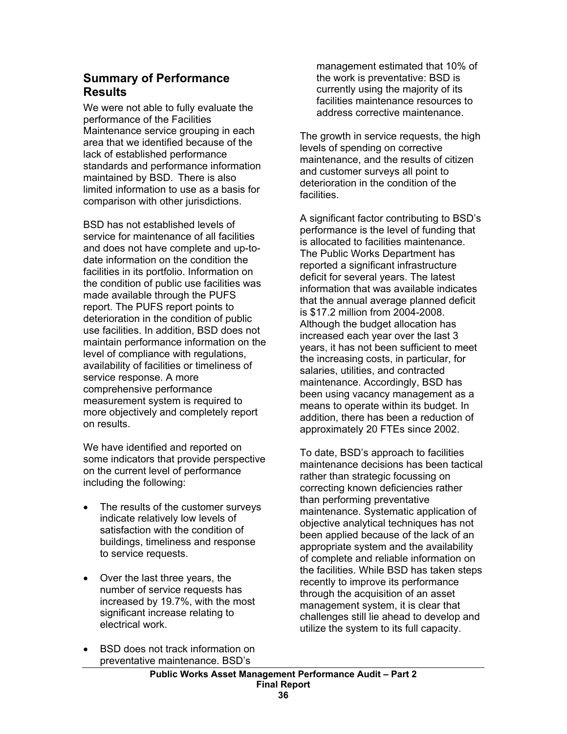## Summary of Performance Results

We were not able to fully evaluate the performance of the Facilities Maintenance service grouping in each area that we identified because of the lack of established performance standards and performance information maintained by BSD. There is also limited information to use as a basis for comparison with other jurisdictions.

BSD has not established levels of service for maintenance of all facilities and does not have complete and up-to-date information on the condition the facilities in its portfolio. Information on the condition of public use facilities was made available through the PUFS report. The PUFS report points to deterioration in the condition of public use facilities. In addition, BSD does not maintain performance information on the level of compliance with regulations, availability of facilities or timeliness of service response. A more comprehensive performance measurement system is required to more objectively and completely report on results.

We have identified and reported on some indicators that provide perspective on the current level of performance including the following:

- The results of the customer surveys indicate relatively low levels of satisfaction with the condition of buildings, timeliness and response to service requests.
- Over the last three years, the number of service requests has increased by 19.7%, with the most significant increase relating to electrical work.
- BSD does not track information on preventative maintenance. BSD's management estimated that 10% of the work is preventative: BSD is currently using the majority of its facilities maintenance resources to address corrective maintenance.

The growth in service requests, the high levels of spending on corrective maintenance, and the results of citizen and customer surveys all point to deterioration in the condition of the facilities.

A significant factor contributing to BSD's performance is the level of funding that is allocated to facilities maintenance. The Public Works Department has reported a significant infrastructure deficit for several years. The latest information that was available indicates that the annual average planned deficit is $17.2 million from 2004-2008. Although the budget allocation has increased each year over the last 3 years, it has not been sufficient to meet the increasing costs, in particular, for salaries, utilities, and contracted maintenance. Accordingly, BSD has been using vacancy management as a means to operate within its budget. In addition, there has been a reduction of approximately 20 FTEs since 2002.

To date, BSD's approach to facilities maintenance decisions has been tactical rather than strategic focussing on correcting known deficiencies rather than performing preventative maintenance. Systematic application of objective analytical techniques has not been applied because of the lack of an appropriate system and the availability of complete and reliable information on the facilities. While BSD has taken steps recently to improve its performance through the acquisition of an asset management system, it is clear that challenges still lie ahead to develop and utilize the system to its full capacity.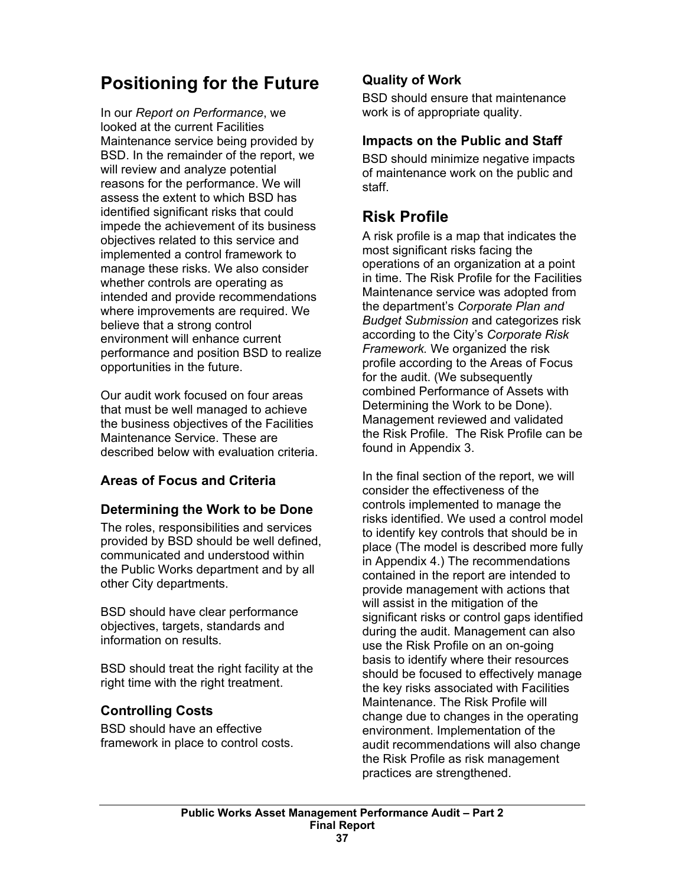## Positioning for the Future

In our *Report on Performance*, we looked at the current Facilities Maintenance service being provided by BSD. In the remainder of the report, we will review and analyze potential reasons for the performance. We will assess the extent to which BSD has identified significant risks that could impede the achievement of its business objectives related to this service and implemented a control framework to manage these risks. We also consider whether controls are operating as intended and provide recommendations where improvements are required. We believe that a strong control environment will enhance current performance and position BSD to realize opportunities in the future.

Our audit work focused on four areas that must be well managed to achieve the business objectives of the Facilities Maintenance Service. These are described below with evaluation criteria.

### Areas of Focus and Criteria

### Determining the Work to be Done

The roles, responsibilities and services provided by BSD should be well defined, communicated and understood within the Public Works department and by all other City departments.

BSD should have clear performance objectives, targets, standards and information on results.

BSD should treat the right facility at the right time with the right treatment.

### Controlling Costs

BSD should have an effective framework in place to control costs.

### Quality of Work

BSD should ensure that maintenance work is of appropriate quality.

### Impacts on the Public and Staff

BSD should minimize negative impacts of maintenance work on the public and staff.

## Risk Profile

A risk profile is a map that indicates the most significant risks facing the operations of an organization at a point in time. The Risk Profile for the Facilities Maintenance service was adopted from the department's *Corporate Plan and Budget Submission* and categorizes risk according to the City's *Corporate Risk Framework.* We organized the risk profile according to the Areas of Focus for the audit. (We subsequently combined Performance of Assets with Determining the Work to be Done). Management reviewed and validated the Risk Profile. The Risk Profile can be found in Appendix 3.

In the final section of the report, we will consider the effectiveness of the controls implemented to manage the risks identified. We used a control model to identify key controls that should be in place (The model is described more fully in Appendix 4.) The recommendations contained in the report are intended to provide management with actions that will assist in the mitigation of the significant risks or control gaps identified during the audit. Management can also use the Risk Profile on an on-going basis to identify where their resources should be focused to effectively manage the key risks associated with Facilities Maintenance. The Risk Profile will change due to changes in the operating environment. Implementation of the audit recommendations will also change the Risk Profile as risk management practices are strengthened.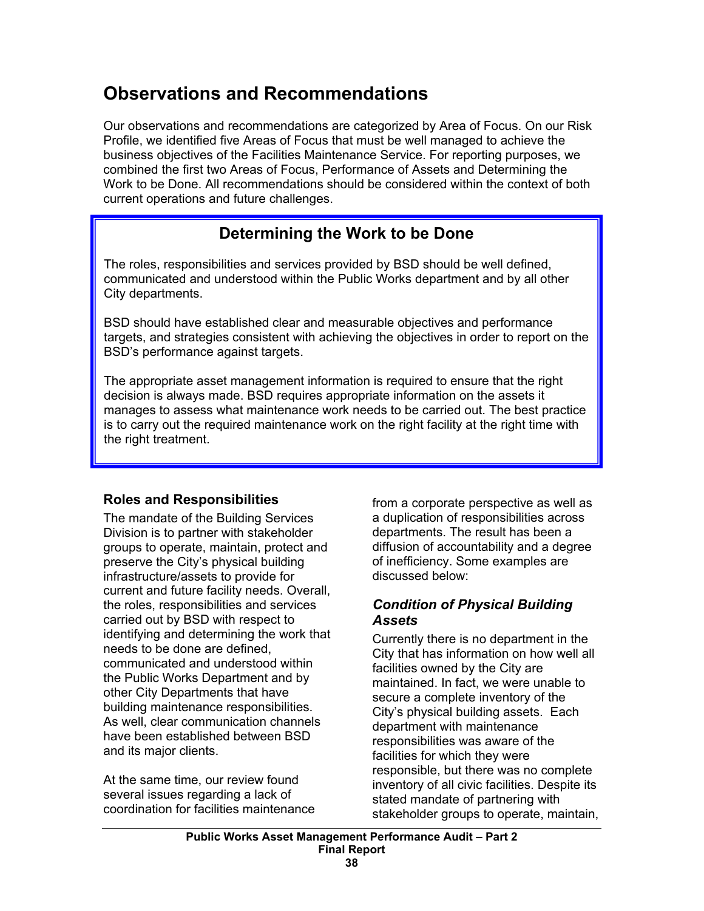# Observations and Recommendations

Our observations and recommendations are categorized by Area of Focus. On our Risk Profile, we identified five Areas of Focus that must be well managed to achieve the business objectives of the Facilities Maintenance Service. For reporting purposes, we combined the first two Areas of Focus, Performance of Assets and Determining the Work to be Done. All recommendations should be considered within the context of both current operations and future challenges.

## Determining the Work to be Done

The roles, responsibilities and services provided by BSD should be well defined, communicated and understood within the Public Works department and by all other City departments.

BSD should have established clear and measurable objectives and performance targets, and strategies consistent with achieving the objectives in order to report on the BSD's performance against targets.

The appropriate asset management information is required to ensure that the right decision is always made. BSD requires appropriate information on the assets it manages to assess what maintenance work needs to be carried out. The best practice is to carry out the required maintenance work on the right facility at the right time with the right treatment.

### Roles and Responsibilities

The mandate of the Building Services Division is to partner with stakeholder groups to operate, maintain, protect and preserve the City's physical building infrastructure/assets to provide for current and future facility needs. Overall, the roles, responsibilities and services carried out by BSD with respect to identifying and determining the work that needs to be done are defined, communicated and understood within the Public Works Department and by other City Departments that have building maintenance responsibilities. As well, clear communication channels have been established between BSD and its major clients.

At the same time, our review found several issues regarding a lack of coordination for facilities maintenance from a corporate perspective as well as a duplication of responsibilities across departments. The result has been a diffusion of accountability and a degree of inefficiency. Some examples are discussed below:

#### *Condition of Physical Building Assets*

Currently there is no department in the City that has information on how well all facilities owned by the City are maintained. In fact, we were unable to secure a complete inventory of the City's physical building assets. Each department with maintenance responsibilities was aware of the facilities for which they were responsible, but there was no complete inventory of all civic facilities. Despite its stated mandate of partnering with stakeholder groups to operate, maintain,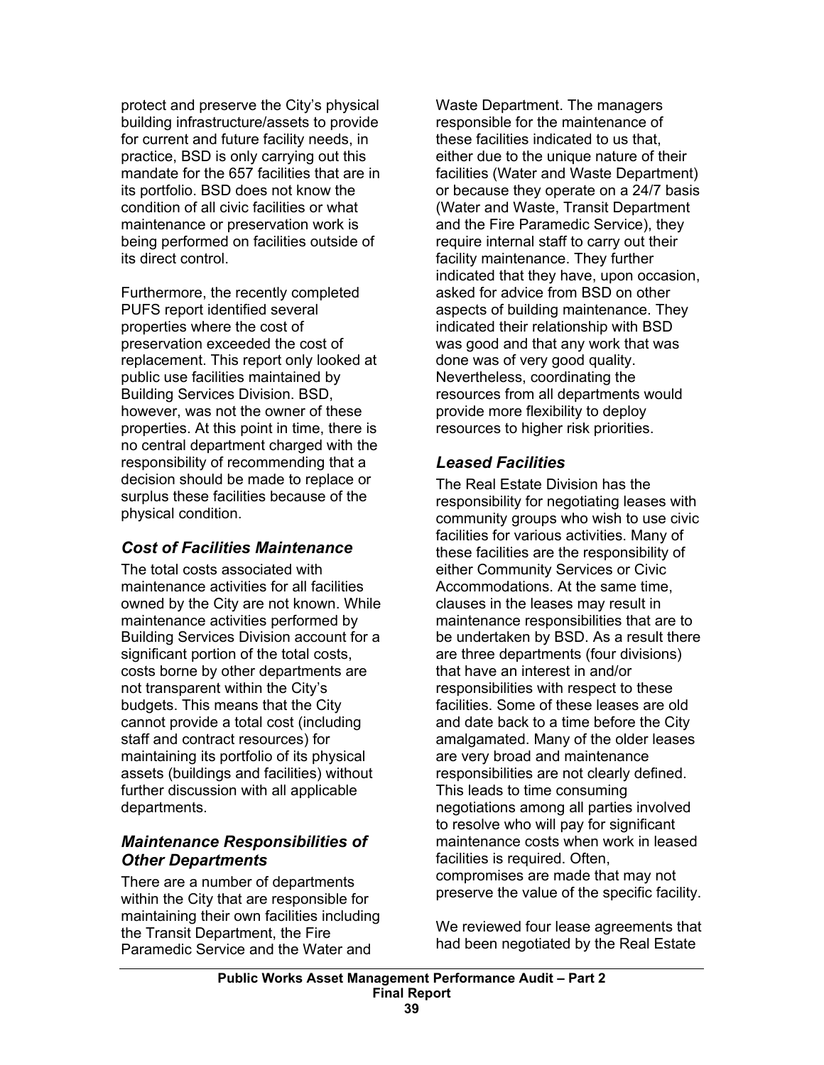protect and preserve the City's physical building infrastructure/assets to provide for current and future facility needs, in practice, BSD is only carrying out this mandate for the 657 facilities that are in its portfolio. BSD does not know the condition of all civic facilities or what maintenance or preservation work is being performed on facilities outside of its direct control.

Furthermore, the recently completed PUFS report identified several properties where the cost of preservation exceeded the cost of replacement. This report only looked at public use facilities maintained by Building Services Division. BSD, however, was not the owner of these properties. At this point in time, there is no central department charged with the responsibility of recommending that a decision should be made to replace or surplus these facilities because of the physical condition.

### *Cost of Facilities Maintenance*

The total costs associated with maintenance activities for all facilities owned by the City are not known. While maintenance activities performed by Building Services Division account for a significant portion of the total costs, costs borne by other departments are not transparent within the City's budgets. This means that the City cannot provide a total cost (including staff and contract resources) for maintaining its portfolio of its physical assets (buildings and facilities) without further discussion with all applicable departments.

### *Maintenance Responsibilities of Other Departments*

There are a number of departments within the City that are responsible for maintaining their own facilities including the Transit Department, the Fire Paramedic Service and the Water and Waste Department. The managers responsible for the maintenance of these facilities indicated to us that, either due to the unique nature of their facilities (Water and Waste Department) or because they operate on a 24/7 basis (Water and Waste, Transit Department and the Fire Paramedic Service), they require internal staff to carry out their facility maintenance. They further indicated that they have, upon occasion, asked for advice from BSD on other aspects of building maintenance. They indicated their relationship with BSD was good and that any work that was done was of very good quality. Nevertheless, coordinating the resources from all departments would provide more flexibility to deploy resources to higher risk priorities.

### *Leased Facilities*

The Real Estate Division has the responsibility for negotiating leases with community groups who wish to use civic facilities for various activities. Many of these facilities are the responsibility of either Community Services or Civic Accommodations. At the same time, clauses in the leases may result in maintenance responsibilities that are to be undertaken by BSD. As a result there are three departments (four divisions) that have an interest in and/or responsibilities with respect to these facilities. Some of these leases are old and date back to a time before the City amalgamated. Many of the older leases are very broad and maintenance responsibilities are not clearly defined. This leads to time consuming negotiations among all parties involved to resolve who will pay for significant maintenance costs when work in leased facilities is required. Often, compromises are made that may not preserve the value of the specific facility.

We reviewed four lease agreements that had been negotiated by the Real Estate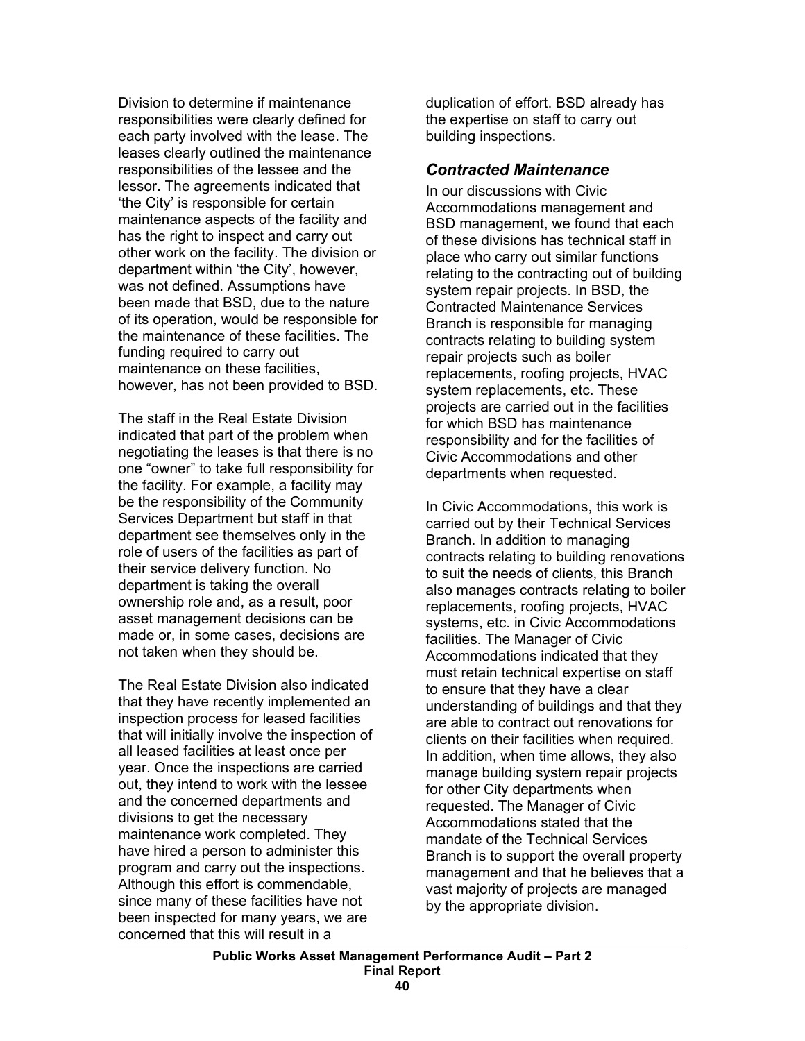Division to determine if maintenance responsibilities were clearly defined for each party involved with the lease. The leases clearly outlined the maintenance responsibilities of the lessee and the lessor. The agreements indicated that 'the City' is responsible for certain maintenance aspects of the facility and has the right to inspect and carry out other work on the facility. The division or department within 'the City', however, was not defined. Assumptions have been made that BSD, due to the nature of its operation, would be responsible for the maintenance of these facilities. The funding required to carry out maintenance on these facilities, however, has not been provided to BSD.

The staff in the Real Estate Division indicated that part of the problem when negotiating the leases is that there is no one "owner" to take full responsibility for the facility. For example, a facility may be the responsibility of the Community Services Department but staff in that department see themselves only in the role of users of the facilities as part of their service delivery function. No department is taking the overall ownership role and, as a result, poor asset management decisions can be made or, in some cases, decisions are not taken when they should be.

The Real Estate Division also indicated that they have recently implemented an inspection process for leased facilities that will initially involve the inspection of all leased facilities at least once per year. Once the inspections are carried out, they intend to work with the lessee and the concerned departments and divisions to get the necessary maintenance work completed. They have hired a person to administer this program and carry out the inspections. Although this effort is commendable, since many of these facilities have not been inspected for many years, we are concerned that this will result in a duplication of effort. BSD already has the expertise on staff to carry out building inspections.

### *Contracted Maintenance*

In our discussions with Civic Accommodations management and BSD management, we found that each of these divisions has technical staff in place who carry out similar functions relating to the contracting out of building system repair projects. In BSD, the Contracted Maintenance Services Branch is responsible for managing contracts relating to building system repair projects such as boiler replacements, roofing projects, HVAC system replacements, etc. These projects are carried out in the facilities for which BSD has maintenance responsibility and for the facilities of Civic Accommodations and other departments when requested.

In Civic Accommodations, this work is carried out by their Technical Services Branch. In addition to managing contracts relating to building renovations to suit the needs of clients, this Branch also manages contracts relating to boiler replacements, roofing projects, HVAC systems, etc. in Civic Accommodations facilities. The Manager of Civic Accommodations indicated that they must retain technical expertise on staff to ensure that they have a clear understanding of buildings and that they are able to contract out renovations for clients on their facilities when required. In addition, when time allows, they also manage building system repair projects for other City departments when requested. The Manager of Civic Accommodations stated that the mandate of the Technical Services Branch is to support the overall property management and that he believes that a vast majority of projects are managed by the appropriate division.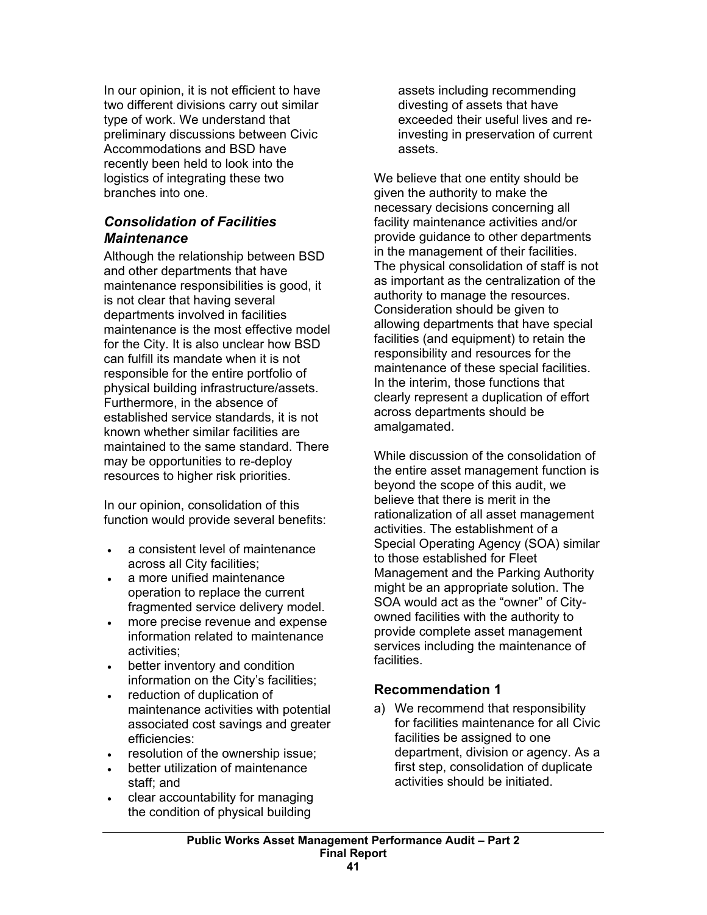In our opinion, it is not efficient to have two different divisions carry out similar type of work. We understand that preliminary discussions between Civic Accommodations and BSD have recently been held to look into the logistics of integrating these two branches into one.

### *Consolidation of Facilities Maintenance*

Although the relationship between BSD and other departments that have maintenance responsibilities is good, it is not clear that having several departments involved in facilities maintenance is the most effective model for the City. It is also unclear how BSD can fulfill its mandate when it is not responsible for the entire portfolio of physical building infrastructure/assets. Furthermore, in the absence of established service standards, it is not known whether similar facilities are maintained to the same standard. There may be opportunities to re-deploy resources to higher risk priorities.

In our opinion, consolidation of this function would provide several benefits:

- a consistent level of maintenance across all City facilities;
- a more unified maintenance operation to replace the current fragmented service delivery model.
- more precise revenue and expense information related to maintenance activities;
- better inventory and condition information on the City's facilities;
- reduction of duplication of maintenance activities with potential associated cost savings and greater efficiencies:
- resolution of the ownership issue;
- better utilization of maintenance staff; and
- clear accountability for managing the condition of physical building assets including recommending divesting of assets that have exceeded their useful lives and re-investing in preservation of current assets.

We believe that one entity should be given the authority to make the necessary decisions concerning all facility maintenance activities and/or provide guidance to other departments in the management of their facilities. The physical consolidation of staff is not as important as the centralization of the authority to manage the resources. Consideration should be given to allowing departments that have special facilities (and equipment) to retain the responsibility and resources for the maintenance of these special facilities. In the interim, those functions that clearly represent a duplication of effort across departments should be amalgamated.

While discussion of the consolidation of the entire asset management function is beyond the scope of this audit, we believe that there is merit in the rationalization of all asset management activities. The establishment of a Special Operating Agency (SOA) similar to those established for Fleet Management and the Parking Authority might be an appropriate solution. The SOA would act as the "owner" of City-owned facilities with the authority to provide complete asset management services including the maintenance of facilities.

### Recommendation 1

a) We recommend that responsibility for facilities maintenance for all Civic facilities be assigned to one department, division or agency. As a first step, consolidation of duplicate activities should be initiated.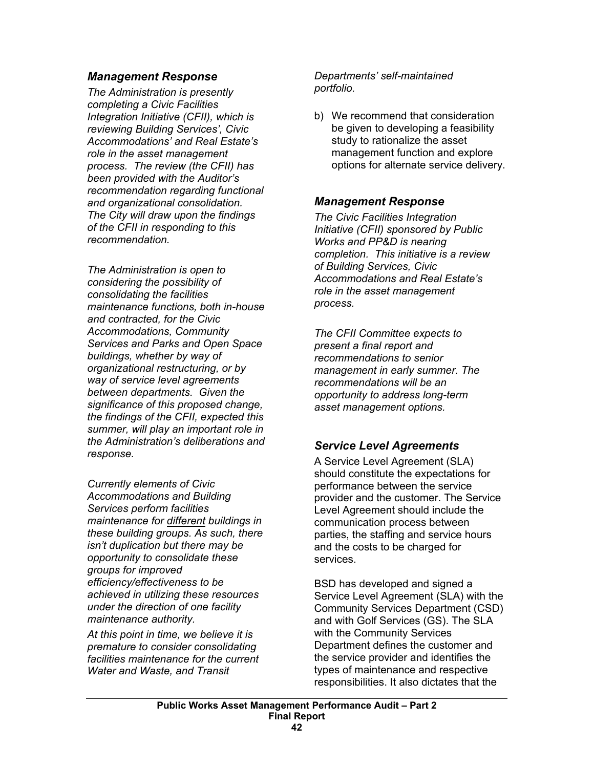### *Management Response*

*The Administration is presently completing a Civic Facilities Integration Initiative (CFII), which is reviewing Building Services', Civic Accommodations' and Real Estate's role in the asset management process. The review (the CFII) has been provided with the Auditor's recommendation regarding functional and organizational consolidation. The City will draw upon the findings of the CFII in responding to this recommendation.*

*The Administration is open to considering the possibility of consolidating the facilities maintenance functions, both in-house and contracted, for the Civic Accommodations, Community Services and Parks and Open Space buildings, whether by way of organizational restructuring, or by way of service level agreements between departments. Given the significance of this proposed change, the findings of the CFII, expected this summer, will play an important role in the Administration's deliberations and response.*

*Currently elements of Civic Accommodations and Building Services perform facilities maintenance for different buildings in these building groups. As such, there isn't duplication but there may be opportunity to consolidate these groups for improved efficiency/effectiveness to be achieved in utilizing these resources under the direction of one facility maintenance authority.*

*At this point in time, we believe it is premature to consider consolidating facilities maintenance for the current Water and Waste, and Transit Departments' self-maintained portfolio.*

b) We recommend that consideration be given to developing a feasibility study to rationalize the asset management function and explore options for alternate service delivery.

### *Management Response*

*The Civic Facilities Integration Initiative (CFII) sponsored by Public Works and PP&D is nearing completion. This initiative is a review of Building Services, Civic Accommodations and Real Estate's role in the asset management process.*

*The CFII Committee expects to present a final report and recommendations to senior management in early summer. The recommendations will be an opportunity to address long-term asset management options.*

### *Service Level Agreements*

A Service Level Agreement (SLA) should constitute the expectations for performance between the service provider and the customer. The Service Level Agreement should include the communication process between parties, the staffing and service hours and the costs to be charged for services.

BSD has developed and signed a Service Level Agreement (SLA) with the Community Services Department (CSD) and with Golf Services (GS). The SLA with the Community Services Department defines the customer and the service provider and identifies the types of maintenance and respective responsibilities. It also dictates that the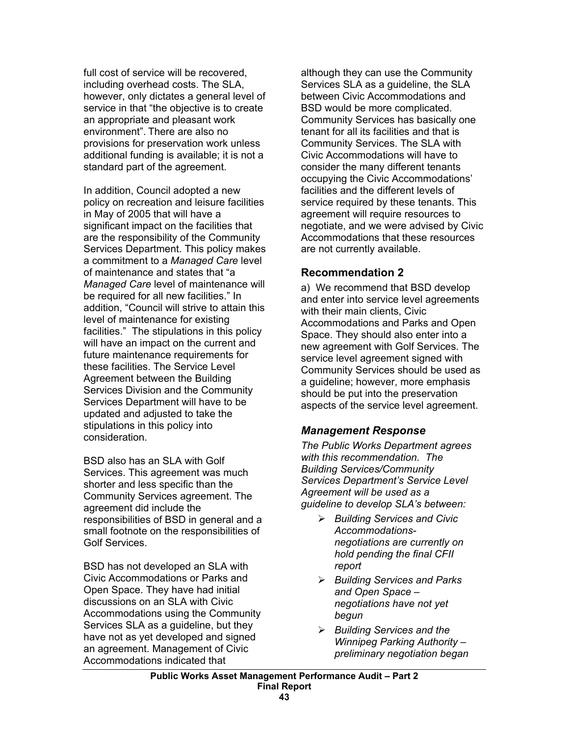full cost of service will be recovered, including overhead costs. The SLA, however, only dictates a general level of service in that "the objective is to create an appropriate and pleasant work environment". There are also no provisions for preservation work unless additional funding is available; it is not a standard part of the agreement.

In addition, Council adopted a new policy on recreation and leisure facilities in May of 2005 that will have a significant impact on the facilities that are the responsibility of the Community Services Department. This policy makes a commitment to a *Managed Care* level of maintenance and states that "a *Managed Care* level of maintenance will be required for all new facilities." In addition, "Council will strive to attain this level of maintenance for existing facilities." The stipulations in this policy will have an impact on the current and future maintenance requirements for these facilities. The Service Level Agreement between the Building Services Division and the Community Services Department will have to be updated and adjusted to take the stipulations in this policy into consideration.

BSD also has an SLA with Golf Services. This agreement was much shorter and less specific than the Community Services agreement. The agreement did include the responsibilities of BSD in general and a small footnote on the responsibilities of Golf Services.

BSD has not developed an SLA with Civic Accommodations or Parks and Open Space. They have had initial discussions on an SLA with Civic Accommodations using the Community Services SLA as a guideline, but they have not as yet developed and signed an agreement. Management of Civic Accommodations indicated that although they can use the Community Services SLA as a guideline, the SLA between Civic Accommodations and BSD would be more complicated. Community Services has basically one tenant for all its facilities and that is Community Services. The SLA with Civic Accommodations will have to consider the many different tenants occupying the Civic Accommodations' facilities and the different levels of service required by these tenants. This agreement will require resources to negotiate, and we were advised by Civic Accommodations that these resources are not currently available.

## Recommendation 2

a) We recommend that BSD develop and enter into service level agreements with their main clients, Civic Accommodations and Parks and Open Space. They should also enter into a new agreement with Golf Services. The service level agreement signed with Community Services should be used as a guideline; however, more emphasis should be put into the preservation aspects of the service level agreement.

### *Management Response*

*The Public Works Department agrees with this recommendation. The Building Services/Community Services Department's Service Level Agreement will be used as a guideline to develop SLA's between:*

- *Building Services and Civic Accommodations-negotiations are currently on hold pending the final CFII report*
- *Building Services and Parks and Open Space – negotiations have not yet begun*
- *Building Services and the Winnipeg Parking Authority – preliminary negotiation began*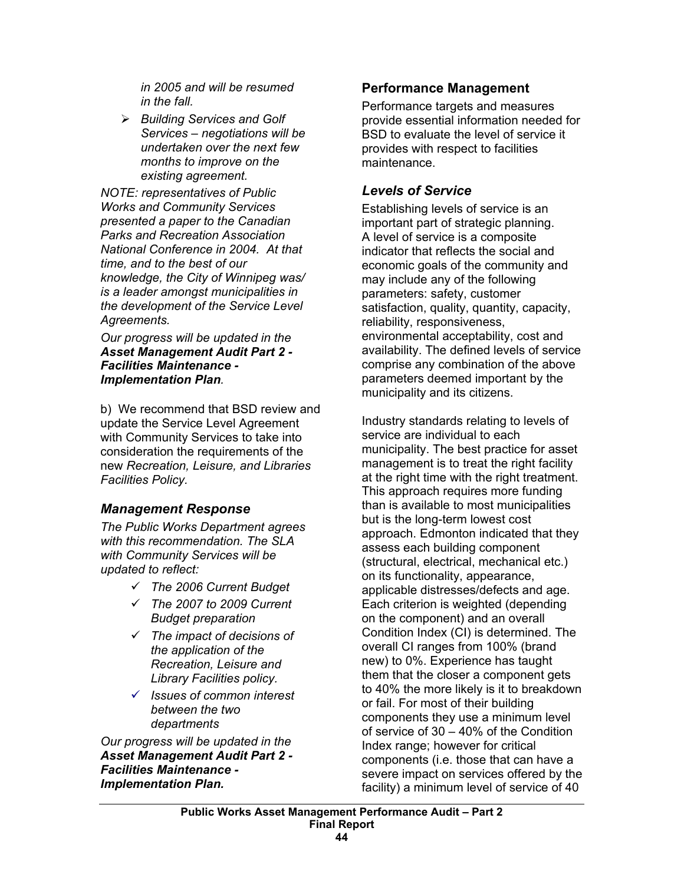*in 2005 and will be resumed in the fall.*

- *Building Services and Golf Services – negotiations will be undertaken over the next few months to improve on the existing agreement.*

*NOTE: representatives of Public Works and Community Services presented a paper to the Canadian Parks and Recreation Association National Conference in 2004. At that time, and to the best of our knowledge, the City of Winnipeg was/ is a leader amongst municipalities in the development of the Service Level Agreements.*

*Our progress will be updated in the* ***Asset Management Audit Part 2 - Facilities Maintenance - Implementation Plan****.*

b) We recommend that BSD review and update the Service Level Agreement with Community Services to take into consideration the requirements of the new *Recreation, Leisure, and Libraries Facilities Policy.*

### *Management Response*

*The Public Works Department agrees with this recommendation. The SLA with Community Services will be updated to reflect:*

- ✓ *The 2006 Current Budget*
- ✓ *The 2007 to 2009 Current Budget preparation*
- ✓ *The impact of decisions of the application of the Recreation, Leisure and Library Facilities policy.*
- ✓ *Issues of common interest between the two departments*

*Our progress will be updated in the* ***Asset Management Audit Part 2 - Facilities Maintenance - Implementation Plan.***

## Performance Management

Performance targets and measures provide essential information needed for BSD to evaluate the level of service it provides with respect to facilities maintenance.

### *Levels of Service*

Establishing levels of service is an important part of strategic planning. A level of service is a composite indicator that reflects the social and economic goals of the community and may include any of the following parameters: safety, customer satisfaction, quality, quantity, capacity, reliability, responsiveness, environmental acceptability, cost and availability. The defined levels of service comprise any combination of the above parameters deemed important by the municipality and its citizens.

Industry standards relating to levels of service are individual to each municipality. The best practice for asset management is to treat the right facility at the right time with the right treatment. This approach requires more funding than is available to most municipalities but is the long-term lowest cost approach. Edmonton indicated that they assess each building component (structural, electrical, mechanical etc.) on its functionality, appearance, applicable distresses/defects and age. Each criterion is weighted (depending on the component) and an overall Condition Index (CI) is determined. The overall CI ranges from 100% (brand new) to 0%. Experience has taught them that the closer a component gets to 40% the more likely is it to breakdown or fail. For most of their building components they use a minimum level of service of 30 – 40% of the Condition Index range; however for critical components (i.e. those that can have a severe impact on services offered by the facility) a minimum level of service of 40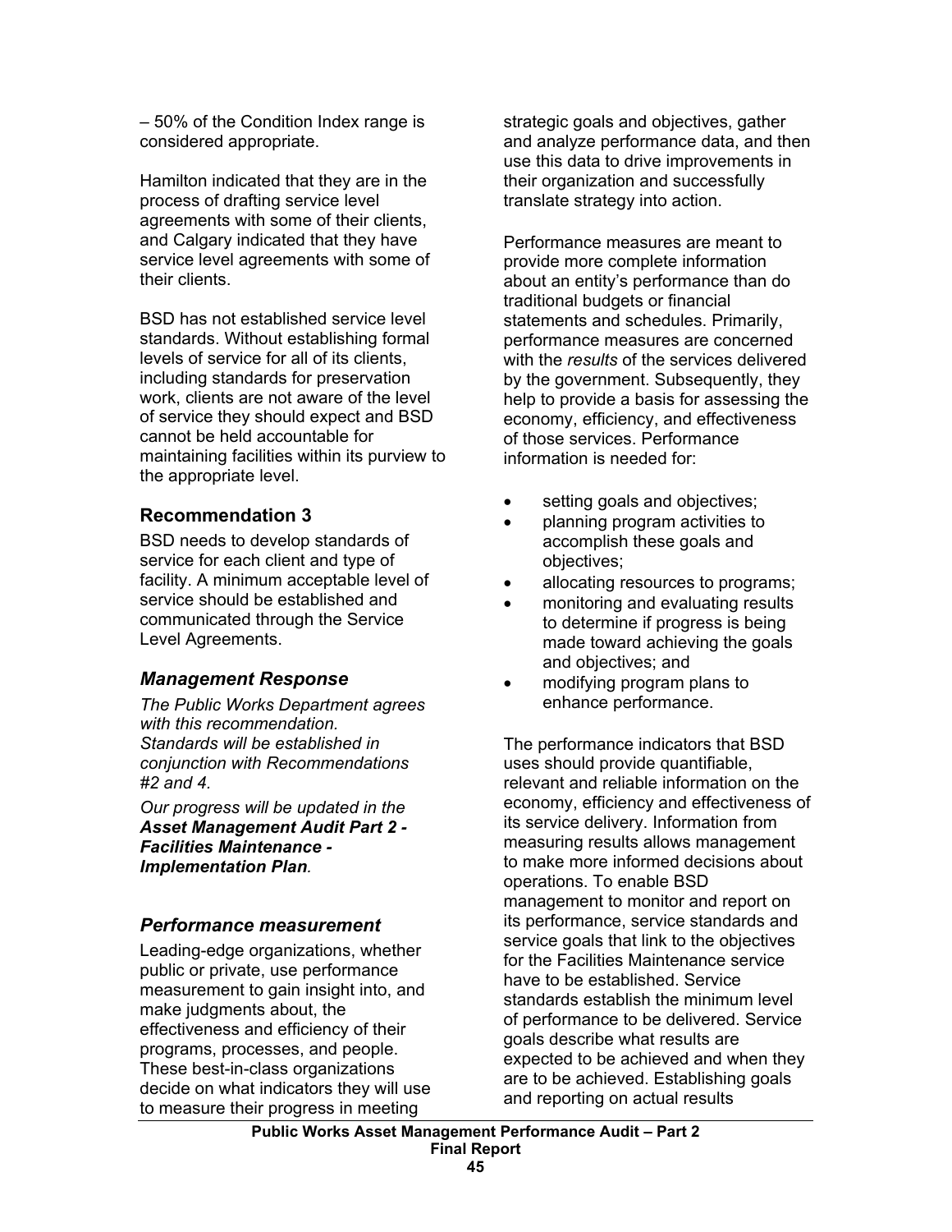– 50% of the Condition Index range is considered appropriate.

Hamilton indicated that they are in the process of drafting service level agreements with some of their clients, and Calgary indicated that they have service level agreements with some of their clients.

BSD has not established service level standards. Without establishing formal levels of service for all of its clients, including standards for preservation work, clients are not aware of the level of service they should expect and BSD cannot be held accountable for maintaining facilities within its purview to the appropriate level.

### Recommendation 3

BSD needs to develop standards of service for each client and type of facility. A minimum acceptable level of service should be established and communicated through the Service Level Agreements.

### *Management Response*

*The Public Works Department agrees with this recommendation. Standards will be established in conjunction with Recommendations #2 and 4.*

*Our progress will be updated in the **Asset Management Audit Part 2 - Facilities Maintenance - Implementation Plan**.*

### *Performance measurement*

Leading-edge organizations, whether public or private, use performance measurement to gain insight into, and make judgments about, the effectiveness and efficiency of their programs, processes, and people. These best-in-class organizations decide on what indicators they will use to measure their progress in meeting strategic goals and objectives, gather and analyze performance data, and then use this data to drive improvements in their organization and successfully translate strategy into action.

Performance measures are meant to provide more complete information about an entity's performance than do traditional budgets or financial statements and schedules. Primarily, performance measures are concerned with the *results* of the services delivered by the government. Subsequently, they help to provide a basis for assessing the economy, efficiency, and effectiveness of those services. Performance information is needed for:

- setting goals and objectives;
- planning program activities to accomplish these goals and objectives;
- allocating resources to programs;
- monitoring and evaluating results to determine if progress is being made toward achieving the goals and objectives; and
- modifying program plans to enhance performance.

The performance indicators that BSD uses should provide quantifiable, relevant and reliable information on the economy, efficiency and effectiveness of its service delivery. Information from measuring results allows management to make more informed decisions about operations. To enable BSD management to monitor and report on its performance, service standards and service goals that link to the objectives for the Facilities Maintenance service have to be established. Service standards establish the minimum level of performance to be delivered. Service goals describe what results are expected to be achieved and when they are to be achieved. Establishing goals and reporting on actual results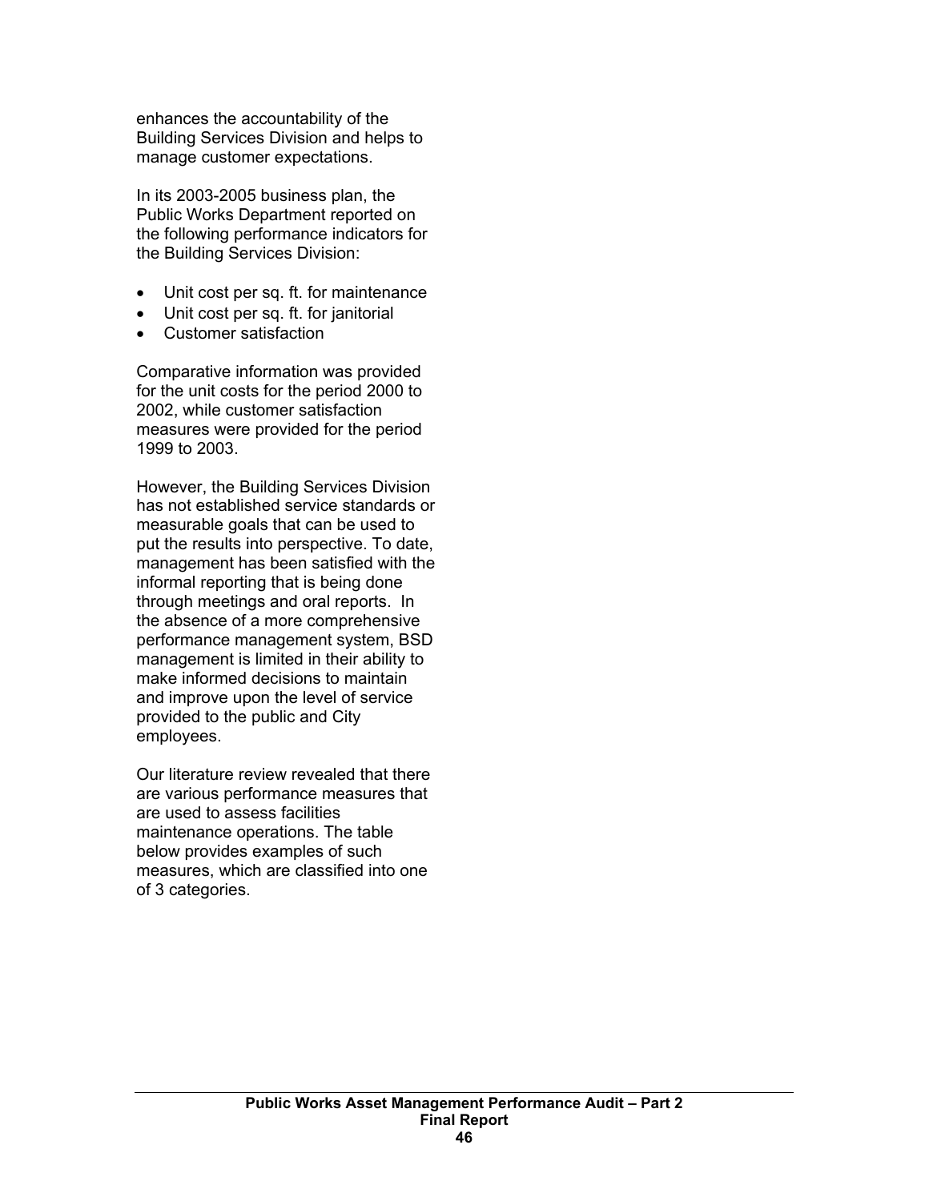enhances the accountability of the Building Services Division and helps to manage customer expectations.

In its 2003-2005 business plan, the Public Works Department reported on the following performance indicators for the Building Services Division:

- Unit cost per sq. ft. for maintenance
- Unit cost per sq. ft. for janitorial
- Customer satisfaction

Comparative information was provided for the unit costs for the period 2000 to 2002, while customer satisfaction measures were provided for the period 1999 to 2003.

However, the Building Services Division has not established service standards or measurable goals that can be used to put the results into perspective. To date, management has been satisfied with the informal reporting that is being done through meetings and oral reports. In the absence of a more comprehensive performance management system, BSD management is limited in their ability to make informed decisions to maintain and improve upon the level of service provided to the public and City employees.

Our literature review revealed that there are various performance measures that are used to assess facilities maintenance operations. The table below provides examples of such measures, which are classified into one of 3 categories.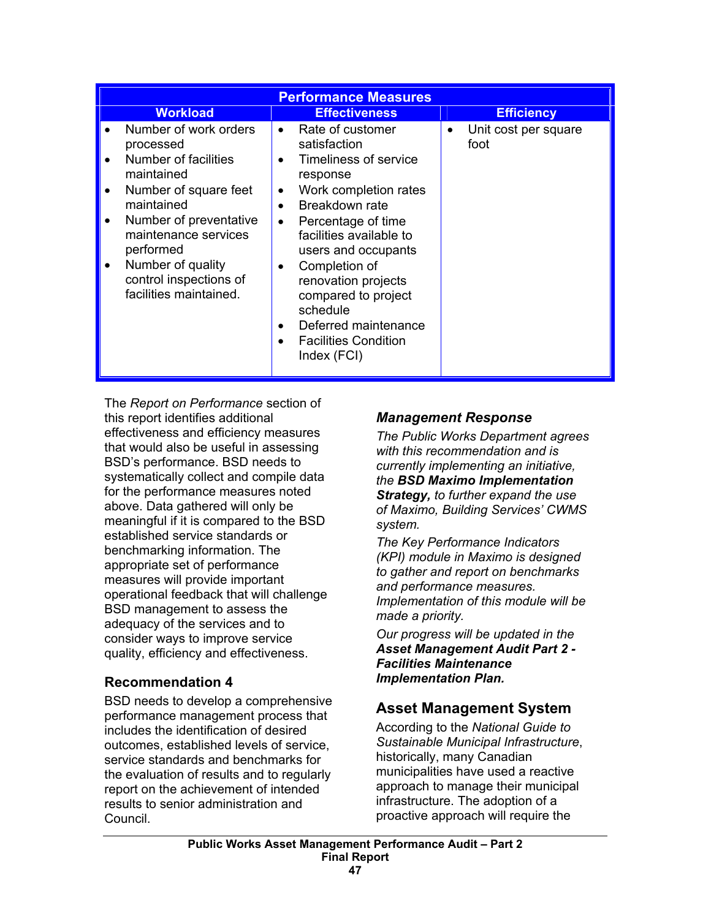| Performance Measures | | |
|---|---|---|
| **Workload** | **Effectiveness** | **Efficiency** |
| • Number of work orders processed<br>• Number of facilities maintained<br>• Number of square feet maintained<br>• Number of preventative maintenance services performed<br>• Number of quality control inspections of facilities maintained. | • Rate of customer satisfaction<br>• Timeliness of service response<br>• Work completion rates<br>• Breakdown rate<br>• Percentage of time facilities available to users and occupants<br>• Completion of renovation projects compared to project schedule<br>• Deferred maintenance<br>• Facilities Condition Index (FCI) | • Unit cost per square foot |

The *Report on Performance* section of this report identifies additional effectiveness and efficiency measures that would also be useful in assessing BSD's performance. BSD needs to systematically collect and compile data for the performance measures noted above. Data gathered will only be meaningful if it is compared to the BSD established service standards or benchmarking information. The appropriate set of performance measures will provide important operational feedback that will challenge BSD management to assess the adequacy of the services and to consider ways to improve service quality, efficiency and effectiveness.

### Recommendation 4

BSD needs to develop a comprehensive performance management process that includes the identification of desired outcomes, established levels of service, service standards and benchmarks for the evaluation of results and to regularly report on the achievement of intended results to senior administration and Council.

#### *Management Response*

*The Public Works Department agrees with this recommendation and is currently implementing an initiative, the **BSD Maximo Implementation Strategy,** to further expand the use of Maximo, Building Services' CWMS system.*

*The Key Performance Indicators (KPI) module in Maximo is designed to gather and report on benchmarks and performance measures. Implementation of this module will be made a priority.*

*Our progress will be updated in the **Asset Management Audit Part 2 - Facilities Maintenance Implementation Plan.***

## Asset Management System

According to the *National Guide to Sustainable Municipal Infrastructure*, historically, many Canadian municipalities have used a reactive approach to manage their municipal infrastructure. The adoption of a proactive approach will require the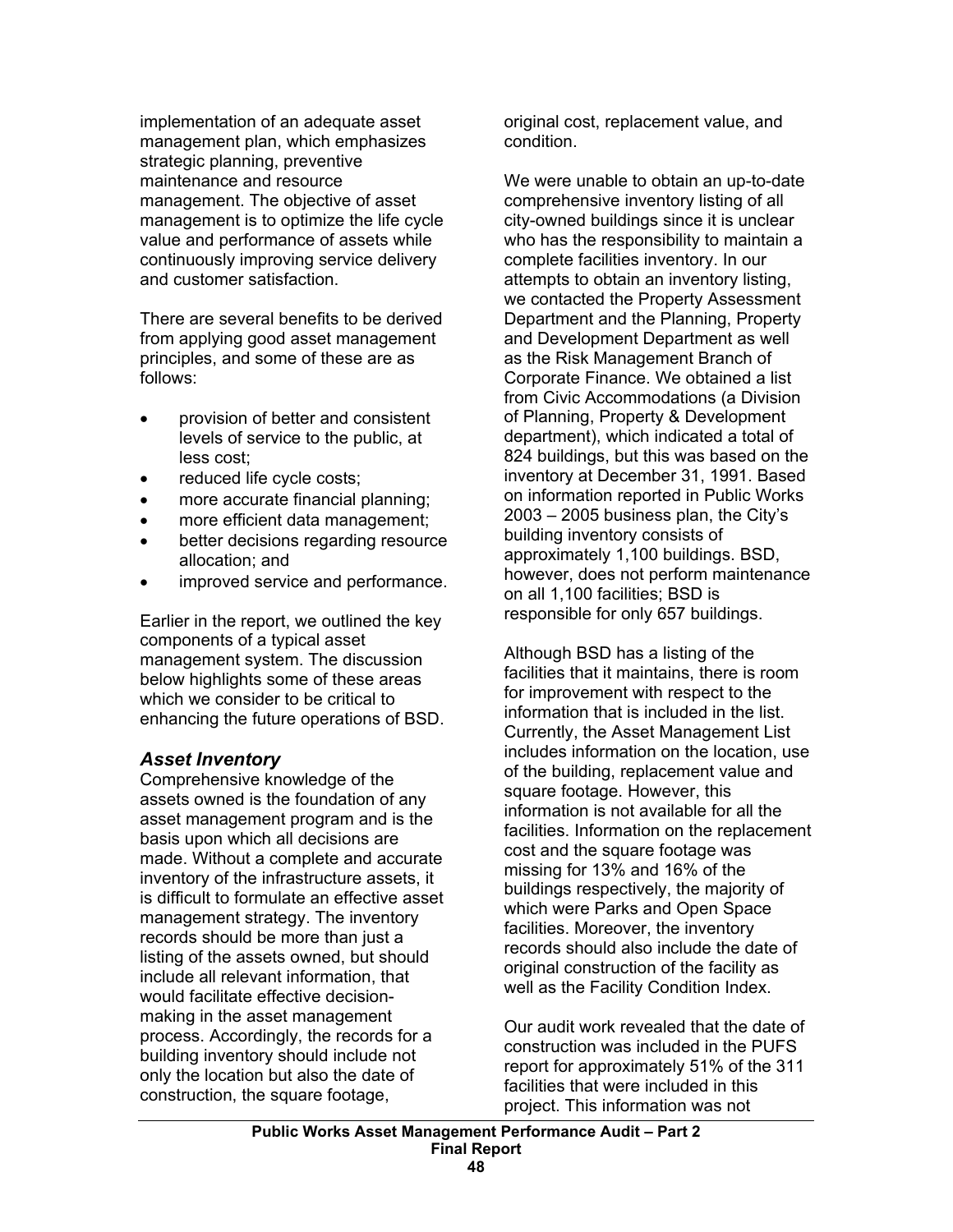implementation of an adequate asset management plan, which emphasizes strategic planning, preventive maintenance and resource management. The objective of asset management is to optimize the life cycle value and performance of assets while continuously improving service delivery and customer satisfaction.

There are several benefits to be derived from applying good asset management principles, and some of these are as follows:

- provision of better and consistent levels of service to the public, at less cost;
- reduced life cycle costs;
- more accurate financial planning;
- more efficient data management;
- better decisions regarding resource allocation; and
- improved service and performance.

Earlier in the report, we outlined the key components of a typical asset management system. The discussion below highlights some of these areas which we consider to be critical to enhancing the future operations of BSD.

### *Asset Inventory*

Comprehensive knowledge of the assets owned is the foundation of any asset management program and is the basis upon which all decisions are made. Without a complete and accurate inventory of the infrastructure assets, it is difficult to formulate an effective asset management strategy. The inventory records should be more than just a listing of the assets owned, but should include all relevant information, that would facilitate effective decision-making in the asset management process. Accordingly, the records for a building inventory should include not only the location but also the date of construction, the square footage, original cost, replacement value, and condition.

We were unable to obtain an up-to-date comprehensive inventory listing of all city-owned buildings since it is unclear who has the responsibility to maintain a complete facilities inventory. In our attempts to obtain an inventory listing, we contacted the Property Assessment Department and the Planning, Property and Development Department as well as the Risk Management Branch of Corporate Finance. We obtained a list from Civic Accommodations (a Division of Planning, Property & Development department), which indicated a total of 824 buildings, but this was based on the inventory at December 31, 1991. Based on information reported in Public Works 2003 – 2005 business plan, the City's building inventory consists of approximately 1,100 buildings. BSD, however, does not perform maintenance on all 1,100 facilities; BSD is responsible for only 657 buildings.

Although BSD has a listing of the facilities that it maintains, there is room for improvement with respect to the information that is included in the list. Currently, the Asset Management List includes information on the location, use of the building, replacement value and square footage. However, this information is not available for all the facilities. Information on the replacement cost and the square footage was missing for 13% and 16% of the buildings respectively, the majority of which were Parks and Open Space facilities. Moreover, the inventory records should also include the date of original construction of the facility as well as the Facility Condition Index.

Our audit work revealed that the date of construction was included in the PUFS report for approximately 51% of the 311 facilities that were included in this project. This information was not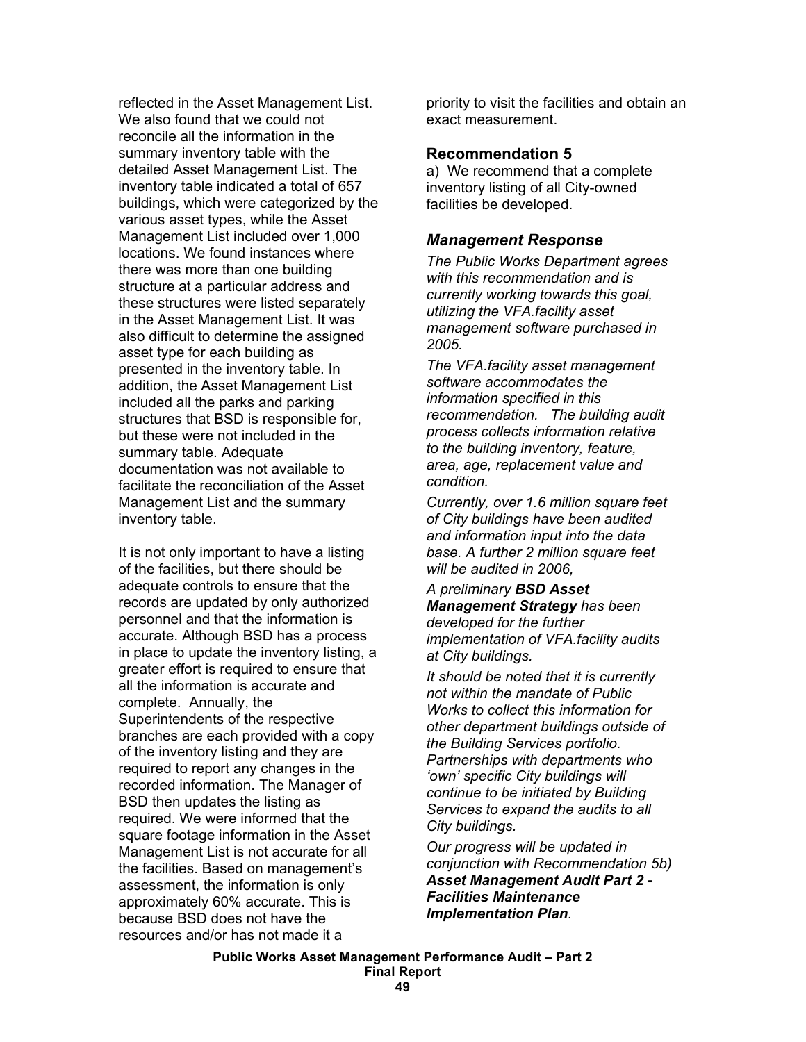reflected in the Asset Management List. We also found that we could not reconcile all the information in the summary inventory table with the detailed Asset Management List. The inventory table indicated a total of 657 buildings, which were categorized by the various asset types, while the Asset Management List included over 1,000 locations. We found instances where there was more than one building structure at a particular address and these structures were listed separately in the Asset Management List. It was also difficult to determine the assigned asset type for each building as presented in the inventory table. In addition, the Asset Management List included all the parks and parking structures that BSD is responsible for, but these were not included in the summary table. Adequate documentation was not available to facilitate the reconciliation of the Asset Management List and the summary inventory table.

It is not only important to have a listing of the facilities, but there should be adequate controls to ensure that the records are updated by only authorized personnel and that the information is accurate. Although BSD has a process in place to update the inventory listing, a greater effort is required to ensure that all the information is accurate and complete. Annually, the Superintendents of the respective branches are each provided with a copy of the inventory listing and they are required to report any changes in the recorded information. The Manager of BSD then updates the listing as required. We were informed that the square footage information in the Asset Management List is not accurate for all the facilities. Based on management's assessment, the information is only approximately 60% accurate. This is because BSD does not have the resources and/or has not made it a priority to visit the facilities and obtain an exact measurement.

### Recommendation 5

a) We recommend that a complete inventory listing of all City-owned facilities be developed.

### *Management Response*

*The Public Works Department agrees with this recommendation and is currently working towards this goal, utilizing the VFA.facility asset management software purchased in 2005.*

*The VFA.facility asset management software accommodates the information specified in this recommendation. The building audit process collects information relative to the building inventory, feature, area, age, replacement value and condition.*

*Currently, over 1.6 million square feet of City buildings have been audited and information input into the data base. A further 2 million square feet will be audited in 2006,*

*A preliminary **BSD Asset Management Strategy** has been developed for the further implementation of VFA.facility audits at City buildings.*

*It should be noted that it is currently not within the mandate of Public Works to collect this information for other department buildings outside of the Building Services portfolio. Partnerships with departments who 'own' specific City buildings will continue to be initiated by Building Services to expand the audits to all City buildings.*

*Our progress will be updated in conjunction with Recommendation 5b) **Asset Management Audit Part 2 - Facilities Maintenance Implementation Plan**.*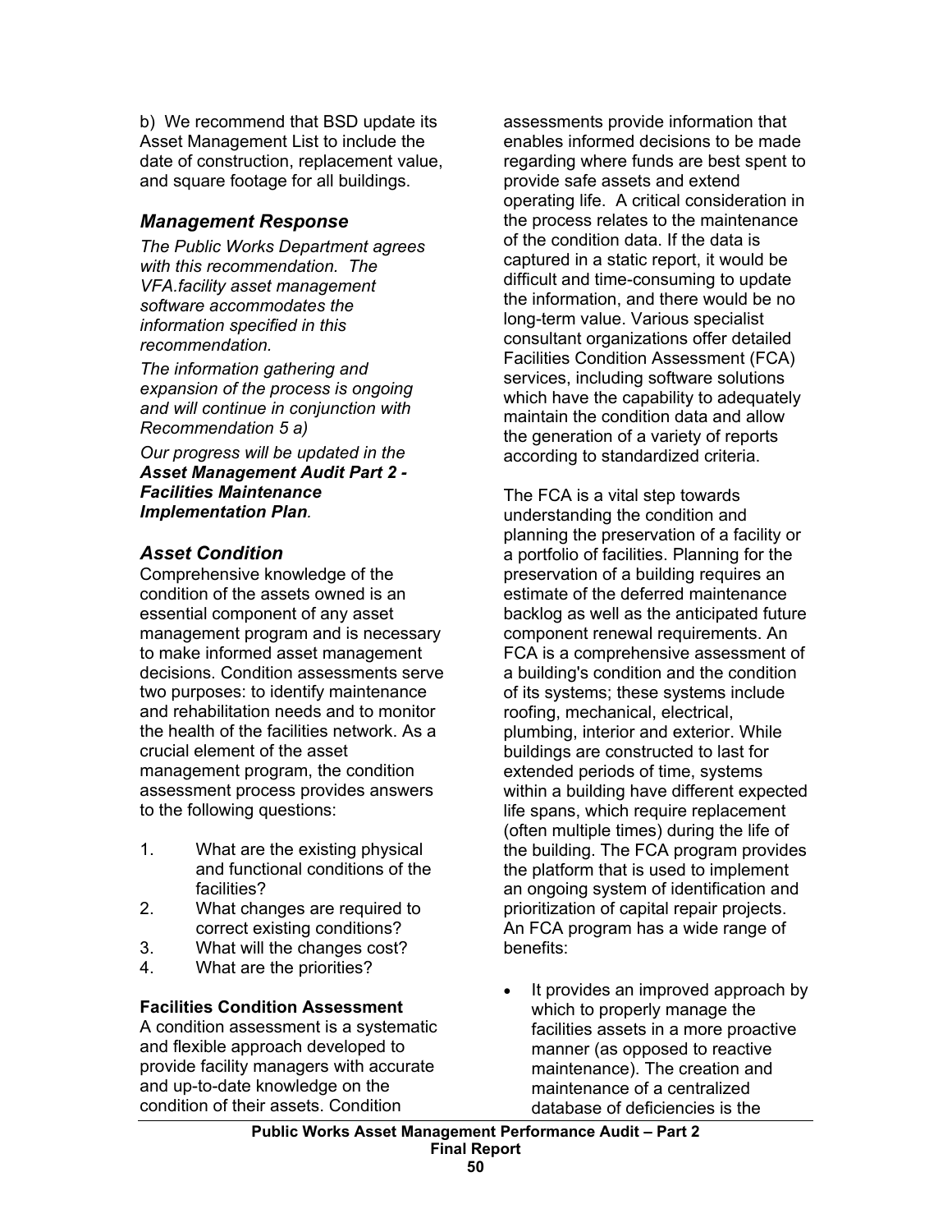b) We recommend that BSD update its Asset Management List to include the date of construction, replacement value, and square footage for all buildings.

### *Management Response*

*The Public Works Department agrees with this recommendation. The VFA.facility asset management software accommodates the information specified in this recommendation.*

*The information gathering and expansion of the process is ongoing and will continue in conjunction with Recommendation 5 a)*

*Our progress will be updated in the* ***Asset Management Audit Part 2 - Facilities Maintenance Implementation Plan****.*

### *Asset Condition*

Comprehensive knowledge of the condition of the assets owned is an essential component of any asset management program and is necessary to make informed asset management decisions. Condition assessments serve two purposes: to identify maintenance and rehabilitation needs and to monitor the health of the facilities network. As a crucial element of the asset management program, the condition assessment process provides answers to the following questions:

1. What are the existing physical and functional conditions of the facilities?
2. What changes are required to correct existing conditions?
3. What will the changes cost?
4. What are the priorities?

**Facilities Condition Assessment**

A condition assessment is a systematic and flexible approach developed to provide facility managers with accurate and up-to-date knowledge on the condition of their assets. Condition assessments provide information that enables informed decisions to be made regarding where funds are best spent to provide safe assets and extend operating life. A critical consideration in the process relates to the maintenance of the condition data. If the data is captured in a static report, it would be difficult and time-consuming to update the information, and there would be no long-term value. Various specialist consultant organizations offer detailed Facilities Condition Assessment (FCA) services, including software solutions which have the capability to adequately maintain the condition data and allow the generation of a variety of reports according to standardized criteria.

The FCA is a vital step towards understanding the condition and planning the preservation of a facility or a portfolio of facilities. Planning for the preservation of a building requires an estimate of the deferred maintenance backlog as well as the anticipated future component renewal requirements. An FCA is a comprehensive assessment of a building's condition and the condition of its systems; these systems include roofing, mechanical, electrical, plumbing, interior and exterior. While buildings are constructed to last for extended periods of time, systems within a building have different expected life spans, which require replacement (often multiple times) during the life of the building. The FCA program provides the platform that is used to implement an ongoing system of identification and prioritization of capital repair projects. An FCA program has a wide range of benefits:

- It provides an improved approach by which to properly manage the facilities assets in a more proactive manner (as opposed to reactive maintenance). The creation and maintenance of a centralized database of deficiencies is the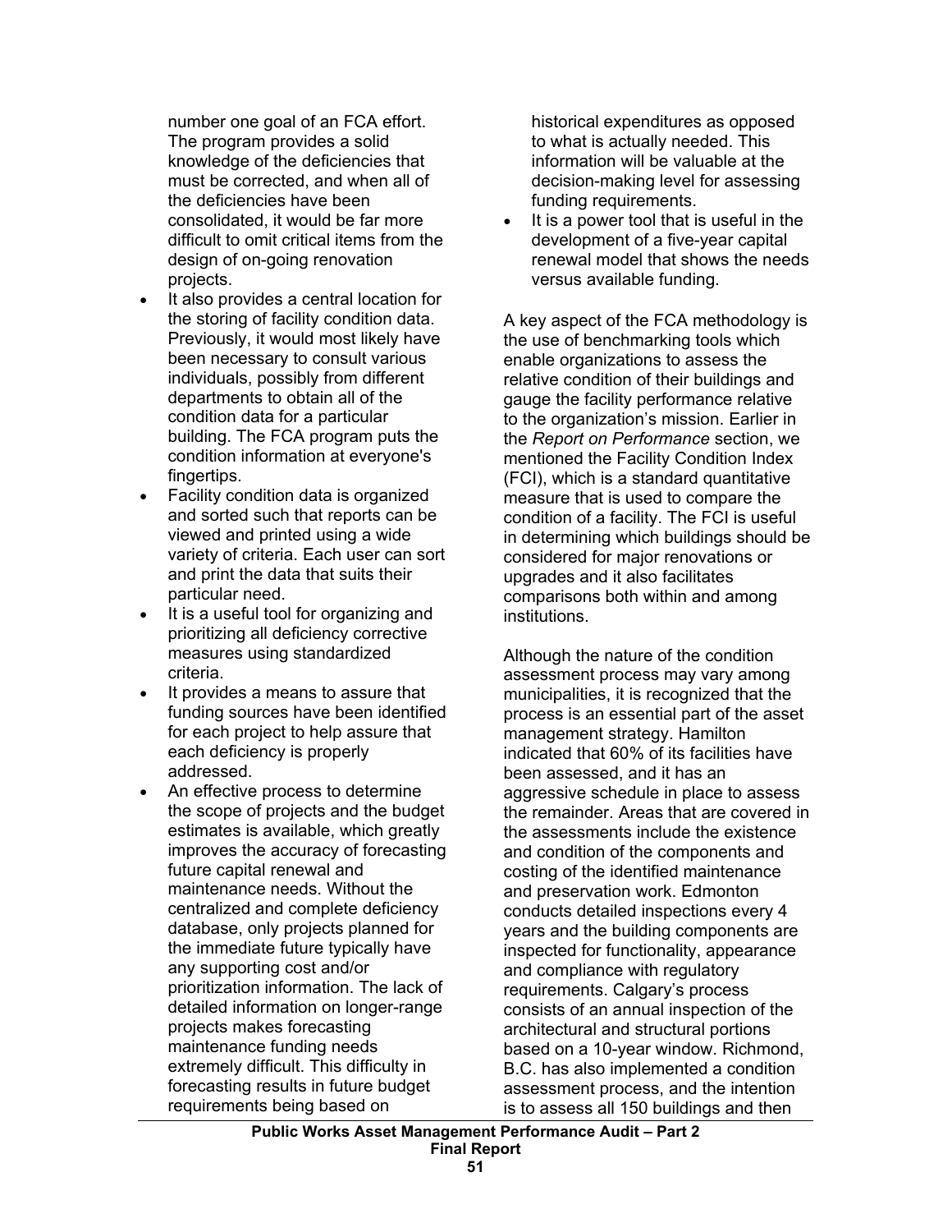number one goal of an FCA effort. The program provides a solid knowledge of the deficiencies that must be corrected, and when all of the deficiencies have been consolidated, it would be far more difficult to omit critical items from the design of on-going renovation projects.

- It also provides a central location for the storing of facility condition data. Previously, it would most likely have been necessary to consult various individuals, possibly from different departments to obtain all of the condition data for a particular building. The FCA program puts the condition information at everyone's fingertips.
- Facility condition data is organized and sorted such that reports can be viewed and printed using a wide variety of criteria. Each user can sort and print the data that suits their particular need.
- It is a useful tool for organizing and prioritizing all deficiency corrective measures using standardized criteria.
- It provides a means to assure that funding sources have been identified for each project to help assure that each deficiency is properly addressed.
- An effective process to determine the scope of projects and the budget estimates is available, which greatly improves the accuracy of forecasting future capital renewal and maintenance needs. Without the centralized and complete deficiency database, only projects planned for the immediate future typically have any supporting cost and/or prioritization information. The lack of detailed information on longer-range projects makes forecasting maintenance funding needs extremely difficult. This difficulty in forecasting results in future budget requirements being based on historical expenditures as opposed to what is actually needed. This information will be valuable at the decision-making level for assessing funding requirements.
- It is a power tool that is useful in the development of a five-year capital renewal model that shows the needs versus available funding.

A key aspect of the FCA methodology is the use of benchmarking tools which enable organizations to assess the relative condition of their buildings and gauge the facility performance relative to the organization's mission. Earlier in the *Report on Performance* section, we mentioned the Facility Condition Index (FCI), which is a standard quantitative measure that is used to compare the condition of a facility. The FCI is useful in determining which buildings should be considered for major renovations or upgrades and it also facilitates comparisons both within and among institutions.

Although the nature of the condition assessment process may vary among municipalities, it is recognized that the process is an essential part of the asset management strategy. Hamilton indicated that 60% of its facilities have been assessed, and it has an aggressive schedule in place to assess the remainder. Areas that are covered in the assessments include the existence and condition of the components and costing of the identified maintenance and preservation work. Edmonton conducts detailed inspections every 4 years and the building components are inspected for functionality, appearance and compliance with regulatory requirements. Calgary's process consists of an annual inspection of the architectural and structural portions based on a 10-year window. Richmond, B.C. has also implemented a condition assessment process, and the intention is to assess all 150 buildings and then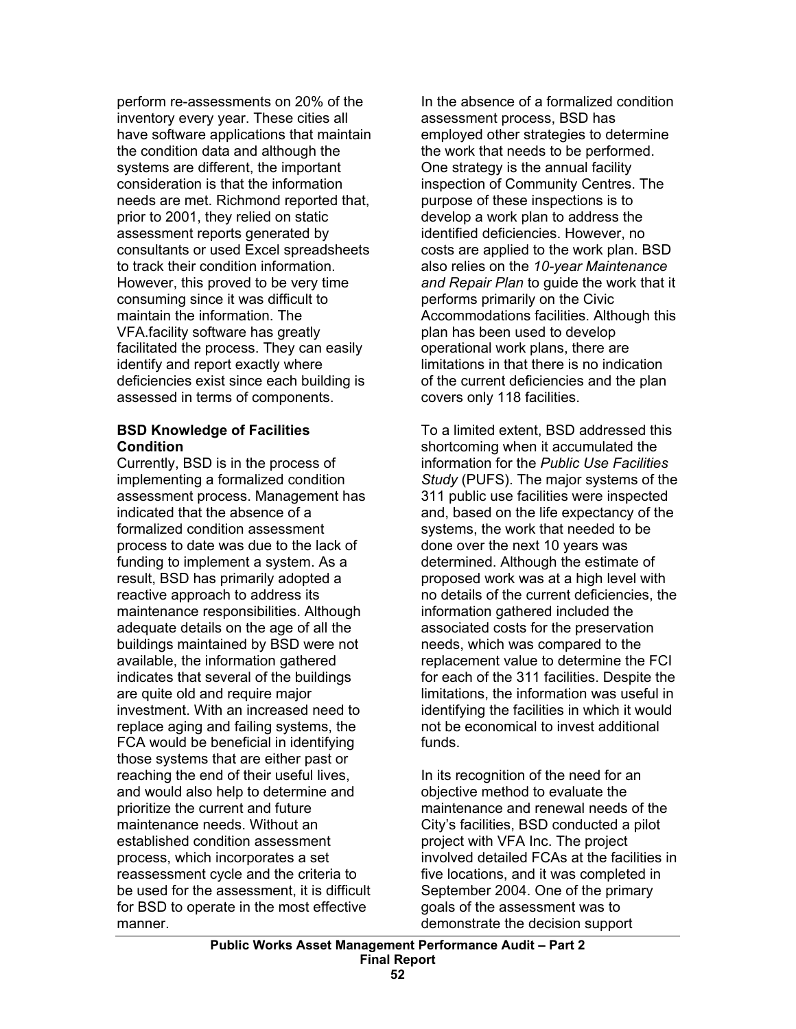perform re-assessments on 20% of the inventory every year. These cities all have software applications that maintain the condition data and although the systems are different, the important consideration is that the information needs are met. Richmond reported that, prior to 2001, they relied on static assessment reports generated by consultants or used Excel spreadsheets to track their condition information. However, this proved to be very time consuming since it was difficult to maintain the information. The VFA.facility software has greatly facilitated the process. They can easily identify and report exactly where deficiencies exist since each building is assessed in terms of components.

**BSD Knowledge of Facilities Condition**

Currently, BSD is in the process of implementing a formalized condition assessment process. Management has indicated that the absence of a formalized condition assessment process to date was due to the lack of funding to implement a system. As a result, BSD has primarily adopted a reactive approach to address its maintenance responsibilities. Although adequate details on the age of all the buildings maintained by BSD were not available, the information gathered indicates that several of the buildings are quite old and require major investment. With an increased need to replace aging and failing systems, the FCA would be beneficial in identifying those systems that are either past or reaching the end of their useful lives, and would also help to determine and prioritize the current and future maintenance needs. Without an established condition assessment process, which incorporates a set reassessment cycle and the criteria to be used for the assessment, it is difficult for BSD to operate in the most effective manner.

In the absence of a formalized condition assessment process, BSD has employed other strategies to determine the work that needs to be performed. One strategy is the annual facility inspection of Community Centres. The purpose of these inspections is to develop a work plan to address the identified deficiencies. However, no costs are applied to the work plan. BSD also relies on the *10-year Maintenance and Repair Plan* to guide the work that it performs primarily on the Civic Accommodations facilities. Although this plan has been used to develop operational work plans, there are limitations in that there is no indication of the current deficiencies and the plan covers only 118 facilities.

To a limited extent, BSD addressed this shortcoming when it accumulated the information for the *Public Use Facilities Study* (PUFS). The major systems of the 311 public use facilities were inspected and, based on the life expectancy of the systems, the work that needed to be done over the next 10 years was determined. Although the estimate of proposed work was at a high level with no details of the current deficiencies, the information gathered included the associated costs for the preservation needs, which was compared to the replacement value to determine the FCI for each of the 311 facilities. Despite the limitations, the information was useful in identifying the facilities in which it would not be economical to invest additional funds.

In its recognition of the need for an objective method to evaluate the maintenance and renewal needs of the City's facilities, BSD conducted a pilot project with VFA Inc. The project involved detailed FCAs at the facilities in five locations, and it was completed in September 2004. One of the primary goals of the assessment was to demonstrate the decision support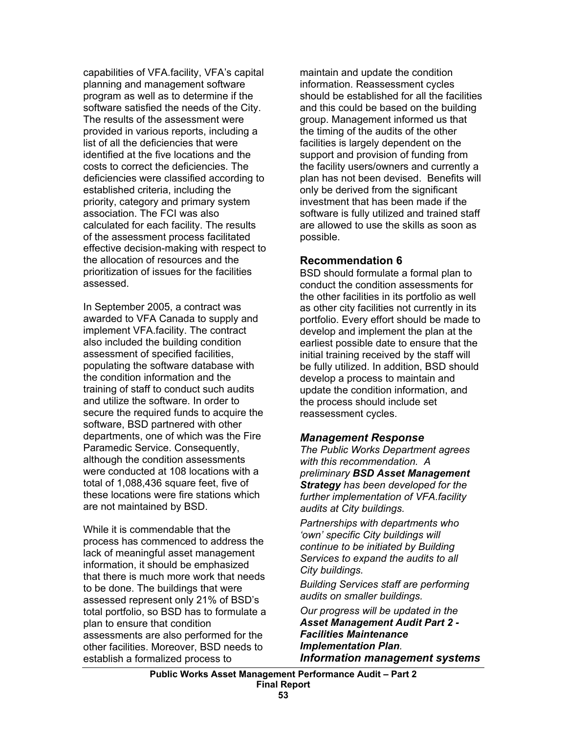capabilities of VFA.facility, VFA's capital planning and management software program as well as to determine if the software satisfied the needs of the City. The results of the assessment were provided in various reports, including a list of all the deficiencies that were identified at the five locations and the costs to correct the deficiencies. The deficiencies were classified according to established criteria, including the priority, category and primary system association. The FCI was also calculated for each facility. The results of the assessment process facilitated effective decision-making with respect to the allocation of resources and the prioritization of issues for the facilities assessed.

In September 2005, a contract was awarded to VFA Canada to supply and implement VFA.facility. The contract also included the building condition assessment of specified facilities, populating the software database with the condition information and the training of staff to conduct such audits and utilize the software. In order to secure the required funds to acquire the software, BSD partnered with other departments, one of which was the Fire Paramedic Service. Consequently, although the condition assessments were conducted at 108 locations with a total of 1,088,436 square feet, five of these locations were fire stations which are not maintained by BSD.

While it is commendable that the process has commenced to address the lack of meaningful asset management information, it should be emphasized that there is much more work that needs to be done. The buildings that were assessed represent only 21% of BSD's total portfolio, so BSD has to formulate a plan to ensure that condition assessments are also performed for the other facilities. Moreover, BSD needs to establish a formalized process to maintain and update the condition information. Reassessment cycles should be established for all the facilities and this could be based on the building group. Management informed us that the timing of the audits of the other facilities is largely dependent on the support and provision of funding from the facility users/owners and currently a plan has not been devised. Benefits will only be derived from the significant investment that has been made if the software is fully utilized and trained staff are allowed to use the skills as soon as possible.

### Recommendation 6

BSD should formulate a formal plan to conduct the condition assessments for the other facilities in its portfolio as well as other city facilities not currently in its portfolio. Every effort should be made to develop and implement the plan at the earliest possible date to ensure that the initial training received by the staff will be fully utilized. In addition, BSD should develop a process to maintain and update the condition information, and the process should include set reassessment cycles.

### *Management Response*

*The Public Works Department agrees with this recommendation. A preliminary **BSD Asset Management Strategy** has been developed for the further implementation of VFA.facility audits at City buildings.*

*Partnerships with departments who 'own' specific City buildings will continue to be initiated by Building Services to expand the audits to all City buildings.*

*Building Services staff are performing audits on smaller buildings.*

*Our progress will be updated in the **Asset Management Audit Part 2 - Facilities Maintenance Implementation Plan**.*

### *Information management systems*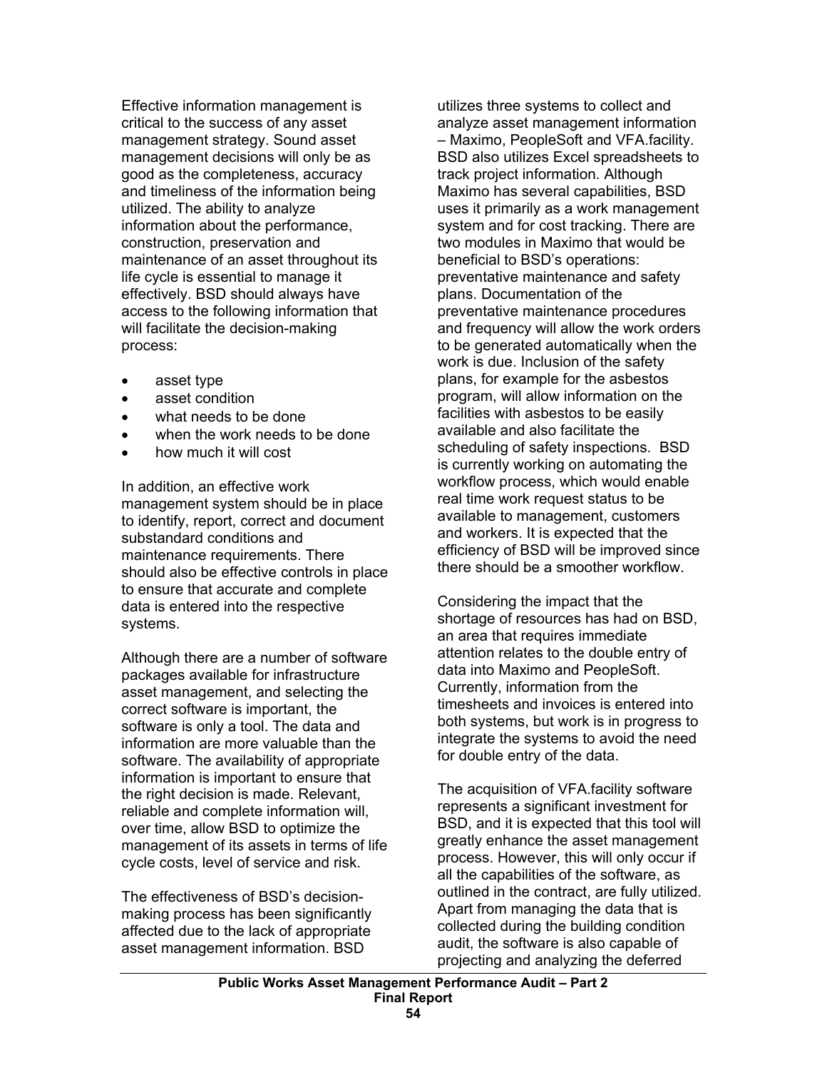Effective information management is critical to the success of any asset management strategy. Sound asset management decisions will only be as good as the completeness, accuracy and timeliness of the information being utilized. The ability to analyze information about the performance, construction, preservation and maintenance of an asset throughout its life cycle is essential to manage it effectively. BSD should always have access to the following information that will facilitate the decision-making process:

- asset type
- asset condition
- what needs to be done
- when the work needs to be done
- how much it will cost

In addition, an effective work management system should be in place to identify, report, correct and document substandard conditions and maintenance requirements. There should also be effective controls in place to ensure that accurate and complete data is entered into the respective systems.

Although there are a number of software packages available for infrastructure asset management, and selecting the correct software is important, the software is only a tool. The data and information are more valuable than the software. The availability of appropriate information is important to ensure that the right decision is made. Relevant, reliable and complete information will, over time, allow BSD to optimize the management of its assets in terms of life cycle costs, level of service and risk.

The effectiveness of BSD's decision-making process has been significantly affected due to the lack of appropriate asset management information. BSD utilizes three systems to collect and analyze asset management information – Maximo, PeopleSoft and VFA.facility. BSD also utilizes Excel spreadsheets to track project information. Although Maximo has several capabilities, BSD uses it primarily as a work management system and for cost tracking. There are two modules in Maximo that would be beneficial to BSD's operations: preventative maintenance and safety plans. Documentation of the preventative maintenance procedures and frequency will allow the work orders to be generated automatically when the work is due. Inclusion of the safety plans, for example for the asbestos program, will allow information on the facilities with asbestos to be easily available and also facilitate the scheduling of safety inspections. BSD is currently working on automating the workflow process, which would enable real time work request status to be available to management, customers and workers. It is expected that the efficiency of BSD will be improved since there should be a smoother workflow.

Considering the impact that the shortage of resources has had on BSD, an area that requires immediate attention relates to the double entry of data into Maximo and PeopleSoft. Currently, information from the timesheets and invoices is entered into both systems, but work is in progress to integrate the systems to avoid the need for double entry of the data.

The acquisition of VFA.facility software represents a significant investment for BSD, and it is expected that this tool will greatly enhance the asset management process. However, this will only occur if all the capabilities of the software, as outlined in the contract, are fully utilized. Apart from managing the data that is collected during the building condition audit, the software is also capable of projecting and analyzing the deferred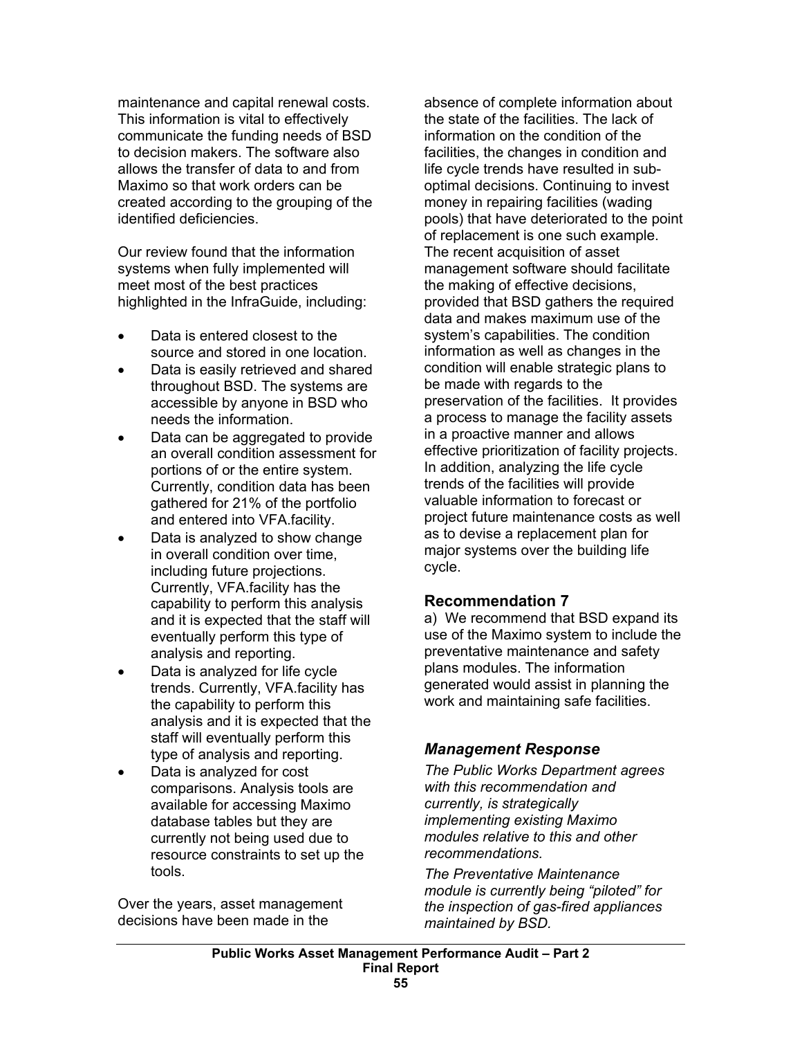maintenance and capital renewal costs. This information is vital to effectively communicate the funding needs of BSD to decision makers. The software also allows the transfer of data to and from Maximo so that work orders can be created according to the grouping of the identified deficiencies.

Our review found that the information systems when fully implemented will meet most of the best practices highlighted in the InfraGuide, including:

- Data is entered closest to the source and stored in one location.
- Data is easily retrieved and shared throughout BSD. The systems are accessible by anyone in BSD who needs the information.
- Data can be aggregated to provide an overall condition assessment for portions of or the entire system. Currently, condition data has been gathered for 21% of the portfolio and entered into VFA.facility.
- Data is analyzed to show change in overall condition over time, including future projections. Currently, VFA.facility has the capability to perform this analysis and it is expected that the staff will eventually perform this type of analysis and reporting.
- Data is analyzed for life cycle trends. Currently, VFA.facility has the capability to perform this analysis and it is expected that the staff will eventually perform this type of analysis and reporting.
- Data is analyzed for cost comparisons. Analysis tools are available for accessing Maximo database tables but they are currently not being used due to resource constraints to set up the tools.

Over the years, asset management decisions have been made in the absence of complete information about the state of the facilities. The lack of information on the condition of the facilities, the changes in condition and life cycle trends have resulted in sub-optimal decisions. Continuing to invest money in repairing facilities (wading pools) that have deteriorated to the point of replacement is one such example. The recent acquisition of asset management software should facilitate the making of effective decisions, provided that BSD gathers the required data and makes maximum use of the system's capabilities. The condition information as well as changes in the condition will enable strategic plans to be made with regards to the preservation of the facilities. It provides a process to manage the facility assets in a proactive manner and allows effective prioritization of facility projects. In addition, analyzing the life cycle trends of the facilities will provide valuable information to forecast or project future maintenance costs as well as to devise a replacement plan for major systems over the building life cycle.

### Recommendation 7

a) We recommend that BSD expand its use of the Maximo system to include the preventative maintenance and safety plans modules. The information generated would assist in planning the work and maintaining safe facilities.

### *Management Response*

*The Public Works Department agrees with this recommendation and currently, is strategically implementing existing Maximo modules relative to this and other recommendations.*

*The Preventative Maintenance module is currently being "piloted" for the inspection of gas-fired appliances maintained by BSD.*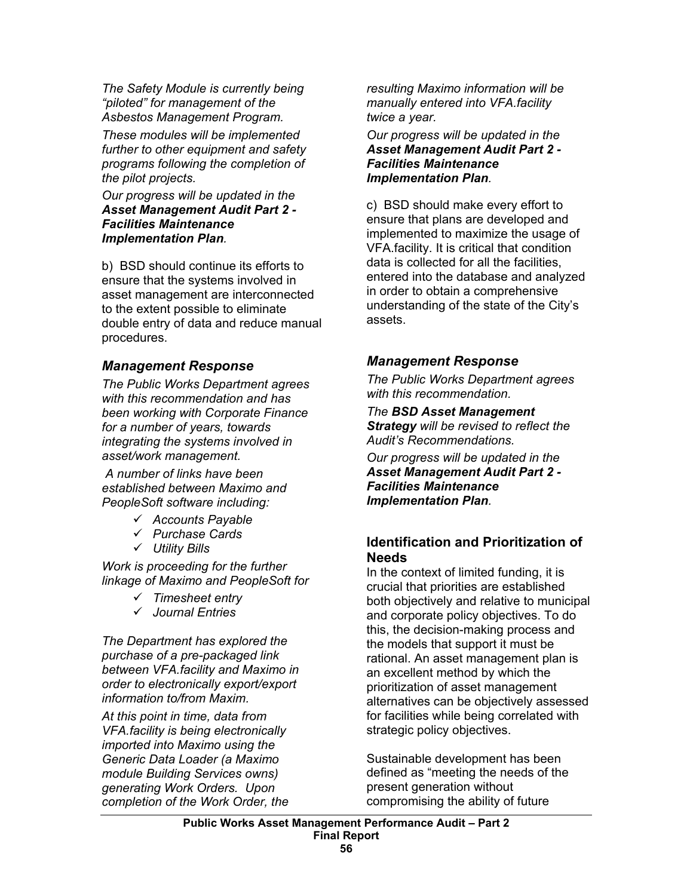*The Safety Module is currently being "piloted" for management of the Asbestos Management Program.*

*These modules will be implemented further to other equipment and safety programs following the completion of the pilot projects.*

*Our progress will be updated in the* ***Asset Management Audit Part 2 - Facilities Maintenance Implementation Plan****.*

b) BSD should continue its efforts to ensure that the systems involved in asset management are interconnected to the extent possible to eliminate double entry of data and reduce manual procedures.

### *Management Response*

*The Public Works Department agrees with this recommendation and has been working with Corporate Finance for a number of years, towards integrating the systems involved in asset/work management.*

*A number of links have been established between Maximo and PeopleSoft software including:*

- ✓ *Accounts Payable*
- ✓ *Purchase Cards*
- ✓ *Utility Bills*

*Work is proceeding for the further linkage of Maximo and PeopleSoft for*

- ✓ *Timesheet entry*
- ✓ *Journal Entries*

*The Department has explored the purchase of a pre-packaged link between VFA.facility and Maximo in order to electronically export/export information to/from Maxim.*

*At this point in time, data from VFA.facility is being electronically imported into Maximo using the Generic Data Loader (a Maximo module Building Services owns) generating Work Orders. Upon completion of the Work Order, the resulting Maximo information will be manually entered into VFA.facility twice a year.*

*Our progress will be updated in the* ***Asset Management Audit Part 2 - Facilities Maintenance Implementation Plan****.*

c) BSD should make every effort to ensure that plans are developed and implemented to maximize the usage of VFA.facility. It is critical that condition data is collected for all the facilities, entered into the database and analyzed in order to obtain a comprehensive understanding of the state of the City's assets.

### *Management Response*

*The Public Works Department agrees with this recommendation.*

*The* ***BSD Asset Management Strategy*** *will be revised to reflect the Audit's Recommendations.*

*Our progress will be updated in the* ***Asset Management Audit Part 2 - Facilities Maintenance Implementation Plan****.*

### Identification and Prioritization of Needs

In the context of limited funding, it is crucial that priorities are established both objectively and relative to municipal and corporate policy objectives. To do this, the decision-making process and the models that support it must be rational. An asset management plan is an excellent method by which the prioritization of asset management alternatives can be objectively assessed for facilities while being correlated with strategic policy objectives.

Sustainable development has been defined as "meeting the needs of the present generation without compromising the ability of future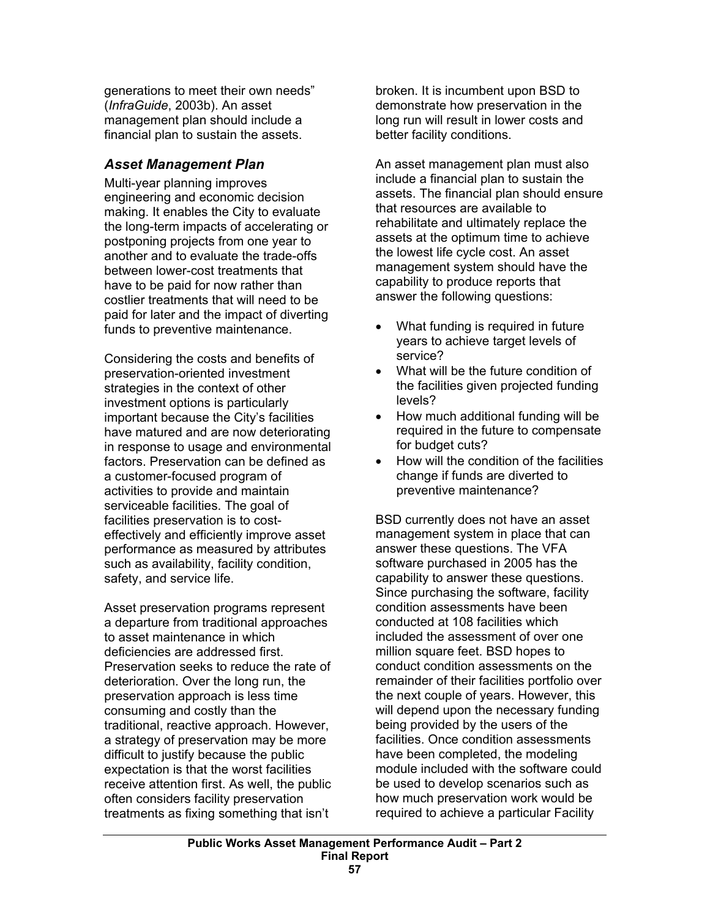generations to meet their own needs" (*InfraGuide*, 2003b). An asset management plan should include a financial plan to sustain the assets.

### *Asset Management Plan*

Multi-year planning improves engineering and economic decision making. It enables the City to evaluate the long-term impacts of accelerating or postponing projects from one year to another and to evaluate the trade-offs between lower-cost treatments that have to be paid for now rather than costlier treatments that will need to be paid for later and the impact of diverting funds to preventive maintenance.

Considering the costs and benefits of preservation-oriented investment strategies in the context of other investment options is particularly important because the City's facilities have matured and are now deteriorating in response to usage and environmental factors. Preservation can be defined as a customer-focused program of activities to provide and maintain serviceable facilities. The goal of facilities preservation is to cost-effectively and efficiently improve asset performance as measured by attributes such as availability, facility condition, safety, and service life.

Asset preservation programs represent a departure from traditional approaches to asset maintenance in which deficiencies are addressed first. Preservation seeks to reduce the rate of deterioration. Over the long run, the preservation approach is less time consuming and costly than the traditional, reactive approach. However, a strategy of preservation may be more difficult to justify because the public expectation is that the worst facilities receive attention first. As well, the public often considers facility preservation treatments as fixing something that isn't broken. It is incumbent upon BSD to demonstrate how preservation in the long run will result in lower costs and better facility conditions.

An asset management plan must also include a financial plan to sustain the assets. The financial plan should ensure that resources are available to rehabilitate and ultimately replace the assets at the optimum time to achieve the lowest life cycle cost. An asset management system should have the capability to produce reports that answer the following questions:

- What funding is required in future years to achieve target levels of service?
- What will be the future condition of the facilities given projected funding levels?
- How much additional funding will be required in the future to compensate for budget cuts?
- How will the condition of the facilities change if funds are diverted to preventive maintenance?

BSD currently does not have an asset management system in place that can answer these questions. The VFA software purchased in 2005 has the capability to answer these questions. Since purchasing the software, facility condition assessments have been conducted at 108 facilities which included the assessment of over one million square feet. BSD hopes to conduct condition assessments on the remainder of their facilities portfolio over the next couple of years. However, this will depend upon the necessary funding being provided by the users of the facilities. Once condition assessments have been completed, the modeling module included with the software could be used to develop scenarios such as how much preservation work would be required to achieve a particular Facility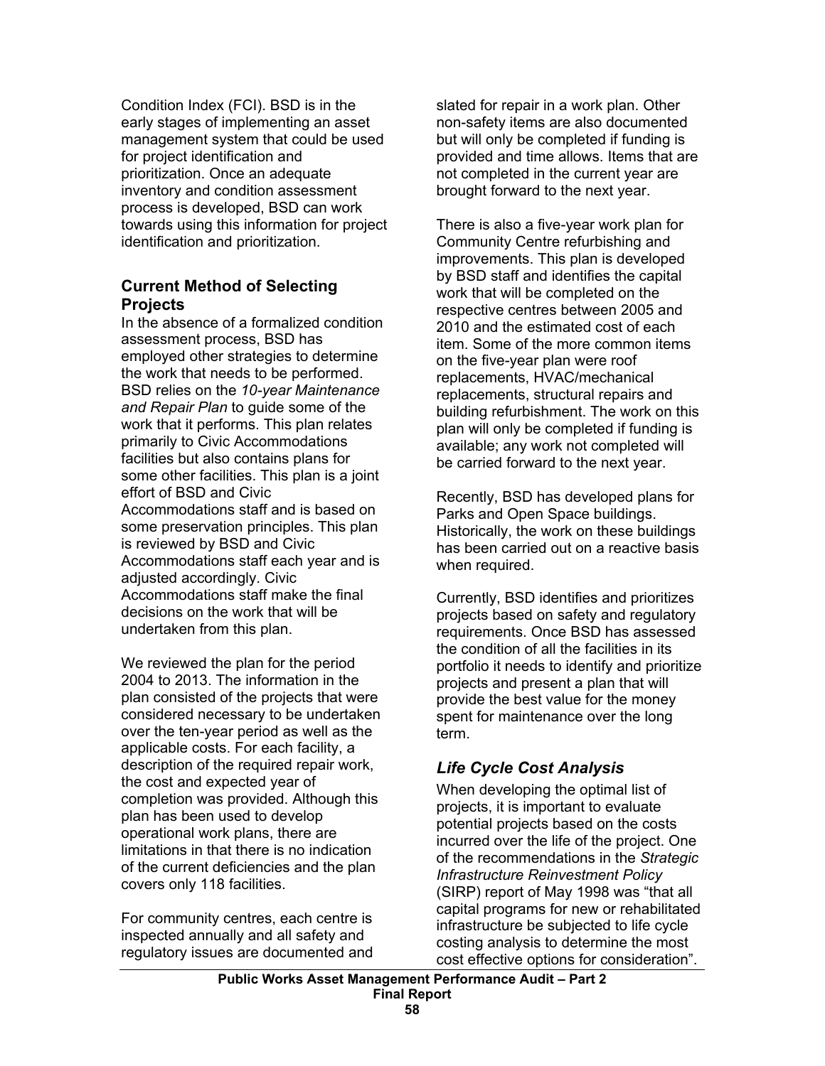Condition Index (FCI). BSD is in the early stages of implementing an asset management system that could be used for project identification and prioritization. Once an adequate inventory and condition assessment process is developed, BSD can work towards using this information for project identification and prioritization.

### Current Method of Selecting Projects

In the absence of a formalized condition assessment process, BSD has employed other strategies to determine the work that needs to be performed. BSD relies on the *10-year Maintenance and Repair Plan* to guide some of the work that it performs. This plan relates primarily to Civic Accommodations facilities but also contains plans for some other facilities. This plan is a joint effort of BSD and Civic Accommodations staff and is based on some preservation principles. This plan is reviewed by BSD and Civic Accommodations staff each year and is adjusted accordingly. Civic Accommodations staff make the final decisions on the work that will be undertaken from this plan.

We reviewed the plan for the period 2004 to 2013. The information in the plan consisted of the projects that were considered necessary to be undertaken over the ten-year period as well as the applicable costs. For each facility, a description of the required repair work, the cost and expected year of completion was provided. Although this plan has been used to develop operational work plans, there are limitations in that there is no indication of the current deficiencies and the plan covers only 118 facilities.

For community centres, each centre is inspected annually and all safety and regulatory issues are documented and slated for repair in a work plan. Other non-safety items are also documented but will only be completed if funding is provided and time allows. Items that are not completed in the current year are brought forward to the next year.

There is also a five-year work plan for Community Centre refurbishing and improvements. This plan is developed by BSD staff and identifies the capital work that will be completed on the respective centres between 2005 and 2010 and the estimated cost of each item. Some of the more common items on the five-year plan were roof replacements, HVAC/mechanical replacements, structural repairs and building refurbishment. The work on this plan will only be completed if funding is available; any work not completed will be carried forward to the next year.

Recently, BSD has developed plans for Parks and Open Space buildings. Historically, the work on these buildings has been carried out on a reactive basis when required.

Currently, BSD identifies and prioritizes projects based on safety and regulatory requirements. Once BSD has assessed the condition of all the facilities in its portfolio it needs to identify and prioritize projects and present a plan that will provide the best value for the money spent for maintenance over the long term.

### *Life Cycle Cost Analysis*

When developing the optimal list of projects, it is important to evaluate potential projects based on the costs incurred over the life of the project. One of the recommendations in the *Strategic Infrastructure Reinvestment Policy* (SIRP) report of May 1998 was "that all capital programs for new or rehabilitated infrastructure be subjected to life cycle costing analysis to determine the most cost effective options for consideration".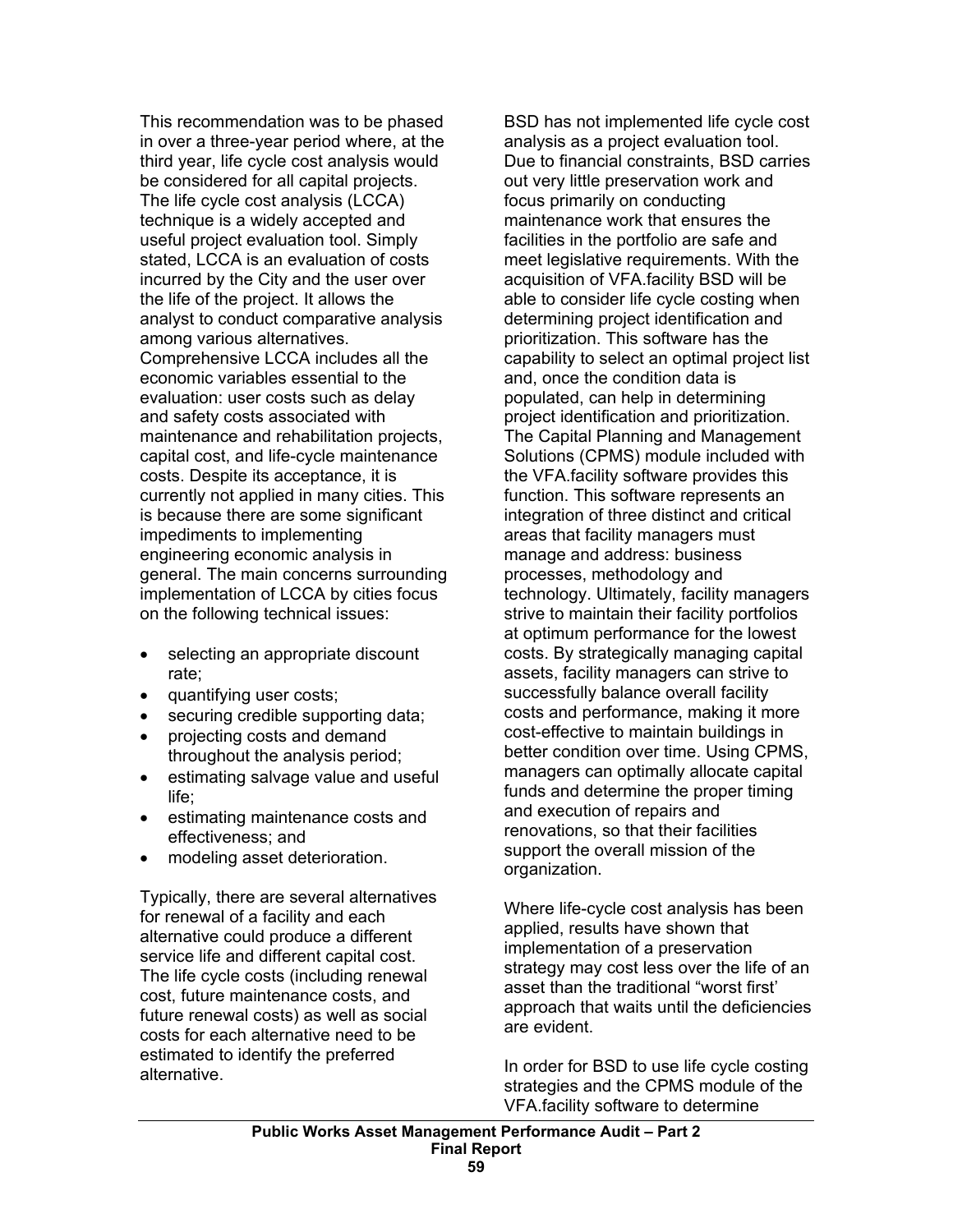This recommendation was to be phased in over a three-year period where, at the third year, life cycle cost analysis would be considered for all capital projects. The life cycle cost analysis (LCCA) technique is a widely accepted and useful project evaluation tool. Simply stated, LCCA is an evaluation of costs incurred by the City and the user over the life of the project. It allows the analyst to conduct comparative analysis among various alternatives. Comprehensive LCCA includes all the economic variables essential to the evaluation: user costs such as delay and safety costs associated with maintenance and rehabilitation projects, capital cost, and life-cycle maintenance costs. Despite its acceptance, it is currently not applied in many cities. This is because there are some significant impediments to implementing engineering economic analysis in general. The main concerns surrounding implementation of LCCA by cities focus on the following technical issues:

- selecting an appropriate discount rate;
- quantifying user costs;
- securing credible supporting data;
- projecting costs and demand throughout the analysis period;
- estimating salvage value and useful life;
- estimating maintenance costs and effectiveness; and
- modeling asset deterioration.

Typically, there are several alternatives for renewal of a facility and each alternative could produce a different service life and different capital cost. The life cycle costs (including renewal cost, future maintenance costs, and future renewal costs) as well as social costs for each alternative need to be estimated to identify the preferred alternative.

BSD has not implemented life cycle cost analysis as a project evaluation tool. Due to financial constraints, BSD carries out very little preservation work and focus primarily on conducting maintenance work that ensures the facilities in the portfolio are safe and meet legislative requirements. With the acquisition of VFA.facility BSD will be able to consider life cycle costing when determining project identification and prioritization. This software has the capability to select an optimal project list and, once the condition data is populated, can help in determining project identification and prioritization. The Capital Planning and Management Solutions (CPMS) module included with the VFA.facility software provides this function. This software represents an integration of three distinct and critical areas that facility managers must manage and address: business processes, methodology and technology. Ultimately, facility managers strive to maintain their facility portfolios at optimum performance for the lowest costs. By strategically managing capital assets, facility managers can strive to successfully balance overall facility costs and performance, making it more cost-effective to maintain buildings in better condition over time. Using CPMS, managers can optimally allocate capital funds and determine the proper timing and execution of repairs and renovations, so that their facilities support the overall mission of the organization.

Where life-cycle cost analysis has been applied, results have shown that implementation of a preservation strategy may cost less over the life of an asset than the traditional "worst first' approach that waits until the deficiencies are evident.

In order for BSD to use life cycle costing strategies and the CPMS module of the VFA.facility software to determine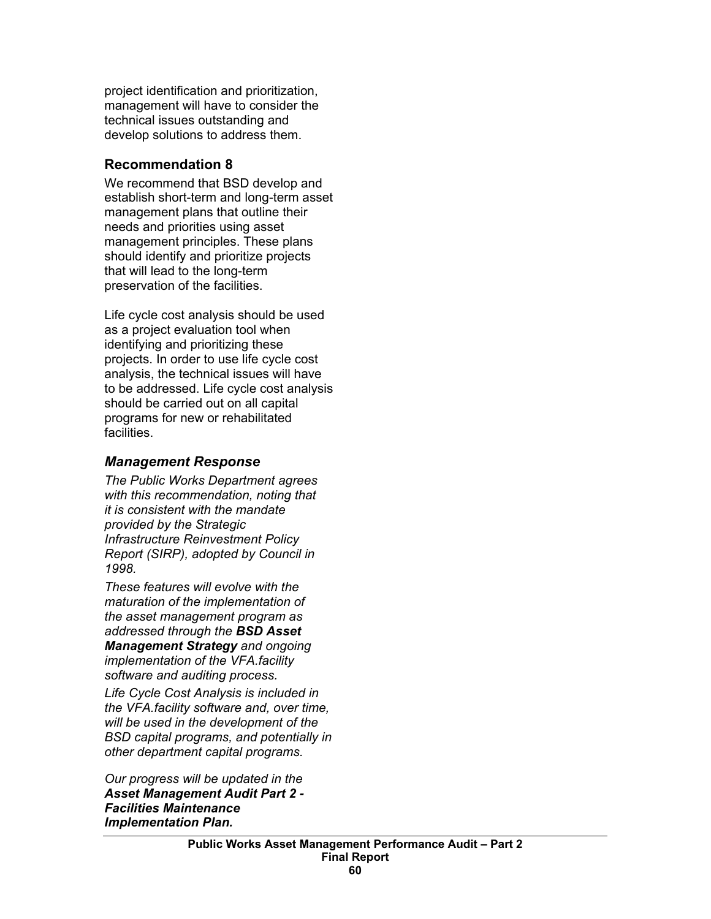project identification and prioritization, management will have to consider the technical issues outstanding and develop solutions to address them.

### Recommendation 8

We recommend that BSD develop and establish short-term and long-term asset management plans that outline their needs and priorities using asset management principles. These plans should identify and prioritize projects that will lead to the long-term preservation of the facilities.

Life cycle cost analysis should be used as a project evaluation tool when identifying and prioritizing these projects. In order to use life cycle cost analysis, the technical issues will have to be addressed. Life cycle cost analysis should be carried out on all capital programs for new or rehabilitated facilities.

### *Management Response*

*The Public Works Department agrees with this recommendation, noting that it is consistent with the mandate provided by the Strategic Infrastructure Reinvestment Policy Report (SIRP), adopted by Council in 1998.*

*These features will evolve with the maturation of the implementation of the asset management program as addressed through the **BSD Asset Management Strategy** and ongoing implementation of the VFA.facility software and auditing process.*

*Life Cycle Cost Analysis is included in the VFA.facility software and, over time, will be used in the development of the BSD capital programs, and potentially in other department capital programs.*

*Our progress will be updated in the **Asset Management Audit Part 2 - Facilities Maintenance Implementation Plan.***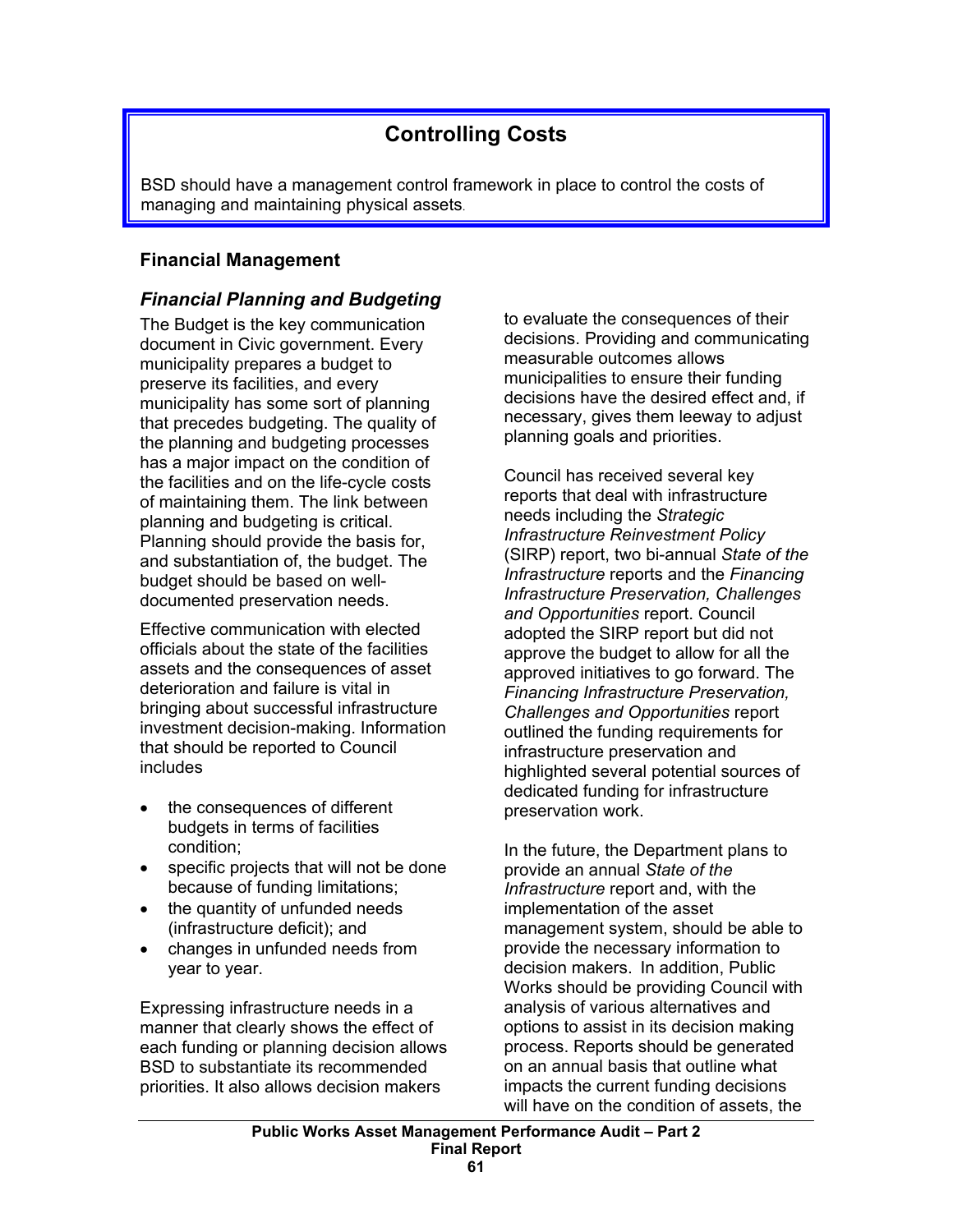## Controlling Costs

BSD should have a management control framework in place to control the costs of managing and maintaining physical assets.

### Financial Management

### *Financial Planning and Budgeting*

The Budget is the key communication document in Civic government. Every municipality prepares a budget to preserve its facilities, and every municipality has some sort of planning that precedes budgeting. The quality of the planning and budgeting processes has a major impact on the condition of the facilities and on the life-cycle costs of maintaining them. The link between planning and budgeting is critical. Planning should provide the basis for, and substantiation of, the budget. The budget should be based on well-documented preservation needs.

Effective communication with elected officials about the state of the facilities assets and the consequences of asset deterioration and failure is vital in bringing about successful infrastructure investment decision-making. Information that should be reported to Council includes

- the consequences of different budgets in terms of facilities condition;
- specific projects that will not be done because of funding limitations;
- the quantity of unfunded needs (infrastructure deficit); and
- changes in unfunded needs from year to year.

Expressing infrastructure needs in a manner that clearly shows the effect of each funding or planning decision allows BSD to substantiate its recommended priorities. It also allows decision makers to evaluate the consequences of their decisions. Providing and communicating measurable outcomes allows municipalities to ensure their funding decisions have the desired effect and, if necessary, gives them leeway to adjust planning goals and priorities.

Council has received several key reports that deal with infrastructure needs including the *Strategic Infrastructure Reinvestment Policy* (SIRP) report, two bi-annual *State of the Infrastructure* reports and the *Financing Infrastructure Preservation, Challenges and Opportunities* report. Council adopted the SIRP report but did not approve the budget to allow for all the approved initiatives to go forward. The *Financing Infrastructure Preservation, Challenges and Opportunities* report outlined the funding requirements for infrastructure preservation and highlighted several potential sources of dedicated funding for infrastructure preservation work.

In the future, the Department plans to provide an annual *State of the Infrastructure* report and, with the implementation of the asset management system, should be able to provide the necessary information to decision makers. In addition, Public Works should be providing Council with analysis of various alternatives and options to assist in its decision making process. Reports should be generated on an annual basis that outline what impacts the current funding decisions will have on the condition of assets, the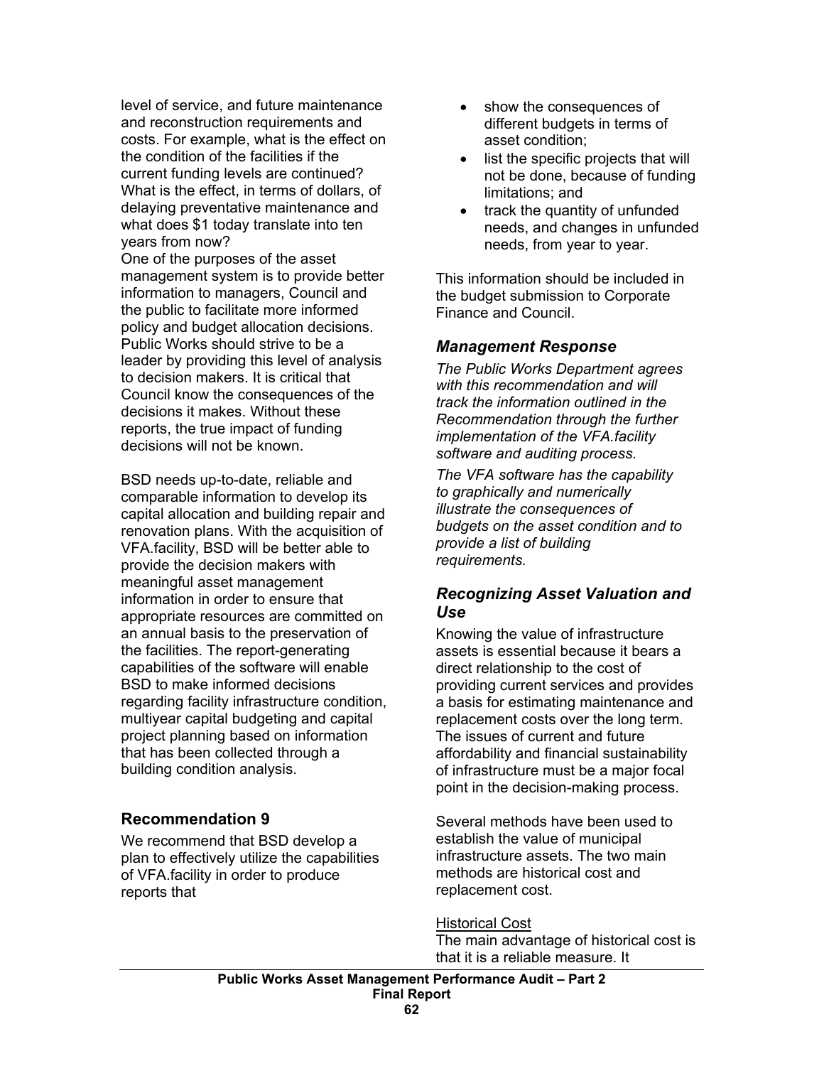level of service, and future maintenance and reconstruction requirements and costs. For example, what is the effect on the condition of the facilities if the current funding levels are continued? What is the effect, in terms of dollars, of delaying preventative maintenance and what does $1 today translate into ten years from now?

One of the purposes of the asset management system is to provide better information to managers, Council and the public to facilitate more informed policy and budget allocation decisions. Public Works should strive to be a leader by providing this level of analysis to decision makers. It is critical that Council know the consequences of the decisions it makes. Without these reports, the true impact of funding decisions will not be known.

BSD needs up-to-date, reliable and comparable information to develop its capital allocation and building repair and renovation plans. With the acquisition of VFA.facility, BSD will be better able to provide the decision makers with meaningful asset management information in order to ensure that appropriate resources are committed on an annual basis to the preservation of the facilities. The report-generating capabilities of the software will enable BSD to make informed decisions regarding facility infrastructure condition, multiyear capital budgeting and capital project planning based on information that has been collected through a building condition analysis.

### Recommendation 9

We recommend that BSD develop a plan to effectively utilize the capabilities of VFA.facility in order to produce reports that

- show the consequences of different budgets in terms of asset condition;
- list the specific projects that will not be done, because of funding limitations; and
- track the quantity of unfunded needs, and changes in unfunded needs, from year to year.

This information should be included in the budget submission to Corporate Finance and Council.

### *Management Response*

*The Public Works Department agrees with this recommendation and will track the information outlined in the Recommendation through the further implementation of the VFA.facility software and auditing process.*

*The VFA software has the capability to graphically and numerically illustrate the consequences of budgets on the asset condition and to provide a list of building requirements.*

### *Recognizing Asset Valuation and Use*

Knowing the value of infrastructure assets is essential because it bears a direct relationship to the cost of providing current services and provides a basis for estimating maintenance and replacement costs over the long term. The issues of current and future affordability and financial sustainability of infrastructure must be a major focal point in the decision-making process.

Several methods have been used to establish the value of municipal infrastructure assets. The two main methods are historical cost and replacement cost.

<u>Historical Cost</u>

The main advantage of historical cost is that it is a reliable measure. It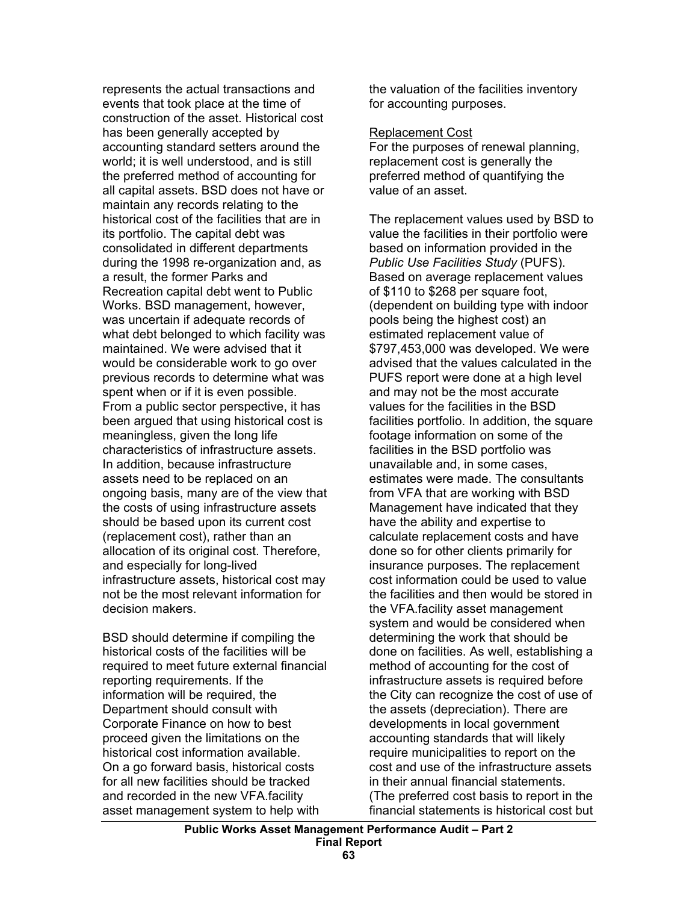represents the actual transactions and events that took place at the time of construction of the asset. Historical cost has been generally accepted by accounting standard setters around the world; it is well understood, and is still the preferred method of accounting for all capital assets. BSD does not have or maintain any records relating to the historical cost of the facilities that are in its portfolio. The capital debt was consolidated in different departments during the 1998 re-organization and, as a result, the former Parks and Recreation capital debt went to Public Works. BSD management, however, was uncertain if adequate records of what debt belonged to which facility was maintained. We were advised that it would be considerable work to go over previous records to determine what was spent when or if it is even possible. From a public sector perspective, it has been argued that using historical cost is meaningless, given the long life characteristics of infrastructure assets. In addition, because infrastructure assets need to be replaced on an ongoing basis, many are of the view that the costs of using infrastructure assets should be based upon its current cost (replacement cost), rather than an allocation of its original cost. Therefore, and especially for long-lived infrastructure assets, historical cost may not be the most relevant information for decision makers.

BSD should determine if compiling the historical costs of the facilities will be required to meet future external financial reporting requirements. If the information will be required, the Department should consult with Corporate Finance on how to best proceed given the limitations on the historical cost information available. On a go forward basis, historical costs for all new facilities should be tracked and recorded in the new VFA.facility asset management system to help with the valuation of the facilities inventory for accounting purposes.

<u>Replacement Cost</u>

For the purposes of renewal planning, replacement cost is generally the preferred method of quantifying the value of an asset.

The replacement values used by BSD to value the facilities in their portfolio were based on information provided in the *Public Use Facilities Study* (PUFS). Based on average replacement values of $110 to $268 per square foot, (dependent on building type with indoor pools being the highest cost) an estimated replacement value of $797,453,000 was developed. We were advised that the values calculated in the PUFS report were done at a high level and may not be the most accurate values for the facilities in the BSD facilities portfolio. In addition, the square footage information on some of the facilities in the BSD portfolio was unavailable and, in some cases, estimates were made. The consultants from VFA that are working with BSD Management have indicated that they have the ability and expertise to calculate replacement costs and have done so for other clients primarily for insurance purposes. The replacement cost information could be used to value the facilities and then would be stored in the VFA.facility asset management system and would be considered when determining the work that should be done on facilities. As well, establishing a method of accounting for the cost of infrastructure assets is required before the City can recognize the cost of use of the assets (depreciation). There are developments in local government accounting standards that will likely require municipalities to report on the cost and use of the infrastructure assets in their annual financial statements. (The preferred cost basis to report in the financial statements is historical cost but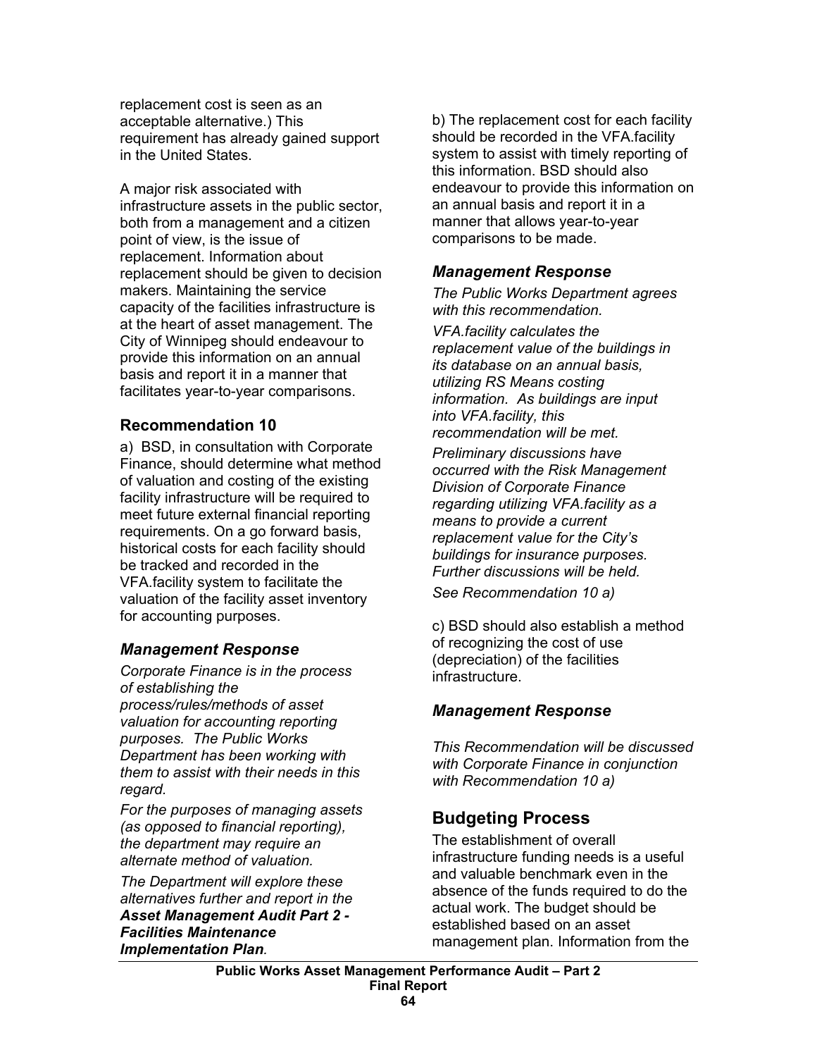replacement cost is seen as an acceptable alternative.) This requirement has already gained support in the United States.

A major risk associated with infrastructure assets in the public sector, both from a management and a citizen point of view, is the issue of replacement. Information about replacement should be given to decision makers. Maintaining the service capacity of the facilities infrastructure is at the heart of asset management. The City of Winnipeg should endeavour to provide this information on an annual basis and report it in a manner that facilitates year-to-year comparisons.

### Recommendation 10

a) BSD, in consultation with Corporate Finance, should determine what method of valuation and costing of the existing facility infrastructure will be required to meet future external financial reporting requirements. On a go forward basis, historical costs for each facility should be tracked and recorded in the VFA.facility system to facilitate the valuation of the facility asset inventory for accounting purposes.

### *Management Response*

*Corporate Finance is in the process of establishing the process/rules/methods of asset valuation for accounting reporting purposes. The Public Works Department has been working with them to assist with their needs in this regard.*

*For the purposes of managing assets (as opposed to financial reporting), the department may require an alternate method of valuation.*

*The Department will explore these alternatives further and report in the **Asset Management Audit Part 2 - Facilities Maintenance Implementation Plan**.*

b) The replacement cost for each facility should be recorded in the VFA.facility system to assist with timely reporting of this information. BSD should also endeavour to provide this information on an annual basis and report it in a manner that allows year-to-year comparisons to be made.

### *Management Response*

*The Public Works Department agrees with this recommendation.*

*VFA.facility calculates the replacement value of the buildings in its database on an annual basis, utilizing RS Means costing information. As buildings are input into VFA.facility, this recommendation will be met.*

*Preliminary discussions have occurred with the Risk Management Division of Corporate Finance regarding utilizing VFA.facility as a means to provide a current replacement value for the City's buildings for insurance purposes. Further discussions will be held.*

*See Recommendation 10 a)*

c) BSD should also establish a method of recognizing the cost of use (depreciation) of the facilities infrastructure.

### *Management Response*

*This Recommendation will be discussed with Corporate Finance in conjunction with Recommendation 10 a)*

## Budgeting Process

The establishment of overall infrastructure funding needs is a useful and valuable benchmark even in the absence of the funds required to do the actual work. The budget should be established based on an asset management plan. Information from the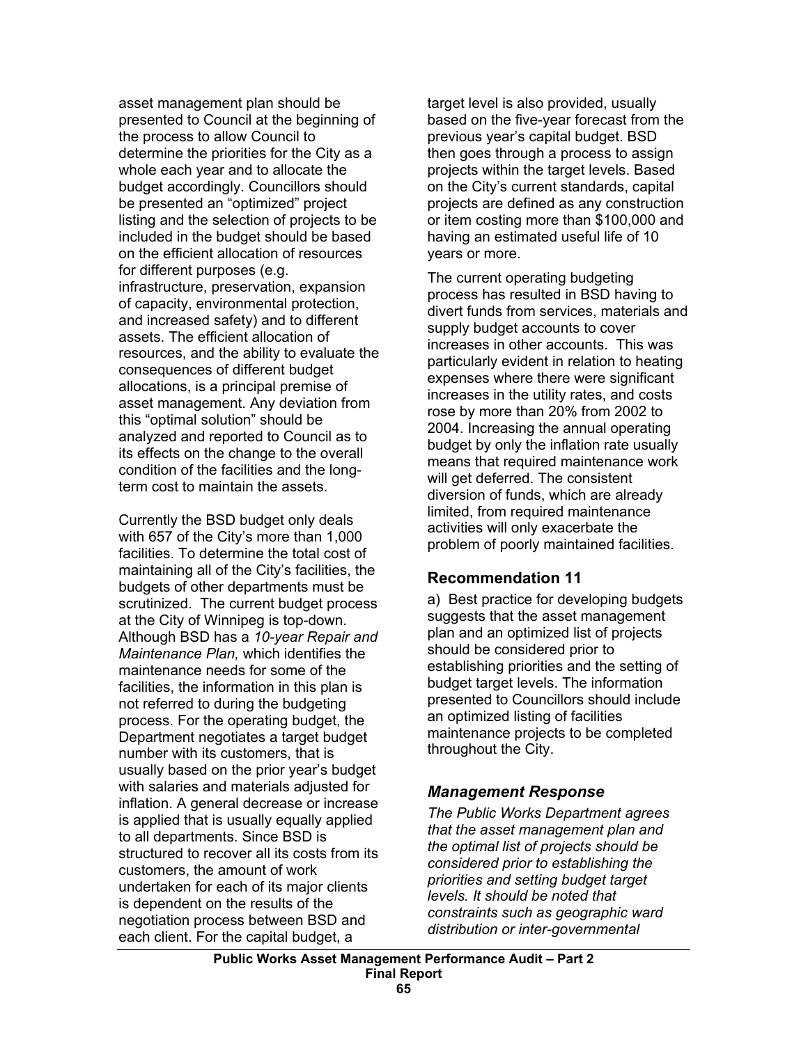asset management plan should be presented to Council at the beginning of the process to allow Council to determine the priorities for the City as a whole each year and to allocate the budget accordingly. Councillors should be presented an "optimized" project listing and the selection of projects to be included in the budget should be based on the efficient allocation of resources for different purposes (e.g. infrastructure, preservation, expansion of capacity, environmental protection, and increased safety) and to different assets. The efficient allocation of resources, and the ability to evaluate the consequences of different budget allocations, is a principal premise of asset management. Any deviation from this "optimal solution" should be analyzed and reported to Council as to its effects on the change to the overall condition of the facilities and the long-term cost to maintain the assets.

Currently the BSD budget only deals with 657 of the City's more than 1,000 facilities. To determine the total cost of maintaining all of the City's facilities, the budgets of other departments must be scrutinized. The current budget process at the City of Winnipeg is top-down. Although BSD has a *10-year Repair and Maintenance Plan,* which identifies the maintenance needs for some of the facilities, the information in this plan is not referred to during the budgeting process. For the operating budget, the Department negotiates a target budget number with its customers, that is usually based on the prior year's budget with salaries and materials adjusted for inflation. A general decrease or increase is applied that is usually equally applied to all departments. Since BSD is structured to recover all its costs from its customers, the amount of work undertaken for each of its major clients is dependent on the results of the negotiation process between BSD and each client. For the capital budget, a target level is also provided, usually based on the five-year forecast from the previous year's capital budget. BSD then goes through a process to assign projects within the target levels. Based on the City's current standards, capital projects are defined as any construction or item costing more than $100,000 and having an estimated useful life of 10 years or more.

The current operating budgeting process has resulted in BSD having to divert funds from services, materials and supply budget accounts to cover increases in other accounts. This was particularly evident in relation to heating expenses where there were significant increases in the utility rates, and costs rose by more than 20% from 2002 to 2004. Increasing the annual operating budget by only the inflation rate usually means that required maintenance work will get deferred. The consistent diversion of funds, which are already limited, from required maintenance activities will only exacerbate the problem of poorly maintained facilities.

## Recommendation 11

a) Best practice for developing budgets suggests that the asset management plan and an optimized list of projects should be considered prior to establishing priorities and the setting of budget target levels. The information presented to Councillors should include an optimized listing of facilities maintenance projects to be completed throughout the City.

### *Management Response*

*The Public Works Department agrees that the asset management plan and the optimal list of projects should be considered prior to establishing the priorities and setting budget target levels. It should be noted that constraints such as geographic ward distribution or inter-governmental*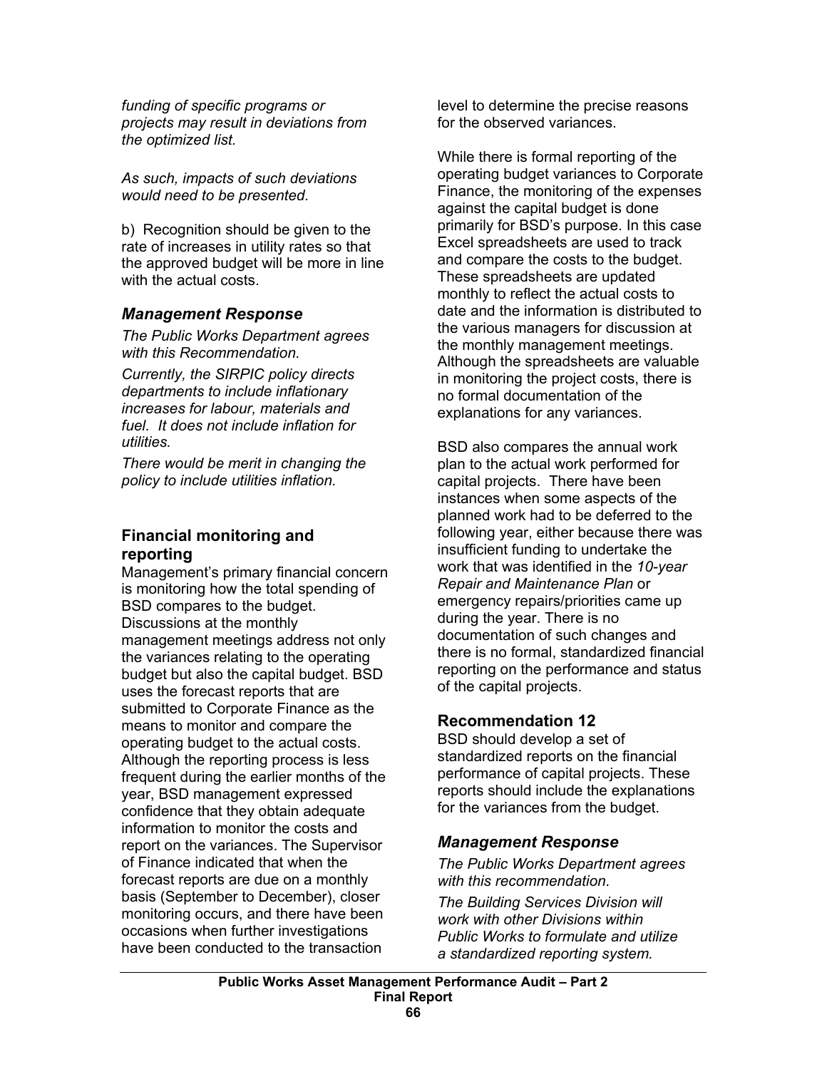*funding of specific programs or projects may result in deviations from the optimized list.*

*As such, impacts of such deviations would need to be presented.*

b) Recognition should be given to the rate of increases in utility rates so that the approved budget will be more in line with the actual costs.

### *Management Response*

*The Public Works Department agrees with this Recommendation.*

*Currently, the SIRPIC policy directs departments to include inflationary increases for labour, materials and fuel. It does not include inflation for utilities.*

*There would be merit in changing the policy to include utilities inflation.*

## Financial monitoring and reporting

Management's primary financial concern is monitoring how the total spending of BSD compares to the budget. Discussions at the monthly management meetings address not only the variances relating to the operating budget but also the capital budget. BSD uses the forecast reports that are submitted to Corporate Finance as the means to monitor and compare the operating budget to the actual costs. Although the reporting process is less frequent during the earlier months of the year, BSD management expressed confidence that they obtain adequate information to monitor the costs and report on the variances. The Supervisor of Finance indicated that when the forecast reports are due on a monthly basis (September to December), closer monitoring occurs, and there have been occasions when further investigations have been conducted to the transaction level to determine the precise reasons for the observed variances.

While there is formal reporting of the operating budget variances to Corporate Finance, the monitoring of the expenses against the capital budget is done primarily for BSD's purpose. In this case Excel spreadsheets are used to track and compare the costs to the budget. These spreadsheets are updated monthly to reflect the actual costs to date and the information is distributed to the various managers for discussion at the monthly management meetings. Although the spreadsheets are valuable in monitoring the project costs, there is no formal documentation of the explanations for any variances.

BSD also compares the annual work plan to the actual work performed for capital projects. There have been instances when some aspects of the planned work had to be deferred to the following year, either because there was insufficient funding to undertake the work that was identified in the *10-year Repair and Maintenance Plan* or emergency repairs/priorities came up during the year. There is no documentation of such changes and there is no formal, standardized financial reporting on the performance and status of the capital projects.

### Recommendation 12

BSD should develop a set of standardized reports on the financial performance of capital projects. These reports should include the explanations for the variances from the budget.

### *Management Response*

*The Public Works Department agrees with this recommendation.*

*The Building Services Division will work with other Divisions within Public Works to formulate and utilize a standardized reporting system.*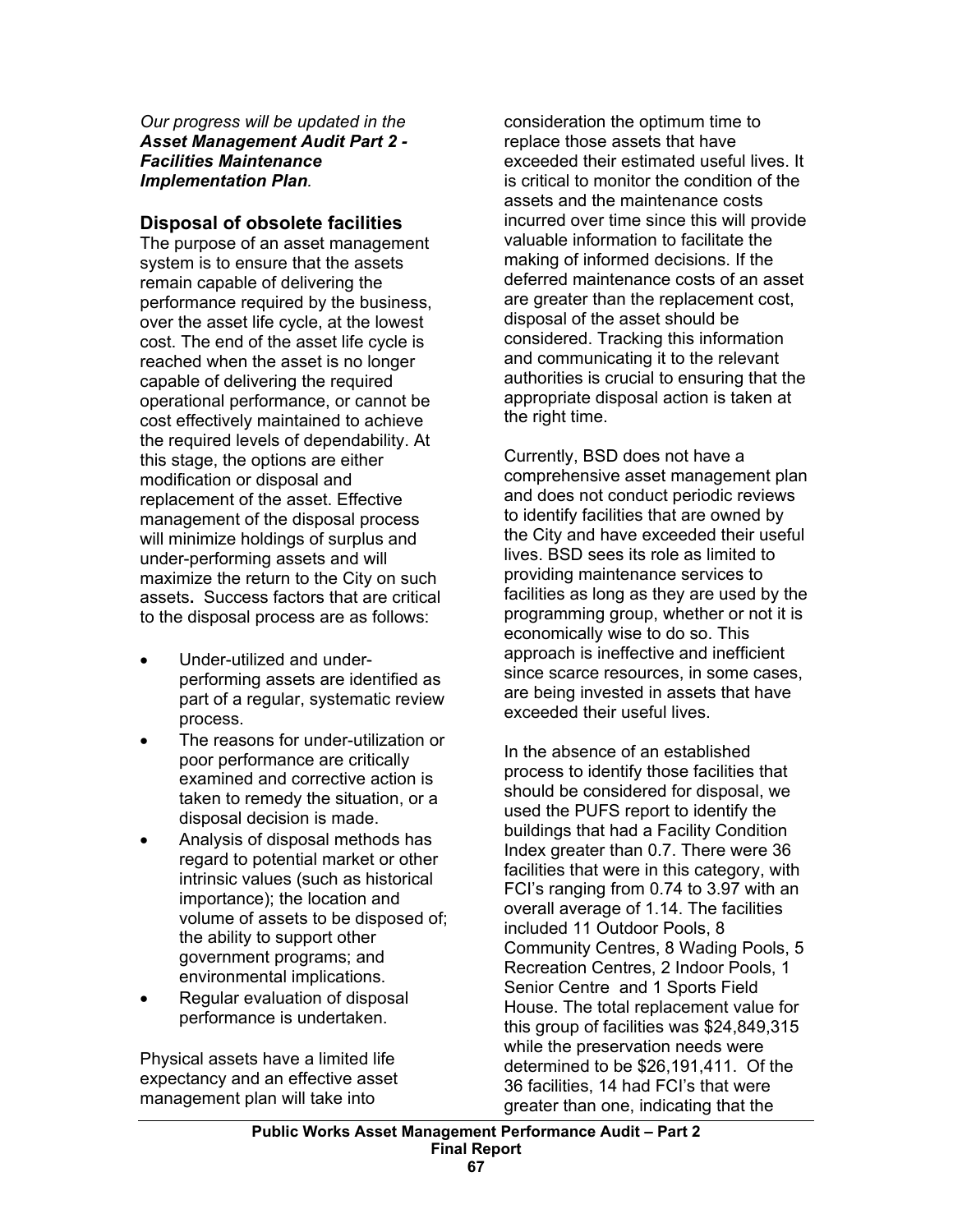*Our progress will be updated in the **Asset Management Audit Part 2 - Facilities Maintenance Implementation Plan**.*

### Disposal of obsolete facilities

The purpose of an asset management system is to ensure that the assets remain capable of delivering the performance required by the business, over the asset life cycle, at the lowest cost. The end of the asset life cycle is reached when the asset is no longer capable of delivering the required operational performance, or cannot be cost effectively maintained to achieve the required levels of dependability. At this stage, the options are either modification or disposal and replacement of the asset. Effective management of the disposal process will minimize holdings of surplus and under-performing assets and will maximize the return to the City on such assets**.** Success factors that are critical to the disposal process are as follows:

- Under-utilized and under-performing assets are identified as part of a regular, systematic review process.
- The reasons for under-utilization or poor performance are critically examined and corrective action is taken to remedy the situation, or a disposal decision is made.
- Analysis of disposal methods has regard to potential market or other intrinsic values (such as historical importance); the location and volume of assets to be disposed of; the ability to support other government programs; and environmental implications.
- Regular evaluation of disposal performance is undertaken.

Physical assets have a limited life expectancy and an effective asset management plan will take into consideration the optimum time to replace those assets that have exceeded their estimated useful lives. It is critical to monitor the condition of the assets and the maintenance costs incurred over time since this will provide valuable information to facilitate the making of informed decisions. If the deferred maintenance costs of an asset are greater than the replacement cost, disposal of the asset should be considered. Tracking this information and communicating it to the relevant authorities is crucial to ensuring that the appropriate disposal action is taken at the right time.

Currently, BSD does not have a comprehensive asset management plan and does not conduct periodic reviews to identify facilities that are owned by the City and have exceeded their useful lives. BSD sees its role as limited to providing maintenance services to facilities as long as they are used by the programming group, whether or not it is economically wise to do so. This approach is ineffective and inefficient since scarce resources, in some cases, are being invested in assets that have exceeded their useful lives.

In the absence of an established process to identify those facilities that should be considered for disposal, we used the PUFS report to identify the buildings that had a Facility Condition Index greater than 0.7. There were 36 facilities that were in this category, with FCI's ranging from 0.74 to 3.97 with an overall average of 1.14. The facilities included 11 Outdoor Pools, 8 Community Centres, 8 Wading Pools, 5 Recreation Centres, 2 Indoor Pools, 1 Senior Centre and 1 Sports Field House. The total replacement value for this group of facilities was $24,849,315 while the preservation needs were determined to be $26,191,411. Of the 36 facilities, 14 had FCI's that were greater than one, indicating that the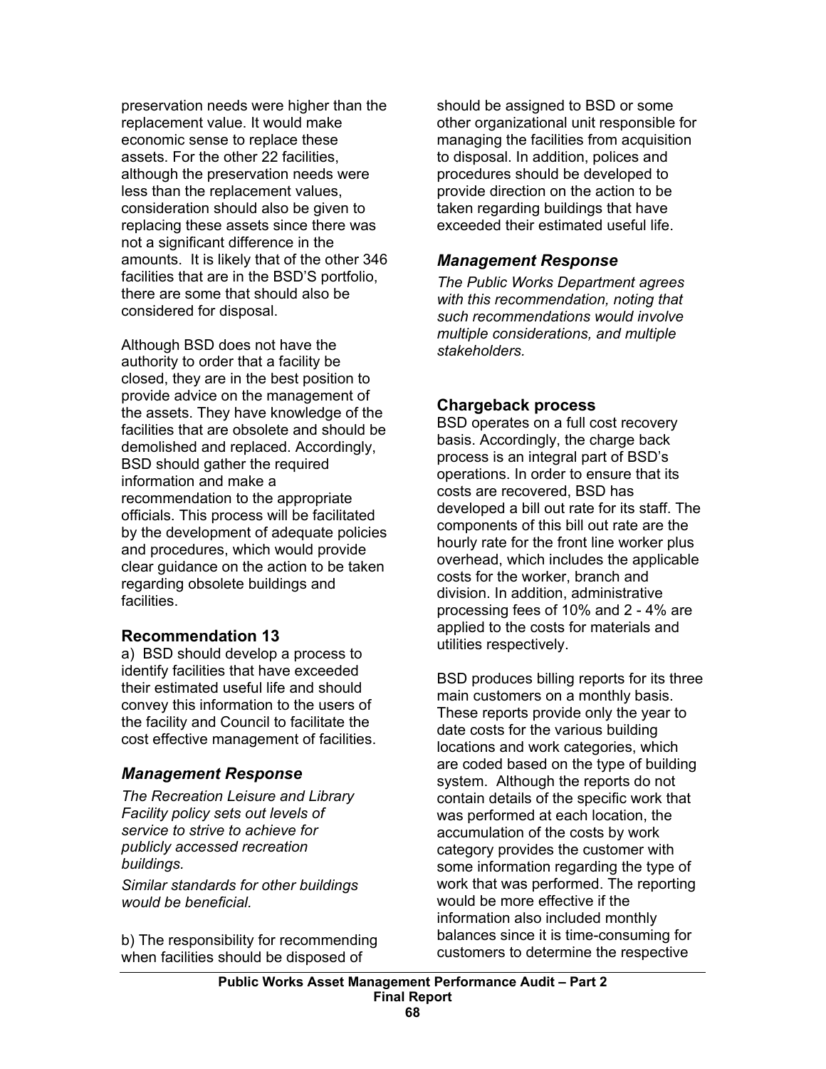preservation needs were higher than the replacement value. It would make economic sense to replace these assets. For the other 22 facilities, although the preservation needs were less than the replacement values, consideration should also be given to replacing these assets since there was not a significant difference in the amounts. It is likely that of the other 346 facilities that are in the BSD'S portfolio, there are some that should also be considered for disposal.

Although BSD does not have the authority to order that a facility be closed, they are in the best position to provide advice on the management of the assets. They have knowledge of the facilities that are obsolete and should be demolished and replaced. Accordingly, BSD should gather the required information and make a recommendation to the appropriate officials. This process will be facilitated by the development of adequate policies and procedures, which would provide clear guidance on the action to be taken regarding obsolete buildings and facilities.

### Recommendation 13

a) BSD should develop a process to identify facilities that have exceeded their estimated useful life and should convey this information to the users of the facility and Council to facilitate the cost effective management of facilities.

### *Management Response*

*The Recreation Leisure and Library Facility policy sets out levels of service to strive to achieve for publicly accessed recreation buildings.*

*Similar standards for other buildings would be beneficial.*

b) The responsibility for recommending when facilities should be disposed of should be assigned to BSD or some other organizational unit responsible for managing the facilities from acquisition to disposal. In addition, polices and procedures should be developed to provide direction on the action to be taken regarding buildings that have exceeded their estimated useful life.

### *Management Response*

*The Public Works Department agrees with this recommendation, noting that such recommendations would involve multiple considerations, and multiple stakeholders.*

### Chargeback process

BSD operates on a full cost recovery basis. Accordingly, the charge back process is an integral part of BSD's operations. In order to ensure that its costs are recovered, BSD has developed a bill out rate for its staff. The components of this bill out rate are the hourly rate for the front line worker plus overhead, which includes the applicable costs for the worker, branch and division. In addition, administrative processing fees of 10% and 2 - 4% are applied to the costs for materials and utilities respectively.

BSD produces billing reports for its three main customers on a monthly basis. These reports provide only the year to date costs for the various building locations and work categories, which are coded based on the type of building system. Although the reports do not contain details of the specific work that was performed at each location, the accumulation of the costs by work category provides the customer with some information regarding the type of work that was performed. The reporting would be more effective if the information also included monthly balances since it is time-consuming for customers to determine the respective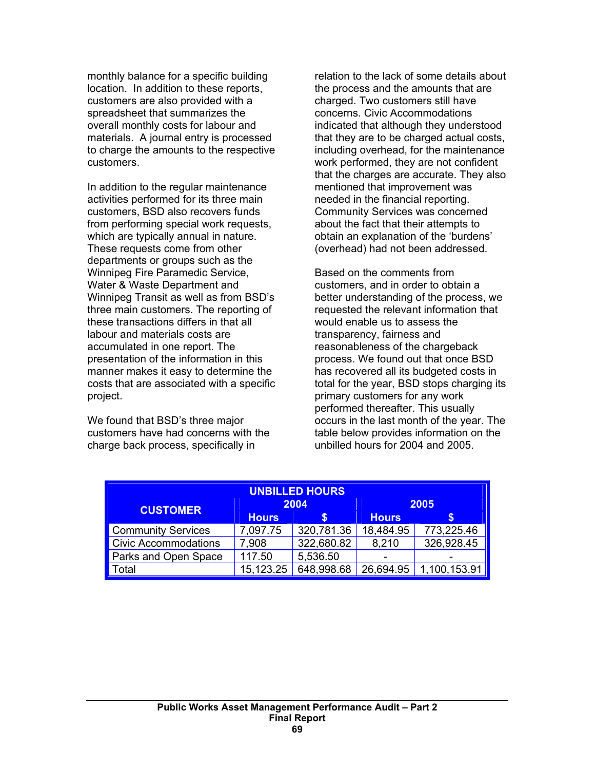monthly balance for a specific building location. In addition to these reports, customers are also provided with a spreadsheet that summarizes the overall monthly costs for labour and materials. A journal entry is processed to charge the amounts to the respective customers.

In addition to the regular maintenance activities performed for its three main customers, BSD also recovers funds from performing special work requests, which are typically annual in nature. These requests come from other departments or groups such as the Winnipeg Fire Paramedic Service, Water & Waste Department and Winnipeg Transit as well as from BSD's three main customers. The reporting of these transactions differs in that all labour and materials costs are accumulated in one report. The presentation of the information in this manner makes it easy to determine the costs that are associated with a specific project.

We found that BSD's three major customers have had concerns with the charge back process, specifically in relation to the lack of some details about the process and the amounts that are charged. Two customers still have concerns. Civic Accommodations indicated that although they understood that they are to be charged actual costs, including overhead, for the maintenance work performed, they are not confident that the charges are accurate. They also mentioned that improvement was needed in the financial reporting. Community Services was concerned about the fact that their attempts to obtain an explanation of the 'burdens' (overhead) had not been addressed.

Based on the comments from customers, and in order to obtain a better understanding of the process, we requested the relevant information that would enable us to assess the transparency, fairness and reasonableness of the chargeback process. We found out that once BSD has recovered all its budgeted costs in total for the year, BSD stops charging its primary customers for any work performed thereafter. This usually occurs in the last month of the year. The table below provides information on the unbilled hours for 2004 and 2005.

| UNBILLED HOURS | | | | |
|---|---|---|---|---|
| **CUSTOMER** | **2004** | | **2005** | |
| | **Hours** | **$** | **Hours** | **$** |
| Community Services | 7,097.75 | 320,781.36 | 18,484.95 | 773,225.46 |
| Civic Accommodations | 7,908 | 322,680.82 | 8,210 | 326,928.45 |
| Parks and Open Space | 117.50 | 5,536.50 | - | - |
| Total | 15,123.25 | 648,998.68 | 26,694.95 | 1,100,153.91 |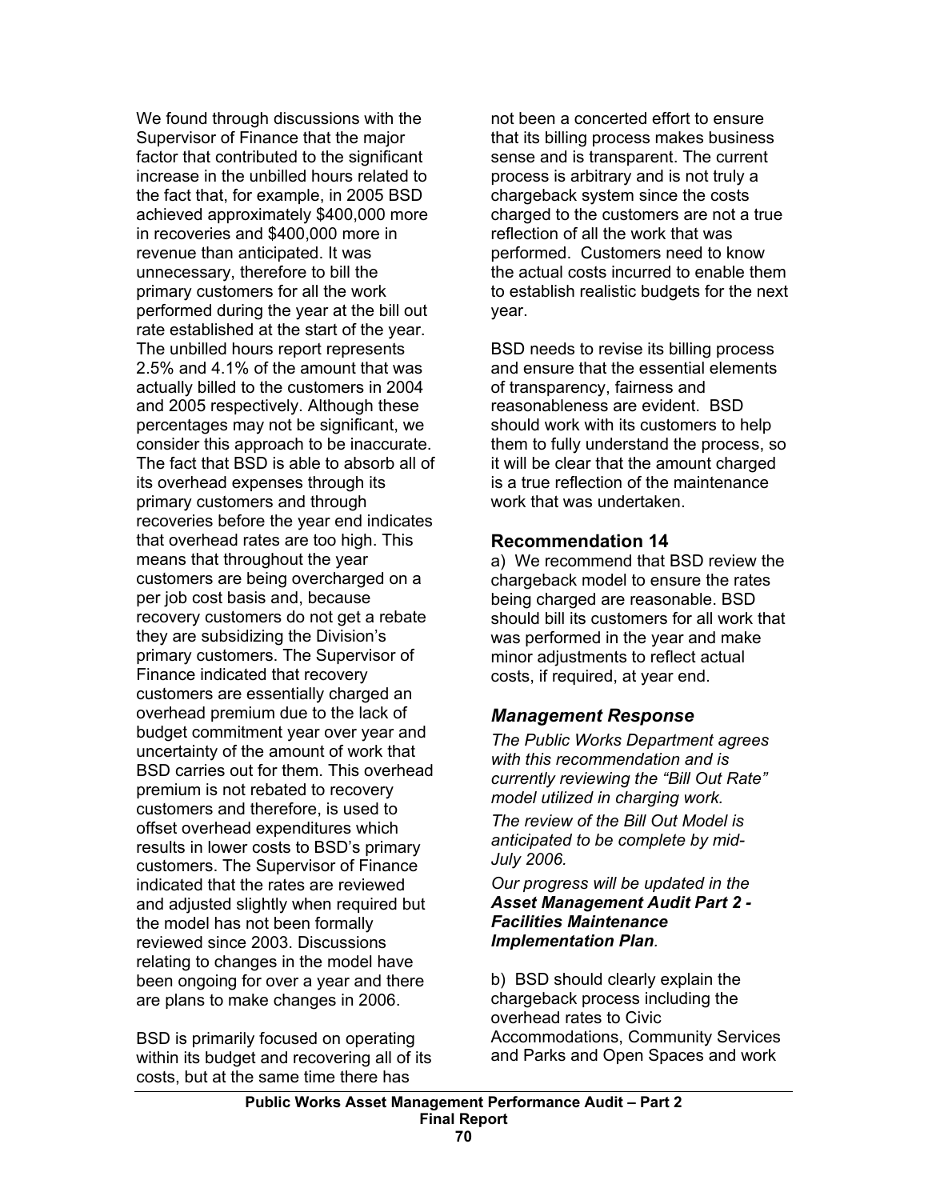We found through discussions with the Supervisor of Finance that the major factor that contributed to the significant increase in the unbilled hours related to the fact that, for example, in 2005 BSD achieved approximately $400,000 more in recoveries and $400,000 more in revenue than anticipated. It was unnecessary, therefore to bill the primary customers for all the work performed during the year at the bill out rate established at the start of the year. The unbilled hours report represents 2.5% and 4.1% of the amount that was actually billed to the customers in 2004 and 2005 respectively. Although these percentages may not be significant, we consider this approach to be inaccurate. The fact that BSD is able to absorb all of its overhead expenses through its primary customers and through recoveries before the year end indicates that overhead rates are too high. This means that throughout the year customers are being overcharged on a per job cost basis and, because recovery customers do not get a rebate they are subsidizing the Division's primary customers. The Supervisor of Finance indicated that recovery customers are essentially charged an overhead premium due to the lack of budget commitment year over year and uncertainty of the amount of work that BSD carries out for them. This overhead premium is not rebated to recovery customers and therefore, is used to offset overhead expenditures which results in lower costs to BSD's primary customers. The Supervisor of Finance indicated that the rates are reviewed and adjusted slightly when required but the model has not been formally reviewed since 2003. Discussions relating to changes in the model have been ongoing for over a year and there are plans to make changes in 2006.

BSD is primarily focused on operating within its budget and recovering all of its costs, but at the same time there has not been a concerted effort to ensure that its billing process makes business sense and is transparent. The current process is arbitrary and is not truly a chargeback system since the costs charged to the customers are not a true reflection of all the work that was performed. Customers need to know the actual costs incurred to enable them to establish realistic budgets for the next year.

BSD needs to revise its billing process and ensure that the essential elements of transparency, fairness and reasonableness are evident. BSD should work with its customers to help them to fully understand the process, so it will be clear that the amount charged is a true reflection of the maintenance work that was undertaken.

### Recommendation 14

a) We recommend that BSD review the chargeback model to ensure the rates being charged are reasonable. BSD should bill its customers for all work that was performed in the year and make minor adjustments to reflect actual costs, if required, at year end.

### *Management Response*

*The Public Works Department agrees with this recommendation and is currently reviewing the "Bill Out Rate" model utilized in charging work.*

*The review of the Bill Out Model is anticipated to be complete by mid-July 2006.*

*Our progress will be updated in the* ***Asset Management Audit Part 2 - Facilities Maintenance Implementation Plan****.*

b) BSD should clearly explain the chargeback process including the overhead rates to Civic Accommodations, Community Services and Parks and Open Spaces and work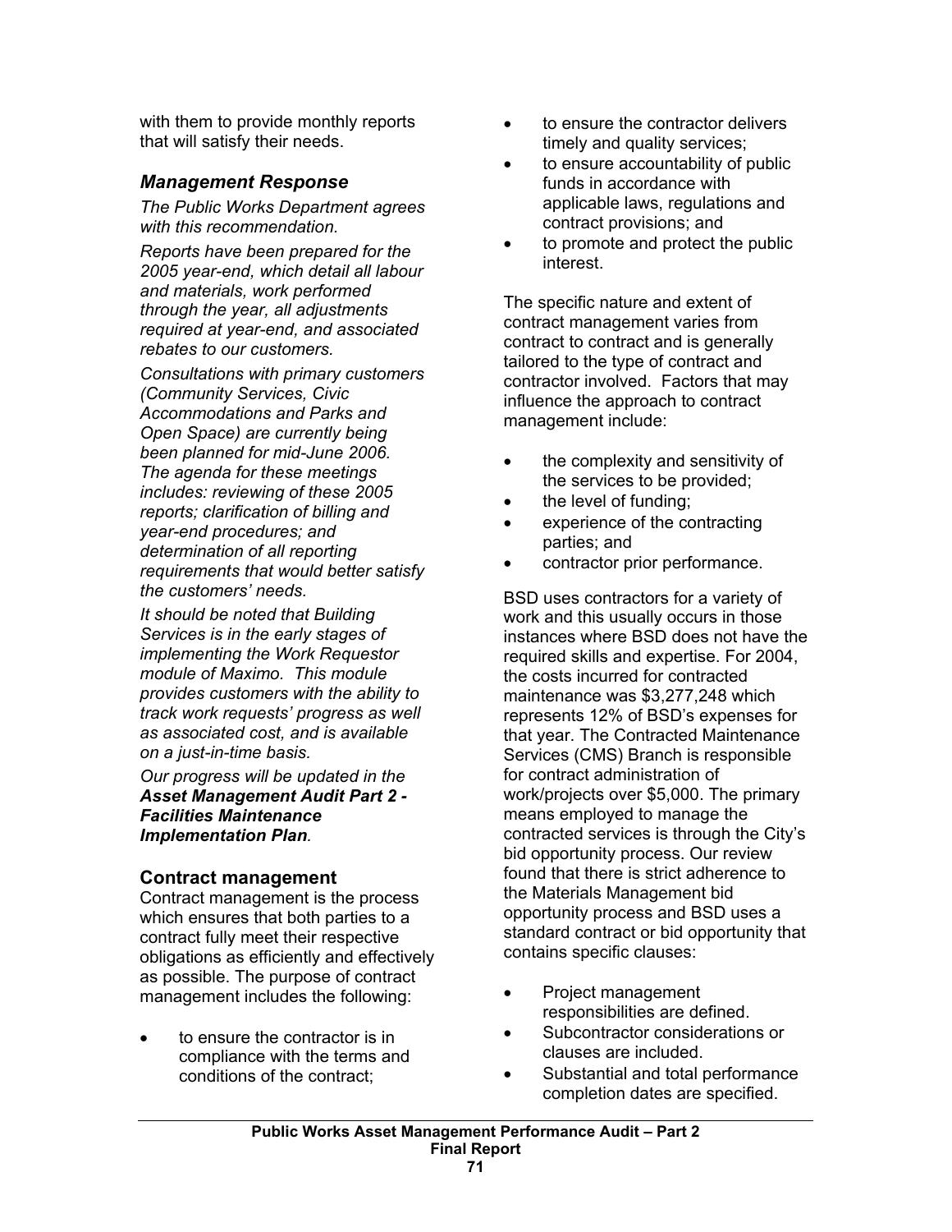with them to provide monthly reports that will satisfy their needs.

### *Management Response*

*The Public Works Department agrees with this recommendation.*

*Reports have been prepared for the 2005 year-end, which detail all labour and materials, work performed through the year, all adjustments required at year-end, and associated rebates to our customers.*

*Consultations with primary customers (Community Services, Civic Accommodations and Parks and Open Space) are currently being been planned for mid-June 2006. The agenda for these meetings includes: reviewing of these 2005 reports; clarification of billing and year-end procedures; and determination of all reporting requirements that would better satisfy the customers' needs.*

*It should be noted that Building Services is in the early stages of implementing the Work Requestor module of Maximo. This module provides customers with the ability to track work requests' progress as well as associated cost, and is available on a just-in-time basis.*

*Our progress will be updated in the* ***Asset Management Audit Part 2 - Facilities Maintenance Implementation Plan****.*

### Contract management

Contract management is the process which ensures that both parties to a contract fully meet their respective obligations as efficiently and effectively as possible. The purpose of contract management includes the following:

- to ensure the contractor is in compliance with the terms and conditions of the contract;
- to ensure the contractor delivers timely and quality services;
- to ensure accountability of public funds in accordance with applicable laws, regulations and contract provisions; and
- to promote and protect the public interest.

The specific nature and extent of contract management varies from contract to contract and is generally tailored to the type of contract and contractor involved. Factors that may influence the approach to contract management include:

- the complexity and sensitivity of the services to be provided;
- the level of funding;
- experience of the contracting parties; and
- contractor prior performance.

BSD uses contractors for a variety of work and this usually occurs in those instances where BSD does not have the required skills and expertise. For 2004, the costs incurred for contracted maintenance was $3,277,248 which represents 12% of BSD's expenses for that year. The Contracted Maintenance Services (CMS) Branch is responsible for contract administration of work/projects over $5,000. The primary means employed to manage the contracted services is through the City's bid opportunity process. Our review found that there is strict adherence to the Materials Management bid opportunity process and BSD uses a standard contract or bid opportunity that contains specific clauses:

- Project management responsibilities are defined.
- Subcontractor considerations or clauses are included.
- Substantial and total performance completion dates are specified.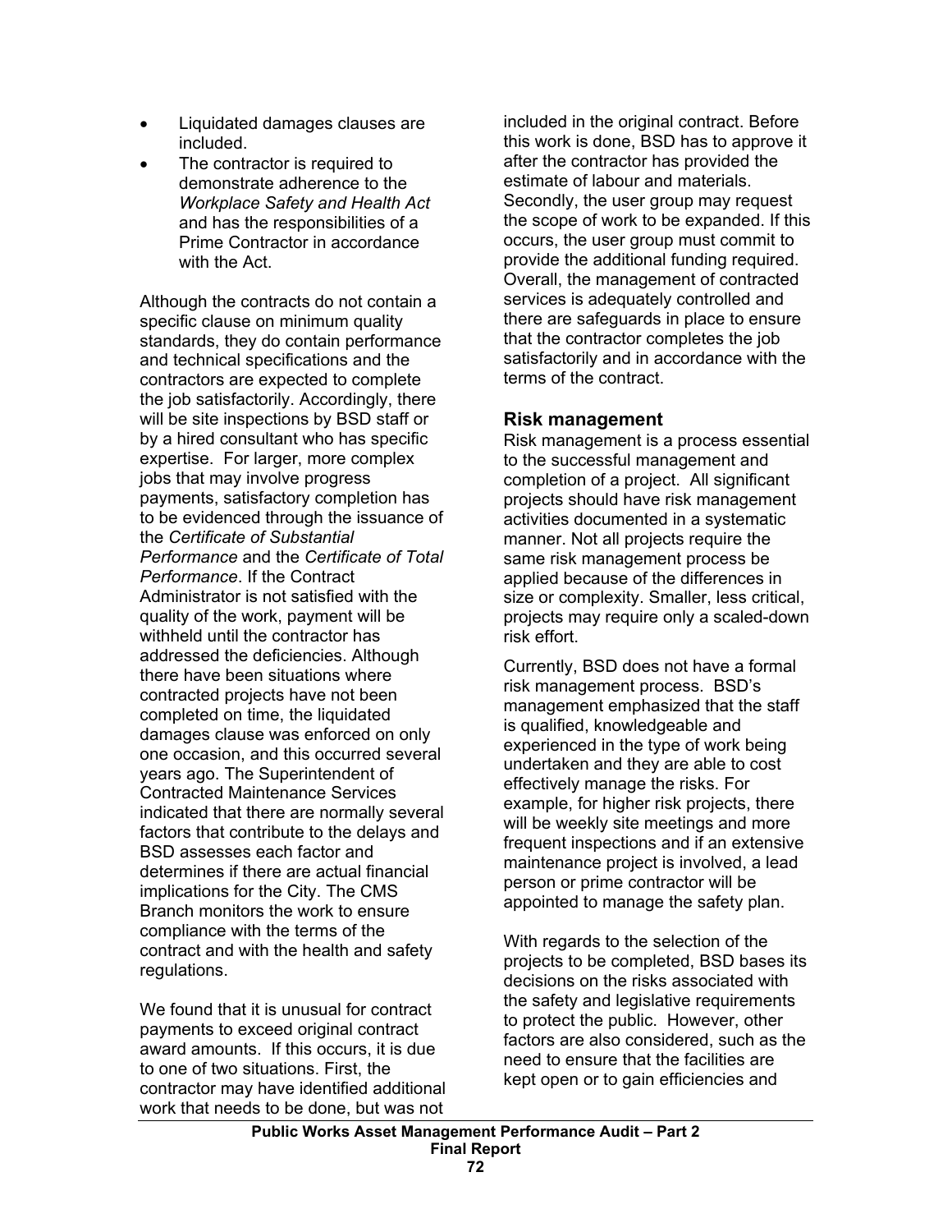- Liquidated damages clauses are included.
- The contractor is required to demonstrate adherence to the *Workplace Safety and Health Act* and has the responsibilities of a Prime Contractor in accordance with the Act.

Although the contracts do not contain a specific clause on minimum quality standards, they do contain performance and technical specifications and the contractors are expected to complete the job satisfactorily. Accordingly, there will be site inspections by BSD staff or by a hired consultant who has specific expertise. For larger, more complex jobs that may involve progress payments, satisfactory completion has to be evidenced through the issuance of the *Certificate of Substantial Performance* and the *Certificate of Total Performance*. If the Contract Administrator is not satisfied with the quality of the work, payment will be withheld until the contractor has addressed the deficiencies. Although there have been situations where contracted projects have not been completed on time, the liquidated damages clause was enforced on only one occasion, and this occurred several years ago. The Superintendent of Contracted Maintenance Services indicated that there are normally several factors that contribute to the delays and BSD assesses each factor and determines if there are actual financial implications for the City. The CMS Branch monitors the work to ensure compliance with the terms of the contract and with the health and safety regulations.

We found that it is unusual for contract payments to exceed original contract award amounts. If this occurs, it is due to one of two situations. First, the contractor may have identified additional work that needs to be done, but was not included in the original contract. Before this work is done, BSD has to approve it after the contractor has provided the estimate of labour and materials. Secondly, the user group may request the scope of work to be expanded. If this occurs, the user group must commit to provide the additional funding required. Overall, the management of contracted services is adequately controlled and there are safeguards in place to ensure that the contractor completes the job satisfactorily and in accordance with the terms of the contract.

### Risk management

Risk management is a process essential to the successful management and completion of a project. All significant projects should have risk management activities documented in a systematic manner. Not all projects require the same risk management process be applied because of the differences in size or complexity. Smaller, less critical, projects may require only a scaled-down risk effort.

Currently, BSD does not have a formal risk management process. BSD's management emphasized that the staff is qualified, knowledgeable and experienced in the type of work being undertaken and they are able to cost effectively manage the risks. For example, for higher risk projects, there will be weekly site meetings and more frequent inspections and if an extensive maintenance project is involved, a lead person or prime contractor will be appointed to manage the safety plan.

With regards to the selection of the projects to be completed, BSD bases its decisions on the risks associated with the safety and legislative requirements to protect the public. However, other factors are also considered, such as the need to ensure that the facilities are kept open or to gain efficiencies and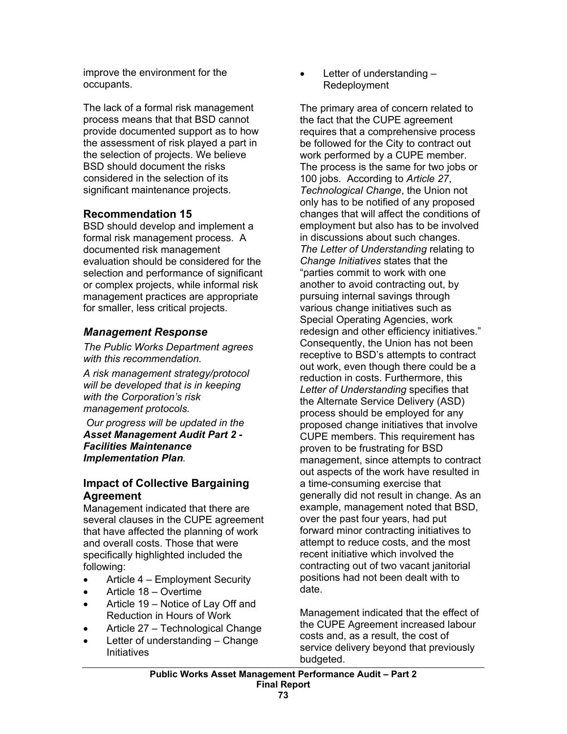improve the environment for the occupants.

The lack of a formal risk management process means that that BSD cannot provide documented support as to how the assessment of risk played a part in the selection of projects. We believe BSD should document the risks considered in the selection of its significant maintenance projects.

### Recommendation 15

BSD should develop and implement a formal risk management process. A documented risk management evaluation should be considered for the selection and performance of significant or complex projects, while informal risk management practices are appropriate for smaller, less critical projects.

### *Management Response*

*The Public Works Department agrees with this recommendation.*

*A risk management strategy/protocol will be developed that is in keeping with the Corporation's risk management protocols.*

*Our progress will be updated in the* ***Asset Management Audit Part 2 - Facilities Maintenance Implementation Plan****.*

### Impact of Collective Bargaining Agreement

Management indicated that there are several clauses in the CUPE agreement that have affected the planning of work and overall costs. Those that were specifically highlighted included the following:

- Article 4 – Employment Security
- Article 18 – Overtime
- Article 19 – Notice of Lay Off and Reduction in Hours of Work
- Article 27 – Technological Change
- Letter of understanding – Change Initiatives
- Letter of understanding – Redeployment

The primary area of concern related to the fact that the CUPE agreement requires that a comprehensive process be followed for the City to contract out work performed by a CUPE member. The process is the same for two jobs or 100 jobs. According to *Article 27*, *Technological Change*, the Union not only has to be notified of any proposed changes that will affect the conditions of employment but also has to be involved in discussions about such changes. *The Letter of Understanding* relating to *Change Initiatives* states that the "parties commit to work with one another to avoid contracting out, by pursuing internal savings through various change initiatives such as Special Operating Agencies, work redesign and other efficiency initiatives." Consequently, the Union has not been receptive to BSD's attempts to contract out work, even though there could be a reduction in costs. Furthermore, this *Letter of Understanding* specifies that the Alternate Service Delivery (ASD) process should be employed for any proposed change initiatives that involve CUPE members. This requirement has proven to be frustrating for BSD management, since attempts to contract out aspects of the work have resulted in a time-consuming exercise that generally did not result in change. As an example, management noted that BSD, over the past four years, had put forward minor contracting initiatives to attempt to reduce costs, and the most recent initiative which involved the contracting out of two vacant janitorial positions had not been dealt with to date.

Management indicated that the effect of the CUPE Agreement increased labour costs and, as a result, the cost of service delivery beyond that previously budgeted.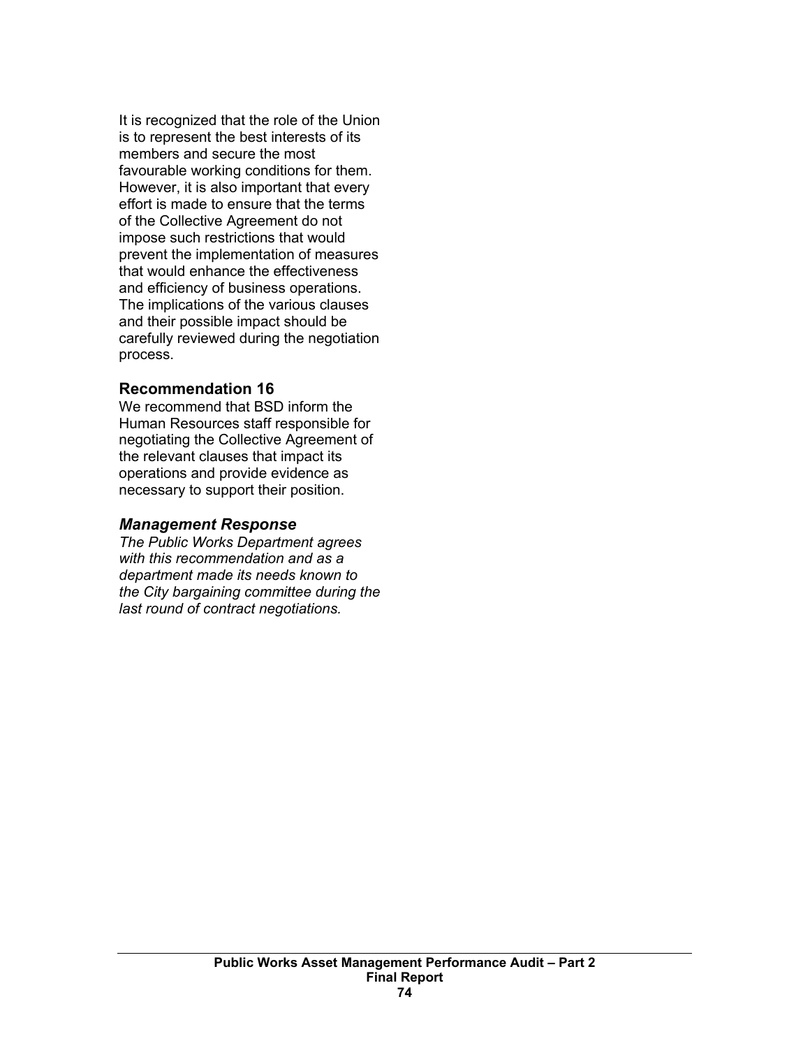It is recognized that the role of the Union is to represent the best interests of its members and secure the most favourable working conditions for them. However, it is also important that every effort is made to ensure that the terms of the Collective Agreement do not impose such restrictions that would prevent the implementation of measures that would enhance the effectiveness and efficiency of business operations. The implications of the various clauses and their possible impact should be carefully reviewed during the negotiation process.

### Recommendation 16

We recommend that BSD inform the Human Resources staff responsible for negotiating the Collective Agreement of the relevant clauses that impact its operations and provide evidence as necessary to support their position.

### *Management Response*

*The Public Works Department agrees with this recommendation and as a department made its needs known to the City bargaining committee during the last round of contract negotiations.*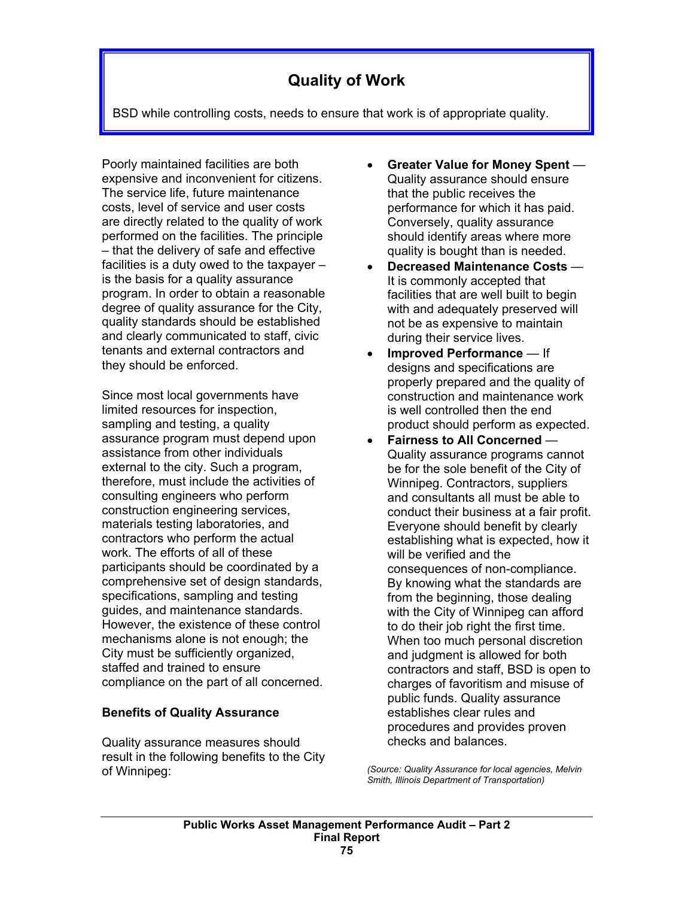## Quality of Work

BSD while controlling costs, needs to ensure that work is of appropriate quality.

Poorly maintained facilities are both expensive and inconvenient for citizens. The service life, future maintenance costs, level of service and user costs are directly related to the quality of work performed on the facilities. The principle – that the delivery of safe and effective facilities is a duty owed to the taxpayer – is the basis for a quality assurance program. In order to obtain a reasonable degree of quality assurance for the City, quality standards should be established and clearly communicated to staff, civic tenants and external contractors and they should be enforced.

Since most local governments have limited resources for inspection, sampling and testing, a quality assurance program must depend upon assistance from other individuals external to the city. Such a program, therefore, must include the activities of consulting engineers who perform construction engineering services, materials testing laboratories, and contractors who perform the actual work. The efforts of all of these participants should be coordinated by a comprehensive set of design standards, specifications, sampling and testing guides, and maintenance standards. However, the existence of these control mechanisms alone is not enough; the City must be sufficiently organized, staffed and trained to ensure compliance on the part of all concerned.

**Benefits of Quality Assurance**

Quality assurance measures should result in the following benefits to the City of Winnipeg:

- **Greater Value for Money Spent** — Quality assurance should ensure that the public receives the performance for which it has paid. Conversely, quality assurance should identify areas where more quality is bought than is needed.
- **Decreased Maintenance Costs** — It is commonly accepted that facilities that are well built to begin with and adequately preserved will not be as expensive to maintain during their service lives.
- **Improved Performance** — If designs and specifications are properly prepared and the quality of construction and maintenance work is well controlled then the end product should perform as expected.
- **Fairness to All Concerned** — Quality assurance programs cannot be for the sole benefit of the City of Winnipeg. Contractors, suppliers and consultants all must be able to conduct their business at a fair profit. Everyone should benefit by clearly establishing what is expected, how it will be verified and the consequences of non-compliance. By knowing what the standards are from the beginning, those dealing with the City of Winnipeg can afford to do their job right the first time. When too much personal discretion and judgment is allowed for both contractors and staff, BSD is open to charges of favoritism and misuse of public funds. Quality assurance establishes clear rules and procedures and provides proven checks and balances.

*(Source: Quality Assurance for local agencies, Melvin Smith, Illinois Department of Transportation)*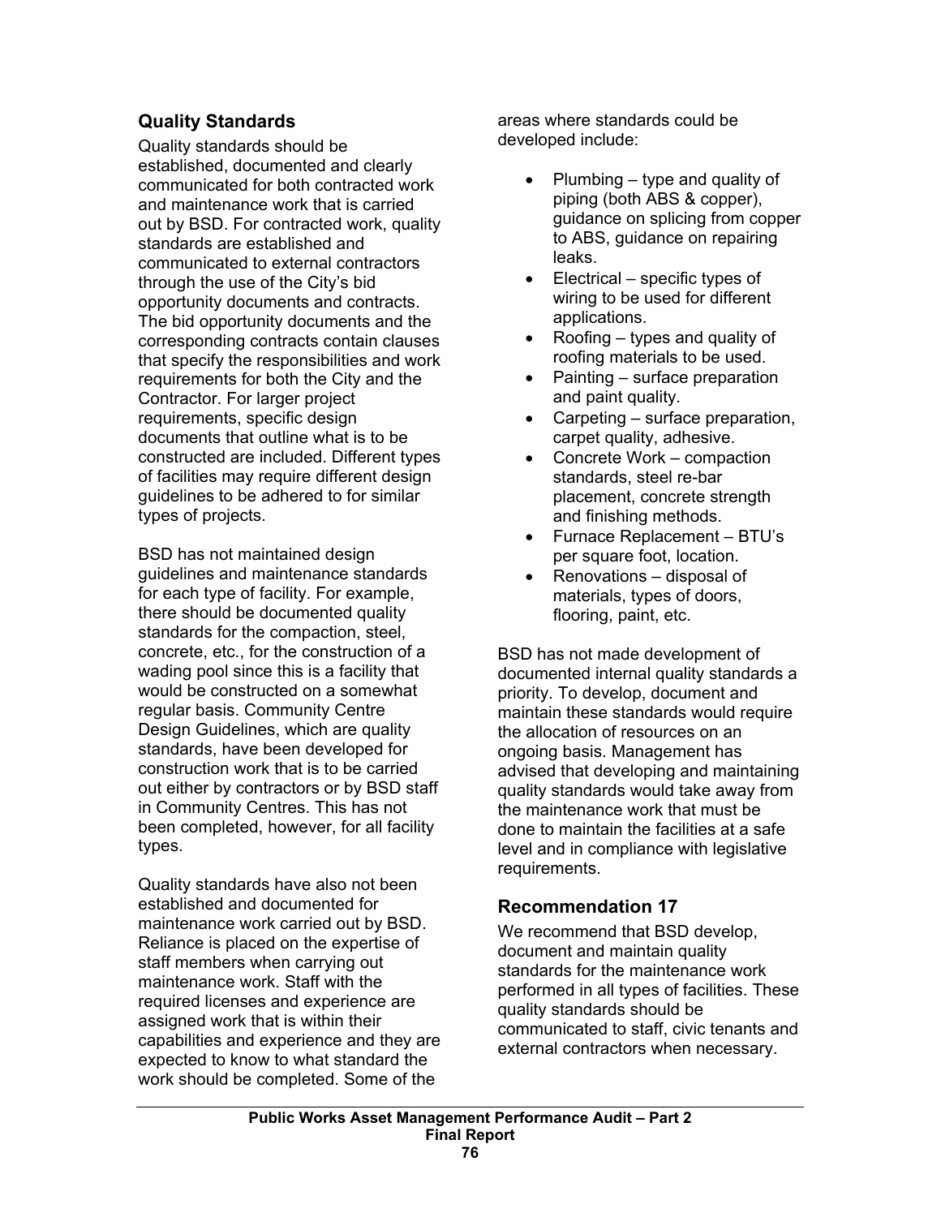## Quality Standards

Quality standards should be established, documented and clearly communicated for both contracted work and maintenance work that is carried out by BSD. For contracted work, quality standards are established and communicated to external contractors through the use of the City's bid opportunity documents and contracts. The bid opportunity documents and the corresponding contracts contain clauses that specify the responsibilities and work requirements for both the City and the Contractor. For larger project requirements, specific design documents that outline what is to be constructed are included. Different types of facilities may require different design guidelines to be adhered to for similar types of projects.

BSD has not maintained design guidelines and maintenance standards for each type of facility. For example, there should be documented quality standards for the compaction, steel, concrete, etc., for the construction of a wading pool since this is a facility that would be constructed on a somewhat regular basis. Community Centre Design Guidelines, which are quality standards, have been developed for construction work that is to be carried out either by contractors or by BSD staff in Community Centres. This has not been completed, however, for all facility types.

Quality standards have also not been established and documented for maintenance work carried out by BSD. Reliance is placed on the expertise of staff members when carrying out maintenance work. Staff with the required licenses and experience are assigned work that is within their capabilities and experience and they are expected to know to what standard the work should be completed. Some of the areas where standards could be developed include:

- Plumbing – type and quality of piping (both ABS & copper), guidance on splicing from copper to ABS, guidance on repairing leaks.
- Electrical – specific types of wiring to be used for different applications.
- Roofing – types and quality of roofing materials to be used.
- Painting – surface preparation and paint quality.
- Carpeting – surface preparation, carpet quality, adhesive.
- Concrete Work – compaction standards, steel re-bar placement, concrete strength and finishing methods.
- Furnace Replacement – BTU's per square foot, location.
- Renovations – disposal of materials, types of doors, flooring, paint, etc.

BSD has not made development of documented internal quality standards a priority. To develop, document and maintain these standards would require the allocation of resources on an ongoing basis. Management has advised that developing and maintaining quality standards would take away from the maintenance work that must be done to maintain the facilities at a safe level and in compliance with legislative requirements.

## Recommendation 17

We recommend that BSD develop, document and maintain quality standards for the maintenance work performed in all types of facilities. These quality standards should be communicated to staff, civic tenants and external contractors when necessary.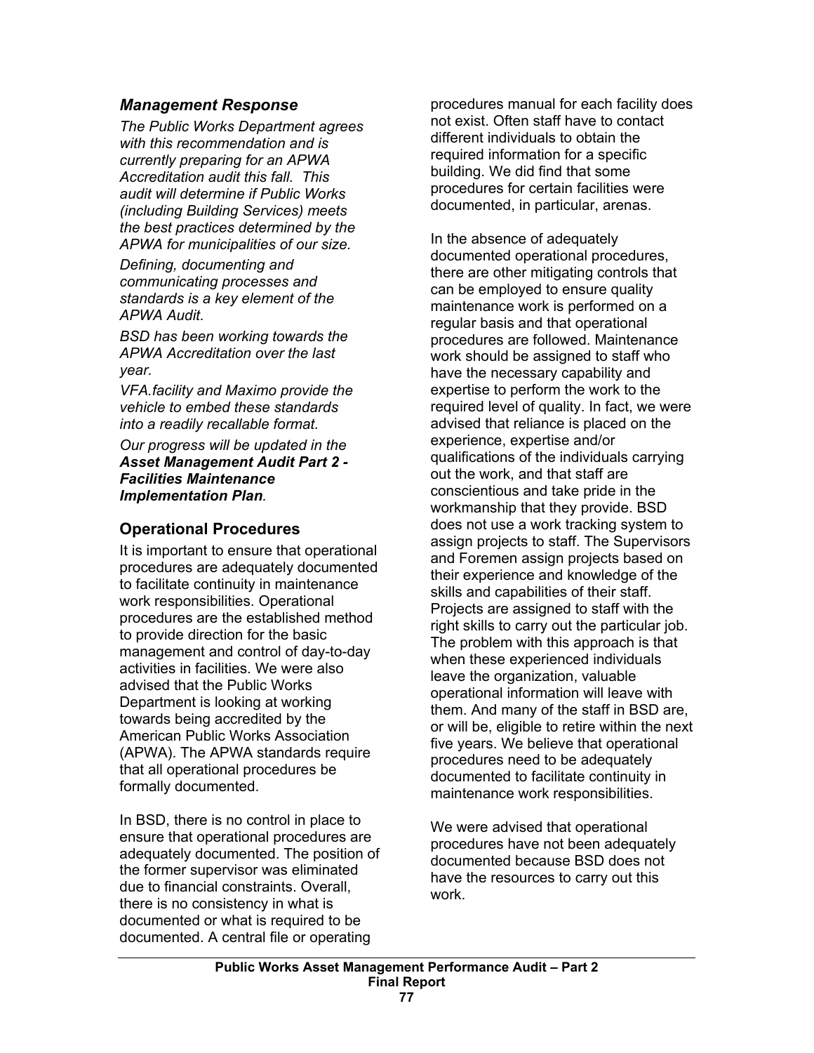### *Management Response*

*The Public Works Department agrees with this recommendation and is currently preparing for an APWA Accreditation audit this fall. This audit will determine if Public Works (including Building Services) meets the best practices determined by the APWA for municipalities of our size.*

*Defining, documenting and communicating processes and standards is a key element of the APWA Audit.*

*BSD has been working towards the APWA Accreditation over the last year.*

*VFA.facility and Maximo provide the vehicle to embed these standards into a readily recallable format.*

*Our progress will be updated in the* ***Asset Management Audit Part 2 - Facilities Maintenance Implementation Plan****.*

### Operational Procedures

It is important to ensure that operational procedures are adequately documented to facilitate continuity in maintenance work responsibilities. Operational procedures are the established method to provide direction for the basic management and control of day-to-day activities in facilities. We were also advised that the Public Works Department is looking at working towards being accredited by the American Public Works Association (APWA). The APWA standards require that all operational procedures be formally documented.

In BSD, there is no control in place to ensure that operational procedures are adequately documented. The position of the former supervisor was eliminated due to financial constraints. Overall, there is no consistency in what is documented or what is required to be documented. A central file or operating procedures manual for each facility does not exist. Often staff have to contact different individuals to obtain the required information for a specific building. We did find that some procedures for certain facilities were documented, in particular, arenas.

In the absence of adequately documented operational procedures, there are other mitigating controls that can be employed to ensure quality maintenance work is performed on a regular basis and that operational procedures are followed. Maintenance work should be assigned to staff who have the necessary capability and expertise to perform the work to the required level of quality. In fact, we were advised that reliance is placed on the experience, expertise and/or qualifications of the individuals carrying out the work, and that staff are conscientious and take pride in the workmanship that they provide. BSD does not use a work tracking system to assign projects to staff. The Supervisors and Foremen assign projects based on their experience and knowledge of the skills and capabilities of their staff. Projects are assigned to staff with the right skills to carry out the particular job. The problem with this approach is that when these experienced individuals leave the organization, valuable operational information will leave with them. And many of the staff in BSD are, or will be, eligible to retire within the next five years. We believe that operational procedures need to be adequately documented to facilitate continuity in maintenance work responsibilities.

We were advised that operational procedures have not been adequately documented because BSD does not have the resources to carry out this work.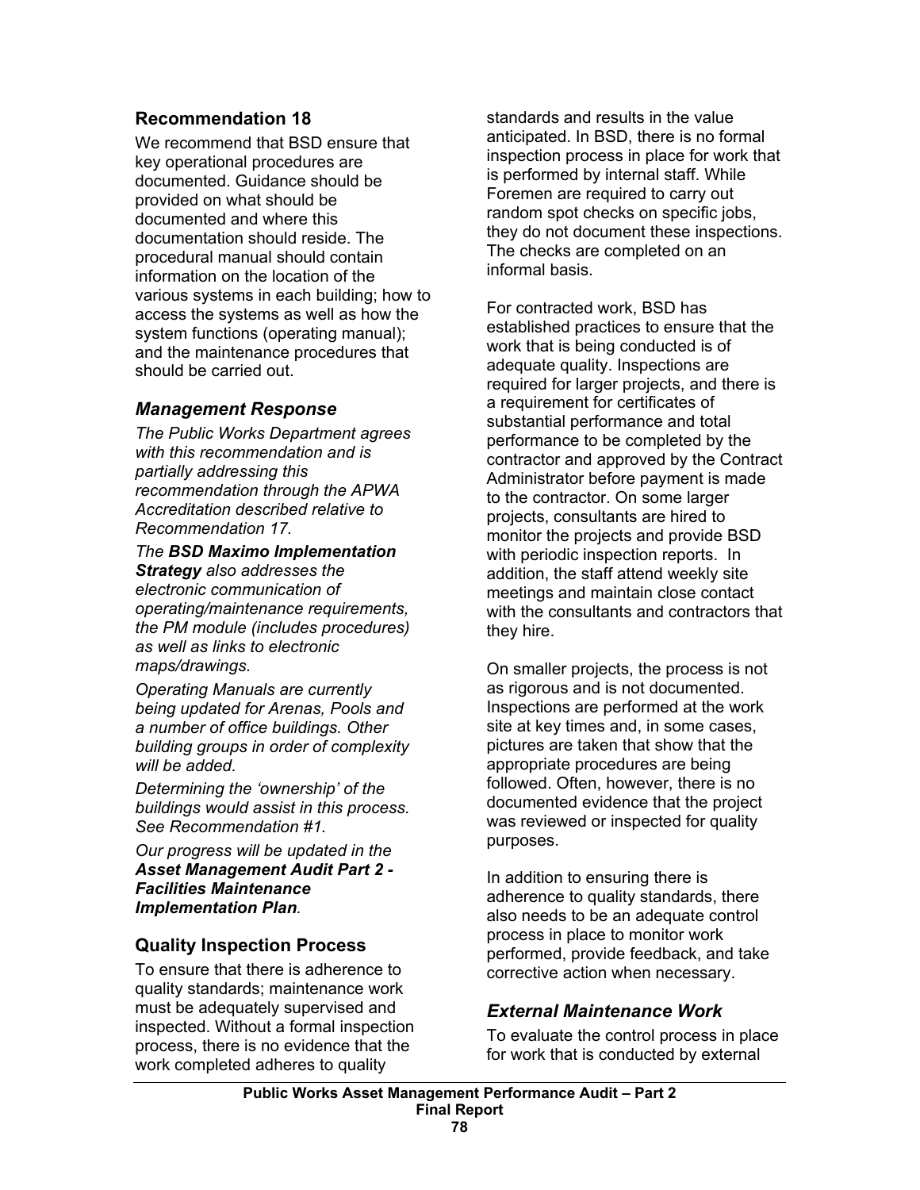## Recommendation 18

We recommend that BSD ensure that key operational procedures are documented. Guidance should be provided on what should be documented and where this documentation should reside. The procedural manual should contain information on the location of the various systems in each building; how to access the systems as well as how the system functions (operating manual); and the maintenance procedures that should be carried out.

### *Management Response*

*The Public Works Department agrees with this recommendation and is partially addressing this recommendation through the APWA Accreditation described relative to Recommendation 17.*

*The **BSD Maximo Implementation Strategy** also addresses the electronic communication of operating/maintenance requirements, the PM module (includes procedures) as well as links to electronic maps/drawings.*

*Operating Manuals are currently being updated for Arenas, Pools and a number of office buildings. Other building groups in order of complexity will be added.*

*Determining the 'ownership' of the buildings would assist in this process. See Recommendation #1.*

*Our progress will be updated in the **Asset Management Audit Part 2 - Facilities Maintenance Implementation Plan**.*

## Quality Inspection Process

To ensure that there is adherence to quality standards; maintenance work must be adequately supervised and inspected. Without a formal inspection process, there is no evidence that the work completed adheres to quality standards and results in the value anticipated. In BSD, there is no formal inspection process in place for work that is performed by internal staff. While Foremen are required to carry out random spot checks on specific jobs, they do not document these inspections. The checks are completed on an informal basis.

For contracted work, BSD has established practices to ensure that the work that is being conducted is of adequate quality. Inspections are required for larger projects, and there is a requirement for certificates of substantial performance and total performance to be completed by the contractor and approved by the Contract Administrator before payment is made to the contractor. On some larger projects, consultants are hired to monitor the projects and provide BSD with periodic inspection reports. In addition, the staff attend weekly site meetings and maintain close contact with the consultants and contractors that they hire.

On smaller projects, the process is not as rigorous and is not documented. Inspections are performed at the work site at key times and, in some cases, pictures are taken that show that the appropriate procedures are being followed. Often, however, there is no documented evidence that the project was reviewed or inspected for quality purposes.

In addition to ensuring there is adherence to quality standards, there also needs to be an adequate control process in place to monitor work performed, provide feedback, and take corrective action when necessary.

### *External Maintenance Work*

To evaluate the control process in place for work that is conducted by external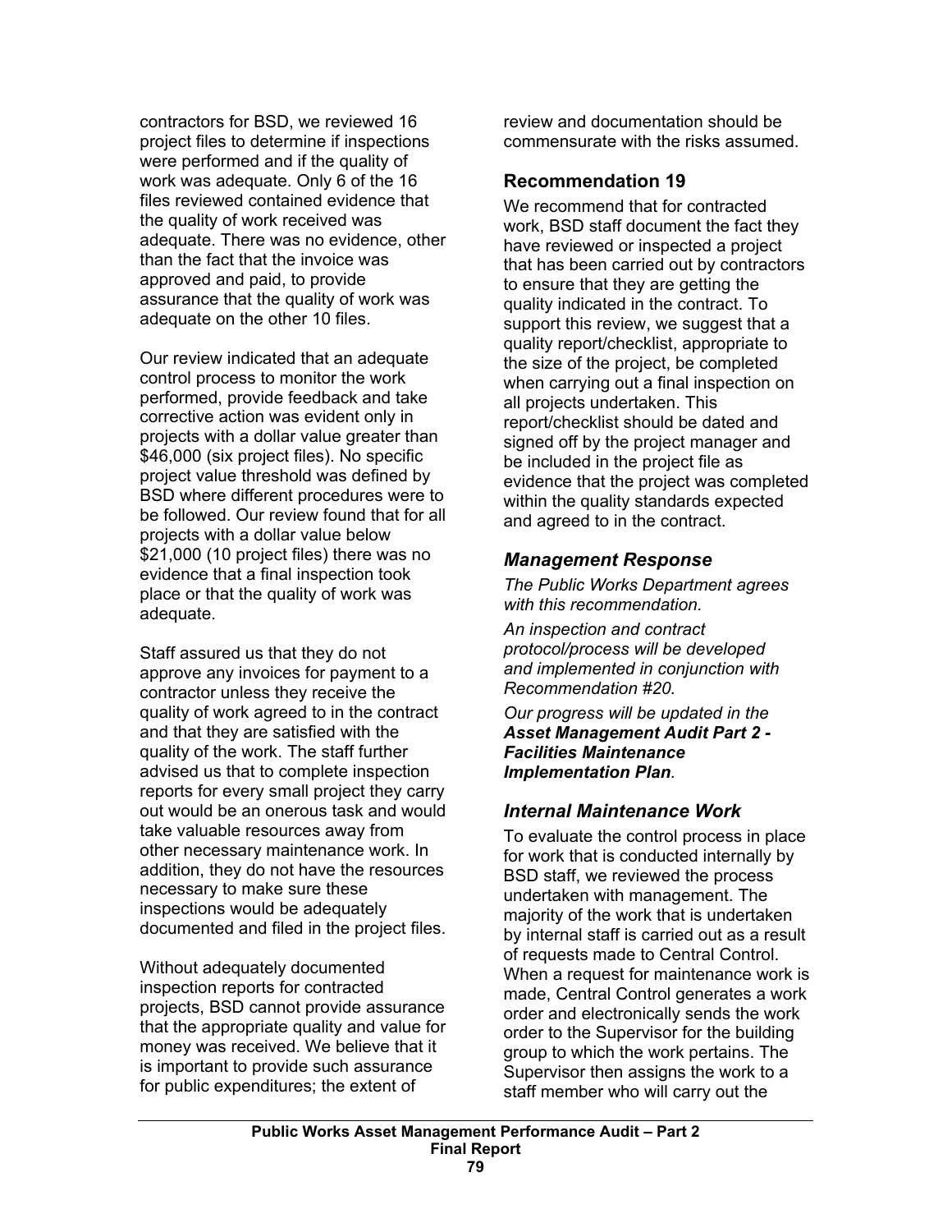contractors for BSD, we reviewed 16 project files to determine if inspections were performed and if the quality of work was adequate. Only 6 of the 16 files reviewed contained evidence that the quality of work received was adequate. There was no evidence, other than the fact that the invoice was approved and paid, to provide assurance that the quality of work was adequate on the other 10 files.

Our review indicated that an adequate control process to monitor the work performed, provide feedback and take corrective action was evident only in projects with a dollar value greater than $46,000 (six project files). No specific project value threshold was defined by BSD where different procedures were to be followed. Our review found that for all projects with a dollar value below $21,000 (10 project files) there was no evidence that a final inspection took place or that the quality of work was adequate.

Staff assured us that they do not approve any invoices for payment to a contractor unless they receive the quality of work agreed to in the contract and that they are satisfied with the quality of the work. The staff further advised us that to complete inspection reports for every small project they carry out would be an onerous task and would take valuable resources away from other necessary maintenance work. In addition, they do not have the resources necessary to make sure these inspections would be adequately documented and filed in the project files.

Without adequately documented inspection reports for contracted projects, BSD cannot provide assurance that the appropriate quality and value for money was received. We believe that it is important to provide such assurance for public expenditures; the extent of review and documentation should be commensurate with the risks assumed.

### Recommendation 19

We recommend that for contracted work, BSD staff document the fact they have reviewed or inspected a project that has been carried out by contractors to ensure that they are getting the quality indicated in the contract. To support this review, we suggest that a quality report/checklist, appropriate to the size of the project, be completed when carrying out a final inspection on all projects undertaken. This report/checklist should be dated and signed off by the project manager and be included in the project file as evidence that the project was completed within the quality standards expected and agreed to in the contract.

### *Management Response*

*The Public Works Department agrees with this recommendation.*

*An inspection and contract protocol/process will be developed and implemented in conjunction with Recommendation #20.*

*Our progress will be updated in the* ***Asset Management Audit Part 2 - Facilities Maintenance Implementation Plan****.*

### *Internal Maintenance Work*

To evaluate the control process in place for work that is conducted internally by BSD staff, we reviewed the process undertaken with management. The majority of the work that is undertaken by internal staff is carried out as a result of requests made to Central Control. When a request for maintenance work is made, Central Control generates a work order and electronically sends the work order to the Supervisor for the building group to which the work pertains. The Supervisor then assigns the work to a staff member who will carry out the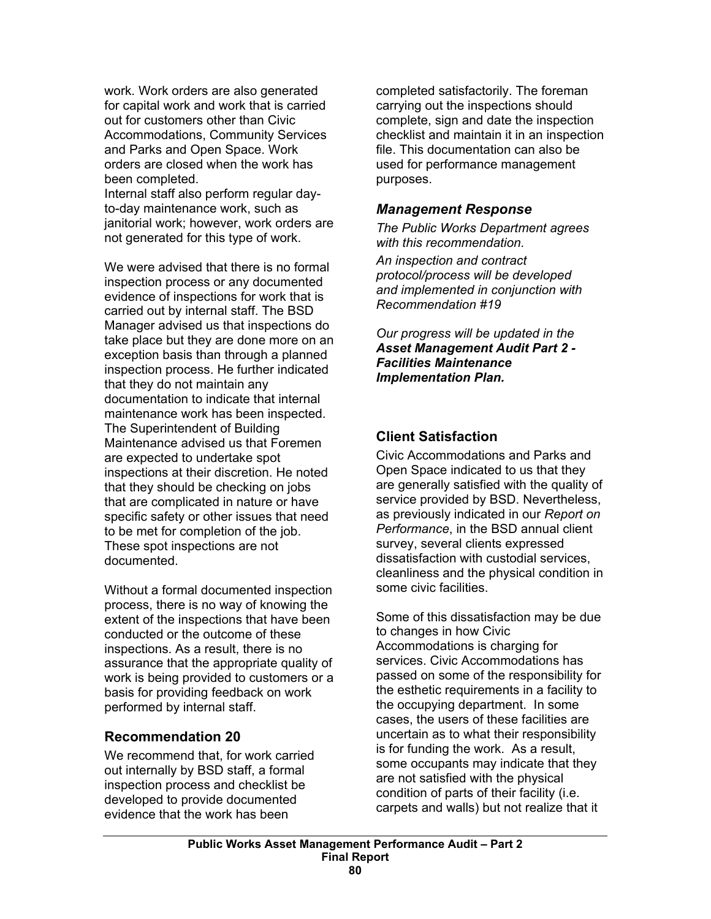work. Work orders are also generated for capital work and work that is carried out for customers other than Civic Accommodations, Community Services and Parks and Open Space. Work orders are closed when the work has been completed.
Internal staff also perform regular day-to-day maintenance work, such as janitorial work; however, work orders are not generated for this type of work.

We were advised that there is no formal inspection process or any documented evidence of inspections for work that is carried out by internal staff. The BSD Manager advised us that inspections do take place but they are done more on an exception basis than through a planned inspection process. He further indicated that they do not maintain any documentation to indicate that internal maintenance work has been inspected. The Superintendent of Building Maintenance advised us that Foremen are expected to undertake spot inspections at their discretion. He noted that they should be checking on jobs that are complicated in nature or have specific safety or other issues that need to be met for completion of the job. These spot inspections are not documented.

Without a formal documented inspection process, there is no way of knowing the extent of the inspections that have been conducted or the outcome of these inspections. As a result, there is no assurance that the appropriate quality of work is being provided to customers or a basis for providing feedback on work performed by internal staff.

### Recommendation 20

We recommend that, for work carried out internally by BSD staff, a formal inspection process and checklist be developed to provide documented evidence that the work has been completed satisfactorily. The foreman carrying out the inspections should complete, sign and date the inspection checklist and maintain it in an inspection file. This documentation can also be used for performance management purposes.

### *Management Response*

*The Public Works Department agrees with this recommendation.*

*An inspection and contract protocol/process will be developed and implemented in conjunction with Recommendation #19*

*Our progress will be updated in the* ***Asset Management Audit Part 2 - Facilities Maintenance Implementation Plan.***

### Client Satisfaction

Civic Accommodations and Parks and Open Space indicated to us that they are generally satisfied with the quality of service provided by BSD. Nevertheless, as previously indicated in our *Report on Performance*, in the BSD annual client survey, several clients expressed dissatisfaction with custodial services, cleanliness and the physical condition in some civic facilities.

Some of this dissatisfaction may be due to changes in how Civic Accommodations is charging for services. Civic Accommodations has passed on some of the responsibility for the esthetic requirements in a facility to the occupying department. In some cases, the users of these facilities are uncertain as to what their responsibility is for funding the work. As a result, some occupants may indicate that they are not satisfied with the physical condition of parts of their facility (i.e. carpets and walls) but not realize that it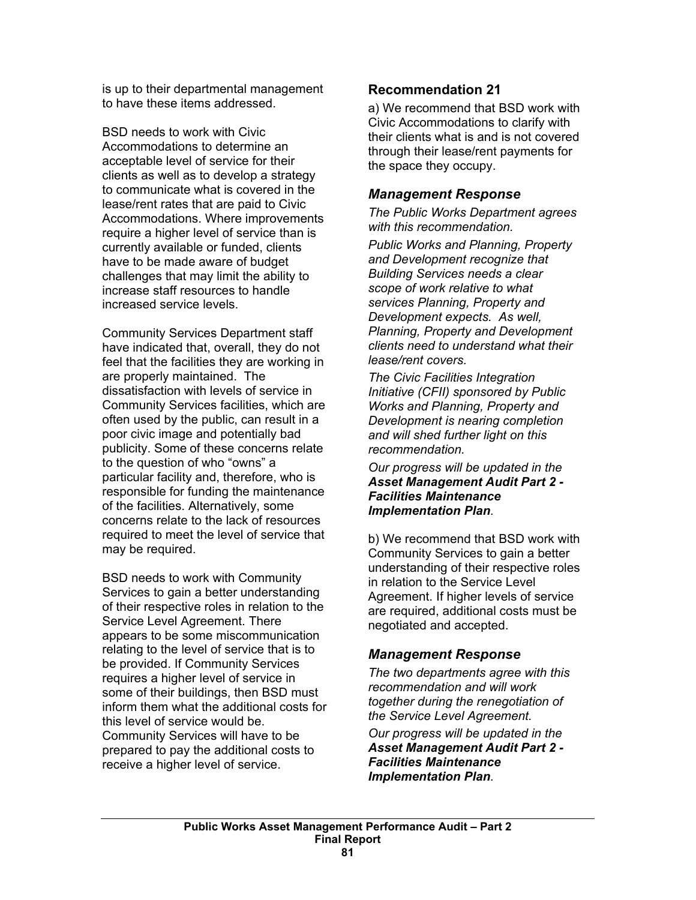is up to their departmental management to have these items addressed.

BSD needs to work with Civic Accommodations to determine an acceptable level of service for their clients as well as to develop a strategy to communicate what is covered in the lease/rent rates that are paid to Civic Accommodations. Where improvements require a higher level of service than is currently available or funded, clients have to be made aware of budget challenges that may limit the ability to increase staff resources to handle increased service levels.

Community Services Department staff have indicated that, overall, they do not feel that the facilities they are working in are properly maintained. The dissatisfaction with levels of service in Community Services facilities, which are often used by the public, can result in a poor civic image and potentially bad publicity. Some of these concerns relate to the question of who "owns" a particular facility and, therefore, who is responsible for funding the maintenance of the facilities. Alternatively, some concerns relate to the lack of resources required to meet the level of service that may be required.

BSD needs to work with Community Services to gain a better understanding of their respective roles in relation to the Service Level Agreement. There appears to be some miscommunication relating to the level of service that is to be provided. If Community Services requires a higher level of service in some of their buildings, then BSD must inform them what the additional costs for this level of service would be. Community Services will have to be prepared to pay the additional costs to receive a higher level of service.

### Recommendation 21

a) We recommend that BSD work with Civic Accommodations to clarify with their clients what is and is not covered through their lease/rent payments for the space they occupy.

### *Management Response*

*The Public Works Department agrees with this recommendation.*

*Public Works and Planning, Property and Development recognize that Building Services needs a clear scope of work relative to what services Planning, Property and Development expects. As well, Planning, Property and Development clients need to understand what their lease/rent covers.*

*The Civic Facilities Integration Initiative (CFII) sponsored by Public Works and Planning, Property and Development is nearing completion and will shed further light on this recommendation.*

*Our progress will be updated in the **Asset Management Audit Part 2 - Facilities Maintenance Implementation Plan**.*

b) We recommend that BSD work with Community Services to gain a better understanding of their respective roles in relation to the Service Level Agreement. If higher levels of service are required, additional costs must be negotiated and accepted.

### *Management Response*

*The two departments agree with this recommendation and will work together during the renegotiation of the Service Level Agreement.*

*Our progress will be updated in the **Asset Management Audit Part 2 - Facilities Maintenance Implementation Plan**.*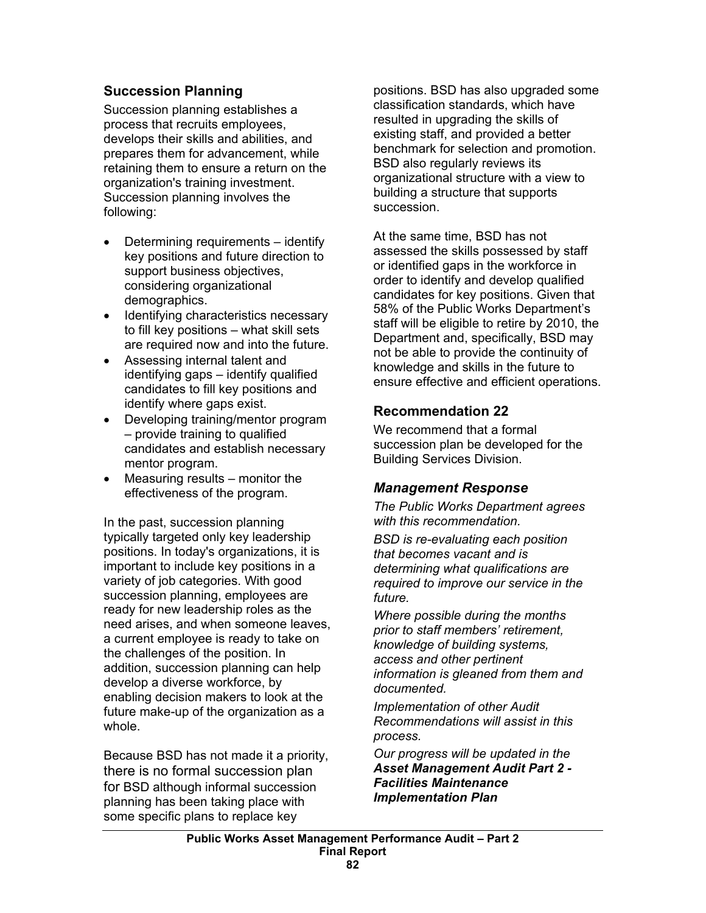## Succession Planning

Succession planning establishes a process that recruits employees, develops their skills and abilities, and prepares them for advancement, while retaining them to ensure a return on the organization's training investment. Succession planning involves the following:

- Determining requirements – identify key positions and future direction to support business objectives, considering organizational demographics.
- Identifying characteristics necessary to fill key positions – what skill sets are required now and into the future.
- Assessing internal talent and identifying gaps – identify qualified candidates to fill key positions and identify where gaps exist.
- Developing training/mentor program – provide training to qualified candidates and establish necessary mentor program.
- Measuring results – monitor the effectiveness of the program.

In the past, succession planning typically targeted only key leadership positions. In today's organizations, it is important to include key positions in a variety of job categories. With good succession planning, employees are ready for new leadership roles as the need arises, and when someone leaves, a current employee is ready to take on the challenges of the position. In addition, succession planning can help develop a diverse workforce, by enabling decision makers to look at the future make-up of the organization as a whole.

Because BSD has not made it a priority, there is no formal succession plan for BSD although informal succession planning has been taking place with some specific plans to replace key positions. BSD has also upgraded some classification standards, which have resulted in upgrading the skills of existing staff, and provided a better benchmark for selection and promotion. BSD also regularly reviews its organizational structure with a view to building a structure that supports succession.

At the same time, BSD has not assessed the skills possessed by staff or identified gaps in the workforce in order to identify and develop qualified candidates for key positions. Given that 58% of the Public Works Department's staff will be eligible to retire by 2010, the Department and, specifically, BSD may not be able to provide the continuity of knowledge and skills in the future to ensure effective and efficient operations.

## Recommendation 22

We recommend that a formal succession plan be developed for the Building Services Division.

### *Management Response*

*The Public Works Department agrees with this recommendation.*

*BSD is re-evaluating each position that becomes vacant and is determining what qualifications are required to improve our service in the future.*

*Where possible during the months prior to staff members' retirement, knowledge of building systems, access and other pertinent information is gleaned from them and documented.*

*Implementation of other Audit Recommendations will assist in this process.*

*Our progress will be updated in the **Asset Management Audit Part 2 - Facilities Maintenance Implementation Plan***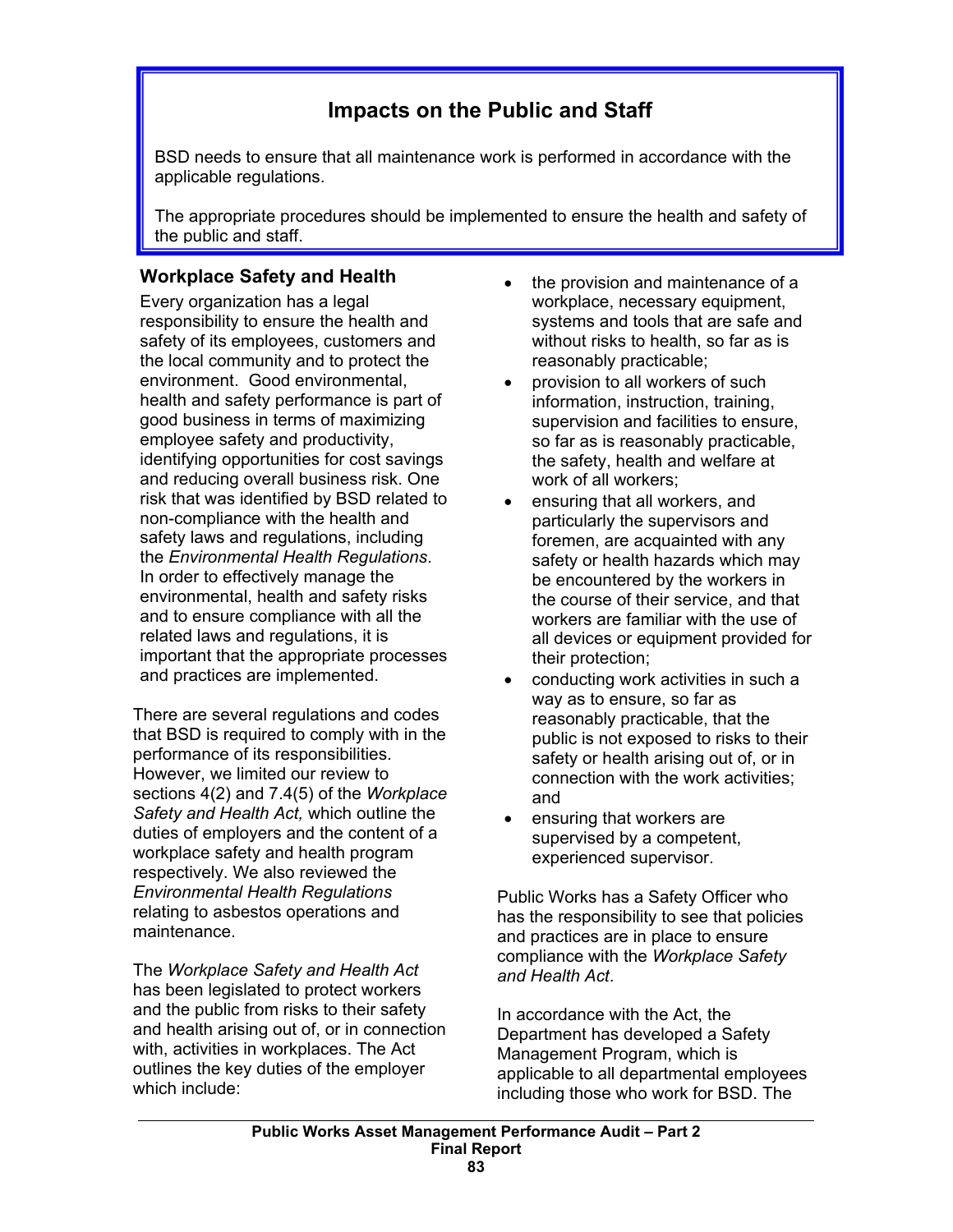## Impacts on the Public and Staff

BSD needs to ensure that all maintenance work is performed in accordance with the applicable regulations.

The appropriate procedures should be implemented to ensure the health and safety of the public and staff.

### Workplace Safety and Health

Every organization has a legal responsibility to ensure the health and safety of its employees, customers and the local community and to protect the environment. Good environmental, health and safety performance is part of good business in terms of maximizing employee safety and productivity, identifying opportunities for cost savings and reducing overall business risk. One risk that was identified by BSD related to non-compliance with the health and safety laws and regulations, including the *Environmental Health Regulations*. In order to effectively manage the environmental, health and safety risks and to ensure compliance with all the related laws and regulations, it is important that the appropriate processes and practices are implemented.

There are several regulations and codes that BSD is required to comply with in the performance of its responsibilities. However, we limited our review to sections 4(2) and 7.4(5) of the *Workplace Safety and Health Act,* which outline the duties of employers and the content of a workplace safety and health program respectively. We also reviewed the *Environmental Health Regulations* relating to asbestos operations and maintenance.

The *Workplace Safety and Health Act* has been legislated to protect workers and the public from risks to their safety and health arising out of, or in connection with, activities in workplaces. The Act outlines the key duties of the employer which include:

- the provision and maintenance of a workplace, necessary equipment, systems and tools that are safe and without risks to health, so far as is reasonably practicable;
- provision to all workers of such information, instruction, training, supervision and facilities to ensure, so far as is reasonably practicable, the safety, health and welfare at work of all workers;
- ensuring that all workers, and particularly the supervisors and foremen, are acquainted with any safety or health hazards which may be encountered by the workers in the course of their service, and that workers are familiar with the use of all devices or equipment provided for their protection;
- conducting work activities in such a way as to ensure, so far as reasonably practicable, that the public is not exposed to risks to their safety or health arising out of, or in connection with the work activities; and
- ensuring that workers are supervised by a competent, experienced supervisor.

Public Works has a Safety Officer who has the responsibility to see that policies and practices are in place to ensure compliance with the *Workplace Safety and Health Act*.

In accordance with the Act, the Department has developed a Safety Management Program, which is applicable to all departmental employees including those who work for BSD. The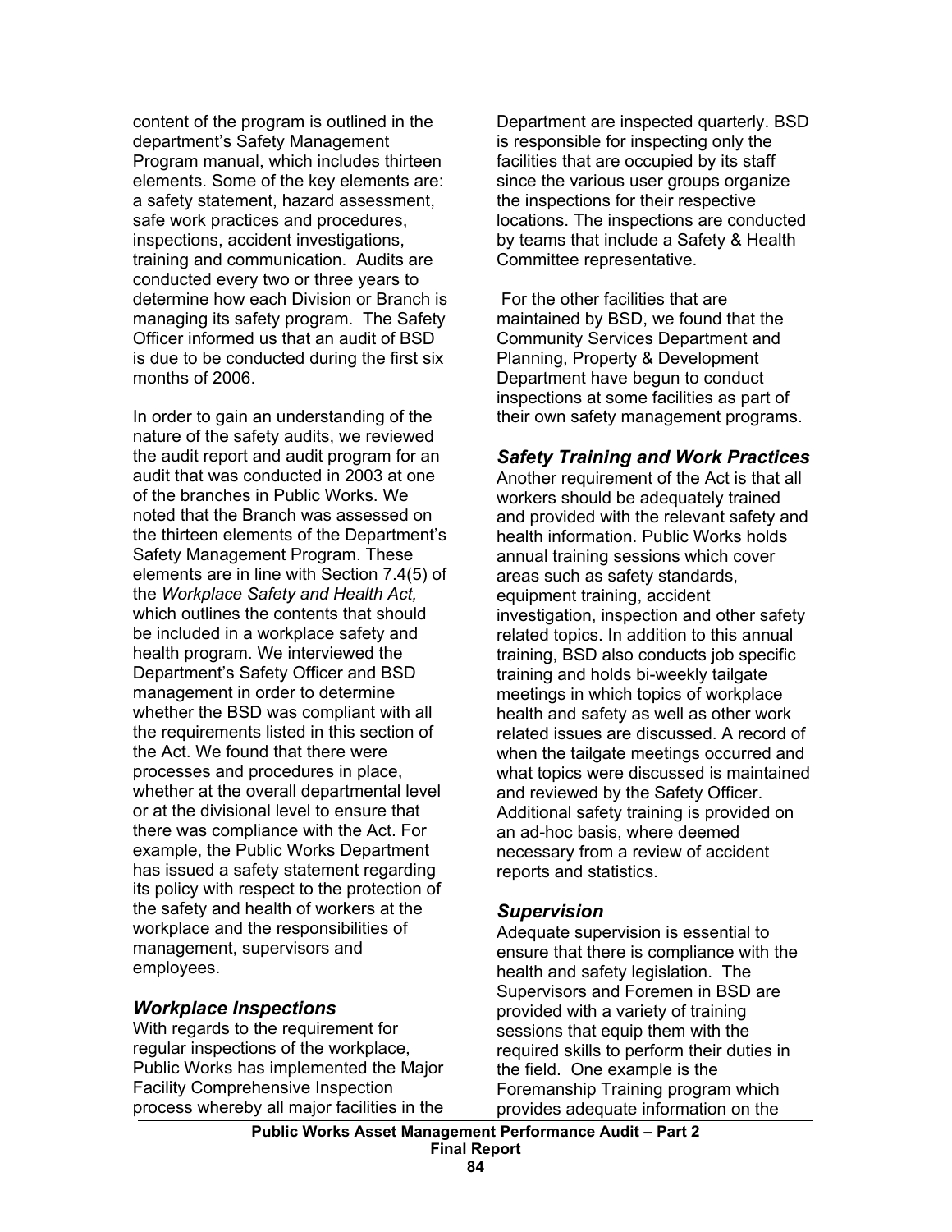content of the program is outlined in the department's Safety Management Program manual, which includes thirteen elements. Some of the key elements are: a safety statement, hazard assessment, safe work practices and procedures, inspections, accident investigations, training and communication. Audits are conducted every two or three years to determine how each Division or Branch is managing its safety program. The Safety Officer informed us that an audit of BSD is due to be conducted during the first six months of 2006.

In order to gain an understanding of the nature of the safety audits, we reviewed the audit report and audit program for an audit that was conducted in 2003 at one of the branches in Public Works. We noted that the Branch was assessed on the thirteen elements of the Department's Safety Management Program. These elements are in line with Section 7.4(5) of the *Workplace Safety and Health Act,* which outlines the contents that should be included in a workplace safety and health program. We interviewed the Department's Safety Officer and BSD management in order to determine whether the BSD was compliant with all the requirements listed in this section of the Act. We found that there were processes and procedures in place, whether at the overall departmental level or at the divisional level to ensure that there was compliance with the Act. For example, the Public Works Department has issued a safety statement regarding its policy with respect to the protection of the safety and health of workers at the workplace and the responsibilities of management, supervisors and employees.

### *Workplace Inspections*

With regards to the requirement for regular inspections of the workplace, Public Works has implemented the Major Facility Comprehensive Inspection process whereby all major facilities in the Department are inspected quarterly. BSD is responsible for inspecting only the facilities that are occupied by its staff since the various user groups organize the inspections for their respective locations. The inspections are conducted by teams that include a Safety & Health Committee representative.

For the other facilities that are maintained by BSD, we found that the Community Services Department and Planning, Property & Development Department have begun to conduct inspections at some facilities as part of their own safety management programs.

### *Safety Training and Work Practices*

Another requirement of the Act is that all workers should be adequately trained and provided with the relevant safety and health information. Public Works holds annual training sessions which cover areas such as safety standards, equipment training, accident investigation, inspection and other safety related topics. In addition to this annual training, BSD also conducts job specific training and holds bi-weekly tailgate meetings in which topics of workplace health and safety as well as other work related issues are discussed. A record of when the tailgate meetings occurred and what topics were discussed is maintained and reviewed by the Safety Officer. Additional safety training is provided on an ad-hoc basis, where deemed necessary from a review of accident reports and statistics.

### *Supervision*

Adequate supervision is essential to ensure that there is compliance with the health and safety legislation. The Supervisors and Foremen in BSD are provided with a variety of training sessions that equip them with the required skills to perform their duties in the field. One example is the Foremanship Training program which provides adequate information on the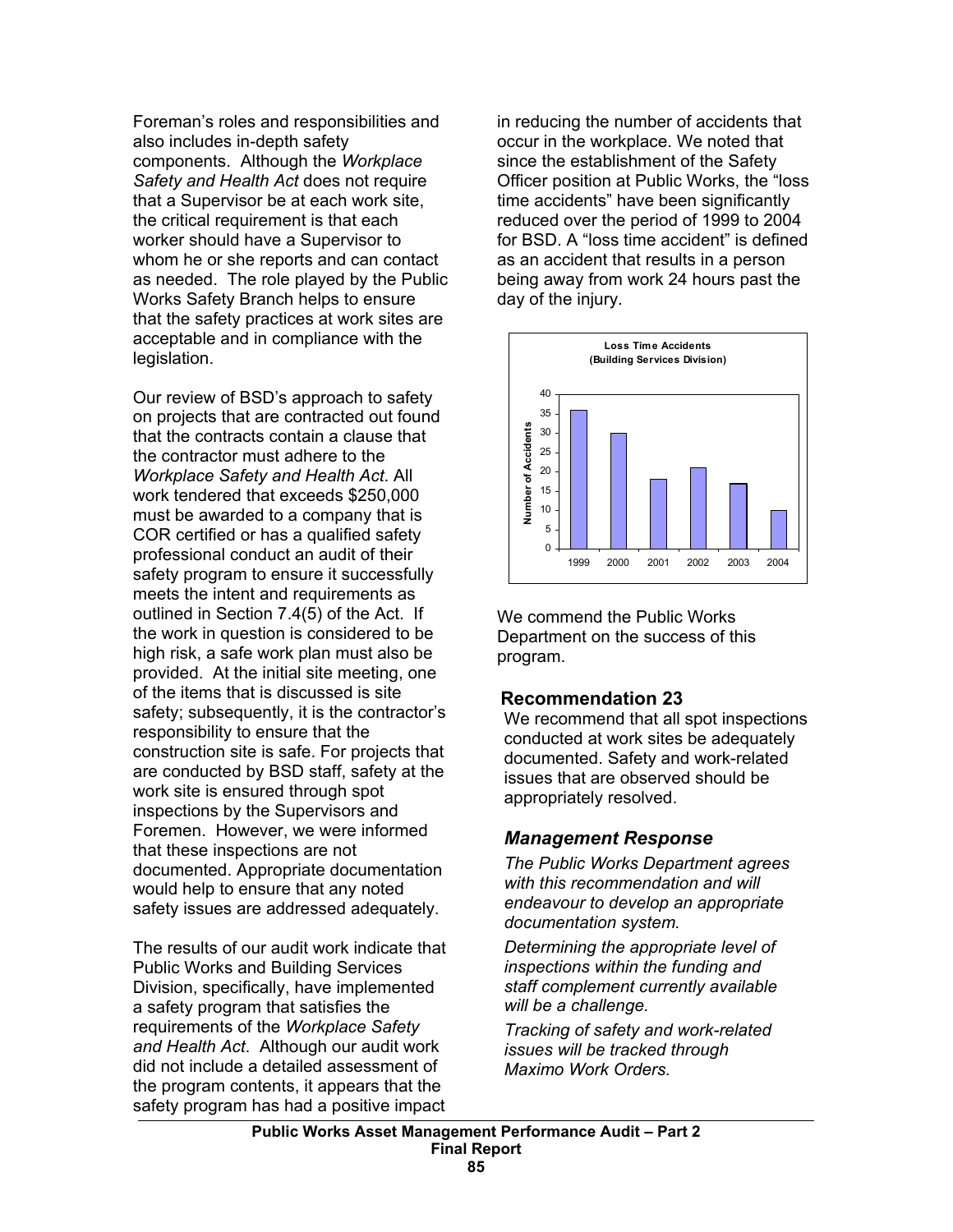Foreman's roles and responsibilities and also includes in-depth safety components. Although the *Workplace Safety and Health Act* does not require that a Supervisor be at each work site, the critical requirement is that each worker should have a Supervisor to whom he or she reports and can contact as needed. The role played by the Public Works Safety Branch helps to ensure that the safety practices at work sites are acceptable and in compliance with the legislation.

Our review of BSD's approach to safety on projects that are contracted out found that the contracts contain a clause that the contractor must adhere to the *Workplace Safety and Health Act*. All work tendered that exceeds $250,000 must be awarded to a company that is COR certified or has a qualified safety professional conduct an audit of their safety program to ensure it successfully meets the intent and requirements as outlined in Section 7.4(5) of the Act. If the work in question is considered to be high risk, a safe work plan must also be provided. At the initial site meeting, one of the items that is discussed is site safety; subsequently, it is the contractor's responsibility to ensure that the construction site is safe. For projects that are conducted by BSD staff, safety at the work site is ensured through spot inspections by the Supervisors and Foremen. However, we were informed that these inspections are not documented. Appropriate documentation would help to ensure that any noted safety issues are addressed adequately.

The results of our audit work indicate that Public Works and Building Services Division, specifically, have implemented a safety program that satisfies the requirements of the *Workplace Safety and Health Act*. Although our audit work did not include a detailed assessment of the program contents, it appears that the safety program has had a positive impact in reducing the number of accidents that occur in the workplace. We noted that since the establishment of the Safety Officer position at Public Works, the "loss time accidents" have been significantly reduced over the period of 1999 to 2004 for BSD. A "loss time accident" is defined as an accident that results in a person being away from work 24 hours past the day of the injury.

**Loss Time Accidents (Building Services Division)**

| Year | Number of Accidents |
|---|---|
| 1999 | 36 |
| 2000 | 30 |
| 2001 | 18 |
| 2002 | 21 |
| 2003 | 17 |
| 2004 | 10 |

We commend the Public Works Department on the success of this program.

## Recommendation 23

We recommend that all spot inspections conducted at work sites be adequately documented. Safety and work-related issues that are observed should be appropriately resolved.

### *Management Response*

*The Public Works Department agrees with this recommendation and will endeavour to develop an appropriate documentation system.*

*Determining the appropriate level of inspections within the funding and staff complement currently available will be a challenge.*

*Tracking of safety and work-related issues will be tracked through Maximo Work Orders.*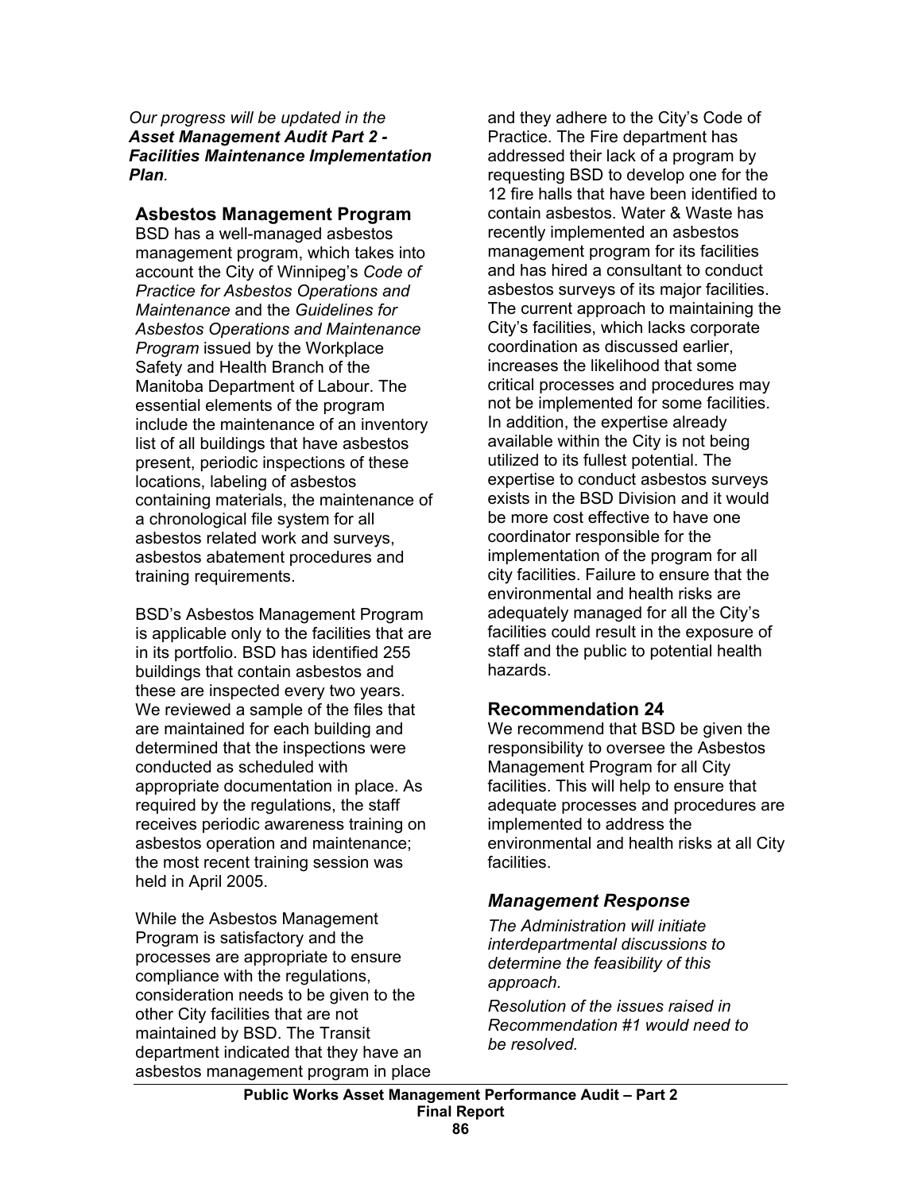*Our progress will be updated in the* ***Asset Management Audit Part 2 - Facilities Maintenance Implementation Plan****.*

## Asbestos Management Program

BSD has a well-managed asbestos management program, which takes into account the City of Winnipeg's *Code of Practice for Asbestos Operations and Maintenance* and the *Guidelines for Asbestos Operations and Maintenance Program* issued by the Workplace Safety and Health Branch of the Manitoba Department of Labour. The essential elements of the program include the maintenance of an inventory list of all buildings that have asbestos present, periodic inspections of these locations, labeling of asbestos containing materials, the maintenance of a chronological file system for all asbestos related work and surveys, asbestos abatement procedures and training requirements.

BSD's Asbestos Management Program is applicable only to the facilities that are in its portfolio. BSD has identified 255 buildings that contain asbestos and these are inspected every two years. We reviewed a sample of the files that are maintained for each building and determined that the inspections were conducted as scheduled with appropriate documentation in place. As required by the regulations, the staff receives periodic awareness training on asbestos operation and maintenance; the most recent training session was held in April 2005.

While the Asbestos Management Program is satisfactory and the processes are appropriate to ensure compliance with the regulations, consideration needs to be given to the other City facilities that are not maintained by BSD. The Transit department indicated that they have an asbestos management program in place and they adhere to the City's Code of Practice. The Fire department has addressed their lack of a program by requesting BSD to develop one for the 12 fire halls that have been identified to contain asbestos. Water & Waste has recently implemented an asbestos management program for its facilities and has hired a consultant to conduct asbestos surveys of its major facilities. The current approach to maintaining the City's facilities, which lacks corporate coordination as discussed earlier, increases the likelihood that some critical processes and procedures may not be implemented for some facilities. In addition, the expertise already available within the City is not being utilized to its fullest potential. The expertise to conduct asbestos surveys exists in the BSD Division and it would be more cost effective to have one coordinator responsible for the implementation of the program for all city facilities. Failure to ensure that the environmental and health risks are adequately managed for all the City's facilities could result in the exposure of staff and the public to potential health hazards.

### Recommendation 24

We recommend that BSD be given the responsibility to oversee the Asbestos Management Program for all City facilities. This will help to ensure that adequate processes and procedures are implemented to address the environmental and health risks at all City facilities.

### *Management Response*

*The Administration will initiate interdepartmental discussions to determine the feasibility of this approach.*

*Resolution of the issues raised in Recommendation #1 would need to be resolved.*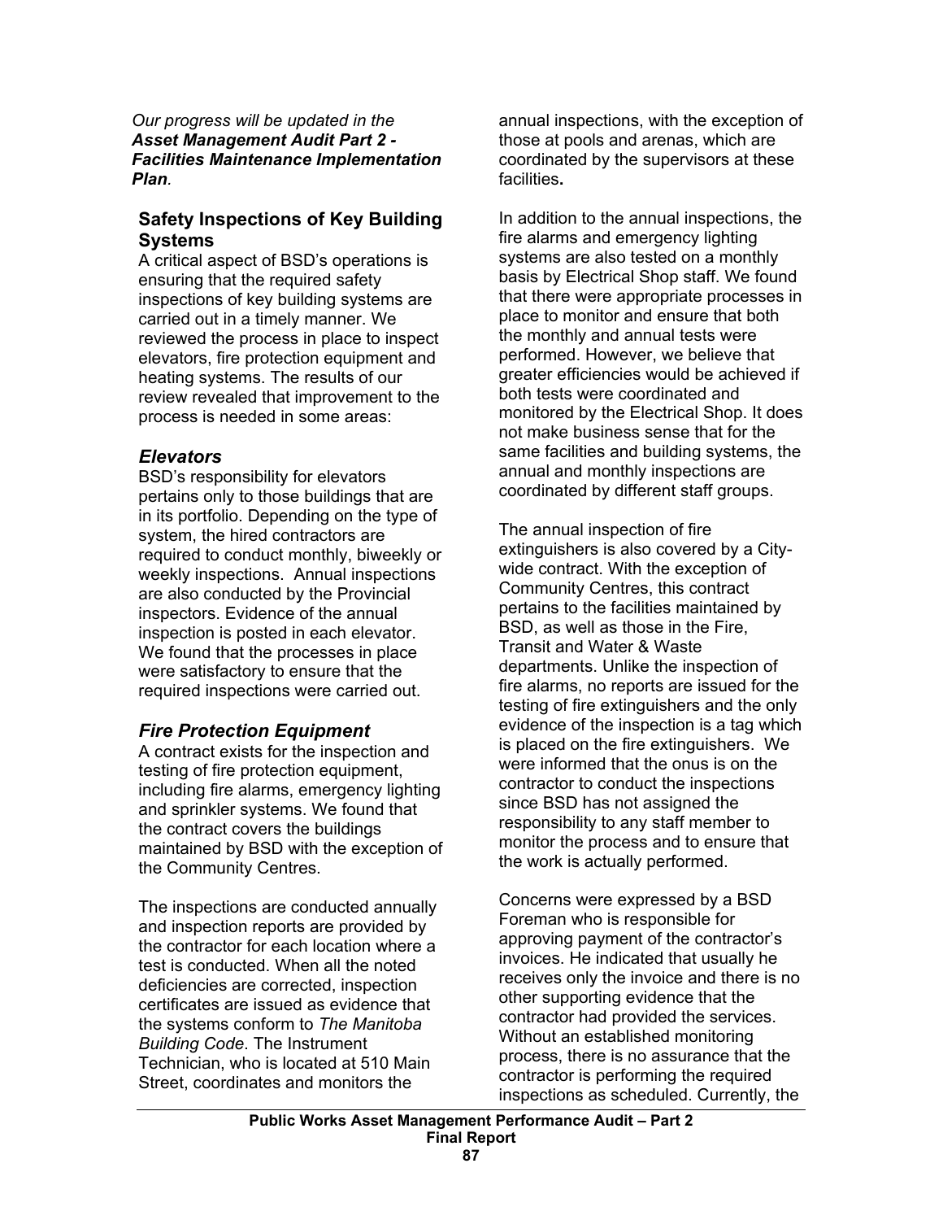*Our progress will be updated in the **Asset Management Audit Part 2 - Facilities Maintenance Implementation Plan**.*

### Safety Inspections of Key Building Systems

A critical aspect of BSD's operations is ensuring that the required safety inspections of key building systems are carried out in a timely manner. We reviewed the process in place to inspect elevators, fire protection equipment and heating systems. The results of our review revealed that improvement to the process is needed in some areas:

### *Elevators*

BSD's responsibility for elevators pertains only to those buildings that are in its portfolio. Depending on the type of system, the hired contractors are required to conduct monthly, biweekly or weekly inspections. Annual inspections are also conducted by the Provincial inspectors. Evidence of the annual inspection is posted in each elevator. We found that the processes in place were satisfactory to ensure that the required inspections were carried out.

### *Fire Protection Equipment*

A contract exists for the inspection and testing of fire protection equipment, including fire alarms, emergency lighting and sprinkler systems. We found that the contract covers the buildings maintained by BSD with the exception of the Community Centres.

The inspections are conducted annually and inspection reports are provided by the contractor for each location where a test is conducted. When all the noted deficiencies are corrected, inspection certificates are issued as evidence that the systems conform to *The Manitoba Building Code*. The Instrument Technician, who is located at 510 Main Street, coordinates and monitors the annual inspections, with the exception of those at pools and arenas, which are coordinated by the supervisors at these facilities**.**

In addition to the annual inspections, the fire alarms and emergency lighting systems are also tested on a monthly basis by Electrical Shop staff. We found that there were appropriate processes in place to monitor and ensure that both the monthly and annual tests were performed. However, we believe that greater efficiencies would be achieved if both tests were coordinated and monitored by the Electrical Shop. It does not make business sense that for the same facilities and building systems, the annual and monthly inspections are coordinated by different staff groups.

The annual inspection of fire extinguishers is also covered by a City-wide contract. With the exception of Community Centres, this contract pertains to the facilities maintained by BSD, as well as those in the Fire, Transit and Water & Waste departments. Unlike the inspection of fire alarms, no reports are issued for the testing of fire extinguishers and the only evidence of the inspection is a tag which is placed on the fire extinguishers. We were informed that the onus is on the contractor to conduct the inspections since BSD has not assigned the responsibility to any staff member to monitor the process and to ensure that the work is actually performed.

Concerns were expressed by a BSD Foreman who is responsible for approving payment of the contractor's invoices. He indicated that usually he receives only the invoice and there is no other supporting evidence that the contractor had provided the services. Without an established monitoring process, there is no assurance that the contractor is performing the required inspections as scheduled. Currently, the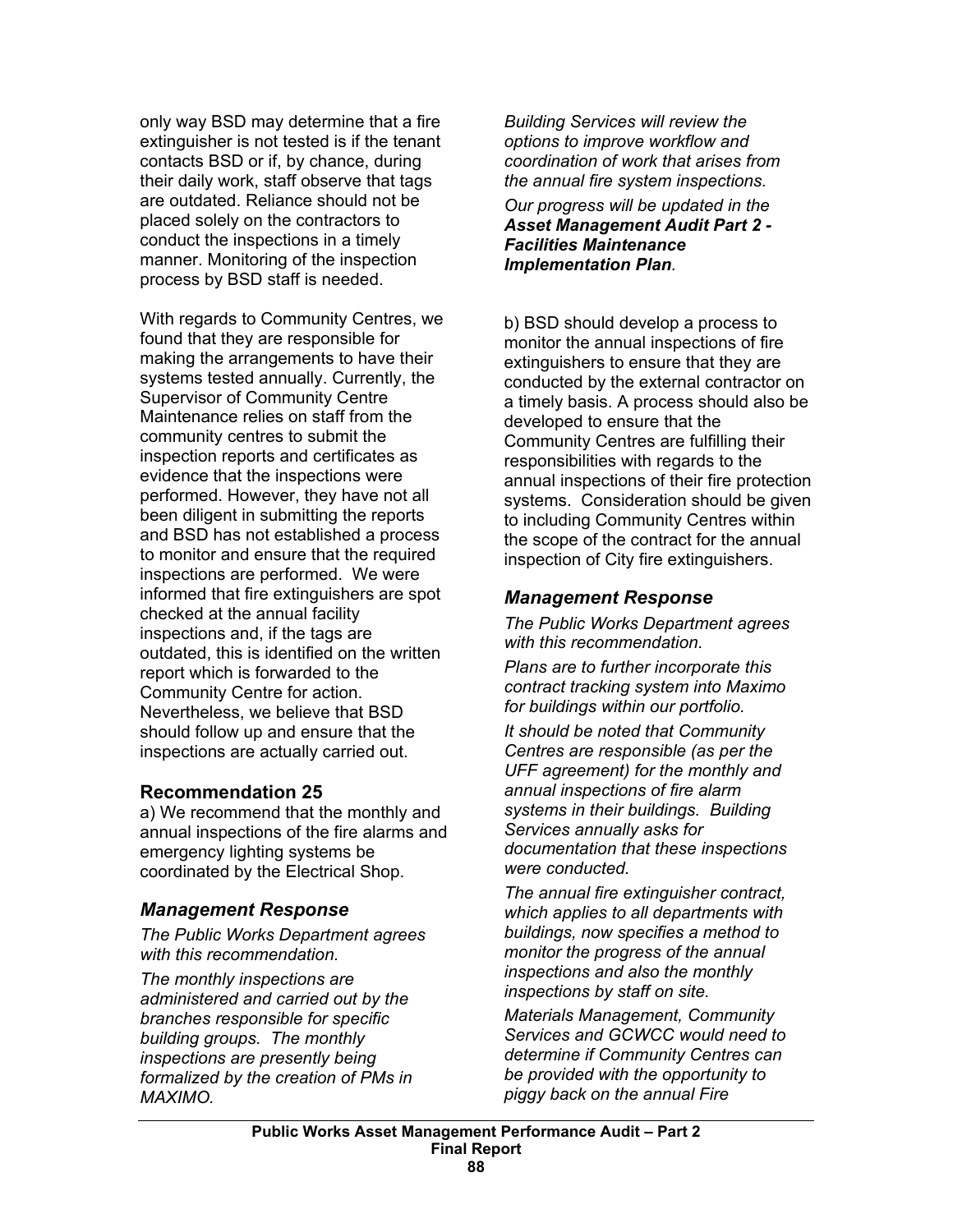only way BSD may determine that a fire extinguisher is not tested is if the tenant contacts BSD or if, by chance, during their daily work, staff observe that tags are outdated. Reliance should not be placed solely on the contractors to conduct the inspections in a timely manner. Monitoring of the inspection process by BSD staff is needed.

With regards to Community Centres, we found that they are responsible for making the arrangements to have their systems tested annually. Currently, the Supervisor of Community Centre Maintenance relies on staff from the community centres to submit the inspection reports and certificates as evidence that the inspections were performed. However, they have not all been diligent in submitting the reports and BSD has not established a process to monitor and ensure that the required inspections are performed. We were informed that fire extinguishers are spot checked at the annual facility inspections and, if the tags are outdated, this is identified on the written report which is forwarded to the Community Centre for action. Nevertheless, we believe that BSD should follow up and ensure that the inspections are actually carried out.

### Recommendation 25

a) We recommend that the monthly and annual inspections of the fire alarms and emergency lighting systems be coordinated by the Electrical Shop.

### *Management Response*

*The Public Works Department agrees with this recommendation.*

*The monthly inspections are administered and carried out by the branches responsible for specific building groups. The monthly inspections are presently being formalized by the creation of PMs in MAXIMO.*

*Building Services will review the options to improve workflow and coordination of work that arises from the annual fire system inspections.*

*Our progress will be updated in the **Asset Management Audit Part 2 - Facilities Maintenance Implementation Plan**.*

b) BSD should develop a process to monitor the annual inspections of fire extinguishers to ensure that they are conducted by the external contractor on a timely basis. A process should also be developed to ensure that the Community Centres are fulfilling their responsibilities with regards to the annual inspections of their fire protection systems. Consideration should be given to including Community Centres within the scope of the contract for the annual inspection of City fire extinguishers.

### *Management Response*

*The Public Works Department agrees with this recommendation.*

*Plans are to further incorporate this contract tracking system into Maximo for buildings within our portfolio.*

*It should be noted that Community Centres are responsible (as per the UFF agreement) for the monthly and annual inspections of fire alarm systems in their buildings. Building Services annually asks for documentation that these inspections were conducted.*

*The annual fire extinguisher contract, which applies to all departments with buildings, now specifies a method to monitor the progress of the annual inspections and also the monthly inspections by staff on site.*

*Materials Management, Community Services and GCWCC would need to determine if Community Centres can be provided with the opportunity to piggy back on the annual Fire*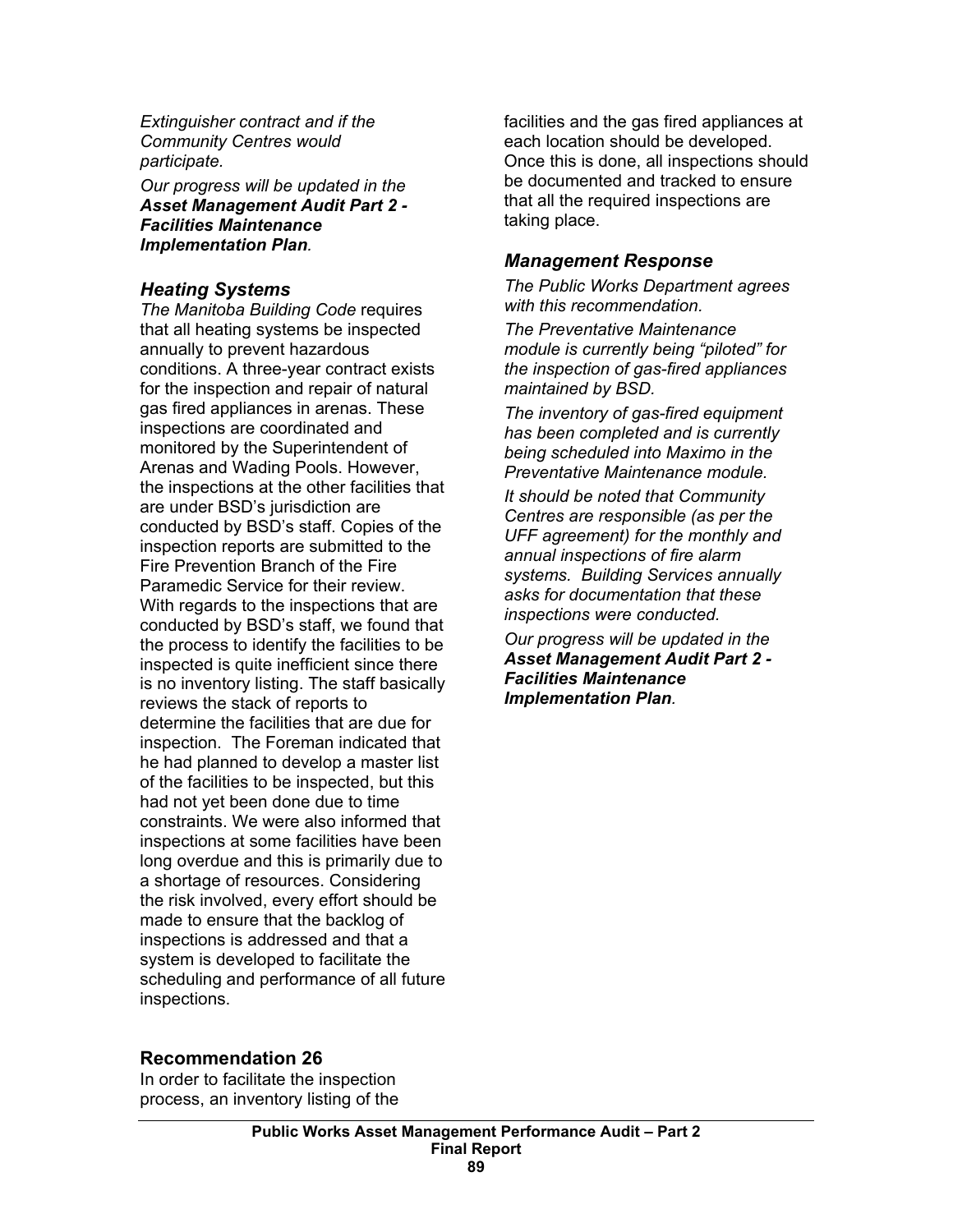*Extinguisher contract and if the Community Centres would participate.*

*Our progress will be updated in the **Asset Management Audit Part 2 - Facilities Maintenance Implementation Plan**.*

### *Heating Systems*

*The Manitoba Building Code* requires that all heating systems be inspected annually to prevent hazardous conditions. A three-year contract exists for the inspection and repair of natural gas fired appliances in arenas. These inspections are coordinated and monitored by the Superintendent of Arenas and Wading Pools. However, the inspections at the other facilities that are under BSD's jurisdiction are conducted by BSD's staff. Copies of the inspection reports are submitted to the Fire Prevention Branch of the Fire Paramedic Service for their review. With regards to the inspections that are conducted by BSD's staff, we found that the process to identify the facilities to be inspected is quite inefficient since there is no inventory listing. The staff basically reviews the stack of reports to determine the facilities that are due for inspection. The Foreman indicated that he had planned to develop a master list of the facilities to be inspected, but this had not yet been done due to time constraints. We were also informed that inspections at some facilities have been long overdue and this is primarily due to a shortage of resources. Considering the risk involved, every effort should be made to ensure that the backlog of inspections is addressed and that a system is developed to facilitate the scheduling and performance of all future inspections.

### Recommendation 26

In order to facilitate the inspection process, an inventory listing of the facilities and the gas fired appliances at each location should be developed. Once this is done, all inspections should be documented and tracked to ensure that all the required inspections are taking place.

### *Management Response*

*The Public Works Department agrees with this recommendation.*

*The Preventative Maintenance module is currently being "piloted" for the inspection of gas-fired appliances maintained by BSD.*

*The inventory of gas-fired equipment has been completed and is currently being scheduled into Maximo in the Preventative Maintenance module.*

*It should be noted that Community Centres are responsible (as per the UFF agreement) for the monthly and annual inspections of fire alarm systems. Building Services annually asks for documentation that these inspections were conducted.*

*Our progress will be updated in the **Asset Management Audit Part 2 - Facilities Maintenance Implementation Plan**.*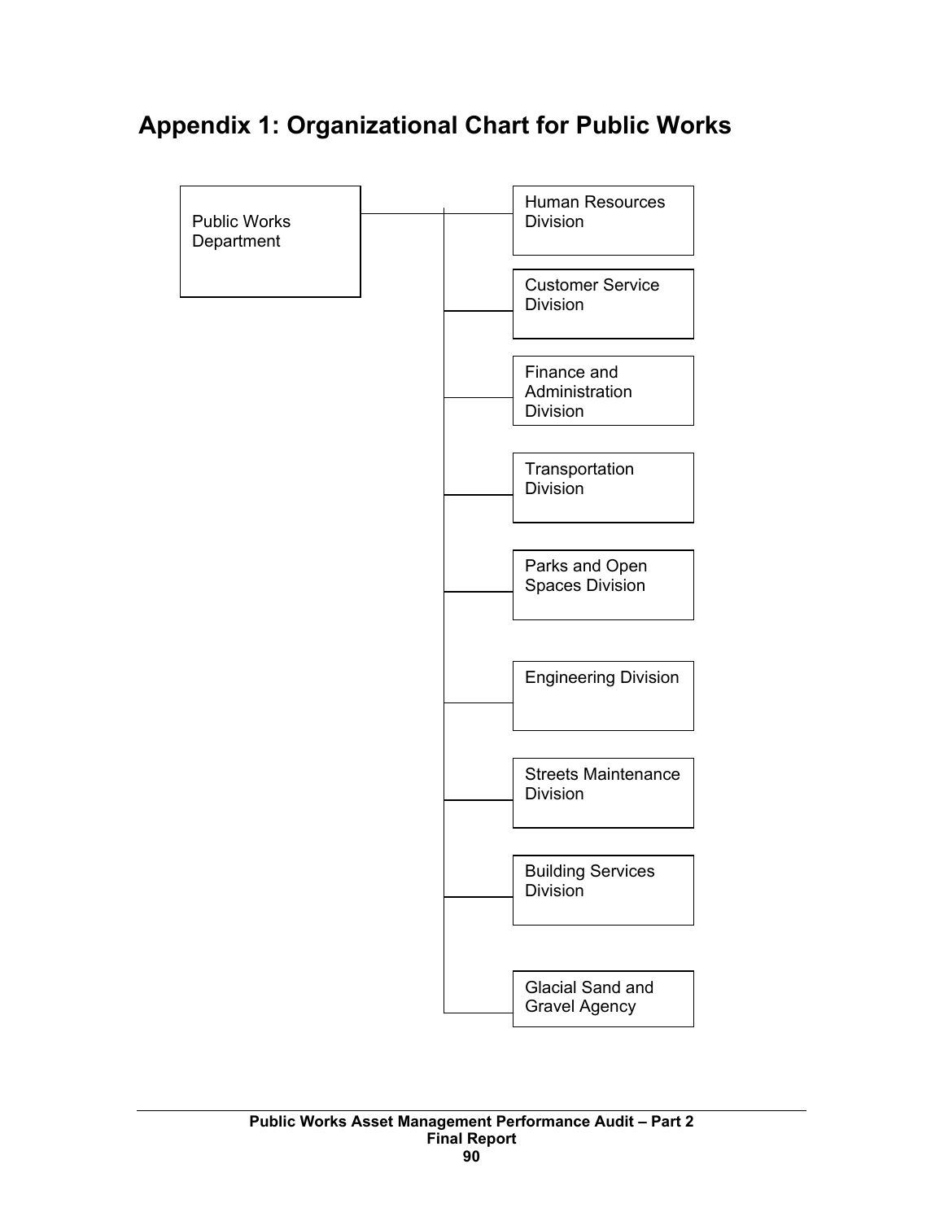# Appendix 1: Organizational Chart for Public Works

- Public Works Department
  - Human Resources Division
  - Customer Service Division
  - Finance and Administration Division
  - Transportation Division
  - Parks and Open Spaces Division
  - Engineering Division
  - Streets Maintenance Division
  - Building Services Division
  - Glacial Sand and Gravel Agency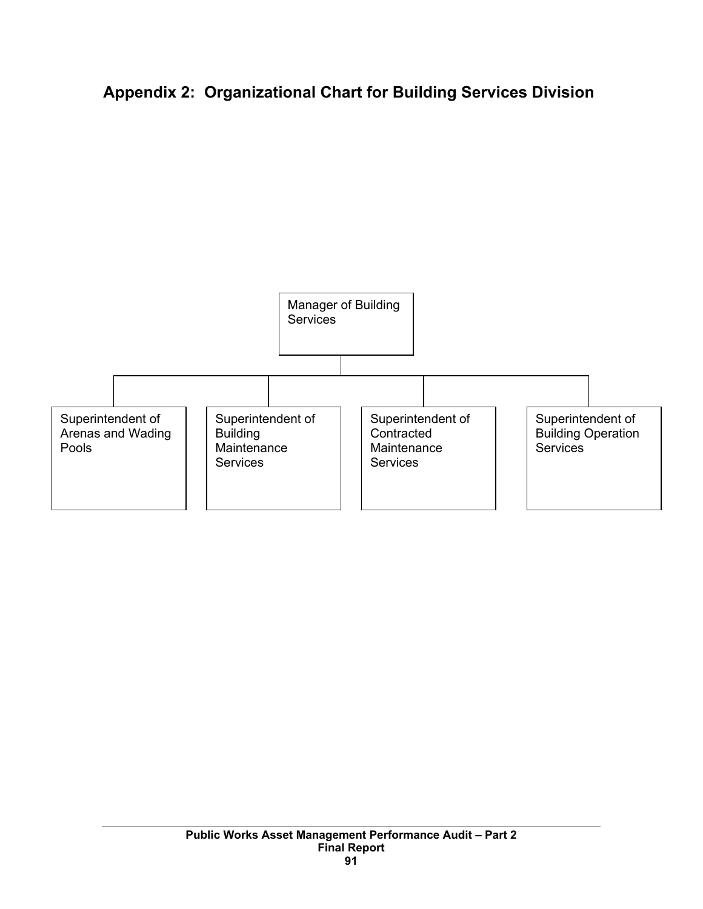## Appendix 2: Organizational Chart for Building Services Division

- Manager of Building Services
  - Superintendent of Arenas and Wading Pools
  - Superintendent of Building Maintenance Services
  - Superintendent of Contracted Maintenance Services
  - Superintendent of Building Operation Services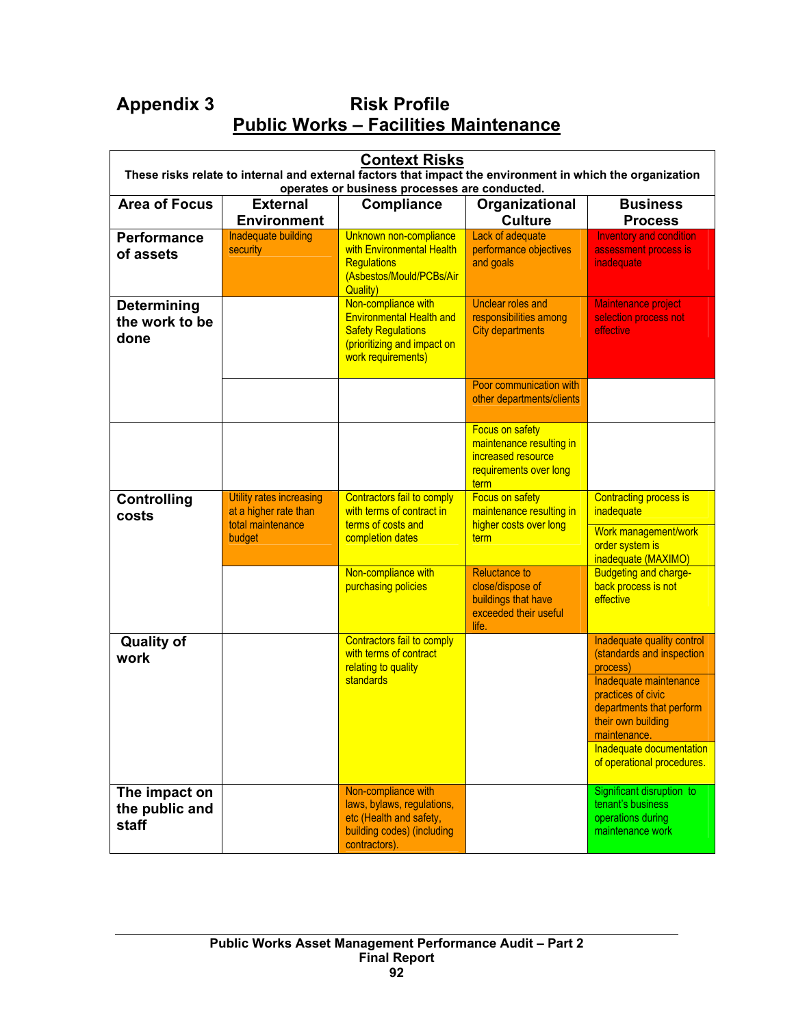## Appendix 3 Risk Profile

## Public Works – Facilities Maintenance

**Context Risks**

**These risks relate to internal and external factors that impact the environment in which the organization operates or business processes are conducted.**

| Area of Focus | External Environment | Compliance | Organizational Culture | Business Process |
|---|---|---|---|---|
| **Performance of assets** | Inadequate building security | Unknown non-compliance with Environmental Health Regulations (Asbestos/Mould/PCBs/Air Quality) | Lack of adequate performance objectives and goals | Inventory and condition assessment process is inadequate |
| **Determining the work to be done** | | Non-compliance with Environmental Health and Safety Regulations (prioritizing and impact on work requirements) | Unclear roles and responsibilities among City departments | Maintenance project selection process not effective |
| | | | Poor communication with other departments/clients | |
| | | | Focus on safety maintenance resulting in increased resource requirements over long term | |
| **Controlling costs** | Utility rates increasing at a higher rate than total maintenance budget | Contractors fail to comply with terms of contract in terms of costs and completion dates | Focus on safety maintenance resulting in higher costs over long term | Contracting process is inadequate<br>Work management/work order system is inadequate (MAXIMO) |
| | | Non-compliance with purchasing policies | Reluctance to close/dispose of buildings that have exceeded their useful life. | Budgeting and charge-back process is not effective |
| **Quality of work** | | Contractors fail to comply with terms of contract relating to quality standards | | Inadequate quality control (standards and inspection process)<br>Inadequate maintenance practices of civic departments that perform their own building maintenance.<br>Inadequate documentation of operational procedures. |
| **The impact on the public and staff** | | Non-compliance with laws, bylaws, regulations, etc (Health and safety, building codes) (including contractors). | | Significant disruption to tenant's business operations during maintenance work |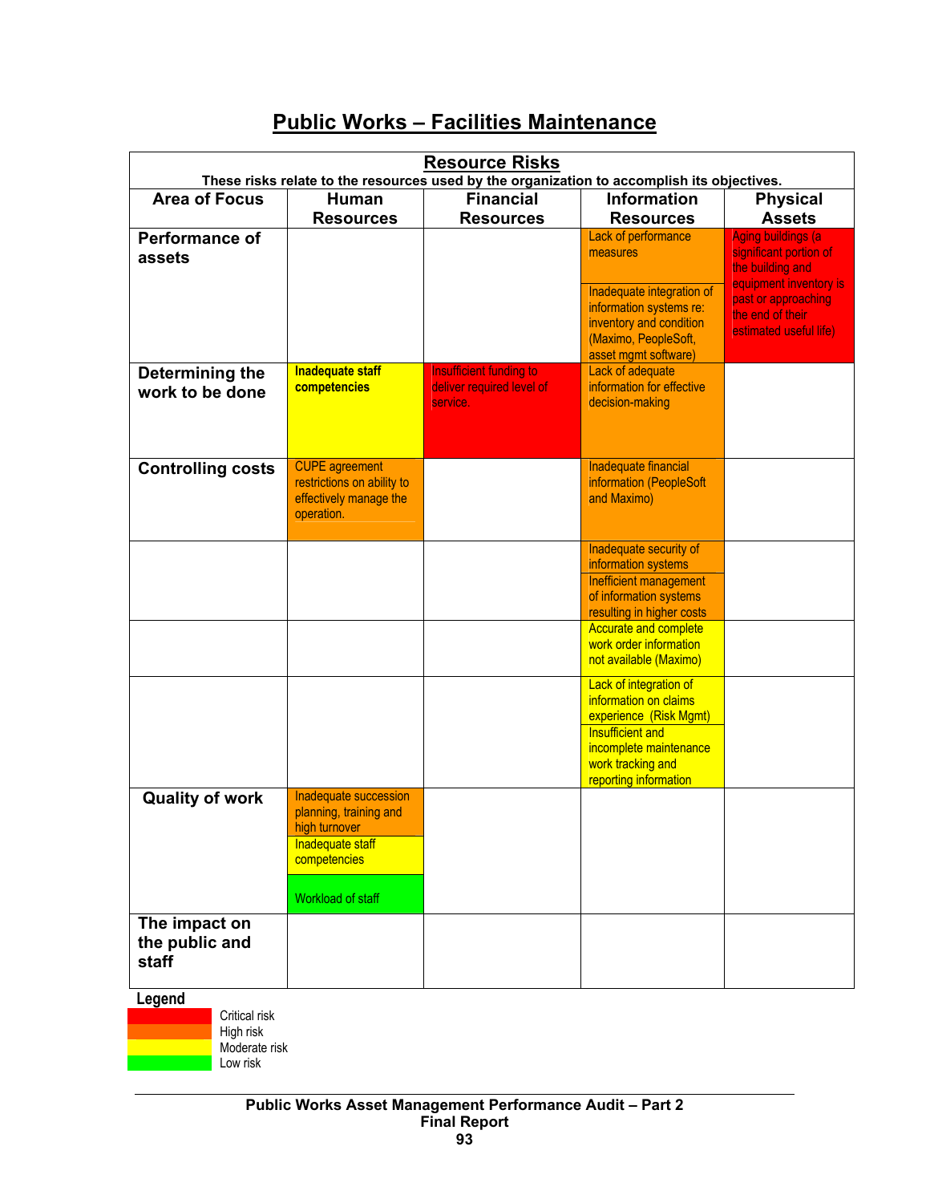# Public Works – Facilities Maintenance

## Resource Risks

**These risks relate to the resources used by the organization to accomplish its objectives.**

| Area of Focus | Human Resources | Financial Resources | Information Resources | Physical Assets |
|---|---|---|---|---|
| **Performance of assets** | | | Lack of performance measures (High risk)<br>Inadequate integration of information systems re: inventory and condition (Maximo, PeopleSoft, asset mgmt software) (High risk) | Aging buildings (a significant portion of the building and equipment inventory is past or approaching the end of their estimated useful life) (Critical risk) |
| **Determining the work to be done** | **Inadequate staff competencies** (Moderate risk) | Insufficient funding to deliver required level of service. (Critical risk) | Lack of adequate information for effective decision-making (High risk) | |
| **Controlling costs** | CUPE agreement restrictions on ability to effectively manage the operation. (High risk) | | Inadequate financial information (PeopleSoft and Maximo) (High risk) | |
| | | | Inadequate security of information systems (High risk)<br>Inefficient management of information systems resulting in higher costs (High risk) | |
| | | | Accurate and complete work order information not available (Maximo) (Moderate risk) | |
| | | | Lack of integration of information on claims experience (Risk Mgmt) (Moderate risk)<br>Insufficient and incomplete maintenance work tracking and reporting information (Moderate risk) | |
| **Quality of work** | Inadequate succession planning, training and high turnover (High risk)<br>Inadequate staff competencies (Moderate risk)<br>Workload of staff (Low risk) | | | |
| **The impact on the public and staff** | | | | |

**Legend**

- Critical risk (red)
- High risk (orange)
- Moderate risk (yellow)
- Low risk (green)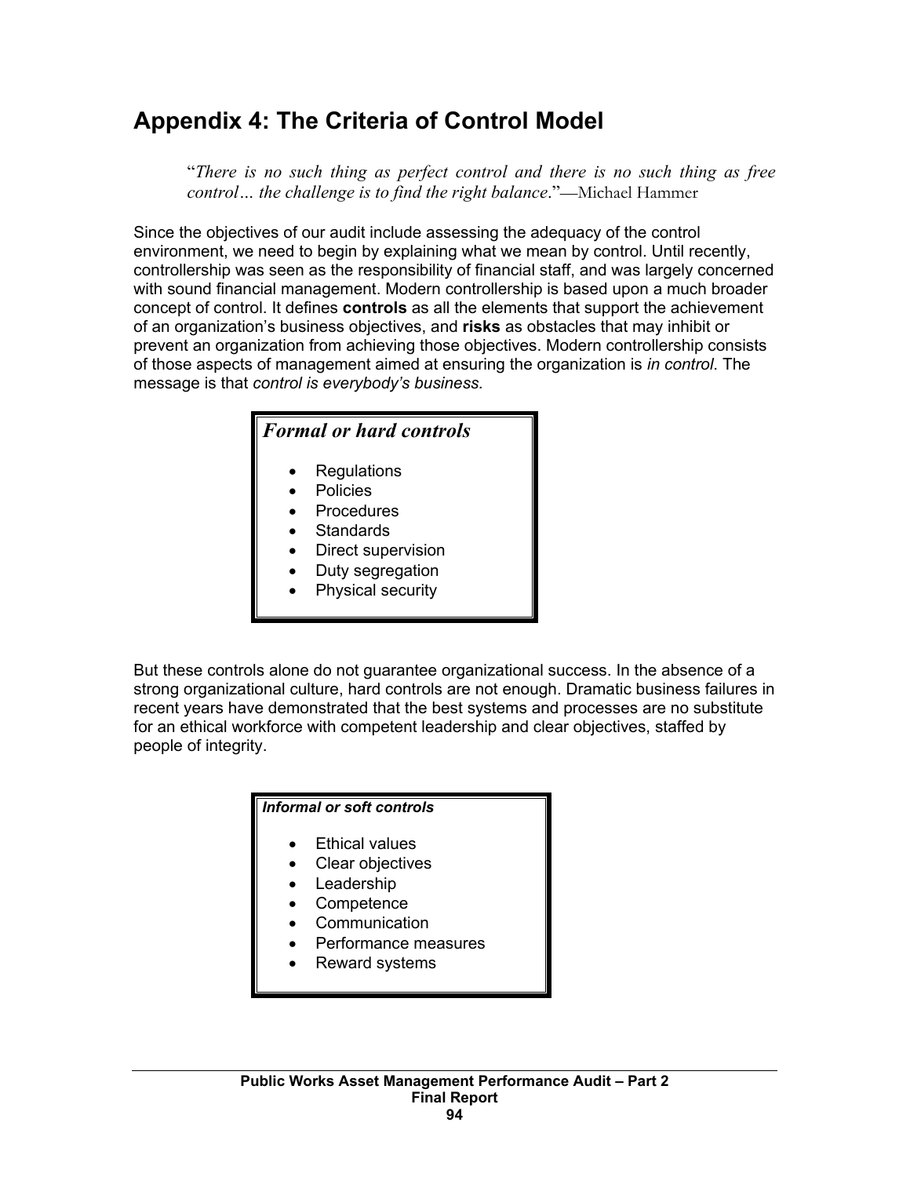# Appendix 4: The Criteria of Control Model

> "*There is no such thing as perfect control and there is no such thing as free control… the challenge is to find the right balance*."—Michael Hammer

Since the objectives of our audit include assessing the adequacy of the control environment, we need to begin by explaining what we mean by control. Until recently, controllership was seen as the responsibility of financial staff, and was largely concerned with sound financial management. Modern controllership is based upon a much broader concept of control. It defines **controls** as all the elements that support the achievement of an organization's business objectives, and **risks** as obstacles that may inhibit or prevent an organization from achieving those objectives. Modern controllership consists of those aspects of management aimed at ensuring the organization is *in control*. The message is that *control is everybody's business.*

***Formal or hard controls***

- Regulations
- Policies
- Procedures
- Standards
- Direct supervision
- Duty segregation
- Physical security

But these controls alone do not guarantee organizational success. In the absence of a strong organizational culture, hard controls are not enough. Dramatic business failures in recent years have demonstrated that the best systems and processes are no substitute for an ethical workforce with competent leadership and clear objectives, staffed by people of integrity.

***Informal or soft controls***

- Ethical values
- Clear objectives
- Leadership
- Competence
- Communication
- Performance measures
- Reward systems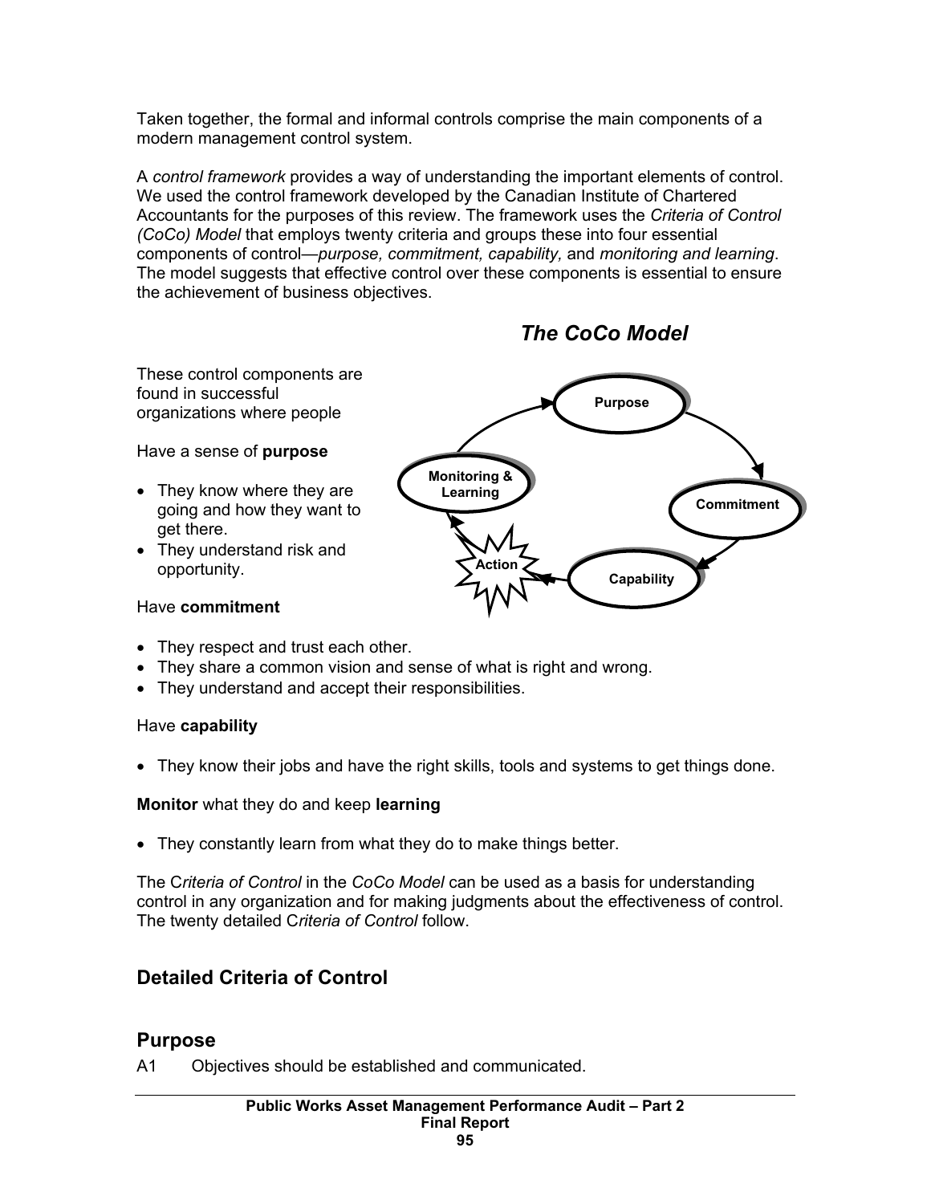Taken together, the formal and informal controls comprise the main components of a modern management control system.

A *control framework* provides a way of understanding the important elements of control. We used the control framework developed by the Canadian Institute of Chartered Accountants for the purposes of this review. The framework uses the *Criteria of Control (CoCo) Model* that employs twenty criteria and groups these into four essential components of control—*purpose, commitment, capability,* and *monitoring and learning*. The model suggests that effective control over these components is essential to ensure the achievement of business objectives.

## *The CoCo Model*

These control components are found in successful organizations where people

Have a sense of **purpose**

- They know where they are going and how they want to get there.
- They understand risk and opportunity.

Have **commitment**

- They respect and trust each other.
- They share a common vision and sense of what is right and wrong.
- They understand and accept their responsibilities.

Have **capability**

- They know their jobs and have the right skills, tools and systems to get things done.

**Monitor** what they do and keep **learning**

- They constantly learn from what they do to make things better.

The C*riteria of Control* in the *CoCo Model* can be used as a basis for understanding control in any organization and for making judgments about the effectiveness of control. The twenty detailed C*riteria of Control* follow.

## Detailed Criteria of Control

## Purpose

A1 Objectives should be established and communicated.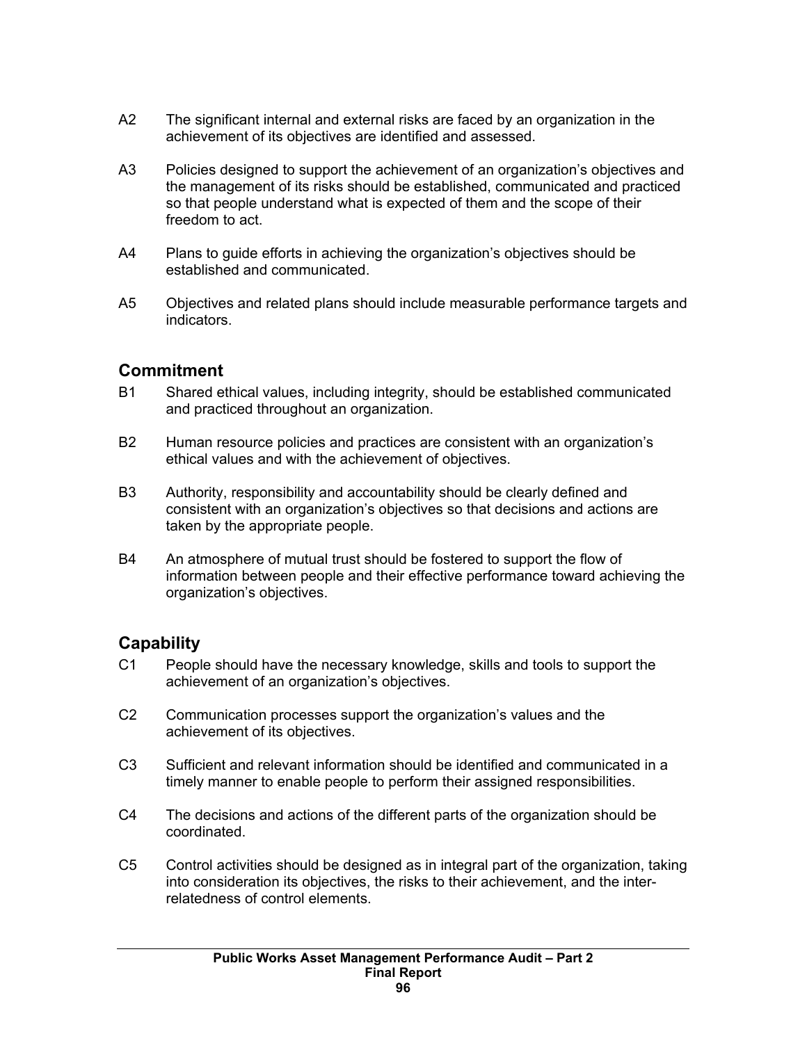A2 The significant internal and external risks are faced by an organization in the achievement of its objectives are identified and assessed.

A3 Policies designed to support the achievement of an organization's objectives and the management of its risks should be established, communicated and practiced so that people understand what is expected of them and the scope of their freedom to act.

A4 Plans to guide efforts in achieving the organization's objectives should be established and communicated.

A5 Objectives and related plans should include measurable performance targets and indicators.

## Commitment

B1 Shared ethical values, including integrity, should be established communicated and practiced throughout an organization.

B2 Human resource policies and practices are consistent with an organization's ethical values and with the achievement of objectives.

B3 Authority, responsibility and accountability should be clearly defined and consistent with an organization's objectives so that decisions and actions are taken by the appropriate people.

B4 An atmosphere of mutual trust should be fostered to support the flow of information between people and their effective performance toward achieving the organization's objectives.

## Capability

C1 People should have the necessary knowledge, skills and tools to support the achievement of an organization's objectives.

C2 Communication processes support the organization's values and the achievement of its objectives.

C3 Sufficient and relevant information should be identified and communicated in a timely manner to enable people to perform their assigned responsibilities.

C4 The decisions and actions of the different parts of the organization should be coordinated.

C5 Control activities should be designed as in integral part of the organization, taking into consideration its objectives, the risks to their achievement, and the inter-relatedness of control elements.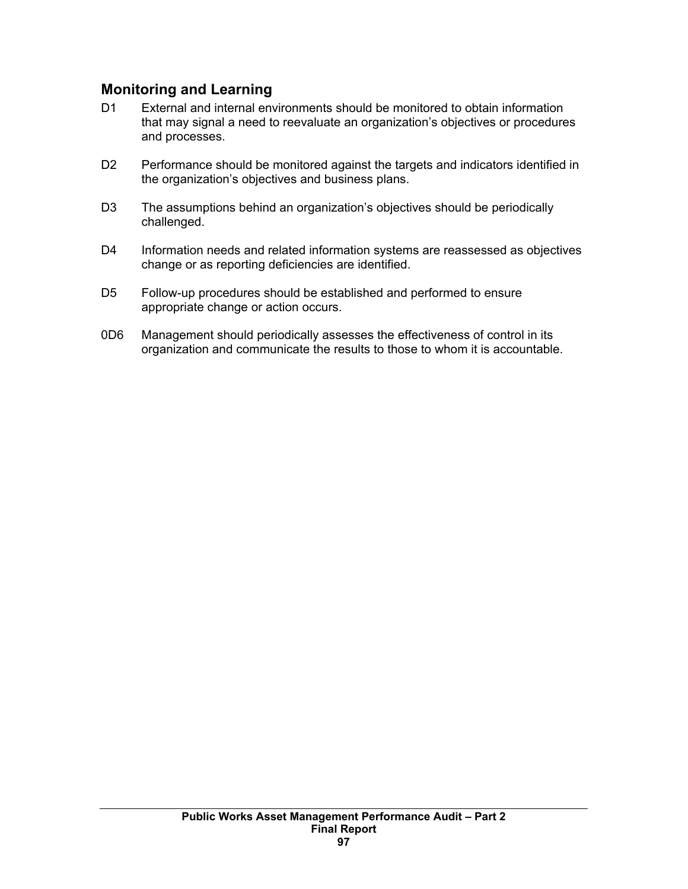## Monitoring and Learning

D1 External and internal environments should be monitored to obtain information that may signal a need to reevaluate an organization's objectives or procedures and processes.

D2 Performance should be monitored against the targets and indicators identified in the organization's objectives and business plans.

D3 The assumptions behind an organization's objectives should be periodically challenged.

D4 Information needs and related information systems are reassessed as objectives change or as reporting deficiencies are identified.

D5 Follow-up procedures should be established and performed to ensure appropriate change or action occurs.

0D6 Management should periodically assesses the effectiveness of control in its organization and communicate the results to those to whom it is accountable.